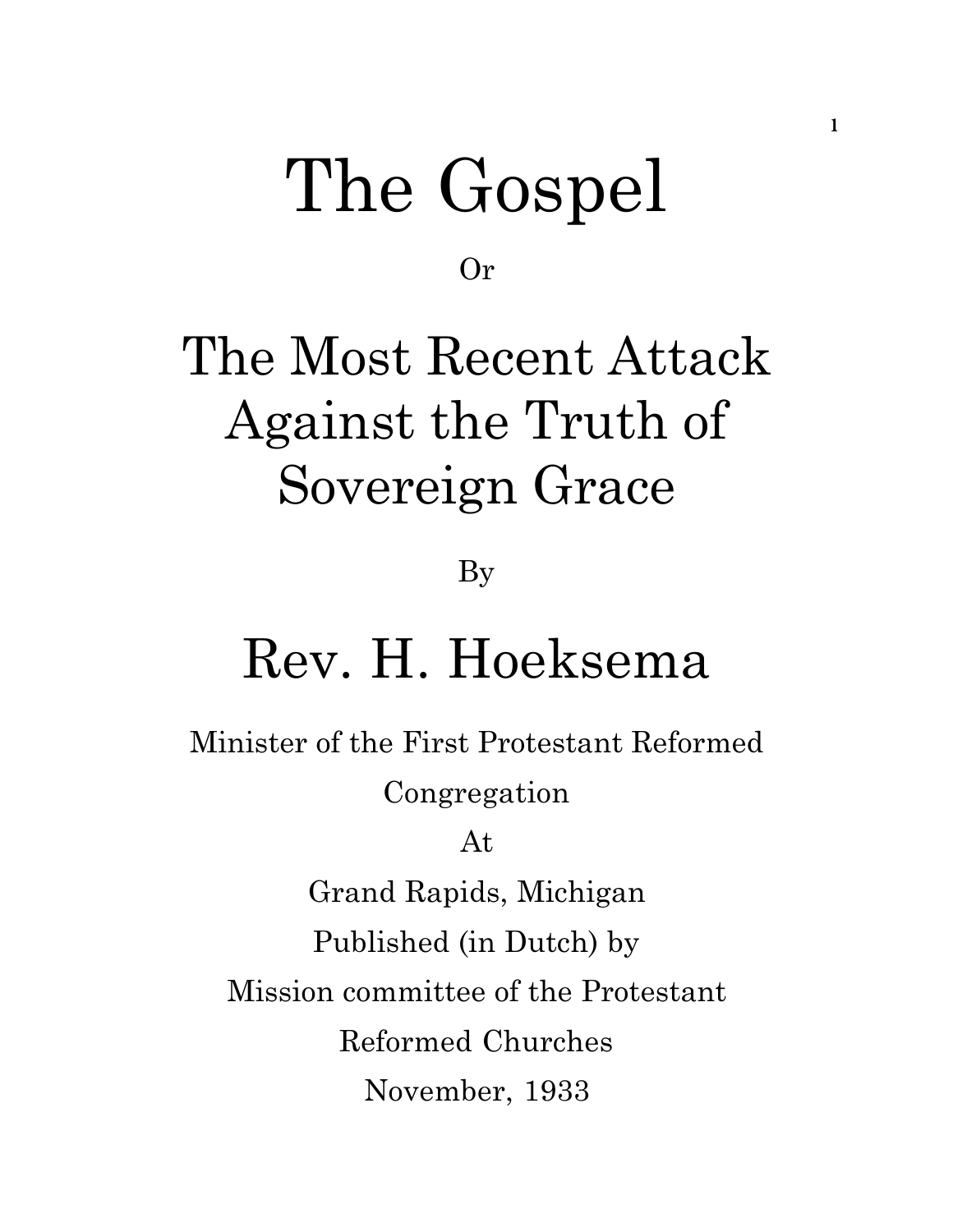# The Gospel

Or

# The Most Recent Attack Against the Truth of Sovereign Grace

By

## Rev. H. Hoeksema

Minister of the First Protestant Reformed Congregation

At

Grand Rapids, Michigan

Published (in Dutch) by

Mission committee of the Protestant Reformed Churches

November, 1933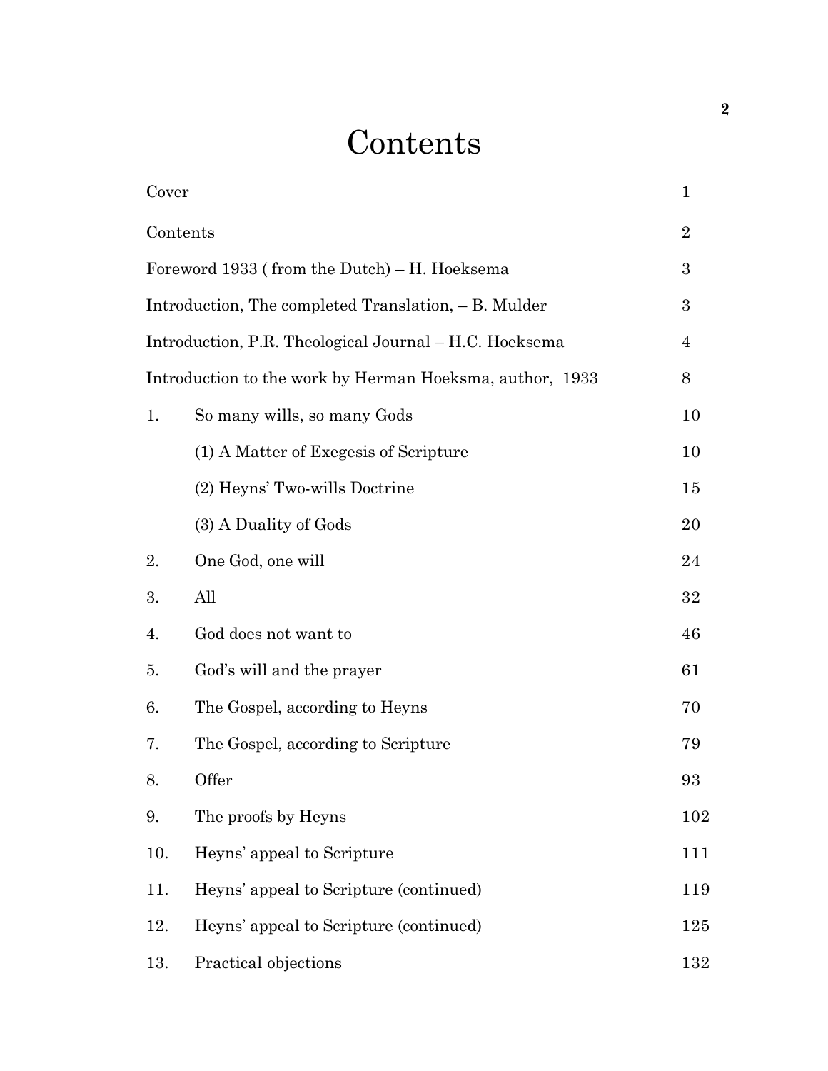# Contents

| | | |
|---|---|---|
| Cover | | 1 |
| Contents | | 2 |
| Foreword 1933 ( from the Dutch) – H. Hoeksema | | 3 |
| Introduction, The completed Translation, – B. Mulder | | 3 |
| Introduction, P.R. Theological Journal – H.C. Hoeksema | | 4 |
| Introduction to the work by Herman Hoeksma, author, 1933 | | 8 |
| 1. | So many wills, so many Gods | 10 |
| | (1) A Matter of Exegesis of Scripture | 10 |
| | (2) Heyns' Two-wills Doctrine | 15 |
| | (3) A Duality of Gods | 20 |
| 2. | One God, one will | 24 |
| 3. | All | 32 |
| 4. | God does not want to | 46 |
| 5. | God's will and the prayer | 61 |
| 6. | The Gospel, according to Heyns | 70 |
| 7. | The Gospel, according to Scripture | 79 |
| 8. | Offer | 93 |
| 9. | The proofs by Heyns | 102 |
| 10. | Heyns' appeal to Scripture | 111 |
| 11. | Heyns' appeal to Scripture (continued) | 119 |
| 12. | Heyns' appeal to Scripture (continued) | 125 |
| 13. | Practical objections | 132 |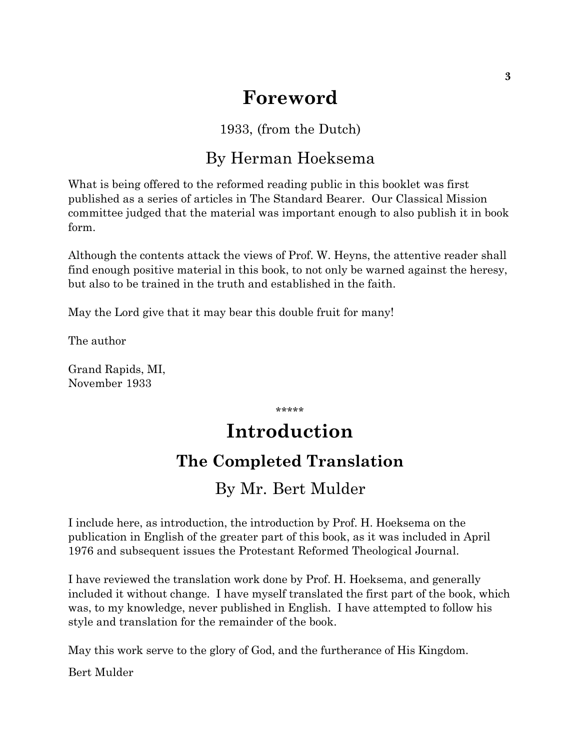# Foreword

1933, (from the Dutch)

## By Herman Hoeksema

What is being offered to the reformed reading public in this booklet was first published as a series of articles in The Standard Bearer. Our Classical Mission committee judged that the material was important enough to also publish it in book form.

Although the contents attack the views of Prof. W. Heyns, the attentive reader shall find enough positive material in this book, to not only be warned against the heresy, but also to be trained in the truth and established in the faith.

May the Lord give that it may bear this double fruit for many!

The author

Grand Rapids, MI,
November 1933

*****

# Introduction

## The Completed Translation

## By Mr. Bert Mulder

I include here, as introduction, the introduction by Prof. H. Hoeksema on the publication in English of the greater part of this book, as it was included in April 1976 and subsequent issues the Protestant Reformed Theological Journal.

I have reviewed the translation work done by Prof. H. Hoeksema, and generally included it without change. I have myself translated the first part of the book, which was, to my knowledge, never published in English. I have attempted to follow his style and translation for the remainder of the book.

May this work serve to the glory of God, and the furtherance of His Kingdom.

Bert Mulder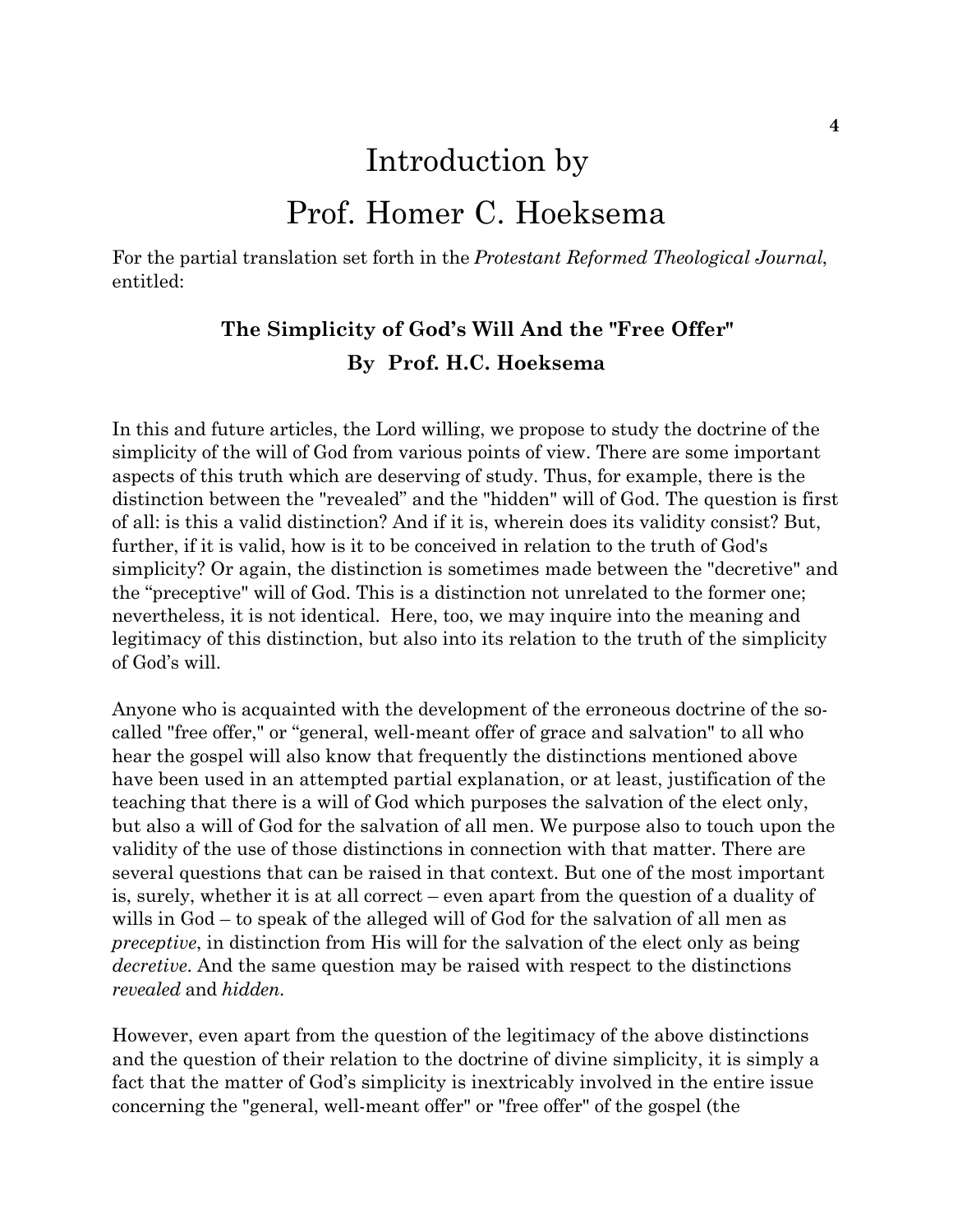# Introduction by
# Prof. Homer C. Hoeksema

For the partial translation set forth in the *Protestant Reformed Theological Journal*, entitled:

### The Simplicity of God's Will And the "Free Offer"
### By Prof. H.C. Hoeksema

In this and future articles, the Lord willing, we propose to study the doctrine of the simplicity of the will of God from various points of view. There are some important aspects of this truth which are deserving of study. Thus, for example, there is the distinction between the "revealed" and the "hidden" will of God. The question is first of all: is this a valid distinction? And if it is, wherein does its validity consist? But, further, if it is valid, how is it to be conceived in relation to the truth of God's simplicity? Or again, the distinction is sometimes made between the "decretive" and the "preceptive" will of God. This is a distinction not unrelated to the former one; nevertheless, it is not identical. Here, too, we may inquire into the meaning and legitimacy of this distinction, but also into its relation to the truth of the simplicity of God's will.

Anyone who is acquainted with the development of the erroneous doctrine of the so-called "free offer," or "general, well-meant offer of grace and salvation" to all who hear the gospel will also know that frequently the distinctions mentioned above have been used in an attempted partial explanation, or at least, justification of the teaching that there is a will of God which purposes the salvation of the elect only, but also a will of God for the salvation of all men. We purpose also to touch upon the validity of the use of those distinctions in connection with that matter. There are several questions that can be raised in that context. But one of the most important is, surely, whether it is at all correct – even apart from the question of a duality of wills in God – to speak of the alleged will of God for the salvation of all men as *preceptive*, in distinction from His will for the salvation of the elect only as being *decretive*. And the same question may be raised with respect to the distinctions *revealed* and *hidden*.

However, even apart from the question of the legitimacy of the above distinctions and the question of their relation to the doctrine of divine simplicity, it is simply a fact that the matter of God's simplicity is inextricably involved in the entire issue concerning the "general, well-meant offer" or "free offer" of the gospel (the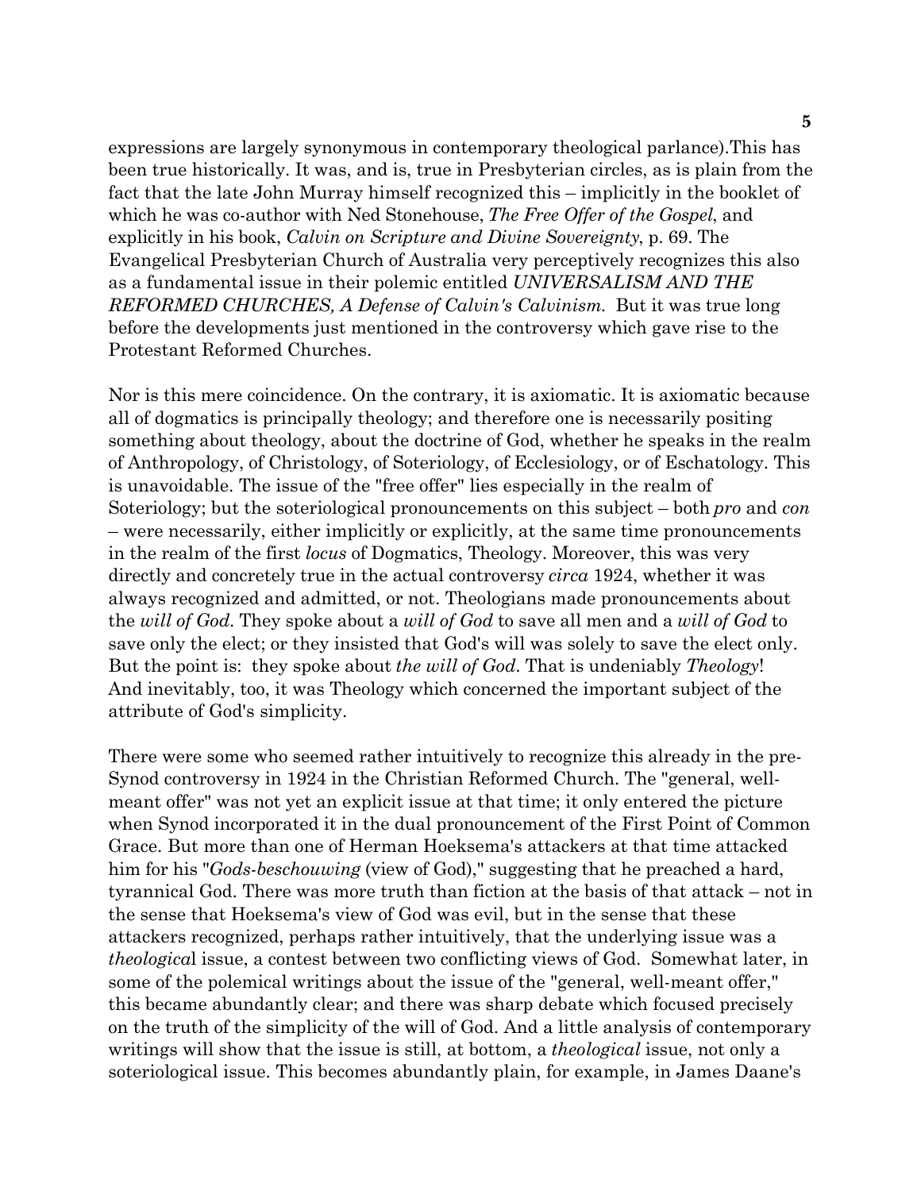expressions are largely synonymous in contemporary theological parlance).This has been true historically. It was, and is, true in Presbyterian circles, as is plain from the fact that the late John Murray himself recognized this – implicitly in the booklet of which he was co-author with Ned Stonehouse, *The Free Offer of the Gospel*, and explicitly in his book, *Calvin on Scripture and Divine Sovereignty*, p. 69. The Evangelical Presbyterian Church of Australia very perceptively recognizes this also as a fundamental issue in their polemic entitled *UNIVERSALISM AND THE REFORMED CHURCHES, A Defense of Calvin's Calvinism.* But it was true long before the developments just mentioned in the controversy which gave rise to the Protestant Reformed Churches.

Nor is this mere coincidence. On the contrary, it is axiomatic. It is axiomatic because all of dogmatics is principally theology; and therefore one is necessarily positing something about theology, about the doctrine of God, whether he speaks in the realm of Anthropology, of Christology, of Soteriology, of Ecclesiology, or of Eschatology. This is unavoidable. The issue of the "free offer" lies especially in the realm of Soteriology; but the soteriological pronouncements on this subject – both *pro* and *con* – were necessarily, either implicitly or explicitly, at the same time pronouncements in the realm of the first *locus* of Dogmatics, Theology. Moreover, this was very directly and concretely true in the actual controversy *circa* 1924, whether it was always recognized and admitted, or not. Theologians made pronouncements about the *will of God*. They spoke about a *will of God* to save all men and a *will of God* to save only the elect; or they insisted that God's will was solely to save the elect only. But the point is: they spoke about *the will of God*. That is undeniably *Theology*! And inevitably, too, it was Theology which concerned the important subject of the attribute of God's simplicity.

There were some who seemed rather intuitively to recognize this already in the pre-Synod controversy in 1924 in the Christian Reformed Church. The "general, well-meant offer" was not yet an explicit issue at that time; it only entered the picture when Synod incorporated it in the dual pronouncement of the First Point of Common Grace. But more than one of Herman Hoeksema's attackers at that time attacked him for his "*Gods-beschouwing* (view of God)," suggesting that he preached a hard, tyrannical God. There was more truth than fiction at the basis of that attack – not in the sense that Hoeksema's view of God was evil, but in the sense that these attackers recognized, perhaps rather intuitively, that the underlying issue was a *theologica*l issue, a contest between two conflicting views of God. Somewhat later, in some of the polemical writings about the issue of the "general, well-meant offer," this became abundantly clear; and there was sharp debate which focused precisely on the truth of the simplicity of the will of God. And a little analysis of contemporary writings will show that the issue is still, at bottom, a *theological* issue, not only a soteriological issue. This becomes abundantly plain, for example, in James Daane's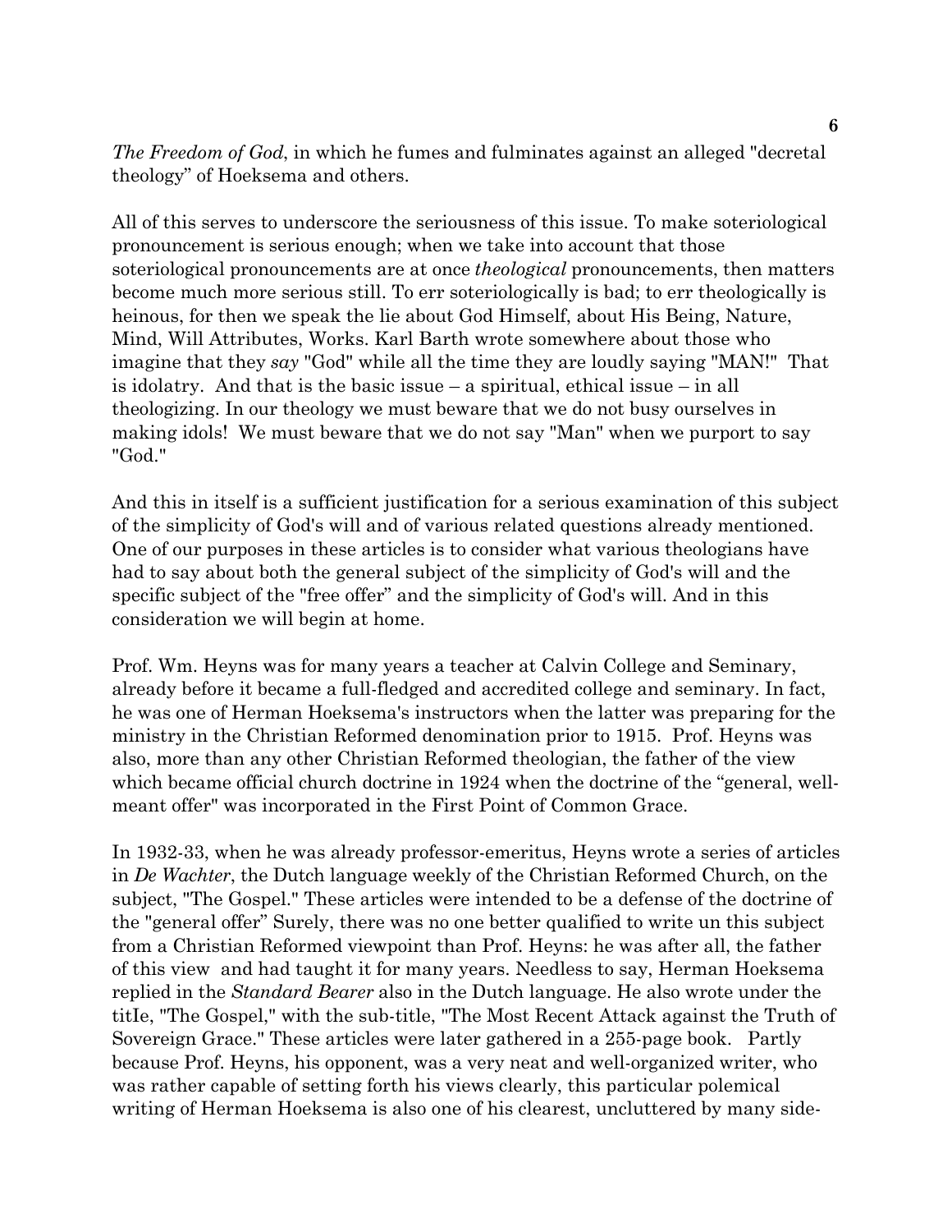*The Freedom of God*, in which he fumes and fulminates against an alleged "decretal theology" of Hoeksema and others.

All of this serves to underscore the seriousness of this issue. To make soteriological pronouncement is serious enough; when we take into account that those soteriological pronouncements are at once *theological* pronouncements, then matters become much more serious still. To err soteriologically is bad; to err theologically is heinous, for then we speak the lie about God Himself, about His Being, Nature, Mind, Will Attributes, Works. Karl Barth wrote somewhere about those who imagine that they *say* "God" while all the time they are loudly saying "MAN!" That is idolatry. And that is the basic issue – a spiritual, ethical issue – in all theologizing. In our theology we must beware that we do not busy ourselves in making idols! We must beware that we do not say "Man" when we purport to say "God."

And this in itself is a sufficient justification for a serious examination of this subject of the simplicity of God's will and of various related questions already mentioned. One of our purposes in these articles is to consider what various theologians have had to say about both the general subject of the simplicity of God's will and the specific subject of the "free offer" and the simplicity of God's will. And in this consideration we will begin at home.

Prof. Wm. Heyns was for many years a teacher at Calvin College and Seminary, already before it became a full-fledged and accredited college and seminary. In fact, he was one of Herman Hoeksema's instructors when the latter was preparing for the ministry in the Christian Reformed denomination prior to 1915. Prof. Heyns was also, more than any other Christian Reformed theologian, the father of the view which became official church doctrine in 1924 when the doctrine of the "general, well-meant offer" was incorporated in the First Point of Common Grace.

In 1932-33, when he was already professor-emeritus, Heyns wrote a series of articles in *De Wachter*, the Dutch language weekly of the Christian Reformed Church, on the subject, "The Gospel." These articles were intended to be a defense of the doctrine of the "general offer" Surely, there was no one better qualified to write un this subject from a Christian Reformed viewpoint than Prof. Heyns: he was after all, the father of this view and had taught it for many years. Needless to say, Herman Hoeksema replied in the *Standard Bearer* also in the Dutch language. He also wrote under the titIe, "The Gospel," with the sub-title, "The Most Recent Attack against the Truth of Sovereign Grace." These articles were later gathered in a 255-page book. Partly because Prof. Heyns, his opponent, was a very neat and well-organized writer, who was rather capable of setting forth his views clearly, this particular polemical writing of Herman Hoeksema is also one of his clearest, uncluttered by many side-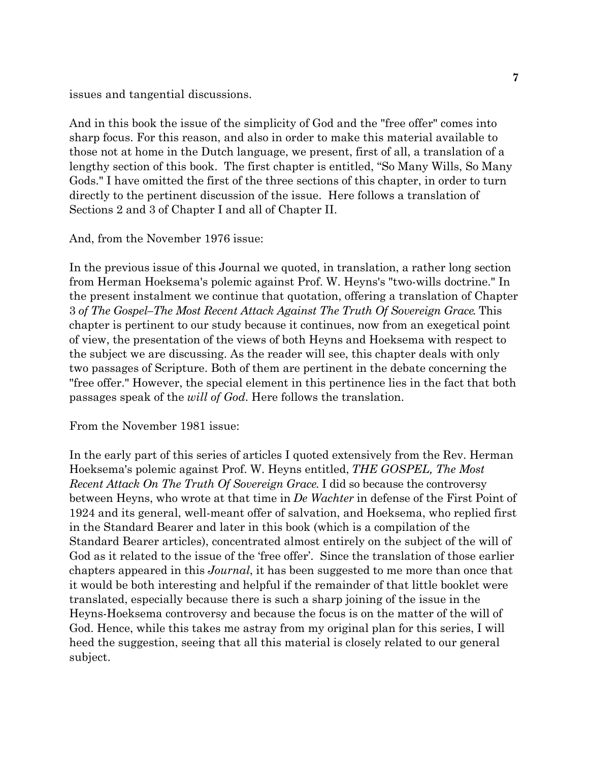issues and tangential discussions.

And in this book the issue of the simplicity of God and the "free offer" comes into sharp focus. For this reason, and also in order to make this material available to those not at home in the Dutch language, we present, first of all, a translation of a lengthy section of this book. The first chapter is entitled, "So Many Wills, So Many Gods." I have omitted the first of the three sections of this chapter, in order to turn directly to the pertinent discussion of the issue. Here follows a translation of Sections 2 and 3 of Chapter I and all of Chapter II.

And, from the November 1976 issue:

In the previous issue of this Journal we quoted, in translation, a rather long section from Herman Hoeksema's polemic against Prof. W. Heyns's "two-wills doctrine." In the present instalment we continue that quotation, offering a translation of Chapter 3 *of The Gospel–The Most Recent Attack Against The Truth Of Sovereign Grace*. This chapter is pertinent to our study because it continues, now from an exegetical point of view, the presentation of the views of both Heyns and Hoeksema with respect to the subject we are discussing. As the reader will see, this chapter deals with only two passages of Scripture. Both of them are pertinent in the debate concerning the "free offer." However, the special element in this pertinence lies in the fact that both passages speak of the *will of God*. Here follows the translation.

From the November 1981 issue:

In the early part of this series of articles I quoted extensively from the Rev. Herman Hoeksema's polemic against Prof. W. Heyns entitled, *THE GOSPEL, The Most Recent Attack On The Truth Of Sovereign Grace*. I did so because the controversy between Heyns, who wrote at that time in *De Wachter* in defense of the First Point of 1924 and its general, well-meant offer of salvation, and Hoeksema, who replied first in the Standard Bearer and later in this book (which is a compilation of the Standard Bearer articles), concentrated almost entirely on the subject of the will of God as it related to the issue of the 'free offer'. Since the translation of those earlier chapters appeared in this *Journal*, it has been suggested to me more than once that it would be both interesting and helpful if the remainder of that little booklet were translated, especially because there is such a sharp joining of the issue in the Heyns-Hoeksema controversy and because the focus is on the matter of the will of God. Hence, while this takes me astray from my original plan for this series, I will heed the suggestion, seeing that all this material is closely related to our general subject.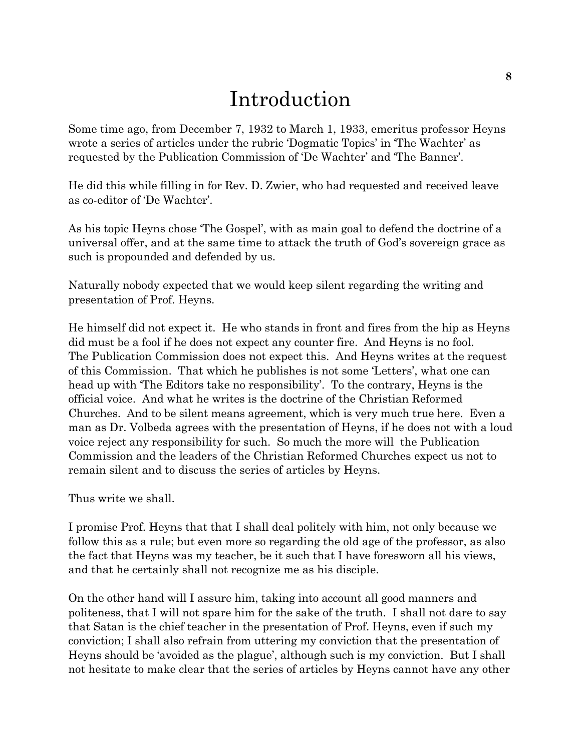# Introduction

Some time ago, from December 7, 1932 to March 1, 1933, emeritus professor Heyns wrote a series of articles under the rubric 'Dogmatic Topics' in 'The Wachter' as requested by the Publication Commission of 'De Wachter' and 'The Banner'.

He did this while filling in for Rev. D. Zwier, who had requested and received leave as co-editor of 'De Wachter'.

As his topic Heyns chose 'The Gospel', with as main goal to defend the doctrine of a universal offer, and at the same time to attack the truth of God's sovereign grace as such is propounded and defended by us.

Naturally nobody expected that we would keep silent regarding the writing and presentation of Prof. Heyns.

He himself did not expect it. He who stands in front and fires from the hip as Heyns did must be a fool if he does not expect any counter fire. And Heyns is no fool. The Publication Commission does not expect this. And Heyns writes at the request of this Commission. That which he publishes is not some 'Letters', what one can head up with 'The Editors take no responsibility'. To the contrary, Heyns is the official voice. And what he writes is the doctrine of the Christian Reformed Churches. And to be silent means agreement, which is very much true here. Even a man as Dr. Volbeda agrees with the presentation of Heyns, if he does not with a loud voice reject any responsibility for such. So much the more will the Publication Commission and the leaders of the Christian Reformed Churches expect us not to remain silent and to discuss the series of articles by Heyns.

Thus write we shall.

I promise Prof. Heyns that that I shall deal politely with him, not only because we follow this as a rule; but even more so regarding the old age of the professor, as also the fact that Heyns was my teacher, be it such that I have foresworn all his views, and that he certainly shall not recognize me as his disciple.

On the other hand will I assure him, taking into account all good manners and politeness, that I will not spare him for the sake of the truth. I shall not dare to say that Satan is the chief teacher in the presentation of Prof. Heyns, even if such my conviction; I shall also refrain from uttering my conviction that the presentation of Heyns should be 'avoided as the plague', although such is my conviction. But I shall not hesitate to make clear that the series of articles by Heyns cannot have any other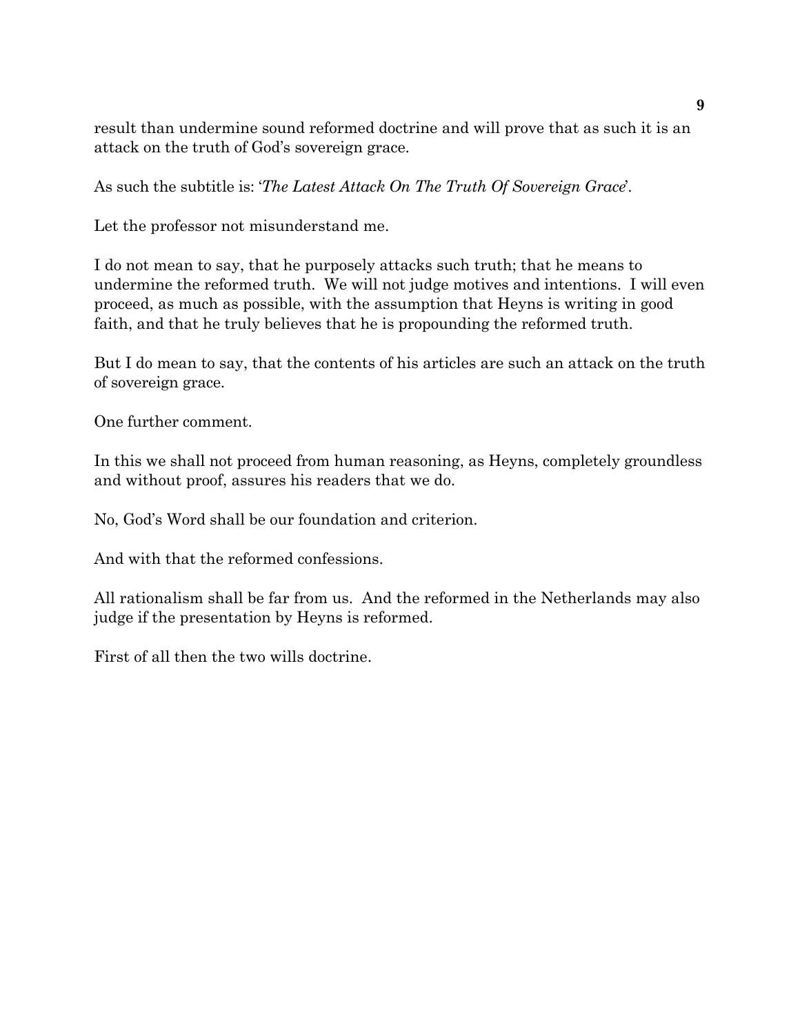result than undermine sound reformed doctrine and will prove that as such it is an attack on the truth of God's sovereign grace.

As such the subtitle is: '*The Latest Attack On The Truth Of Sovereign Grace*'.

Let the professor not misunderstand me.

I do not mean to say, that he purposely attacks such truth; that he means to undermine the reformed truth. We will not judge motives and intentions. I will even proceed, as much as possible, with the assumption that Heyns is writing in good faith, and that he truly believes that he is propounding the reformed truth.

But I do mean to say, that the contents of his articles are such an attack on the truth of sovereign grace.

One further comment.

In this we shall not proceed from human reasoning, as Heyns, completely groundless and without proof, assures his readers that we do.

No, God's Word shall be our foundation and criterion.

And with that the reformed confessions.

All rationalism shall be far from us. And the reformed in the Netherlands may also judge if the presentation by Heyns is reformed.

First of all then the two wills doctrine.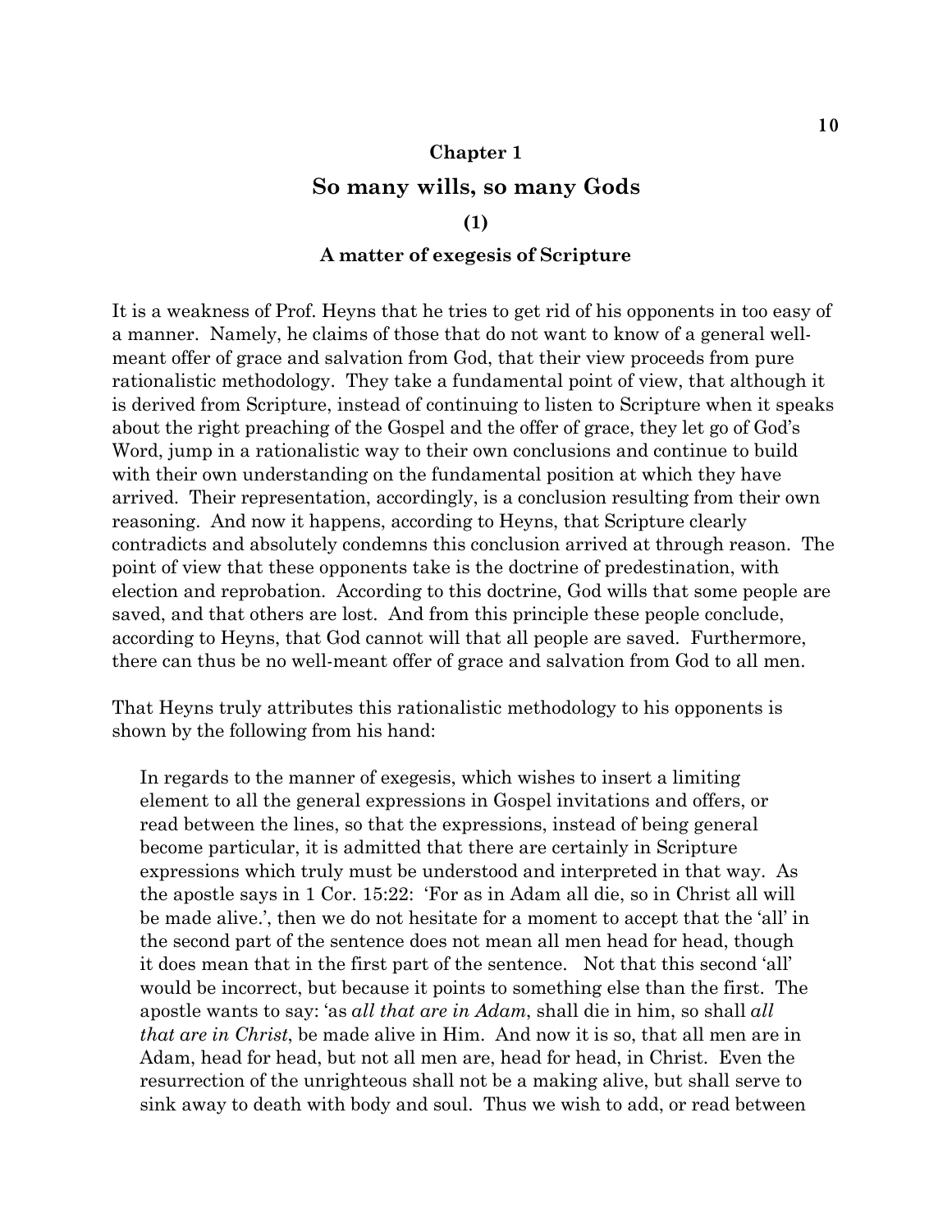## Chapter 1

# So many wills, so many Gods

### (1)

### A matter of exegesis of Scripture

It is a weakness of Prof. Heyns that he tries to get rid of his opponents in too easy of a manner. Namely, he claims of those that do not want to know of a general well-meant offer of grace and salvation from God, that their view proceeds from pure rationalistic methodology. They take a fundamental point of view, that although it is derived from Scripture, instead of continuing to listen to Scripture when it speaks about the right preaching of the Gospel and the offer of grace, they let go of God's Word, jump in a rationalistic way to their own conclusions and continue to build with their own understanding on the fundamental position at which they have arrived. Their representation, accordingly, is a conclusion resulting from their own reasoning. And now it happens, according to Heyns, that Scripture clearly contradicts and absolutely condemns this conclusion arrived at through reason. The point of view that these opponents take is the doctrine of predestination, with election and reprobation. According to this doctrine, God wills that some people are saved, and that others are lost. And from this principle these people conclude, according to Heyns, that God cannot will that all people are saved. Furthermore, there can thus be no well-meant offer of grace and salvation from God to all men.

That Heyns truly attributes this rationalistic methodology to his opponents is shown by the following from his hand:

> In regards to the manner of exegesis, which wishes to insert a limiting element to all the general expressions in Gospel invitations and offers, or read between the lines, so that the expressions, instead of being general become particular, it is admitted that there are certainly in Scripture expressions which truly must be understood and interpreted in that way. As the apostle says in 1 Cor. 15:22: 'For as in Adam all die, so in Christ all will be made alive.', then we do not hesitate for a moment to accept that the 'all' in the second part of the sentence does not mean all men head for head, though it does mean that in the first part of the sentence. Not that this second 'all' would be incorrect, but because it points to something else than the first. The apostle wants to say: 'as *all that are in Adam*, shall die in him, so shall *all that are in Christ*, be made alive in Him. And now it is so, that all men are in Adam, head for head, but not all men are, head for head, in Christ. Even the resurrection of the unrighteous shall not be a making alive, but shall serve to sink away to death with body and soul. Thus we wish to add, or read between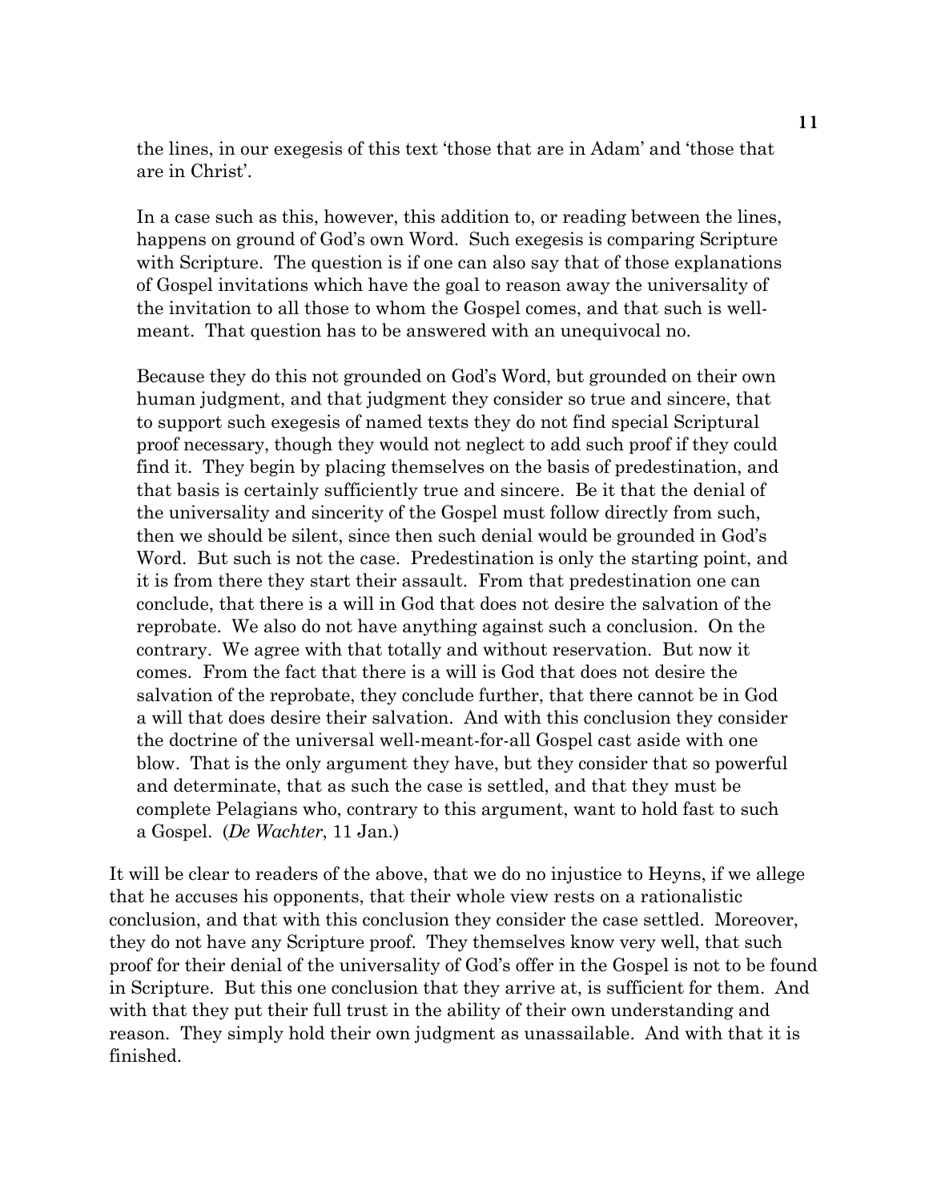> the lines, in our exegesis of this text 'those that are in Adam' and 'those that are in Christ'.
>
> In a case such as this, however, this addition to, or reading between the lines, happens on ground of God's own Word. Such exegesis is comparing Scripture with Scripture. The question is if one can also say that of those explanations of Gospel invitations which have the goal to reason away the universality of the invitation to all those to whom the Gospel comes, and that such is well-meant. That question has to be answered with an unequivocal no.
>
> Because they do this not grounded on God's Word, but grounded on their own human judgment, and that judgment they consider so true and sincere, that to support such exegesis of named texts they do not find special Scriptural proof necessary, though they would not neglect to add such proof if they could find it. They begin by placing themselves on the basis of predestination, and that basis is certainly sufficiently true and sincere. Be it that the denial of the universality and sincerity of the Gospel must follow directly from such, then we should be silent, since then such denial would be grounded in God's Word. But such is not the case. Predestination is only the starting point, and it is from there they start their assault. From that predestination one can conclude, that there is a will in God that does not desire the salvation of the reprobate. We also do not have anything against such a conclusion. On the contrary. We agree with that totally and without reservation. But now it comes. From the fact that there is a will is God that does not desire the salvation of the reprobate, they conclude further, that there cannot be in God a will that does desire their salvation. And with this conclusion they consider the doctrine of the universal well-meant-for-all Gospel cast aside with one blow. That is the only argument they have, but they consider that so powerful and determinate, that as such the case is settled, and that they must be complete Pelagians who, contrary to this argument, want to hold fast to such a Gospel. (*De Wachter*, 11 Jan.)

It will be clear to readers of the above, that we do no injustice to Heyns, if we allege that he accuses his opponents, that their whole view rests on a rationalistic conclusion, and that with this conclusion they consider the case settled. Moreover, they do not have any Scripture proof. They themselves know very well, that such proof for their denial of the universality of God's offer in the Gospel is not to be found in Scripture. But this one conclusion that they arrive at, is sufficient for them. And with that they put their full trust in the ability of their own understanding and reason. They simply hold their own judgment as unassailable. And with that it is finished.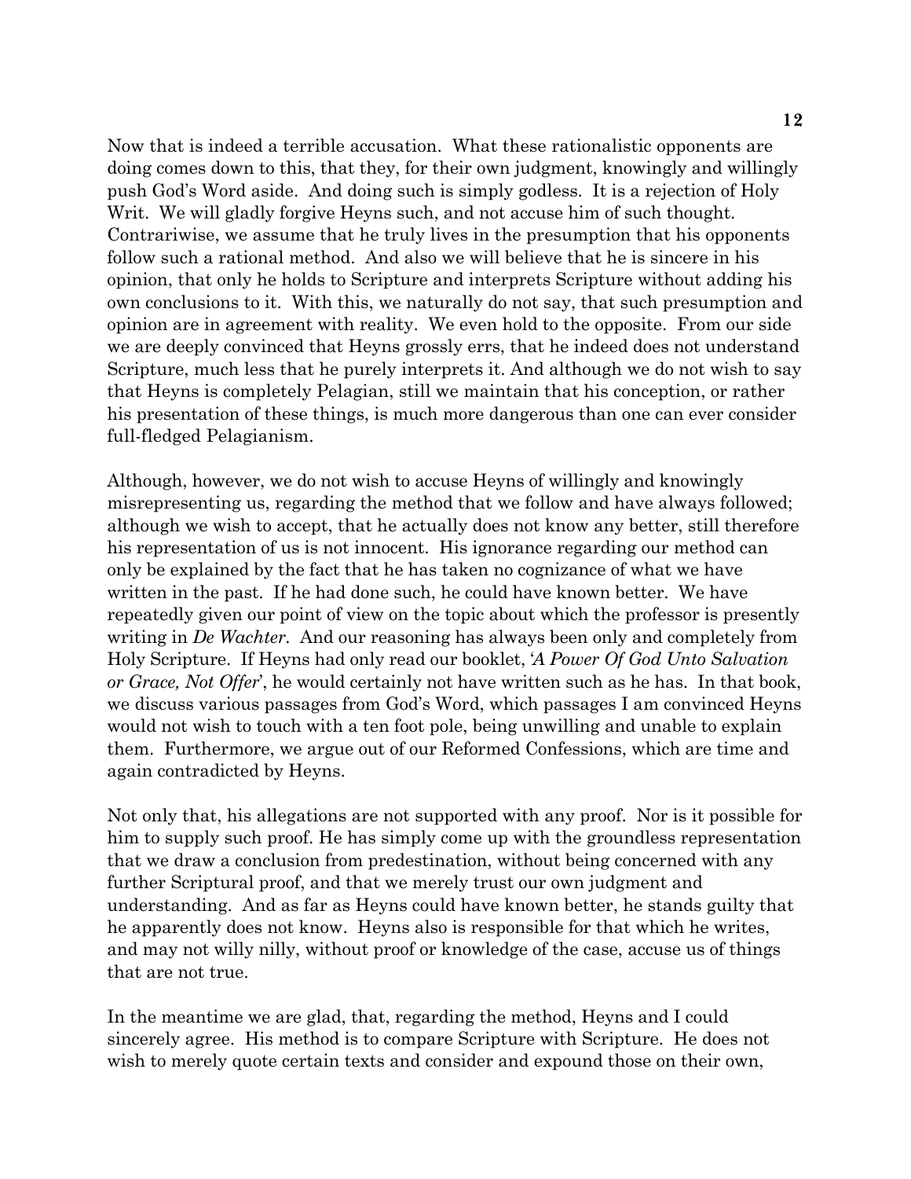Now that is indeed a terrible accusation. What these rationalistic opponents are doing comes down to this, that they, for their own judgment, knowingly and willingly push God's Word aside. And doing such is simply godless. It is a rejection of Holy Writ. We will gladly forgive Heyns such, and not accuse him of such thought. Contrariwise, we assume that he truly lives in the presumption that his opponents follow such a rational method. And also we will believe that he is sincere in his opinion, that only he holds to Scripture and interprets Scripture without adding his own conclusions to it. With this, we naturally do not say, that such presumption and opinion are in agreement with reality. We even hold to the opposite. From our side we are deeply convinced that Heyns grossly errs, that he indeed does not understand Scripture, much less that he purely interprets it. And although we do not wish to say that Heyns is completely Pelagian, still we maintain that his conception, or rather his presentation of these things, is much more dangerous than one can ever consider full-fledged Pelagianism.

Although, however, we do not wish to accuse Heyns of willingly and knowingly misrepresenting us, regarding the method that we follow and have always followed; although we wish to accept, that he actually does not know any better, still therefore his representation of us is not innocent. His ignorance regarding our method can only be explained by the fact that he has taken no cognizance of what we have written in the past. If he had done such, he could have known better. We have repeatedly given our point of view on the topic about which the professor is presently writing in *De Wachter*. And our reasoning has always been only and completely from Holy Scripture. If Heyns had only read our booklet, '*A Power Of God Unto Salvation or Grace, Not Offer*', he would certainly not have written such as he has. In that book, we discuss various passages from God's Word, which passages I am convinced Heyns would not wish to touch with a ten foot pole, being unwilling and unable to explain them. Furthermore, we argue out of our Reformed Confessions, which are time and again contradicted by Heyns.

Not only that, his allegations are not supported with any proof. Nor is it possible for him to supply such proof. He has simply come up with the groundless representation that we draw a conclusion from predestination, without being concerned with any further Scriptural proof, and that we merely trust our own judgment and understanding. And as far as Heyns could have known better, he stands guilty that he apparently does not know. Heyns also is responsible for that which he writes, and may not willy nilly, without proof or knowledge of the case, accuse us of things that are not true.

In the meantime we are glad, that, regarding the method, Heyns and I could sincerely agree. His method is to compare Scripture with Scripture. He does not wish to merely quote certain texts and consider and expound those on their own,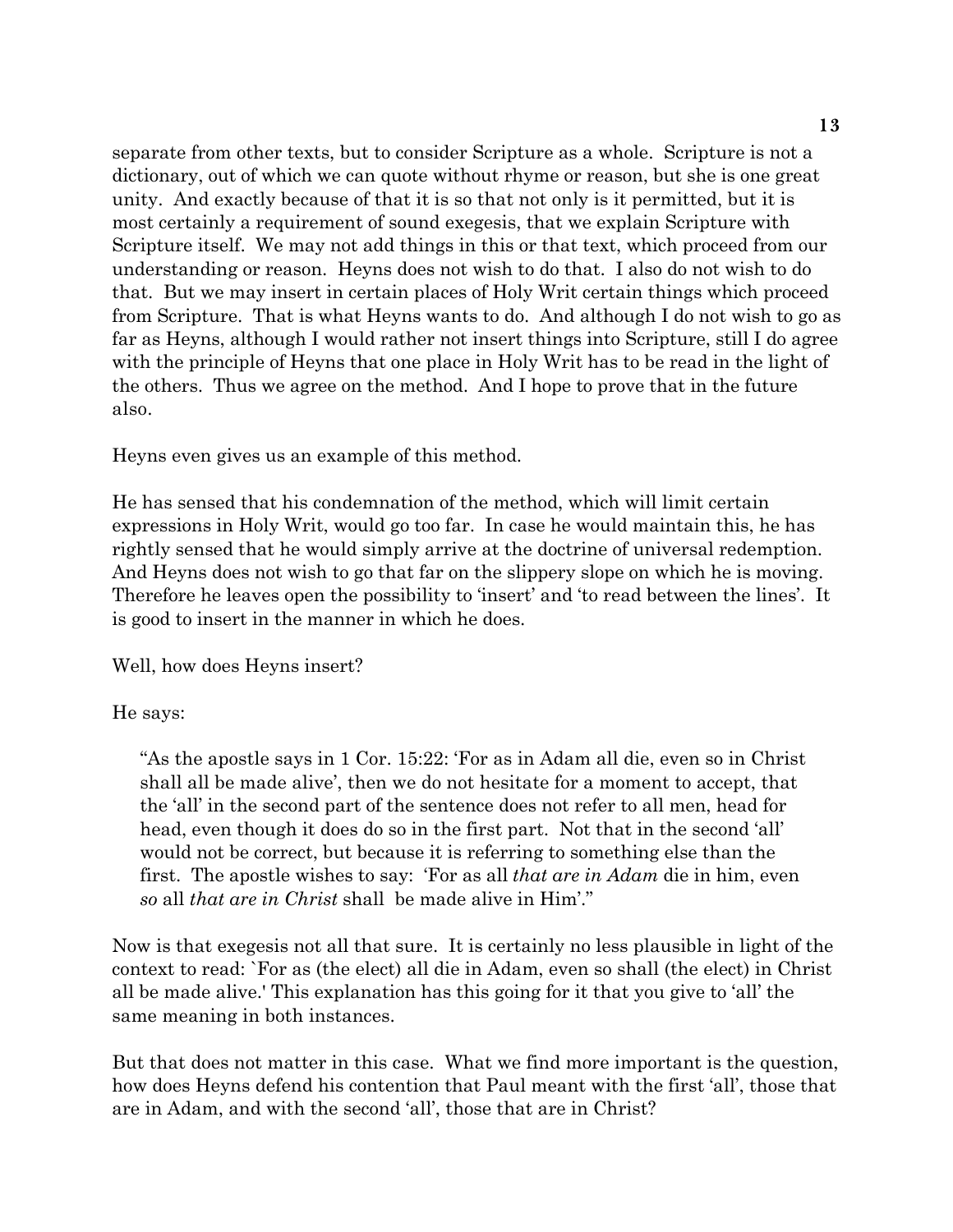separate from other texts, but to consider Scripture as a whole. Scripture is not a dictionary, out of which we can quote without rhyme or reason, but she is one great unity. And exactly because of that it is so that not only is it permitted, but it is most certainly a requirement of sound exegesis, that we explain Scripture with Scripture itself. We may not add things in this or that text, which proceed from our understanding or reason. Heyns does not wish to do that. I also do not wish to do that. But we may insert in certain places of Holy Writ certain things which proceed from Scripture. That is what Heyns wants to do. And although I do not wish to go as far as Heyns, although I would rather not insert things into Scripture, still I do agree with the principle of Heyns that one place in Holy Writ has to be read in the light of the others. Thus we agree on the method. And I hope to prove that in the future also.

Heyns even gives us an example of this method.

He has sensed that his condemnation of the method, which will limit certain expressions in Holy Writ, would go too far. In case he would maintain this, he has rightly sensed that he would simply arrive at the doctrine of universal redemption. And Heyns does not wish to go that far on the slippery slope on which he is moving. Therefore he leaves open the possibility to 'insert' and 'to read between the lines'. It is good to insert in the manner in which he does.

Well, how does Heyns insert?

He says:

> "As the apostle says in 1 Cor. 15:22: 'For as in Adam all die, even so in Christ shall all be made alive', then we do not hesitate for a moment to accept, that the 'all' in the second part of the sentence does not refer to all men, head for head, even though it does do so in the first part. Not that in the second 'all' would not be correct, but because it is referring to something else than the first. The apostle wishes to say: 'For as all *that are in Adam* die in him, even *so* all *that are in Christ* shall be made alive in Him'."

Now is that exegesis not all that sure. It is certainly no less plausible in light of the context to read: `For as (the elect) all die in Adam, even so shall (the elect) in Christ all be made alive.' This explanation has this going for it that you give to 'all' the same meaning in both instances.

But that does not matter in this case. What we find more important is the question, how does Heyns defend his contention that Paul meant with the first 'all', those that are in Adam, and with the second 'all', those that are in Christ?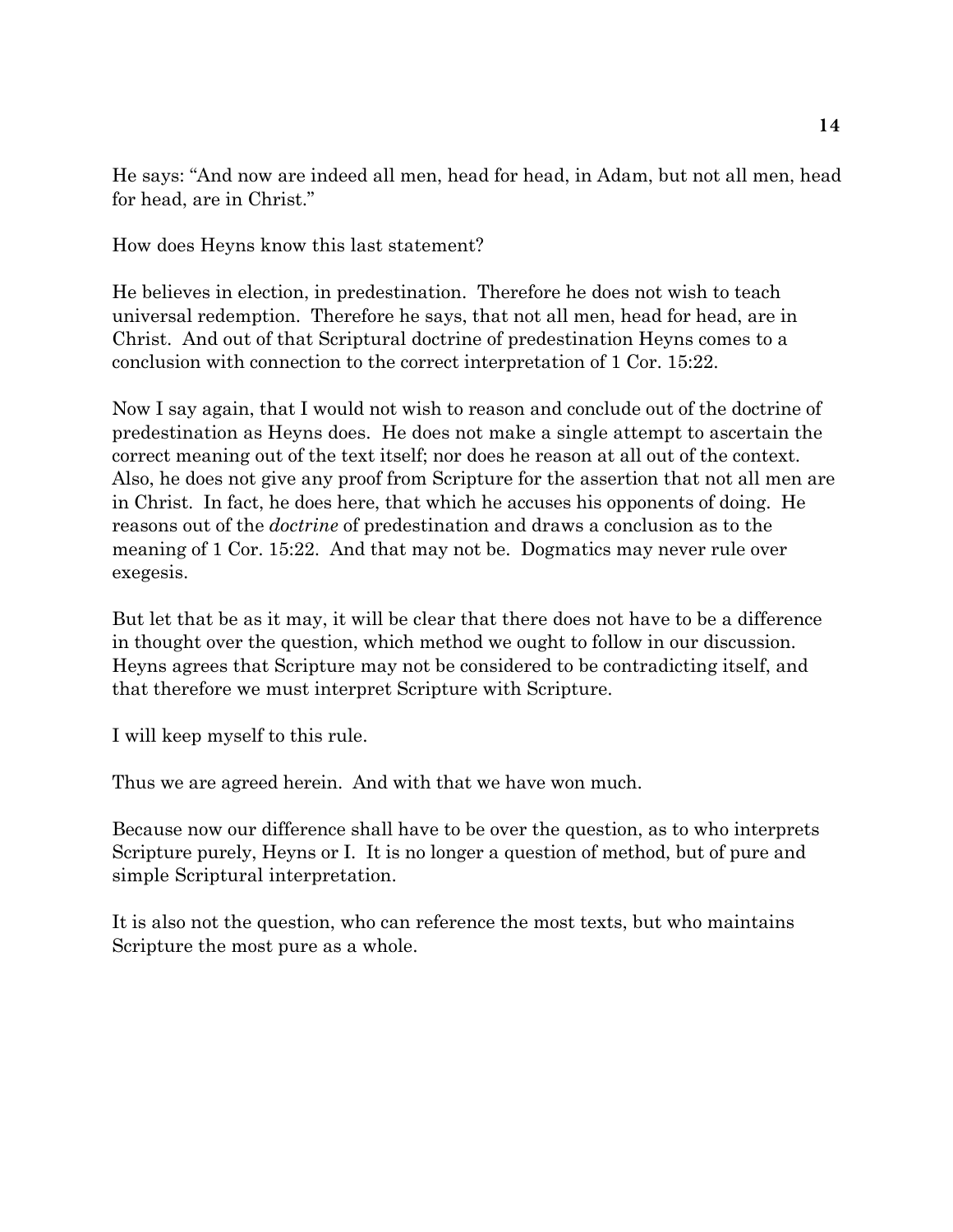He says: "And now are indeed all men, head for head, in Adam, but not all men, head for head, are in Christ."

How does Heyns know this last statement?

He believes in election, in predestination. Therefore he does not wish to teach universal redemption. Therefore he says, that not all men, head for head, are in Christ. And out of that Scriptural doctrine of predestination Heyns comes to a conclusion with connection to the correct interpretation of 1 Cor. 15:22.

Now I say again, that I would not wish to reason and conclude out of the doctrine of predestination as Heyns does. He does not make a single attempt to ascertain the correct meaning out of the text itself; nor does he reason at all out of the context. Also, he does not give any proof from Scripture for the assertion that not all men are in Christ. In fact, he does here, that which he accuses his opponents of doing. He reasons out of the *doctrine* of predestination and draws a conclusion as to the meaning of 1 Cor. 15:22. And that may not be. Dogmatics may never rule over exegesis.

But let that be as it may, it will be clear that there does not have to be a difference in thought over the question, which method we ought to follow in our discussion. Heyns agrees that Scripture may not be considered to be contradicting itself, and that therefore we must interpret Scripture with Scripture.

I will keep myself to this rule.

Thus we are agreed herein. And with that we have won much.

Because now our difference shall have to be over the question, as to who interprets Scripture purely, Heyns or I. It is no longer a question of method, but of pure and simple Scriptural interpretation.

It is also not the question, who can reference the most texts, but who maintains Scripture the most pure as a whole.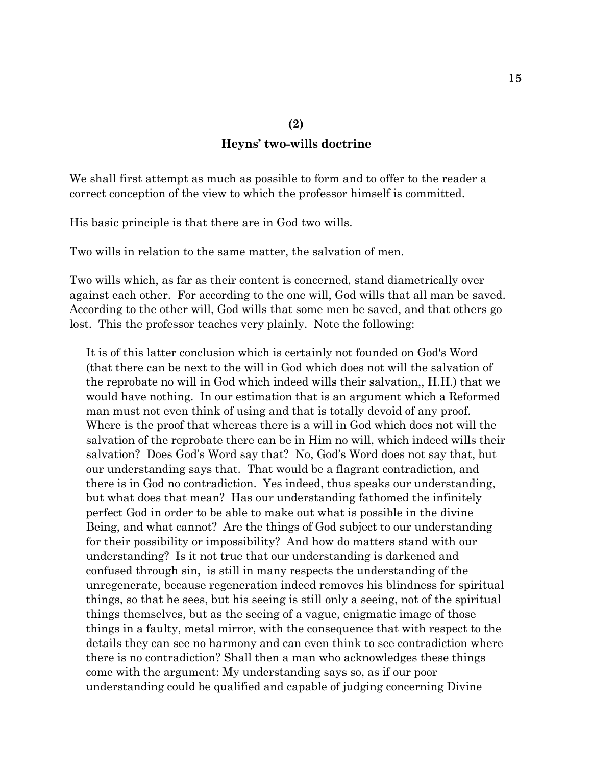## (2)

## Heyns' two-wills doctrine

We shall first attempt as much as possible to form and to offer to the reader a correct conception of the view to which the professor himself is committed.

His basic principle is that there are in God two wills.

Two wills in relation to the same matter, the salvation of men.

Two wills which, as far as their content is concerned, stand diametrically over against each other. For according to the one will, God wills that all man be saved. According to the other will, God wills that some men be saved, and that others go lost. This the professor teaches very plainly. Note the following:

> It is of this latter conclusion which is certainly not founded on God's Word (that there can be next to the will in God which does not will the salvation of the reprobate no will in God which indeed wills their salvation,, H.H.) that we would have nothing. In our estimation that is an argument which a Reformed man must not even think of using and that is totally devoid of any proof. Where is the proof that whereas there is a will in God which does not will the salvation of the reprobate there can be in Him no will, which indeed wills their salvation? Does God's Word say that? No, God's Word does not say that, but our understanding says that. That would be a flagrant contradiction, and there is in God no contradiction. Yes indeed, thus speaks our understanding, but what does that mean? Has our understanding fathomed the infinitely perfect God in order to be able to make out what is possible in the divine Being, and what cannot? Are the things of God subject to our understanding for their possibility or impossibility? And how do matters stand with our understanding? Is it not true that our understanding is darkened and confused through sin, is still in many respects the understanding of the unregenerate, because regeneration indeed removes his blindness for spiritual things, so that he sees, but his seeing is still only a seeing, not of the spiritual things themselves, but as the seeing of a vague, enigmatic image of those things in a faulty, metal mirror, with the consequence that with respect to the details they can see no harmony and can even think to see contradiction where there is no contradiction? Shall then a man who acknowledges these things come with the argument: My understanding says so, as if our poor understanding could be qualified and capable of judging concerning Divine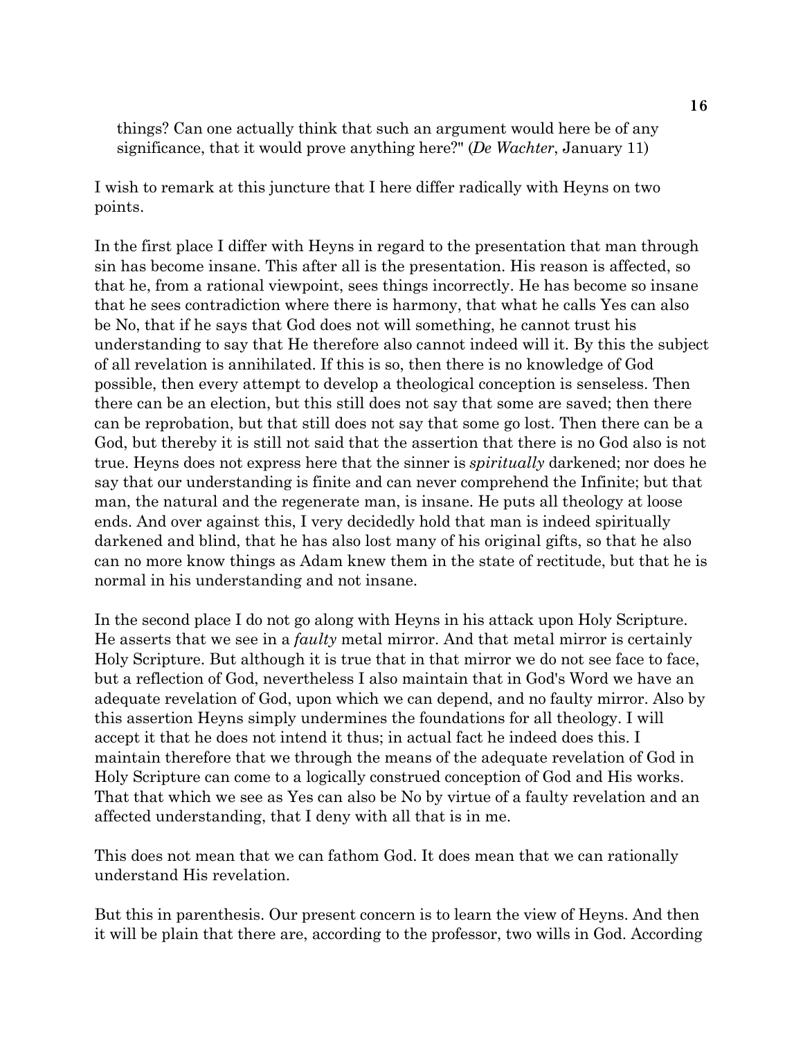things? Can one actually think that such an argument would here be of any significance, that it would prove anything here?" (*De Wachter*, January 11)

I wish to remark at this juncture that I here differ radically with Heyns on two points.

In the first place I differ with Heyns in regard to the presentation that man through sin has become insane. This after all is the presentation. His reason is affected, so that he, from a rational viewpoint, sees things incorrectly. He has become so insane that he sees contradiction where there is harmony, that what he calls Yes can also be No, that if he says that God does not will something, he cannot trust his understanding to say that He therefore also cannot indeed will it. By this the subject of all revelation is annihilated. If this is so, then there is no knowledge of God possible, then every attempt to develop a theological conception is senseless. Then there can be an election, but this still does not say that some are saved; then there can be reprobation, but that still does not say that some go lost. Then there can be a God, but thereby it is still not said that the assertion that there is no God also is not true. Heyns does not express here that the sinner is *spiritually* darkened; nor does he say that our understanding is finite and can never comprehend the Infinite; but that man, the natural and the regenerate man, is insane. He puts all theology at loose ends. And over against this, I very decidedly hold that man is indeed spiritually darkened and blind, that he has also lost many of his original gifts, so that he also can no more know things as Adam knew them in the state of rectitude, but that he is normal in his understanding and not insane.

In the second place I do not go along with Heyns in his attack upon Holy Scripture. He asserts that we see in a *faulty* metal mirror. And that metal mirror is certainly Holy Scripture. But although it is true that in that mirror we do not see face to face, but a reflection of God, nevertheless I also maintain that in God's Word we have an adequate revelation of God, upon which we can depend, and no faulty mirror. Also by this assertion Heyns simply undermines the foundations for all theology. I will accept it that he does not intend it thus; in actual fact he indeed does this. I maintain therefore that we through the means of the adequate revelation of God in Holy Scripture can come to a logically construed conception of God and His works. That that which we see as Yes can also be No by virtue of a faulty revelation and an affected understanding, that I deny with all that is in me.

This does not mean that we can fathom God. It does mean that we can rationally understand His revelation.

But this in parenthesis. Our present concern is to learn the view of Heyns. And then it will be plain that there are, according to the professor, two wills in God. According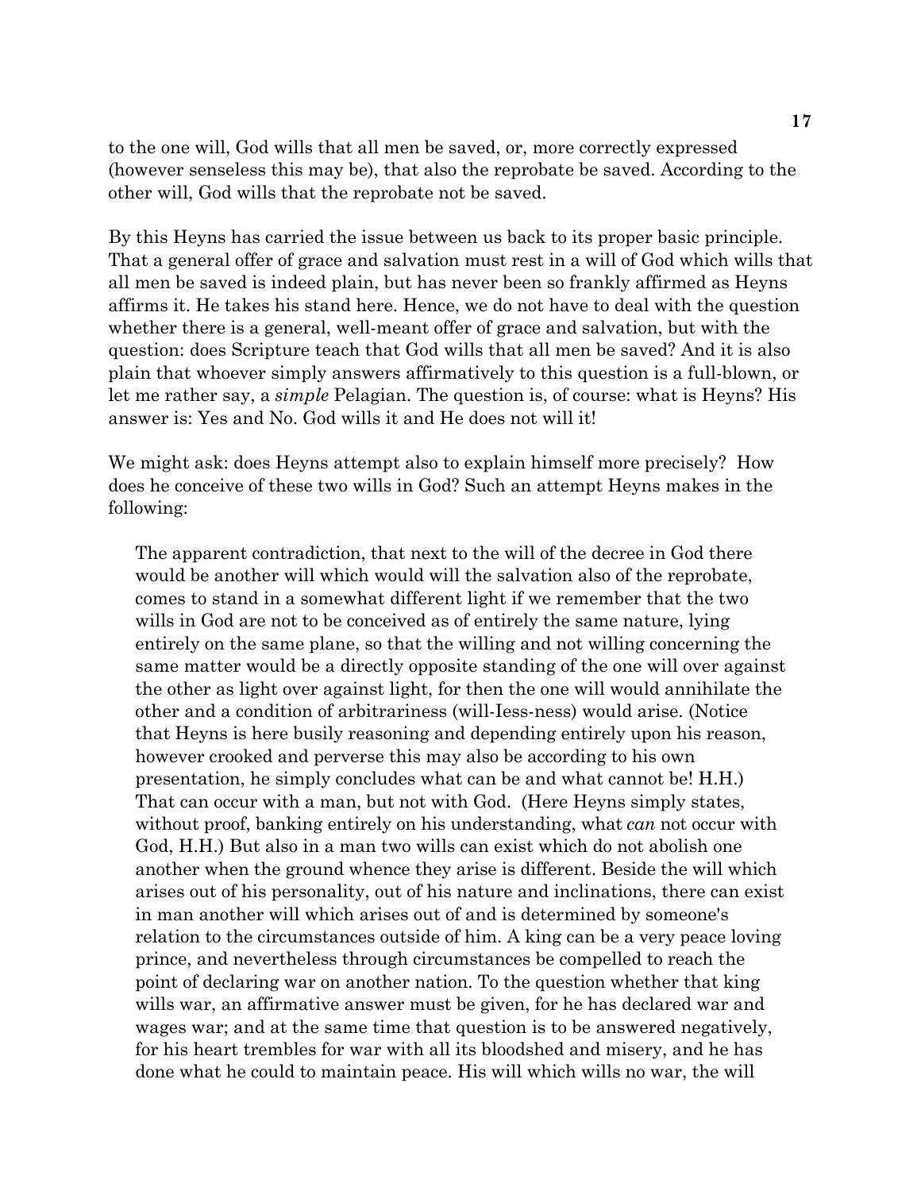to the one will, God wills that all men be saved, or, more correctly expressed (however senseless this may be), that also the reprobate be saved. According to the other will, God wills that the reprobate not be saved.

By this Heyns has carried the issue between us back to its proper basic principle. That a general offer of grace and salvation must rest in a will of God which wills that all men be saved is indeed plain, but has never been so frankly affirmed as Heyns affirms it. He takes his stand here. Hence, we do not have to deal with the question whether there is a general, well-meant offer of grace and salvation, but with the question: does Scripture teach that God wills that all men be saved? And it is also plain that whoever simply answers affirmatively to this question is a full-blown, or let me rather say, a *simple* Pelagian. The question is, of course: what is Heyns? His answer is: Yes and No. God wills it and He does not will it!

We might ask: does Heyns attempt also to explain himself more precisely? How does he conceive of these two wills in God? Such an attempt Heyns makes in the following:

> The apparent contradiction, that next to the will of the decree in God there would be another will which would will the salvation also of the reprobate, comes to stand in a somewhat different light if we remember that the two wills in God are not to be conceived as of entirely the same nature, lying entirely on the same plane, so that the willing and not willing concerning the same matter would be a directly opposite standing of the one will over against the other as light over against light, for then the one will would annihilate the other and a condition of arbitrariness (will-lessness) would arise. (Notice that Heyns is here busily reasoning and depending entirely upon his reason, however crooked and perverse this may also be according to his own presentation, he simply concludes what can be and what cannot be! H.H.) That can occur with a man, but not with God. (Here Heyns simply states, without proof, banking entirely on his understanding, what *can* not occur with God, H.H.) But also in a man two wills can exist which do not abolish one another when the ground whence they arise is different. Beside the will which arises out of his personality, out of his nature and inclinations, there can exist in man another will which arises out of and is determined by someone's relation to the circumstances outside of him. A king can be a very peace loving prince, and nevertheless through circumstances be compelled to reach the point of declaring war on another nation. To the question whether that king wills war, an affirmative answer must be given, for he has declared war and wages war; and at the same time that question is to be answered negatively, for his heart trembles for war with all its bloodshed and misery, and he has done what he could to maintain peace. His will which wills no war, the will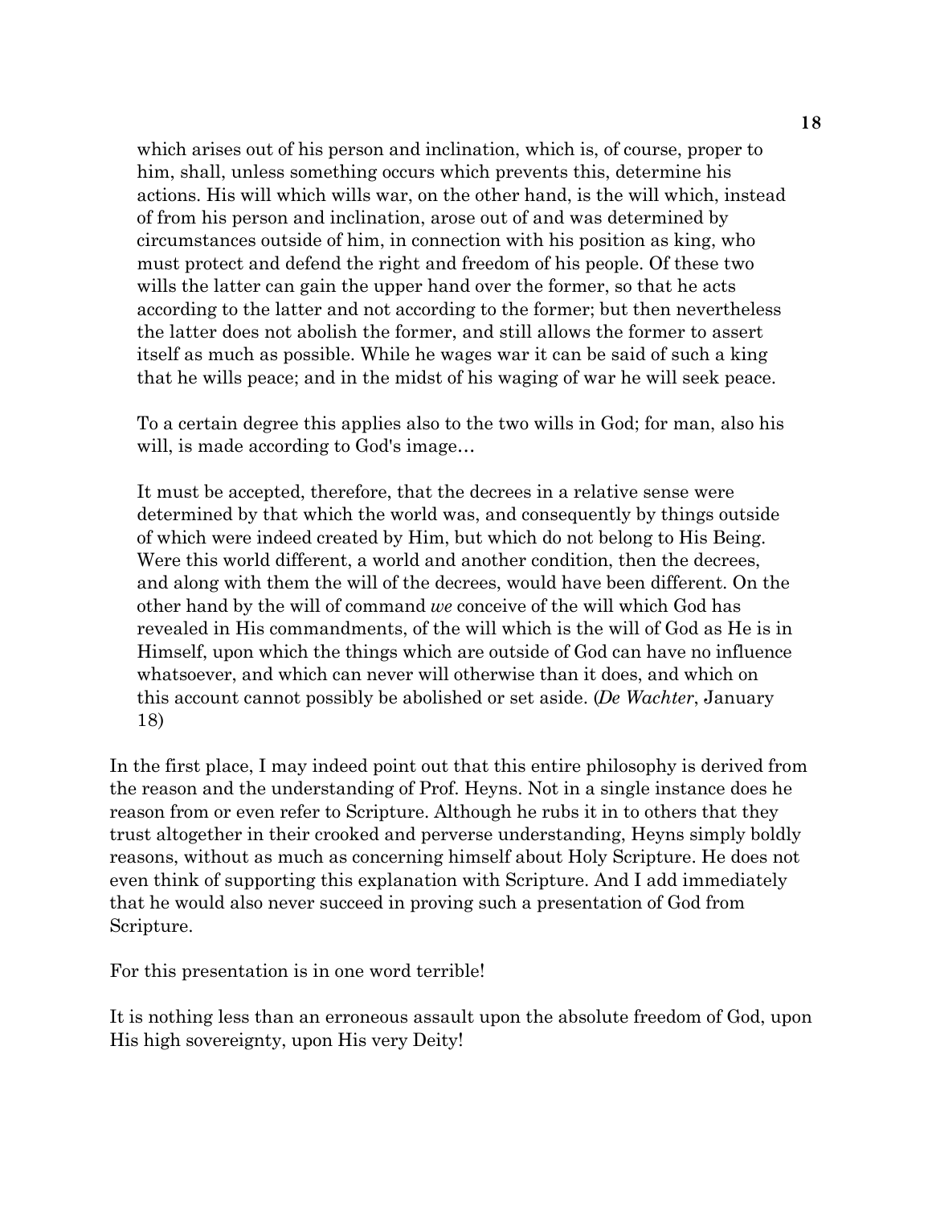> which arises out of his person and inclination, which is, of course, proper to him, shall, unless something occurs which prevents this, determine his actions. His will which wills war, on the other hand, is the will which, instead of from his person and inclination, arose out of and was determined by circumstances outside of him, in connection with his position as king, who must protect and defend the right and freedom of his people. Of these two wills the latter can gain the upper hand over the former, so that he acts according to the latter and not according to the former; but then nevertheless the latter does not abolish the former, and still allows the former to assert itself as much as possible. While he wages war it can be said of such a king that he wills peace; and in the midst of his waging of war he will seek peace.
>
> To a certain degree this applies also to the two wills in God; for man, also his will, is made according to God's image…
>
> It must be accepted, therefore, that the decrees in a relative sense were determined by that which the world was, and consequently by things outside of which were indeed created by Him, but which do not belong to His Being. Were this world different, a world and another condition, then the decrees, and along with them the will of the decrees, would have been different. On the other hand by the will of command *we* conceive of the will which God has revealed in His commandments, of the will which is the will of God as He is in Himself, upon which the things which are outside of God can have no influence whatsoever, and which can never will otherwise than it does, and which on this account cannot possibly be abolished or set aside. (*De Wachter*, January 18)

In the first place, I may indeed point out that this entire philosophy is derived from the reason and the understanding of Prof. Heyns. Not in a single instance does he reason from or even refer to Scripture. Although he rubs it in to others that they trust altogether in their crooked and perverse understanding, Heyns simply boldly reasons, without as much as concerning himself about Holy Scripture. He does not even think of supporting this explanation with Scripture. And I add immediately that he would also never succeed in proving such a presentation of God from Scripture.

For this presentation is in one word terrible!

It is nothing less than an erroneous assault upon the absolute freedom of God, upon His high sovereignty, upon His very Deity!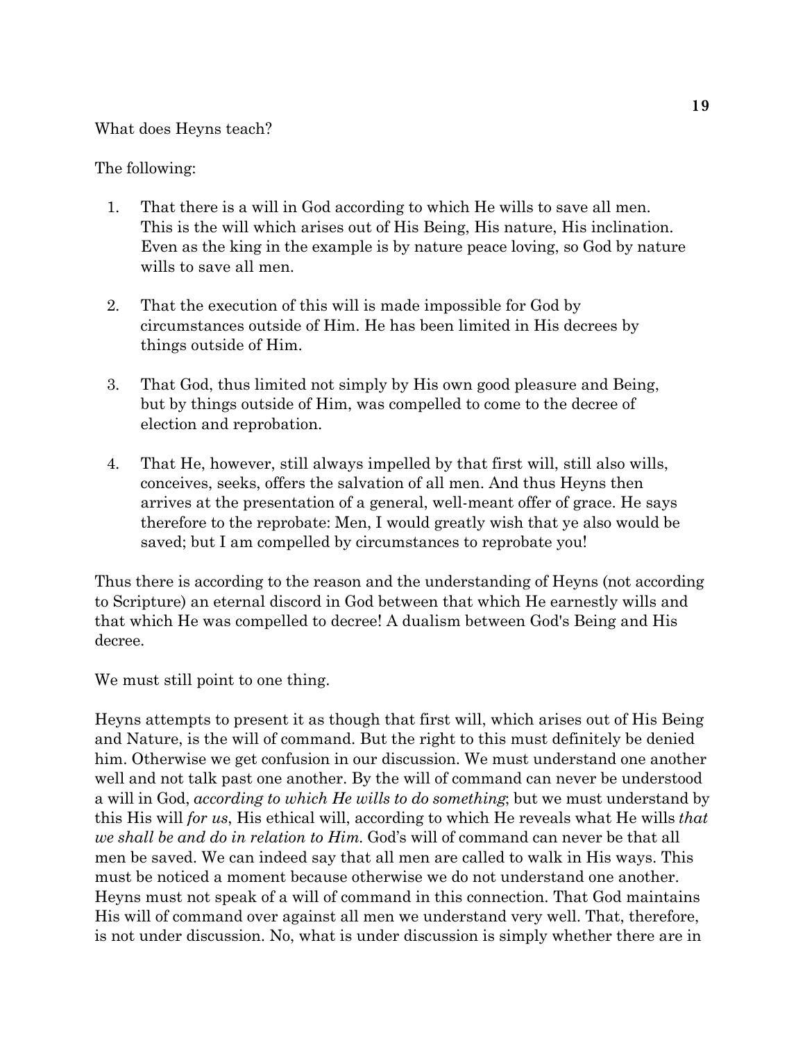What does Heyns teach?

The following:

1. That there is a will in God according to which He wills to save all men. This is the will which arises out of His Being, His nature, His inclination. Even as the king in the example is by nature peace loving, so God by nature wills to save all men.

2. That the execution of this will is made impossible for God by circumstances outside of Him. He has been limited in His decrees by things outside of Him.

3. That God, thus limited not simply by His own good pleasure and Being, but by things outside of Him, was compelled to come to the decree of election and reprobation.

4. That He, however, still always impelled by that first will, still also wills, conceives, seeks, offers the salvation of all men. And thus Heyns then arrives at the presentation of a general, well-meant offer of grace. He says therefore to the reprobate: Men, I would greatly wish that ye also would be saved; but I am compelled by circumstances to reprobate you!

Thus there is according to the reason and the understanding of Heyns (not according to Scripture) an eternal discord in God between that which He earnestly wills and that which He was compelled to decree! A dualism between God's Being and His decree.

We must still point to one thing.

Heyns attempts to present it as though that first will, which arises out of His Being and Nature, is the will of command. But the right to this must definitely be denied him. Otherwise we get confusion in our discussion. We must understand one another well and not talk past one another. By the will of command can never be understood a will in God, *according to which He wills to do something*; but we must understand by this His will *for us*, His ethical will, according to which He reveals what He wills *that we shall be and do in relation to Him.* God's will of command can never be that all men be saved. We can indeed say that all men are called to walk in His ways. This must be noticed a moment because otherwise we do not understand one another. Heyns must not speak of a will of command in this connection. That God maintains His will of command over against all men we understand very well. That, therefore, is not under discussion. No, what is under discussion is simply whether there are in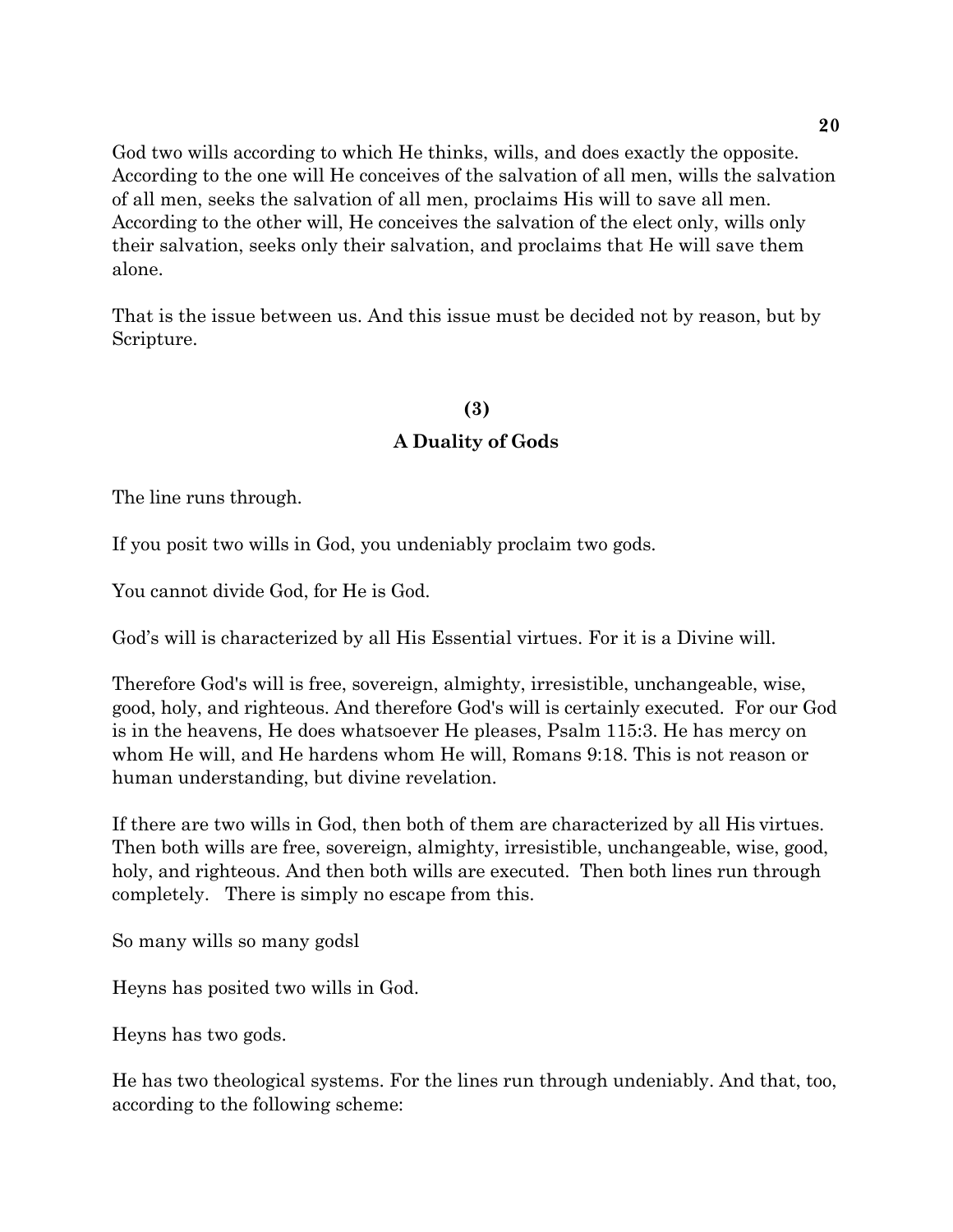God two wills according to which He thinks, wills, and does exactly the opposite. According to the one will He conceives of the salvation of all men, wills the salvation of all men, seeks the salvation of all men, proclaims His will to save all men. According to the other will, He conceives the salvation of the elect only, wills only their salvation, seeks only their salvation, and proclaims that He will save them alone.

That is the issue between us. And this issue must be decided not by reason, but by Scripture.

## (3)
## A Duality of Gods

The line runs through.

If you posit two wills in God, you undeniably proclaim two gods.

You cannot divide God, for He is God.

God's will is characterized by all His Essential virtues. For it is a Divine will.

Therefore God's will is free, sovereign, almighty, irresistible, unchangeable, wise, good, holy, and righteous. And therefore God's will is certainly executed. For our God is in the heavens, He does whatsoever He pleases, Psalm 115:3. He has mercy on whom He will, and He hardens whom He will, Romans 9:18. This is not reason or human understanding, but divine revelation.

If there are two wills in God, then both of them are characterized by all His virtues. Then both wills are free, sovereign, almighty, irresistible, unchangeable, wise, good, holy, and righteous. And then both wills are executed. Then both lines run through completely. There is simply no escape from this.

So many wills so many godsl

Heyns has posited two wills in God.

Heyns has two gods.

He has two theological systems. For the lines run through undeniably. And that, too, according to the following scheme: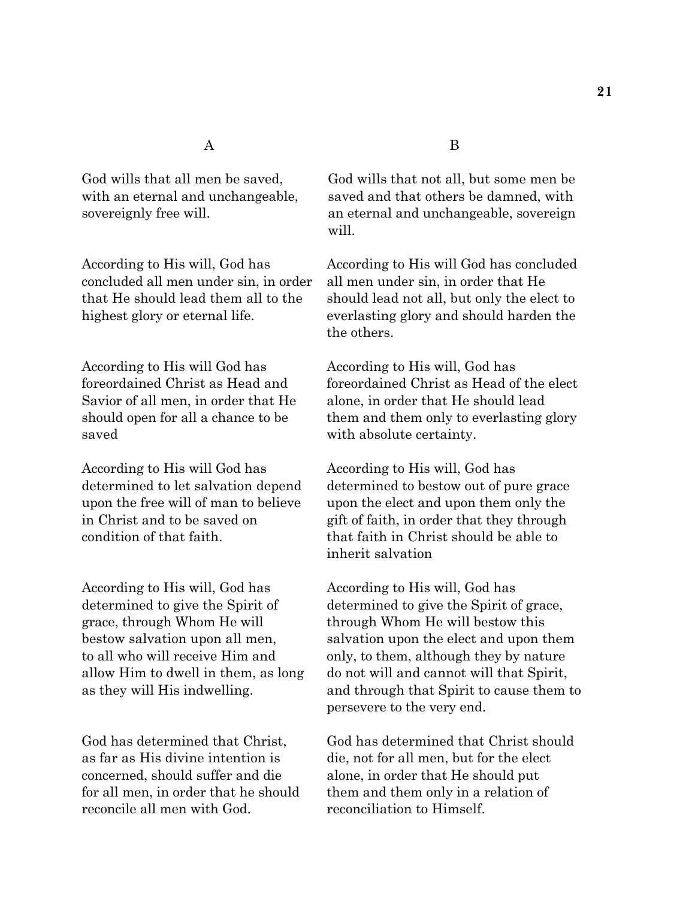| A | B |
|---|---|
| God wills that all men be saved, with an eternal and unchangeable, sovereignly free will. | God wills that not all, but some men be saved and that others be damned, with an eternal and unchangeable, sovereign will. |
| According to His will, God has concluded all men under sin, in order that He should lead them all to the highest glory or eternal life. | According to His will God has concluded all men under sin, in order that He should lead not all, but only the elect to everlasting glory and should harden the the others. |
| According to His will God has foreordained Christ as Head and Savior of all men, in order that He should open for all a chance to be saved | According to His will, God has foreordained Christ as Head of the elect alone, in order that He should lead them and them only to everlasting glory with absolute certainty. |
| According to His will God has determined to let salvation depend upon the free will of man to believe in Christ and to be saved on condition of that faith. | According to His will, God has determined to bestow out of pure grace upon the elect and upon them only the gift of faith, in order that they through that faith in Christ should be able to inherit salvation |
| According to His will, God has determined to give the Spirit of grace, through Whom He will bestow salvation upon all men, to all who will receive Him and allow Him to dwell in them, as long as they will His indwelling. | According to His will, God has determined to give the Spirit of grace, through Whom He will bestow this salvation upon the elect and upon them only, to them, although they by nature do not will and cannot will that Spirit, and through that Spirit to cause them to persevere to the very end. |
| God has determined that Christ, as far as His divine intention is concerned, should suffer and die for all men, in order that he should reconcile all men with God. | God has determined that Christ should die, not for all men, but for the elect alone, in order that He should put them and them only in a relation of reconciliation to Himself. |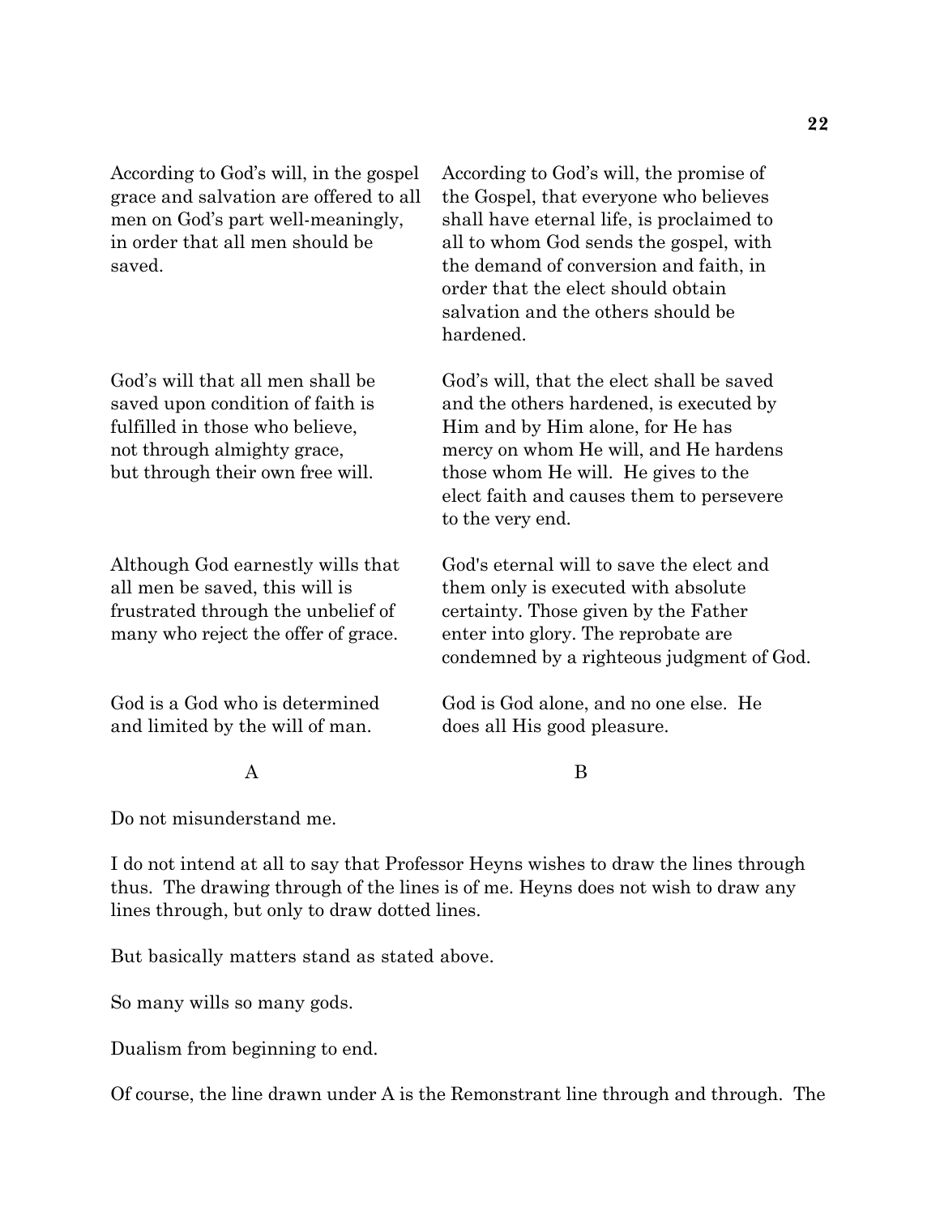| A | B |
|---|---|
| According to God's will, in the gospel grace and salvation are offered to all men on God's part well-meaningly, in order that all men should be saved. | According to God's will, the promise of the Gospel, that everyone who believes shall have eternal life, is proclaimed to all to whom God sends the gospel, with the demand of conversion and faith, in order that the elect should obtain salvation and the others should be hardened. |
| God's will that all men shall be saved upon condition of faith is fulfilled in those who believe, not through almighty grace, but through their own free will. | God's will, that the elect shall be saved and the others hardened, is executed by Him and by Him alone, for He has mercy on whom He will, and He hardens those whom He will. He gives to the elect faith and causes them to persevere to the very end. |
| Although God earnestly wills that all men be saved, this will is frustrated through the unbelief of many who reject the offer of grace. | God's eternal will to save the elect and them only is executed with absolute certainty. Those given by the Father enter into glory. The reprobate are condemned by a righteous judgment of God. |
| God is a God who is determined and limited by the will of man. | God is God alone, and no one else. He does all His good pleasure. |

Do not misunderstand me.

I do not intend at all to say that Professor Heyns wishes to draw the lines through thus. The drawing through of the lines is of me. Heyns does not wish to draw any lines through, but only to draw dotted lines.

But basically matters stand as stated above.

So many wills so many gods.

Dualism from beginning to end.

Of course, the line drawn under A is the Remonstrant line through and through. The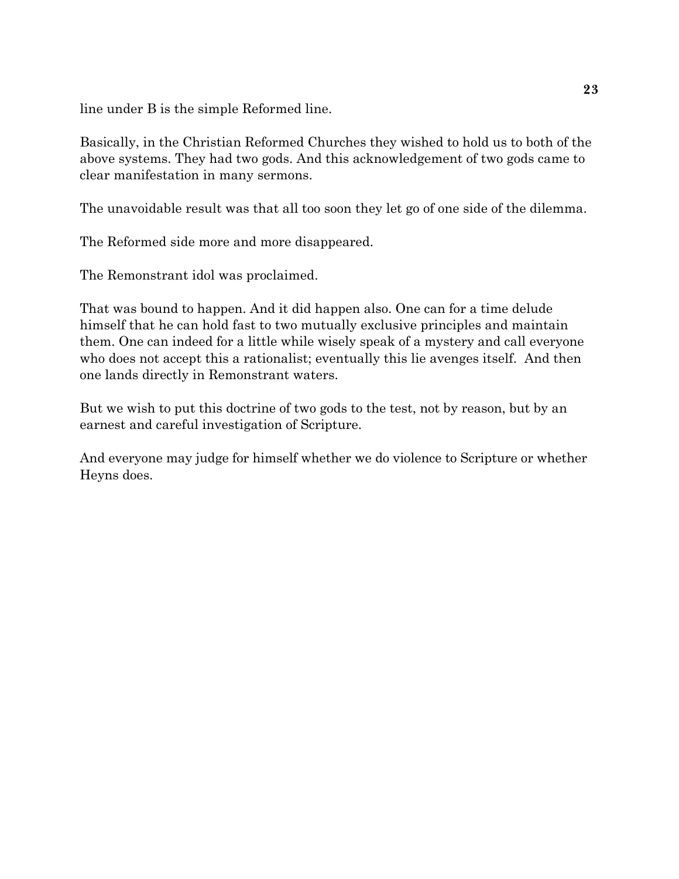line under B is the simple Reformed line.

Basically, in the Christian Reformed Churches they wished to hold us to both of the above systems. They had two gods. And this acknowledgement of two gods came to clear manifestation in many sermons.

The unavoidable result was that all too soon they let go of one side of the dilemma.

The Reformed side more and more disappeared.

The Remonstrant idol was proclaimed.

That was bound to happen. And it did happen also. One can for a time delude himself that he can hold fast to two mutually exclusive principles and maintain them. One can indeed for a little while wisely speak of a mystery and call everyone who does not accept this a rationalist; eventually this lie avenges itself. And then one lands directly in Remonstrant waters.

But we wish to put this doctrine of two gods to the test, not by reason, but by an earnest and careful investigation of Scripture.

And everyone may judge for himself whether we do violence to Scripture or whether Heyns does.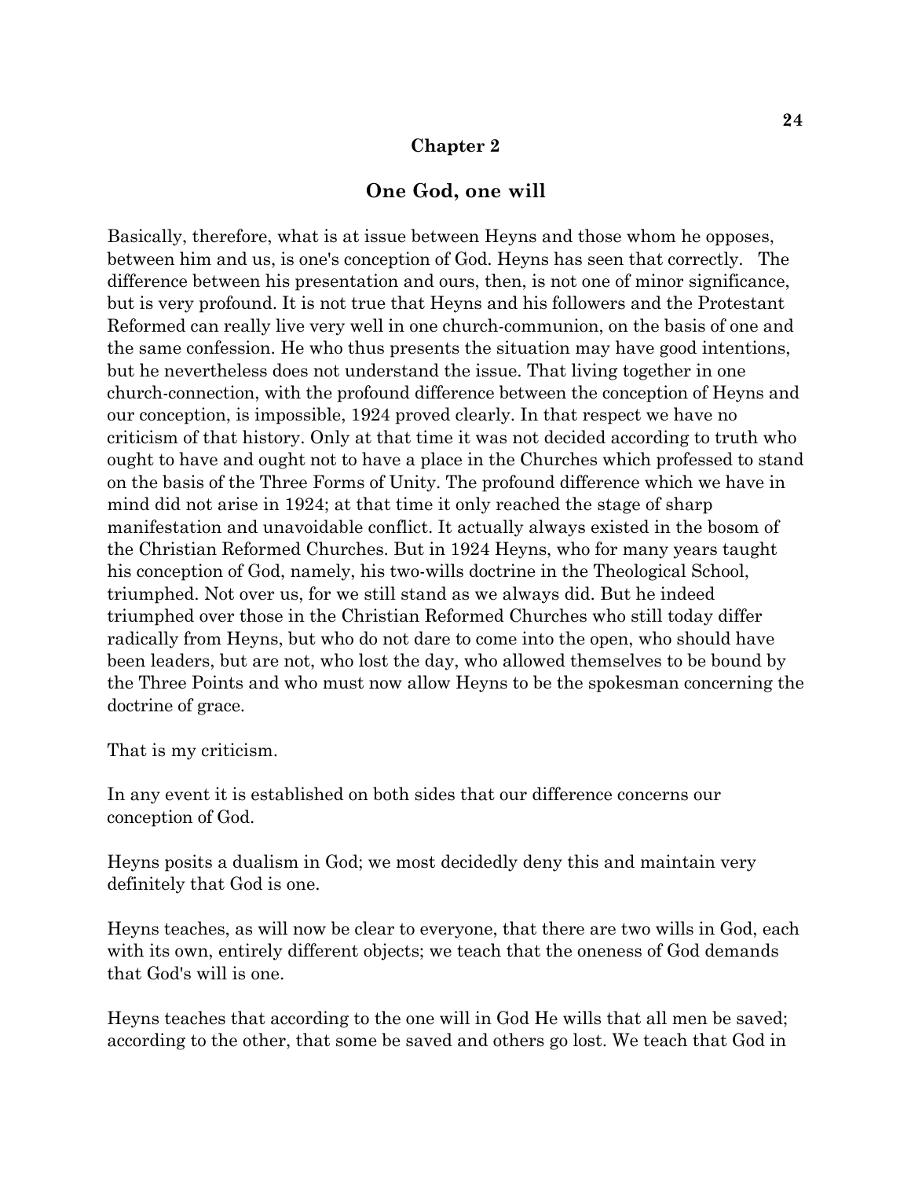## Chapter 2

## One God, one will

Basically, therefore, what is at issue between Heyns and those whom he opposes, between him and us, is one's conception of God. Heyns has seen that correctly. The difference between his presentation and ours, then, is not one of minor significance, but is very profound. It is not true that Heyns and his followers and the Protestant Reformed can really live very well in one church-communion, on the basis of one and the same confession. He who thus presents the situation may have good intentions, but he nevertheless does not understand the issue. That living together in one church-connection, with the profound difference between the conception of Heyns and our conception, is impossible, 1924 proved clearly. In that respect we have no criticism of that history. Only at that time it was not decided according to truth who ought to have and ought not to have a place in the Churches which professed to stand on the basis of the Three Forms of Unity. The profound difference which we have in mind did not arise in 1924; at that time it only reached the stage of sharp manifestation and unavoidable conflict. It actually always existed in the bosom of the Christian Reformed Churches. But in 1924 Heyns, who for many years taught his conception of God, namely, his two-wills doctrine in the Theological School, triumphed. Not over us, for we still stand as we always did. But he indeed triumphed over those in the Christian Reformed Churches who still today differ radically from Heyns, but who do not dare to come into the open, who should have been leaders, but are not, who lost the day, who allowed themselves to be bound by the Three Points and who must now allow Heyns to be the spokesman concerning the doctrine of grace.

That is my criticism.

In any event it is established on both sides that our difference concerns our conception of God.

Heyns posits a dualism in God; we most decidedly deny this and maintain very definitely that God is one.

Heyns teaches, as will now be clear to everyone, that there are two wills in God, each with its own, entirely different objects; we teach that the oneness of God demands that God's will is one.

Heyns teaches that according to the one will in God He wills that all men be saved; according to the other, that some be saved and others go lost. We teach that God in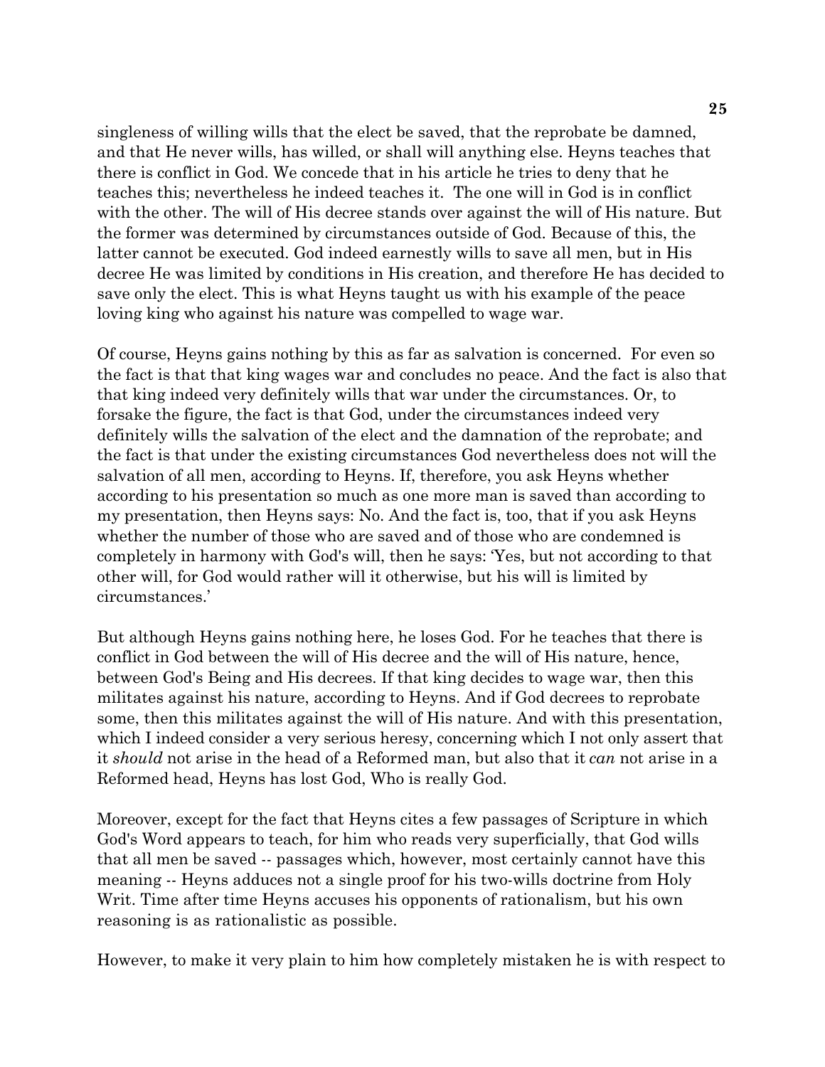singleness of willing wills that the elect be saved, that the reprobate be damned, and that He never wills, has willed, or shall will anything else. Heyns teaches that there is conflict in God. We concede that in his article he tries to deny that he teaches this; nevertheless he indeed teaches it. The one will in God is in conflict with the other. The will of His decree stands over against the will of His nature. But the former was determined by circumstances outside of God. Because of this, the latter cannot be executed. God indeed earnestly wills to save all men, but in His decree He was limited by conditions in His creation, and therefore He has decided to save only the elect. This is what Heyns taught us with his example of the peace loving king who against his nature was compelled to wage war.

Of course, Heyns gains nothing by this as far as salvation is concerned. For even so the fact is that that king wages war and concludes no peace. And the fact is also that that king indeed very definitely wills that war under the circumstances. Or, to forsake the figure, the fact is that God, under the circumstances indeed very definitely wills the salvation of the elect and the damnation of the reprobate; and the fact is that under the existing circumstances God nevertheless does not will the salvation of all men, according to Heyns. If, therefore, you ask Heyns whether according to his presentation so much as one more man is saved than according to my presentation, then Heyns says: No. And the fact is, too, that if you ask Heyns whether the number of those who are saved and of those who are condemned is completely in harmony with God's will, then he says: 'Yes, but not according to that other will, for God would rather will it otherwise, but his will is limited by circumstances.'

But although Heyns gains nothing here, he loses God. For he teaches that there is conflict in God between the will of His decree and the will of His nature, hence, between God's Being and His decrees. If that king decides to wage war, then this militates against his nature, according to Heyns. And if God decrees to reprobate some, then this militates against the will of His nature. And with this presentation, which I indeed consider a very serious heresy, concerning which I not only assert that it *should* not arise in the head of a Reformed man, but also that it *can* not arise in a Reformed head, Heyns has lost God, Who is really God.

Moreover, except for the fact that Heyns cites a few passages of Scripture in which God's Word appears to teach, for him who reads very superficially, that God wills that all men be saved -- passages which, however, most certainly cannot have this meaning -- Heyns adduces not a single proof for his two-wills doctrine from Holy Writ. Time after time Heyns accuses his opponents of rationalism, but his own reasoning is as rationalistic as possible.

However, to make it very plain to him how completely mistaken he is with respect to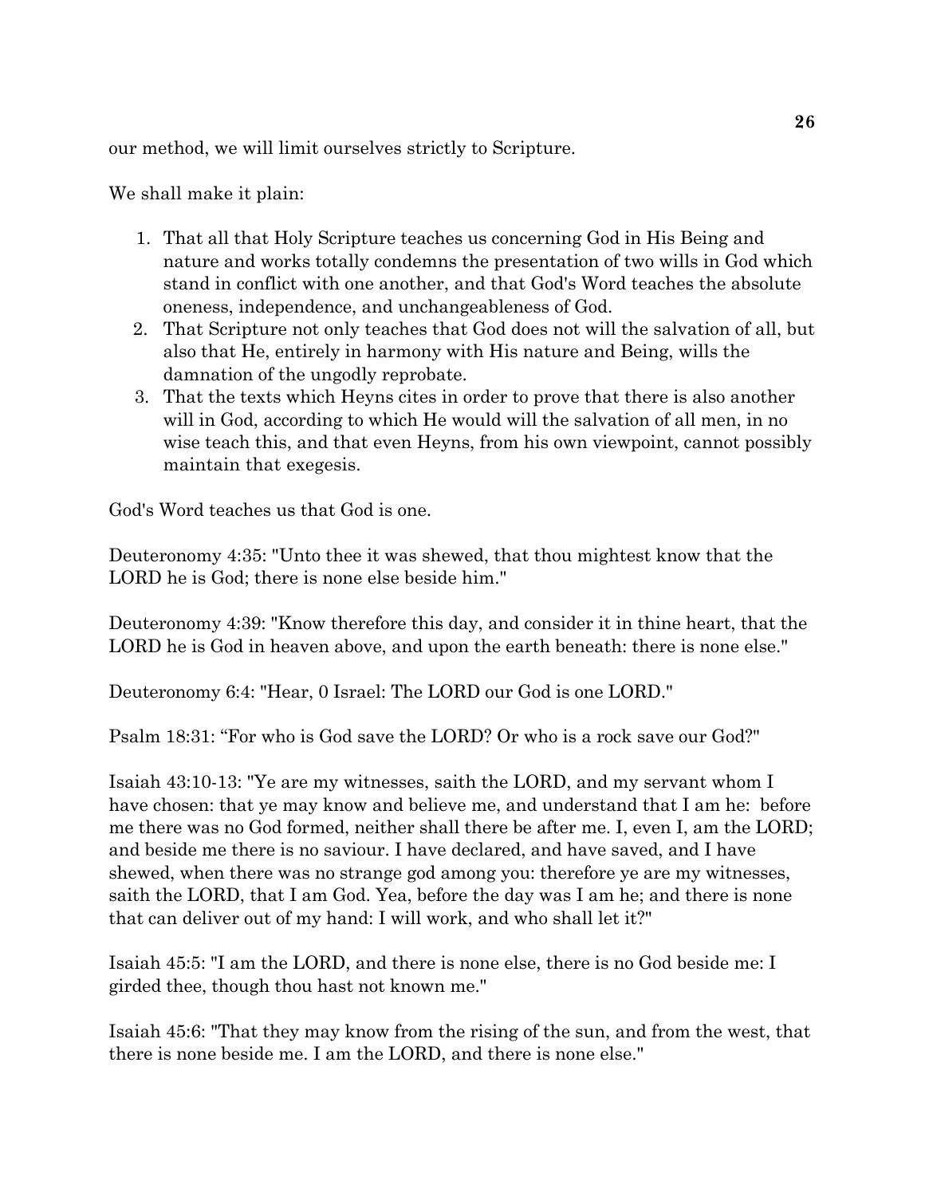our method, we will limit ourselves strictly to Scripture.

We shall make it plain:

1. That all that Holy Scripture teaches us concerning God in His Being and nature and works totally condemns the presentation of two wills in God which stand in conflict with one another, and that God's Word teaches the absolute oneness, independence, and unchangeableness of God.
2. That Scripture not only teaches that God does not will the salvation of all, but also that He, entirely in harmony with His nature and Being, wills the damnation of the ungodly reprobate.
3. That the texts which Heyns cites in order to prove that there is also another will in God, according to which He would will the salvation of all men, in no wise teach this, and that even Heyns, from his own viewpoint, cannot possibly maintain that exegesis.

God's Word teaches us that God is one.

Deuteronomy 4:35: "Unto thee it was shewed, that thou mightest know that the LORD he is God; there is none else beside him."

Deuteronomy 4:39: "Know therefore this day, and consider it in thine heart, that the LORD he is God in heaven above, and upon the earth beneath: there is none else."

Deuteronomy 6:4: "Hear, 0 Israel: The LORD our God is one LORD."

Psalm 18:31: “For who is God save the LORD? Or who is a rock save our God?"

Isaiah 43:10-13: "Ye are my witnesses, saith the LORD, and my servant whom I have chosen: that ye may know and believe me, and understand that I am he: before me there was no God formed, neither shall there be after me. I, even I, am the LORD; and beside me there is no saviour. I have declared, and have saved, and I have shewed, when there was no strange god among you: therefore ye are my witnesses, saith the LORD, that I am God. Yea, before the day was I am he; and there is none that can deliver out of my hand: I will work, and who shall let it?"

Isaiah 45:5: "I am the LORD, and there is none else, there is no God beside me: I girded thee, though thou hast not known me."

Isaiah 45:6: "That they may know from the rising of the sun, and from the west, that there is none beside me. I am the LORD, and there is none else."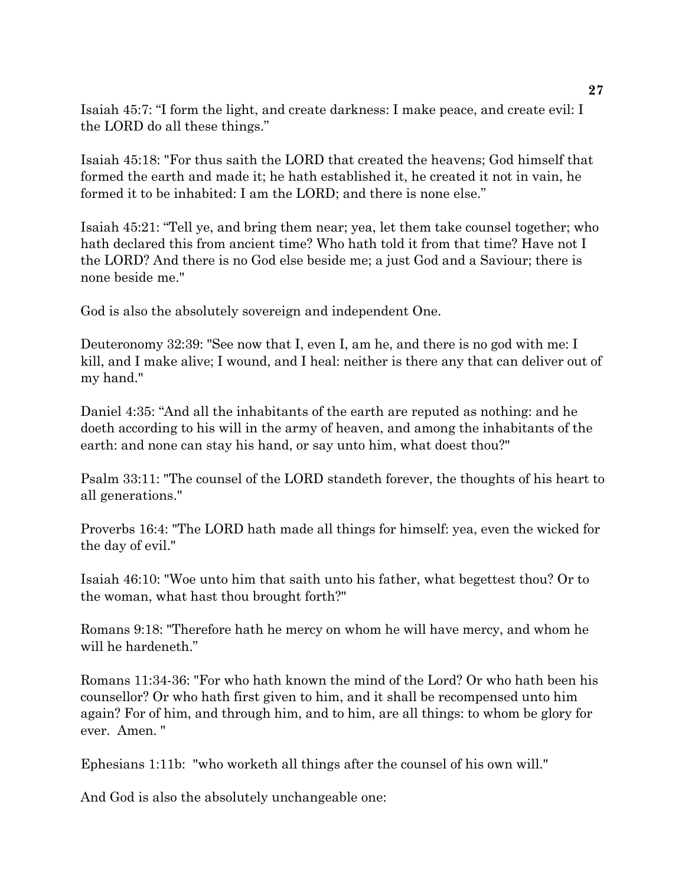Isaiah 45:7: "I form the light, and create darkness: I make peace, and create evil: I the LORD do all these things."

Isaiah 45:18: "For thus saith the LORD that created the heavens; God himself that formed the earth and made it; he hath established it, he created it not in vain, he formed it to be inhabited: I am the LORD; and there is none else."

Isaiah 45:21: "Tell ye, and bring them near; yea, let them take counsel together; who hath declared this from ancient time? Who hath told it from that time? Have not I the LORD? And there is no God else beside me; a just God and a Saviour; there is none beside me."

God is also the absolutely sovereign and independent One.

Deuteronomy 32:39: "See now that I, even I, am he, and there is no god with me: I kill, and I make alive; I wound, and I heal: neither is there any that can deliver out of my hand."

Daniel 4:35: "And all the inhabitants of the earth are reputed as nothing: and he doeth according to his will in the army of heaven, and among the inhabitants of the earth: and none can stay his hand, or say unto him, what doest thou?"

Psalm 33:11: "The counsel of the LORD standeth forever, the thoughts of his heart to all generations."

Proverbs 16:4: "The LORD hath made all things for himself: yea, even the wicked for the day of evil."

Isaiah 46:10: "Woe unto him that saith unto his father, what begettest thou? Or to the woman, what hast thou brought forth?"

Romans 9:18: "Therefore hath he mercy on whom he will have mercy, and whom he will he hardeneth."

Romans 11:34-36: "For who hath known the mind of the Lord? Or who hath been his counsellor? Or who hath first given to him, and it shall be recompensed unto him again? For of him, and through him, and to him, are all things: to whom be glory for ever. Amen. "

Ephesians 1:11b: "who worketh all things after the counsel of his own will."

And God is also the absolutely unchangeable one: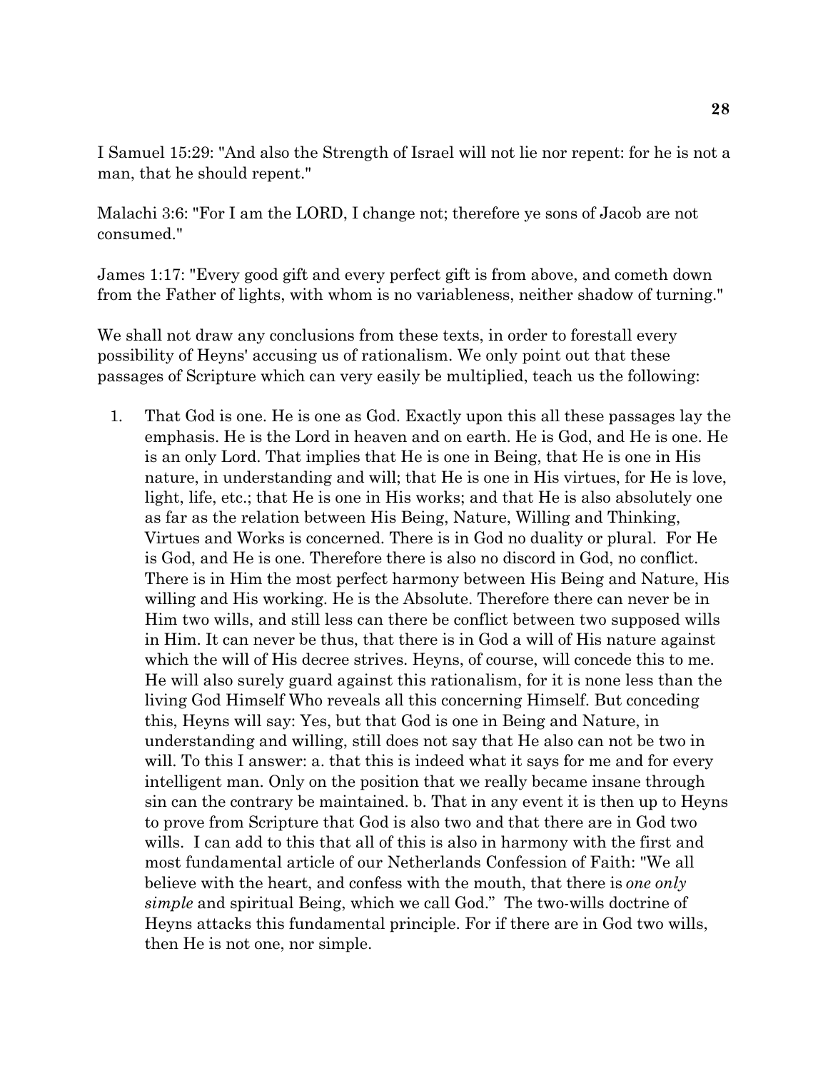I Samuel 15:29: "And also the Strength of Israel will not lie nor repent: for he is not a man, that he should repent."

Malachi 3:6: "For I am the LORD, I change not; therefore ye sons of Jacob are not consumed."

James 1:17: "Every good gift and every perfect gift is from above, and cometh down from the Father of lights, with whom is no variableness, neither shadow of turning."

We shall not draw any conclusions from these texts, in order to forestall every possibility of Heyns' accusing us of rationalism. We only point out that these passages of Scripture which can very easily be multiplied, teach us the following:

1. That God is one. He is one as God. Exactly upon this all these passages lay the emphasis. He is the Lord in heaven and on earth. He is God, and He is one. He is an only Lord. That implies that He is one in Being, that He is one in His nature, in understanding and will; that He is one in His virtues, for He is love, light, life, etc.; that He is one in His works; and that He is also absolutely one as far as the relation between His Being, Nature, Willing and Thinking, Virtues and Works is concerned. There is in God no duality or plural. For He is God, and He is one. Therefore there is also no discord in God, no conflict. There is in Him the most perfect harmony between His Being and Nature, His willing and His working. He is the Absolute. Therefore there can never be in Him two wills, and still less can there be conflict between two supposed wills in Him. It can never be thus, that there is in God a will of His nature against which the will of His decree strives. Heyns, of course, will concede this to me. He will also surely guard against this rationalism, for it is none less than the living God Himself Who reveals all this concerning Himself. But conceding this, Heyns will say: Yes, but that God is one in Being and Nature, in understanding and willing, still does not say that He also can not be two in will. To this I answer: a. that this is indeed what it says for me and for every intelligent man. Only on the position that we really became insane through sin can the contrary be maintained. b. That in any event it is then up to Heyns to prove from Scripture that God is also two and that there are in God two wills. I can add to this that all of this is also in harmony with the first and most fundamental article of our Netherlands Confession of Faith: "We all believe with the heart, and confess with the mouth, that there is *one only simple* and spiritual Being, which we call God." The two-wills doctrine of Heyns attacks this fundamental principle. For if there are in God two wills, then He is not one, nor simple.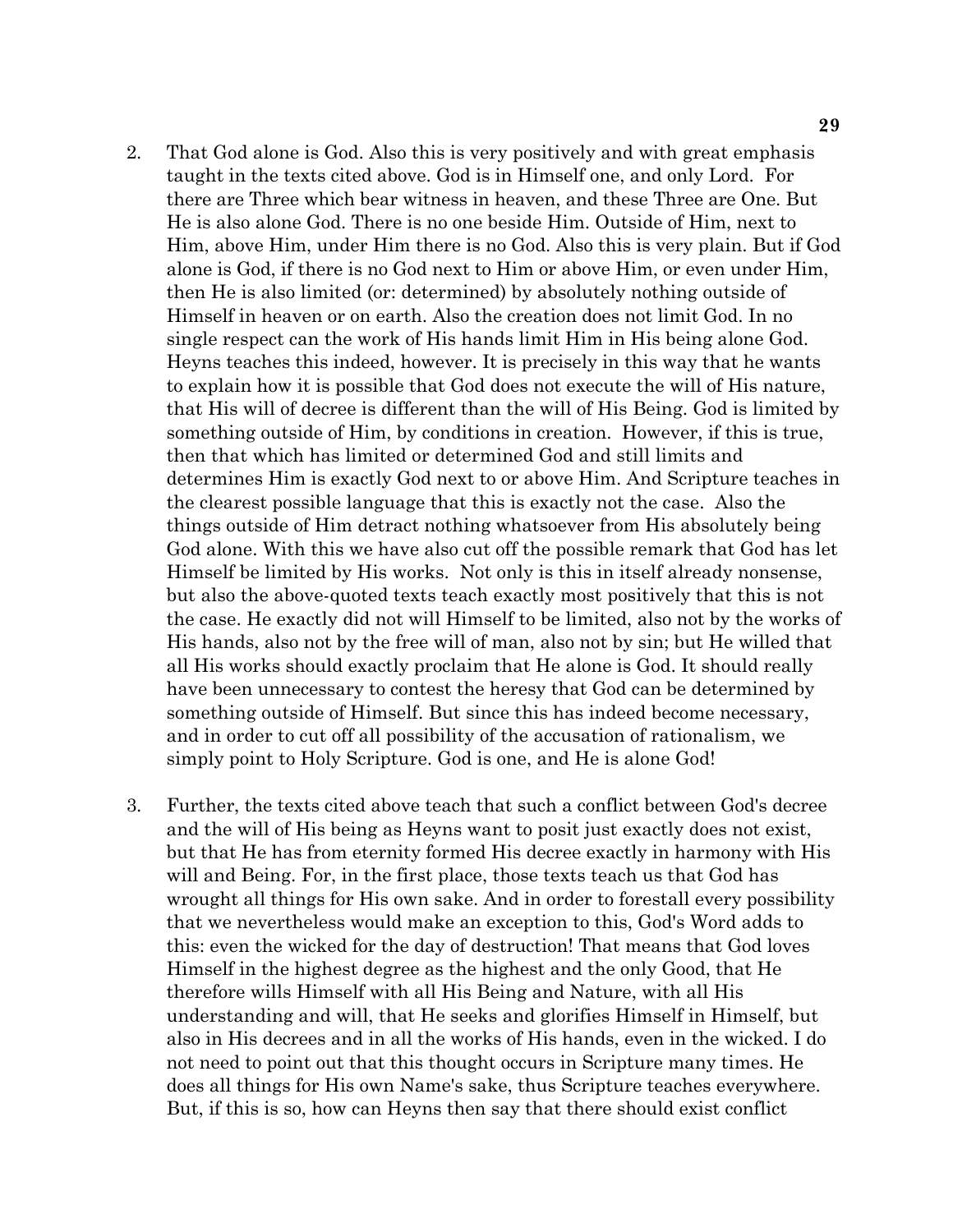2. That God alone is God. Also this is very positively and with great emphasis taught in the texts cited above. God is in Himself one, and only Lord. For there are Three which bear witness in heaven, and these Three are One. But He is also alone God. There is no one beside Him. Outside of Him, next to Him, above Him, under Him there is no God. Also this is very plain. But if God alone is God, if there is no God next to Him or above Him, or even under Him, then He is also limited (or: determined) by absolutely nothing outside of Himself in heaven or on earth. Also the creation does not limit God. In no single respect can the work of His hands limit Him in His being alone God. Heyns teaches this indeed, however. It is precisely in this way that he wants to explain how it is possible that God does not execute the will of His nature, that His will of decree is different than the will of His Being. God is limited by something outside of Him, by conditions in creation. However, if this is true, then that which has limited or determined God and still limits and determines Him is exactly God next to or above Him. And Scripture teaches in the clearest possible language that this is exactly not the case. Also the things outside of Him detract nothing whatsoever from His absolutely being God alone. With this we have also cut off the possible remark that God has let Himself be limited by His works. Not only is this in itself already nonsense, but also the above-quoted texts teach exactly most positively that this is not the case. He exactly did not will Himself to be limited, also not by the works of His hands, also not by the free will of man, also not by sin; but He willed that all His works should exactly proclaim that He alone is God. It should really have been unnecessary to contest the heresy that God can be determined by something outside of Himself. But since this has indeed become necessary, and in order to cut off all possibility of the accusation of rationalism, we simply point to Holy Scripture. God is one, and He is alone God!

3. Further, the texts cited above teach that such a conflict between God's decree and the will of His being as Heyns want to posit just exactly does not exist, but that He has from eternity formed His decree exactly in harmony with His will and Being. For, in the first place, those texts teach us that God has wrought all things for His own sake. And in order to forestall every possibility that we nevertheless would make an exception to this, God's Word adds to this: even the wicked for the day of destruction! That means that God loves Himself in the highest degree as the highest and the only Good, that He therefore wills Himself with all His Being and Nature, with all His understanding and will, that He seeks and glorifies Himself in Himself, but also in His decrees and in all the works of His hands, even in the wicked. I do not need to point out that this thought occurs in Scripture many times. He does all things for His own Name's sake, thus Scripture teaches everywhere. But, if this is so, how can Heyns then say that there should exist conflict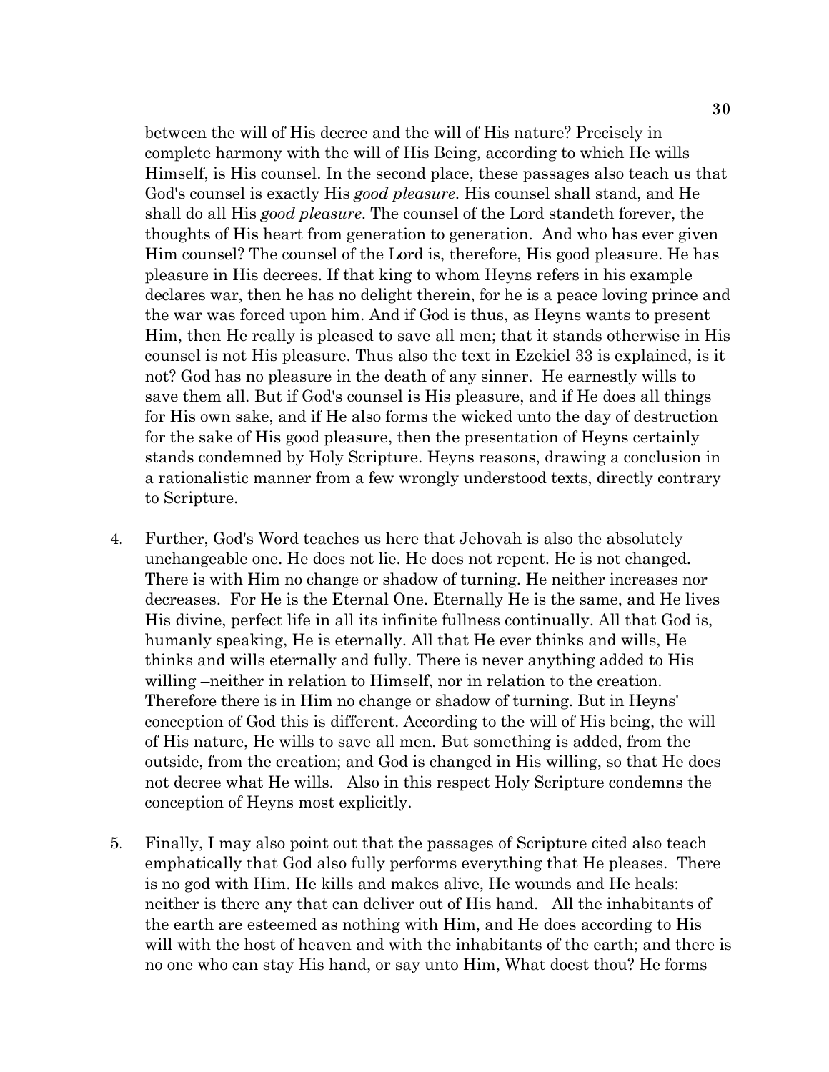between the will of His decree and the will of His nature? Precisely in complete harmony with the will of His Being, according to which He wills Himself, is His counsel. In the second place, these passages also teach us that God's counsel is exactly His *good pleasure*. His counsel shall stand, and He shall do all His *good pleasure*. The counsel of the Lord standeth forever, the thoughts of His heart from generation to generation. And who has ever given Him counsel? The counsel of the Lord is, therefore, His good pleasure. He has pleasure in His decrees. If that king to whom Heyns refers in his example declares war, then he has no delight therein, for he is a peace loving prince and the war was forced upon him. And if God is thus, as Heyns wants to present Him, then He really is pleased to save all men; that it stands otherwise in His counsel is not His pleasure. Thus also the text in Ezekiel 33 is explained, is it not? God has no pleasure in the death of any sinner. He earnestly wills to save them all. But if God's counsel is His pleasure, and if He does all things for His own sake, and if He also forms the wicked unto the day of destruction for the sake of His good pleasure, then the presentation of Heyns certainly stands condemned by Holy Scripture. Heyns reasons, drawing a conclusion in a rationalistic manner from a few wrongly understood texts, directly contrary to Scripture.

4. Further, God's Word teaches us here that Jehovah is also the absolutely unchangeable one. He does not lie. He does not repent. He is not changed. There is with Him no change or shadow of turning. He neither increases nor decreases. For He is the Eternal One. Eternally He is the same, and He lives His divine, perfect life in all its infinite fullness continually. All that God is, humanly speaking, He is eternally. All that He ever thinks and wills, He thinks and wills eternally and fully. There is never anything added to His willing –neither in relation to Himself, nor in relation to the creation. Therefore there is in Him no change or shadow of turning. But in Heyns' conception of God this is different. According to the will of His being, the will of His nature, He wills to save all men. But something is added, from the outside, from the creation; and God is changed in His willing, so that He does not decree what He wills. Also in this respect Holy Scripture condemns the conception of Heyns most explicitly.

5. Finally, I may also point out that the passages of Scripture cited also teach emphatically that God also fully performs everything that He pleases. There is no god with Him. He kills and makes alive, He wounds and He heals: neither is there any that can deliver out of His hand. All the inhabitants of the earth are esteemed as nothing with Him, and He does according to His will with the host of heaven and with the inhabitants of the earth; and there is no one who can stay His hand, or say unto Him, What doest thou? He forms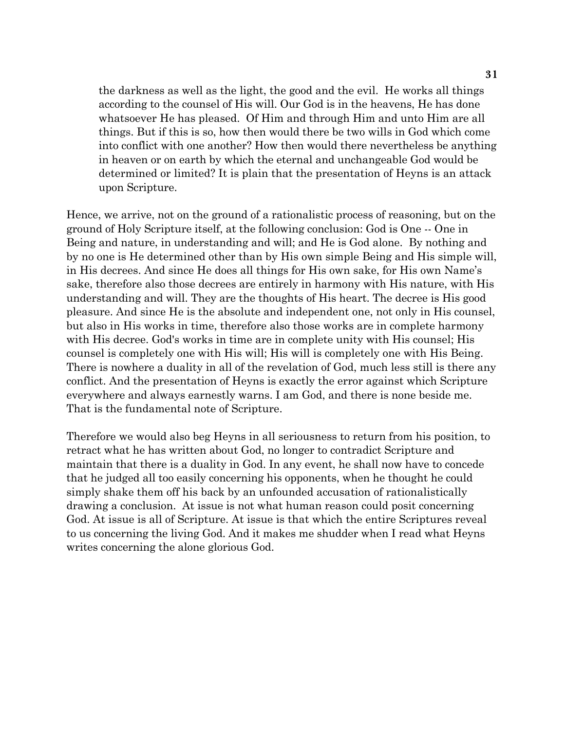> the darkness as well as the light, the good and the evil. He works all things according to the counsel of His will. Our God is in the heavens, He has done whatsoever He has pleased. Of Him and through Him and unto Him are all things. But if this is so, how then would there be two wills in God which come into conflict with one another? How then would there nevertheless be anything in heaven or on earth by which the eternal and unchangeable God would be determined or limited? It is plain that the presentation of Heyns is an attack upon Scripture.

Hence, we arrive, not on the ground of a rationalistic process of reasoning, but on the ground of Holy Scripture itself, at the following conclusion: God is One -- One in Being and nature, in understanding and will; and He is God alone. By nothing and by no one is He determined other than by His own simple Being and His simple will, in His decrees. And since He does all things for His own sake, for His own Name's sake, therefore also those decrees are entirely in harmony with His nature, with His understanding and will. They are the thoughts of His heart. The decree is His good pleasure. And since He is the absolute and independent one, not only in His counsel, but also in His works in time, therefore also those works are in complete harmony with His decree. God's works in time are in complete unity with His counsel; His counsel is completely one with His will; His will is completely one with His Being. There is nowhere a duality in all of the revelation of God, much less still is there any conflict. And the presentation of Heyns is exactly the error against which Scripture everywhere and always earnestly warns. I am God, and there is none beside me. That is the fundamental note of Scripture.

Therefore we would also beg Heyns in all seriousness to return from his position, to retract what he has written about God, no longer to contradict Scripture and maintain that there is a duality in God. In any event, he shall now have to concede that he judged all too easily concerning his opponents, when he thought he could simply shake them off his back by an unfounded accusation of rationalistically drawing a conclusion. At issue is not what human reason could posit concerning God. At issue is all of Scripture. At issue is that which the entire Scriptures reveal to us concerning the living God. And it makes me shudder when I read what Heyns writes concerning the alone glorious God.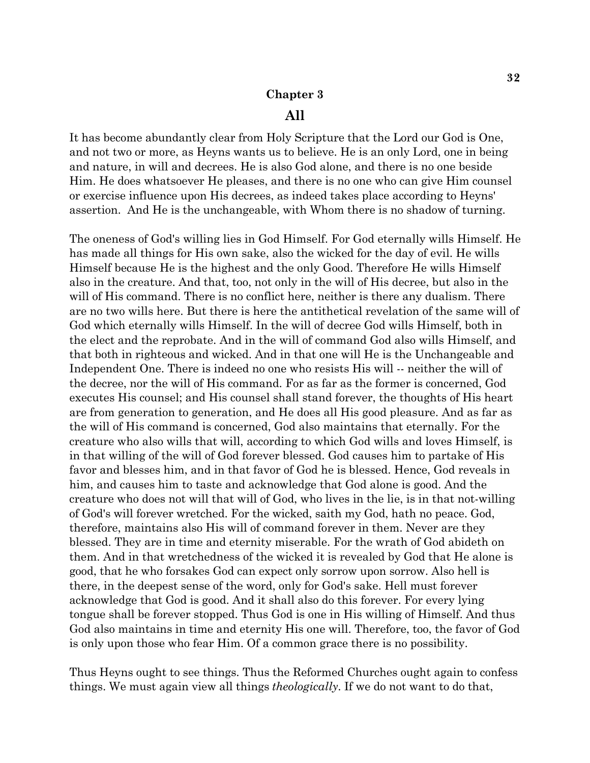## Chapter 3

# All

It has become abundantly clear from Holy Scripture that the Lord our God is One, and not two or more, as Heyns wants us to believe. He is an only Lord, one in being and nature, in will and decrees. He is also God alone, and there is no one beside Him. He does whatsoever He pleases, and there is no one who can give Him counsel or exercise influence upon His decrees, as indeed takes place according to Heyns' assertion. And He is the unchangeable, with Whom there is no shadow of turning.

The oneness of God's willing lies in God Himself. For God eternally wills Himself. He has made all things for His own sake, also the wicked for the day of evil. He wills Himself because He is the highest and the only Good. Therefore He wills Himself also in the creature. And that, too, not only in the will of His decree, but also in the will of His command. There is no conflict here, neither is there any dualism. There are no two wills here. But there is here the antithetical revelation of the same will of God which eternally wills Himself. In the will of decree God wills Himself, both in the elect and the reprobate. And in the will of command God also wills Himself, and that both in righteous and wicked. And in that one will He is the Unchangeable and Independent One. There is indeed no one who resists His will -- neither the will of the decree, nor the will of His command. For as far as the former is concerned, God executes His counsel; and His counsel shall stand forever, the thoughts of His heart are from generation to generation, and He does all His good pleasure. And as far as the will of His command is concerned, God also maintains that eternally. For the creature who also wills that will, according to which God wills and loves Himself, is in that willing of the will of God forever blessed. God causes him to partake of His favor and blesses him, and in that favor of God he is blessed. Hence, God reveals in him, and causes him to taste and acknowledge that God alone is good. And the creature who does not will that will of God, who lives in the lie, is in that not-willing of God's will forever wretched. For the wicked, saith my God, hath no peace. God, therefore, maintains also His will of command forever in them. Never are they blessed. They are in time and eternity miserable. For the wrath of God abideth on them. And in that wretchedness of the wicked it is revealed by God that He alone is good, that he who forsakes God can expect only sorrow upon sorrow. Also hell is there, in the deepest sense of the word, only for God's sake. Hell must forever acknowledge that God is good. And it shall also do this forever. For every lying tongue shall be forever stopped. Thus God is one in His willing of Himself. And thus God also maintains in time and eternity His one will. Therefore, too, the favor of God is only upon those who fear Him. Of a common grace there is no possibility.

Thus Heyns ought to see things. Thus the Reformed Churches ought again to confess things. We must again view all things *theologically*. If we do not want to do that,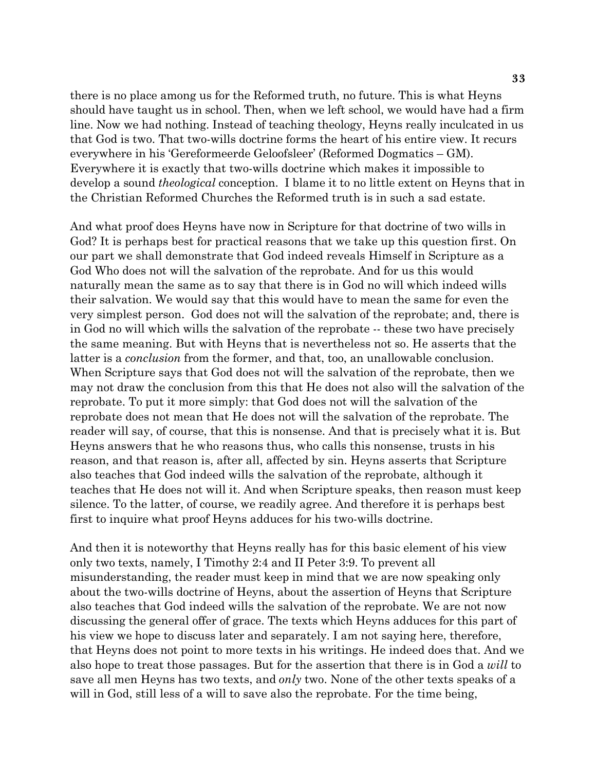there is no place among us for the Reformed truth, no future. This is what Heyns should have taught us in school. Then, when we left school, we would have had a firm line. Now we had nothing. Instead of teaching theology, Heyns really inculcated in us that God is two. That two-wills doctrine forms the heart of his entire view. It recurs everywhere in his 'Gereformeerde Geloofsleer' (Reformed Dogmatics – GM). Everywhere it is exactly that two-wills doctrine which makes it impossible to develop a sound *theological* conception. I blame it to no little extent on Heyns that in the Christian Reformed Churches the Reformed truth is in such a sad estate.

And what proof does Heyns have now in Scripture for that doctrine of two wills in God? It is perhaps best for practical reasons that we take up this question first. On our part we shall demonstrate that God indeed reveals Himself in Scripture as a God Who does not will the salvation of the reprobate. And for us this would naturally mean the same as to say that there is in God no will which indeed wills their salvation. We would say that this would have to mean the same for even the very simplest person. God does not will the salvation of the reprobate; and, there is in God no will which wills the salvation of the reprobate -- these two have precisely the same meaning. But with Heyns that is nevertheless not so. He asserts that the latter is a *conclusion* from the former, and that, too, an unallowable conclusion. When Scripture says that God does not will the salvation of the reprobate, then we may not draw the conclusion from this that He does not also will the salvation of the reprobate. To put it more simply: that God does not will the salvation of the reprobate does not mean that He does not will the salvation of the reprobate. The reader will say, of course, that this is nonsense. And that is precisely what it is. But Heyns answers that he who reasons thus, who calls this nonsense, trusts in his reason, and that reason is, after all, affected by sin. Heyns asserts that Scripture also teaches that God indeed wills the salvation of the reprobate, although it teaches that He does not will it. And when Scripture speaks, then reason must keep silence. To the latter, of course, we readily agree. And therefore it is perhaps best first to inquire what proof Heyns adduces for his two-wills doctrine.

And then it is noteworthy that Heyns really has for this basic element of his view only two texts, namely, I Timothy 2:4 and II Peter 3:9. To prevent all misunderstanding, the reader must keep in mind that we are now speaking only about the two-wills doctrine of Heyns, about the assertion of Heyns that Scripture also teaches that God indeed wills the salvation of the reprobate. We are not now discussing the general offer of grace. The texts which Heyns adduces for this part of his view we hope to discuss later and separately. I am not saying here, therefore, that Heyns does not point to more texts in his writings. He indeed does that. And we also hope to treat those passages. But for the assertion that there is in God a *will* to save all men Heyns has two texts, and *only* two. None of the other texts speaks of a will in God, still less of a will to save also the reprobate. For the time being,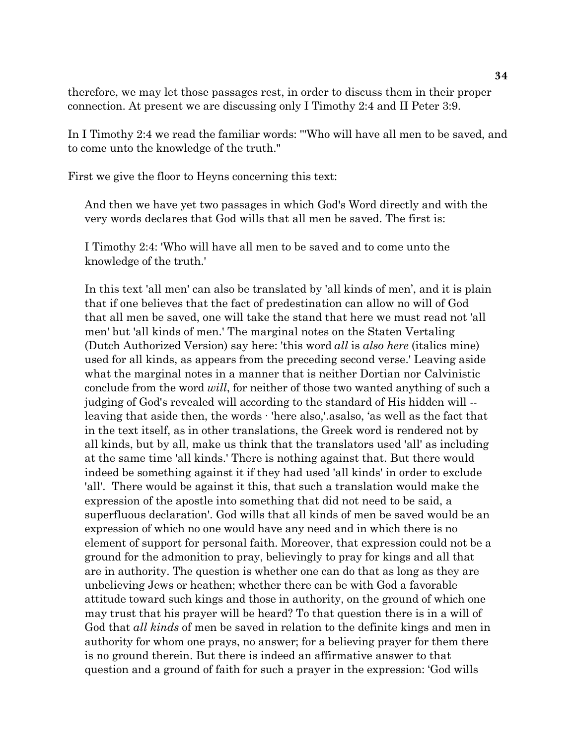therefore, we may let those passages rest, in order to discuss them in their proper connection. At present we are discussing only I Timothy 2:4 and II Peter 3:9.

In I Timothy 2:4 we read the familiar words: "'Who will have all men to be saved, and to come unto the knowledge of the truth."

First we give the floor to Heyns concerning this text:

> And then we have yet two passages in which God's Word directly and with the very words declares that God wills that all men be saved. The first is:
>
> I Timothy 2:4: 'Who will have all men to be saved and to come unto the knowledge of the truth.'
>
> In this text 'all men' can also be translated by 'all kinds of men', and it is plain that if one believes that the fact of predestination can allow no will of God that all men be saved, one will take the stand that here we must read not 'all men' but 'all kinds of men.' The marginal notes on the Staten Vertaling (Dutch Authorized Version) say here: 'this word *all* is *also here* (italics mine) used for all kinds, as appears from the preceding second verse.' Leaving aside what the marginal notes in a manner that is neither Dortian nor Calvinistic conclude from the word *will*, for neither of those two wanted anything of such a judging of God's revealed will according to the standard of His hidden will -- leaving that aside then, the words · 'here also,'.asalso, 'as well as the fact that in the text itself, as in other translations, the Greek word is rendered not by all kinds, but by all, make us think that the translators used 'all' as including at the same time 'all kinds.' There is nothing against that. But there would indeed be something against it if they had used 'all kinds' in order to exclude 'all'. There would be against it this, that such a translation would make the expression of the apostle into something that did not need to be said, a superfluous declaration'. God wills that all kinds of men be saved would be an expression of which no one would have any need and in which there is no element of support for personal faith. Moreover, that expression could not be a ground for the admonition to pray, believingly to pray for kings and all that are in authority. The question is whether one can do that as long as they are unbelieving Jews or heathen; whether there can be with God a favorable attitude toward such kings and those in authority, on the ground of which one may trust that his prayer will be heard? To that question there is in a will of God that *all kinds* of men be saved in relation to the definite kings and men in authority for whom one prays, no answer; for a believing prayer for them there is no ground therein. But there is indeed an affirmative answer to that question and a ground of faith for such a prayer in the expression: 'God wills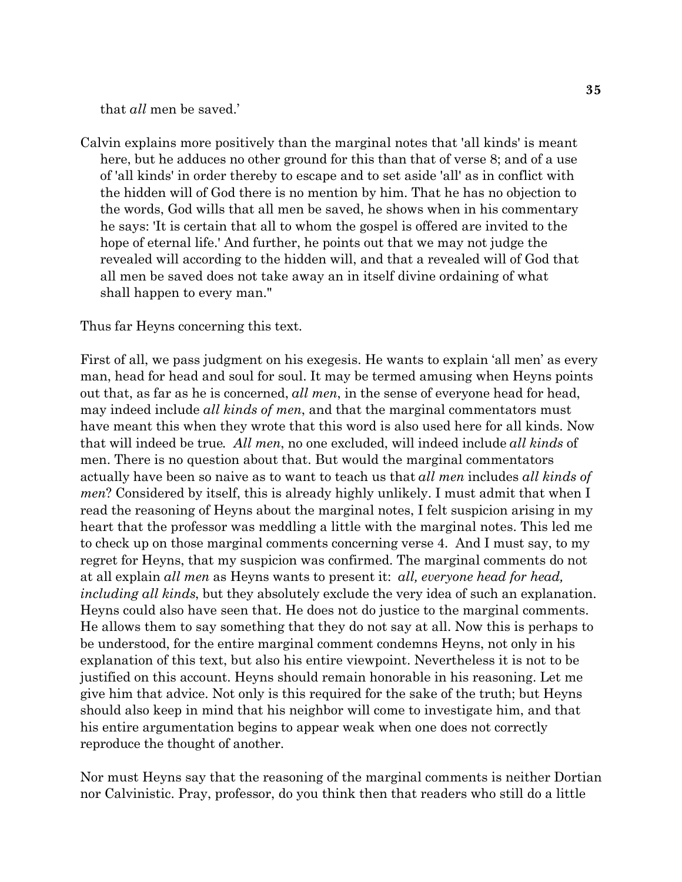that *all* men be saved.'

Calvin explains more positively than the marginal notes that 'all kinds' is meant here, but he adduces no other ground for this than that of verse 8; and of a use of 'all kinds' in order thereby to escape and to set aside 'all' as in conflict with the hidden will of God there is no mention by him. That he has no objection to the words, God wills that all men be saved, he shows when in his commentary he says: 'It is certain that all to whom the gospel is offered are invited to the hope of eternal life.' And further, he points out that we may not judge the revealed will according to the hidden will, and that a revealed will of God that all men be saved does not take away an in itself divine ordaining of what shall happen to every man."

Thus far Heyns concerning this text.

First of all, we pass judgment on his exegesis. He wants to explain 'all men' as every man, head for head and soul for soul. It may be termed amusing when Heyns points out that, as far as he is concerned, *all men*, in the sense of everyone head for head, may indeed include *all kinds of men*, and that the marginal commentators must have meant this when they wrote that this word is also used here for all kinds. Now that will indeed be true. *All men*, no one excluded, will indeed include *all kinds* of men. There is no question about that. But would the marginal commentators actually have been so naive as to want to teach us that *all men* includes *all kinds of men*? Considered by itself, this is already highly unlikely. I must admit that when I read the reasoning of Heyns about the marginal notes, I felt suspicion arising in my heart that the professor was meddling a little with the marginal notes. This led me to check up on those marginal comments concerning verse 4. And I must say, to my regret for Heyns, that my suspicion was confirmed. The marginal comments do not at all explain *all men* as Heyns wants to present it: *all, everyone head for head, including all kinds*, but they absolutely exclude the very idea of such an explanation. Heyns could also have seen that. He does not do justice to the marginal comments. He allows them to say something that they do not say at all. Now this is perhaps to be understood, for the entire marginal comment condemns Heyns, not only in his explanation of this text, but also his entire viewpoint. Nevertheless it is not to be justified on this account. Heyns should remain honorable in his reasoning. Let me give him that advice. Not only is this required for the sake of the truth; but Heyns should also keep in mind that his neighbor will come to investigate him, and that his entire argumentation begins to appear weak when one does not correctly reproduce the thought of another.

Nor must Heyns say that the reasoning of the marginal comments is neither Dortian nor Calvinistic. Pray, professor, do you think then that readers who still do a little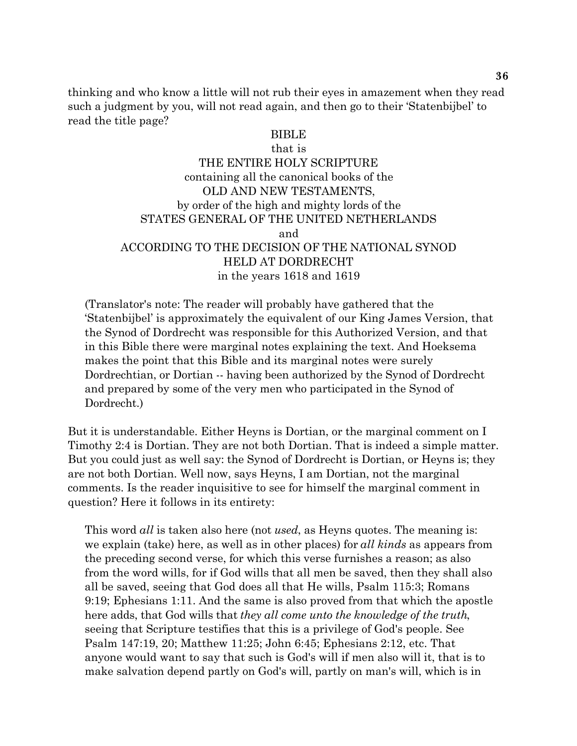thinking and who know a little will not rub their eyes in amazement when they read such a judgment by you, will not read again, and then go to their 'Statenbijbel' to read the title page?

BIBLE
that is
THE ENTIRE HOLY SCRIPTURE
containing all the canonical books of the
OLD AND NEW TESTAMENTS,
by order of the high and mighty lords of the
STATES GENERAL OF THE UNITED NETHERLANDS
and
ACCORDING TO THE DECISION OF THE NATIONAL SYNOD
HELD AT DORDRECHT
in the years 1618 and 1619

> (Translator's note: The reader will probably have gathered that the 'Statenbijbel' is approximately the equivalent of our King James Version, that the Synod of Dordrecht was responsible for this Authorized Version, and that in this Bible there were marginal notes explaining the text. And Hoeksema makes the point that this Bible and its marginal notes were surely Dordrechtian, or Dortian -- having been authorized by the Synod of Dordrecht and prepared by some of the very men who participated in the Synod of Dordrecht.)

But it is understandable. Either Heyns is Dortian, or the marginal comment on I Timothy 2:4 is Dortian. They are not both Dortian. That is indeed a simple matter. But you could just as well say: the Synod of Dordrecht is Dortian, or Heyns is; they are not both Dortian. Well now, says Heyns, I am Dortian, not the marginal comments. Is the reader inquisitive to see for himself the marginal comment in question? Here it follows in its entirety:

> This word *all* is taken also here (not *used*, as Heyns quotes. The meaning is: we explain (take) here, as well as in other places) for *all kinds* as appears from the preceding second verse, for which this verse furnishes a reason; as also from the word wills, for if God wills that all men be saved, then they shall also all be saved, seeing that God does all that He wills, Psalm 115:3; Romans 9:19; Ephesians 1:11. And the same is also proved from that which the apostle here adds, that God wills that *they all come unto the knowledge of the truth*, seeing that Scripture testifies that this is a privilege of God's people. See Psalm 147:19, 20; Matthew 11:25; John 6:45; Ephesians 2:12, etc. That anyone would want to say that such is God's will if men also will it, that is to make salvation depend partly on God's will, partly on man's will, which is in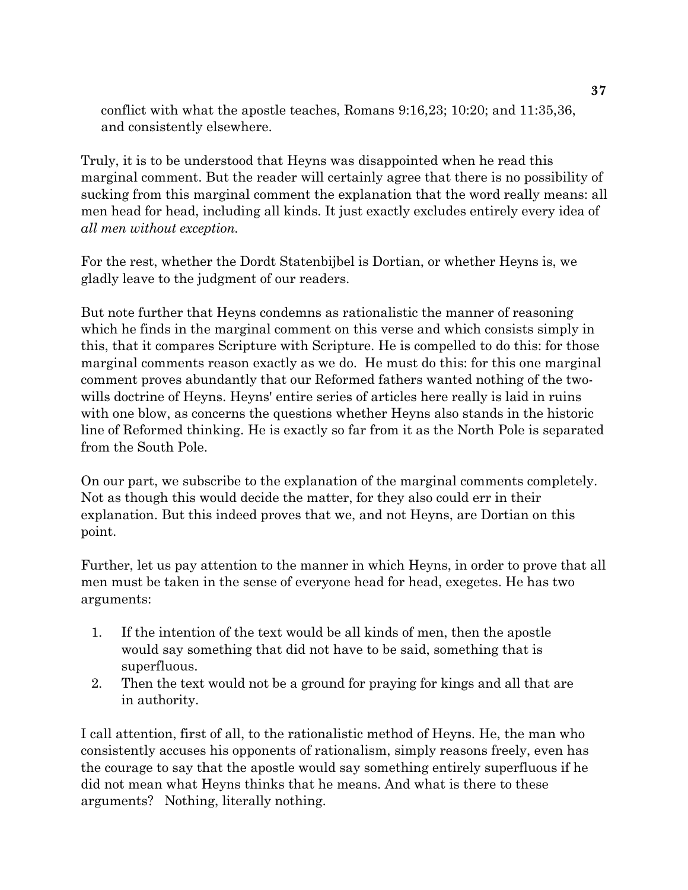conflict with what the apostle teaches, Romans 9:16,23; 10:20; and 11:35,36, and consistently elsewhere.

Truly, it is to be understood that Heyns was disappointed when he read this marginal comment. But the reader will certainly agree that there is no possibility of sucking from this marginal comment the explanation that the word really means: all men head for head, including all kinds. It just exactly excludes entirely every idea of *all men without exception.*

For the rest, whether the Dordt Statenbijbel is Dortian, or whether Heyns is, we gladly leave to the judgment of our readers.

But note further that Heyns condemns as rationalistic the manner of reasoning which he finds in the marginal comment on this verse and which consists simply in this, that it compares Scripture with Scripture. He is compelled to do this: for those marginal comments reason exactly as we do. He must do this: for this one marginal comment proves abundantly that our Reformed fathers wanted nothing of the two-wills doctrine of Heyns. Heyns' entire series of articles here really is laid in ruins with one blow, as concerns the questions whether Heyns also stands in the historic line of Reformed thinking. He is exactly so far from it as the North Pole is separated from the South Pole.

On our part, we subscribe to the explanation of the marginal comments completely. Not as though this would decide the matter, for they also could err in their explanation. But this indeed proves that we, and not Heyns, are Dortian on this point.

Further, let us pay attention to the manner in which Heyns, in order to prove that all men must be taken in the sense of everyone head for head, exegetes. He has two arguments:

1. If the intention of the text would be all kinds of men, then the apostle would say something that did not have to be said, something that is superfluous.
2. Then the text would not be a ground for praying for kings and all that are in authority.

I call attention, first of all, to the rationalistic method of Heyns. He, the man who consistently accuses his opponents of rationalism, simply reasons freely, even has the courage to say that the apostle would say something entirely superfluous if he did not mean what Heyns thinks that he means. And what is there to these arguments? Nothing, literally nothing.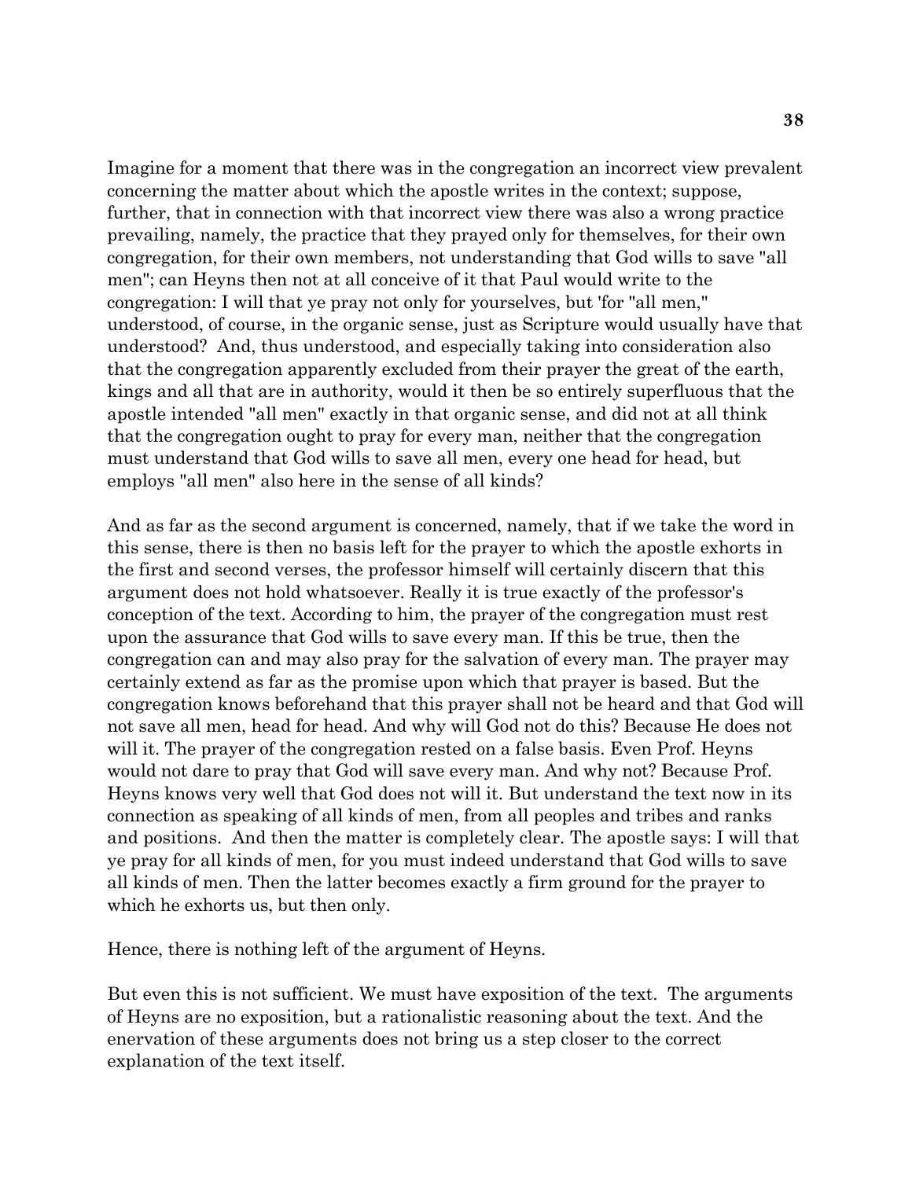Imagine for a moment that there was in the congregation an incorrect view prevalent concerning the matter about which the apostle writes in the context; suppose, further, that in connection with that incorrect view there was also a wrong practice prevailing, namely, the practice that they prayed only for themselves, for their own congregation, for their own members, not understanding that God wills to save "all men"; can Heyns then not at all conceive of it that Paul would write to the congregation: I will that ye pray not only for yourselves, but 'for "all men," understood, of course, in the organic sense, just as Scripture would usually have that understood? And, thus understood, and especially taking into consideration also that the congregation apparently excluded from their prayer the great of the earth, kings and all that are in authority, would it then be so entirely superfluous that the apostle intended "all men" exactly in that organic sense, and did not at all think that the congregation ought to pray for every man, neither that the congregation must understand that God wills to save all men, every one head for head, but employs "all men" also here in the sense of all kinds?

And as far as the second argument is concerned, namely, that if we take the word in this sense, there is then no basis left for the prayer to which the apostle exhorts in the first and second verses, the professor himself will certainly discern that this argument does not hold whatsoever. Really it is true exactly of the professor's conception of the text. According to him, the prayer of the congregation must rest upon the assurance that God wills to save every man. If this be true, then the congregation can and may also pray for the salvation of every man. The prayer may certainly extend as far as the promise upon which that prayer is based. But the congregation knows beforehand that this prayer shall not be heard and that God will not save all men, head for head. And why will God not do this? Because He does not will it. The prayer of the congregation rested on a false basis. Even Prof. Heyns would not dare to pray that God will save every man. And why not? Because Prof. Heyns knows very well that God does not will it. But understand the text now in its connection as speaking of all kinds of men, from all peoples and tribes and ranks and positions. And then the matter is completely clear. The apostle says: I will that ye pray for all kinds of men, for you must indeed understand that God wills to save all kinds of men. Then the latter becomes exactly a firm ground for the prayer to which he exhorts us, but then only.

Hence, there is nothing left of the argument of Heyns.

But even this is not sufficient. We must have exposition of the text. The arguments of Heyns are no exposition, but a rationalistic reasoning about the text. And the enervation of these arguments does not bring us a step closer to the correct explanation of the text itself.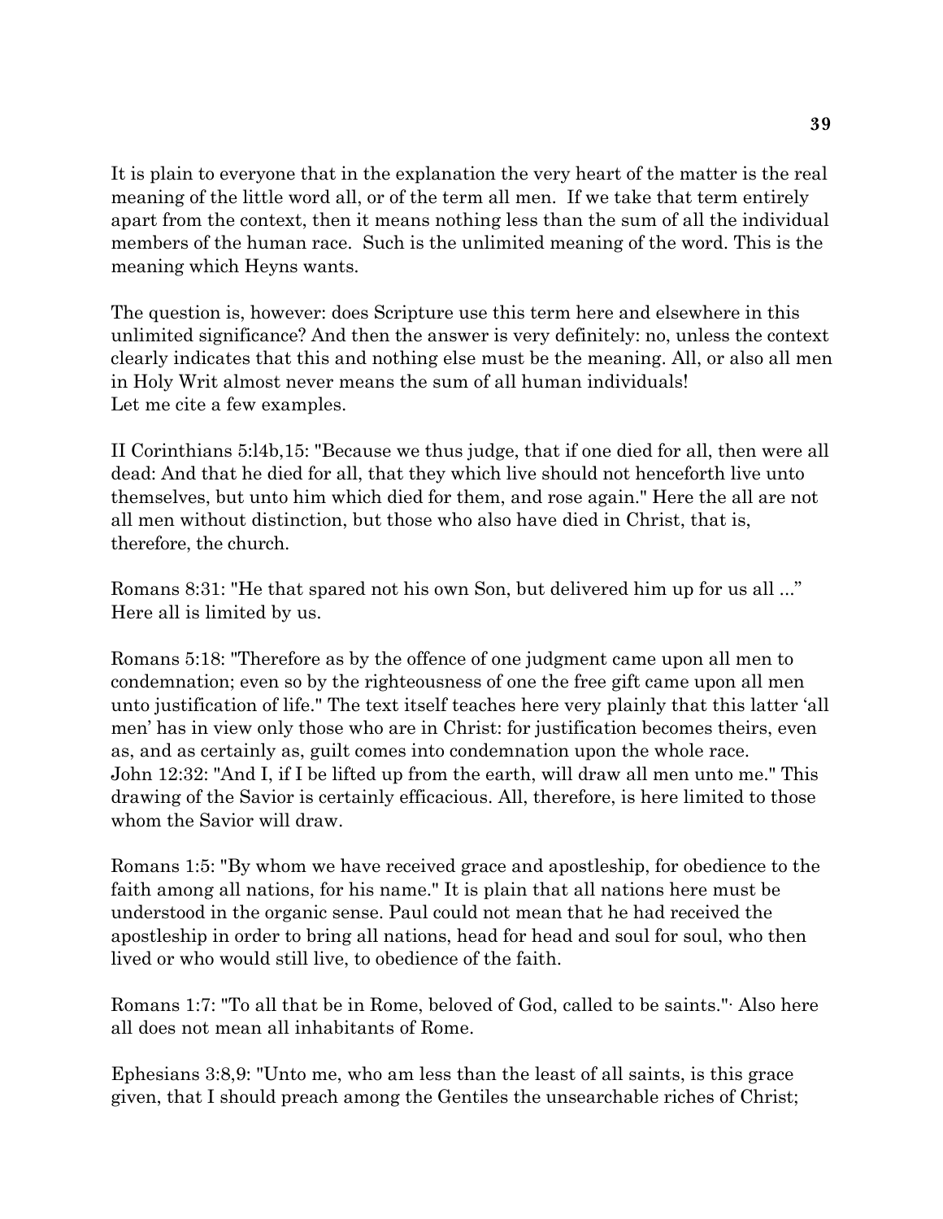It is plain to everyone that in the explanation the very heart of the matter is the real meaning of the little word all, or of the term all men. If we take that term entirely apart from the context, then it means nothing less than the sum of all the individual members of the human race. Such is the unlimited meaning of the word. This is the meaning which Heyns wants.

The question is, however: does Scripture use this term here and elsewhere in this unlimited significance? And then the answer is very definitely: no, unless the context clearly indicates that this and nothing else must be the meaning. All, or also all men in Holy Writ almost never means the sum of all human individuals!
Let me cite a few examples.

II Corinthians 5:l4b,15: "Because we thus judge, that if one died for all, then were all dead: And that he died for all, that they which live should not henceforth live unto themselves, but unto him which died for them, and rose again." Here the all are not all men without distinction, but those who also have died in Christ, that is, therefore, the church.

Romans 8:31: "He that spared not his own Son, but delivered him up for us all ..." Here all is limited by us.

Romans 5:18: "Therefore as by the offence of one judgment came upon all men to condemnation; even so by the righteousness of one the free gift came upon all men unto justification of life." The text itself teaches here very plainly that this latter 'all men' has in view only those who are in Christ: for justification becomes theirs, even as, and as certainly as, guilt comes into condemnation upon the whole race.
John 12:32: "And I, if I be lifted up from the earth, will draw all men unto me." This drawing of the Savior is certainly efficacious. All, therefore, is here limited to those whom the Savior will draw.

Romans 1:5: "By whom we have received grace and apostleship, for obedience to the faith among all nations, for his name." It is plain that all nations here must be understood in the organic sense. Paul could not mean that he had received the apostleship in order to bring all nations, head for head and soul for soul, who then lived or who would still live, to obedience of the faith.

Romans 1:7: "To all that be in Rome, beloved of God, called to be saints."· Also here all does not mean all inhabitants of Rome.

Ephesians 3:8,9: "Unto me, who am less than the least of all saints, is this grace given, that I should preach among the Gentiles the unsearchable riches of Christ;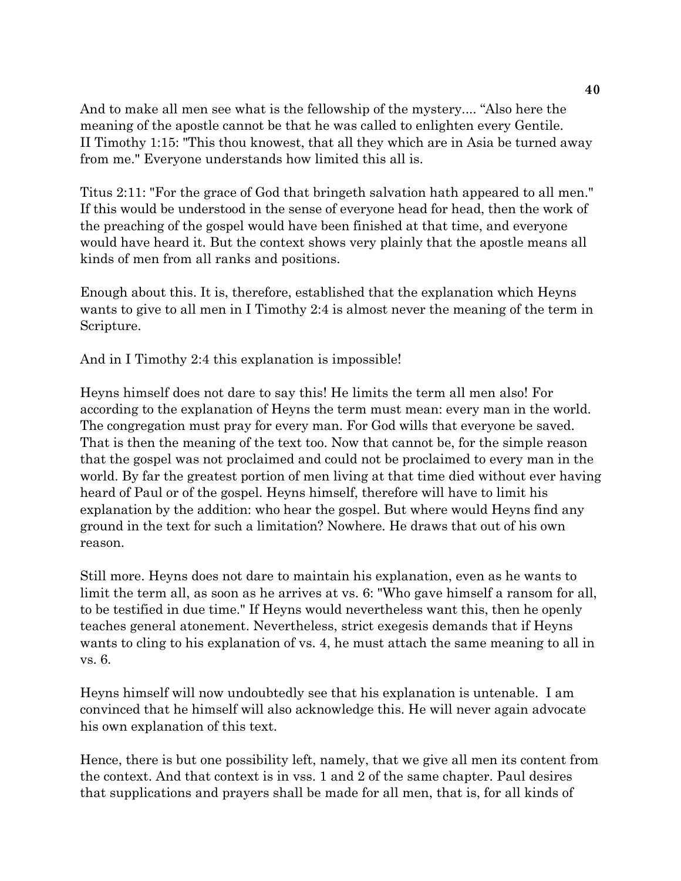And to make all men see what is the fellowship of the mystery.... “Also here the meaning of the apostle cannot be that he was called to enlighten every Gentile.
II Timothy 1:15: "This thou knowest, that all they which are in Asia be turned away from me." Everyone understands how limited this all is.

Titus 2:11: "For the grace of God that bringeth salvation hath appeared to all men." If this would be understood in the sense of everyone head for head, then the work of the preaching of the gospel would have been finished at that time, and everyone would have heard it. But the context shows very plainly that the apostle means all kinds of men from all ranks and positions.

Enough about this. It is, therefore, established that the explanation which Heyns wants to give to all men in I Timothy 2:4 is almost never the meaning of the term in Scripture.

And in I Timothy 2:4 this explanation is impossible!

Heyns himself does not dare to say this! He limits the term all men also! For according to the explanation of Heyns the term must mean: every man in the world. The congregation must pray for every man. For God wills that everyone be saved. That is then the meaning of the text too. Now that cannot be, for the simple reason that the gospel was not proclaimed and could not be proclaimed to every man in the world. By far the greatest portion of men living at that time died without ever having heard of Paul or of the gospel. Heyns himself, therefore will have to limit his explanation by the addition: who hear the gospel. But where would Heyns find any ground in the text for such a limitation? Nowhere. He draws that out of his own reason.

Still more. Heyns does not dare to maintain his explanation, even as he wants to limit the term all, as soon as he arrives at vs. 6: "Who gave himself a ransom for all, to be testified in due time." If Heyns would nevertheless want this, then he openly teaches general atonement. Nevertheless, strict exegesis demands that if Heyns wants to cling to his explanation of vs. 4, he must attach the same meaning to all in vs. 6.

Heyns himself will now undoubtedly see that his explanation is untenable. I am convinced that he himself will also acknowledge this. He will never again advocate his own explanation of this text.

Hence, there is but one possibility left, namely, that we give all men its content from the context. And that context is in vss. 1 and 2 of the same chapter. Paul desires that supplications and prayers shall be made for all men, that is, for all kinds of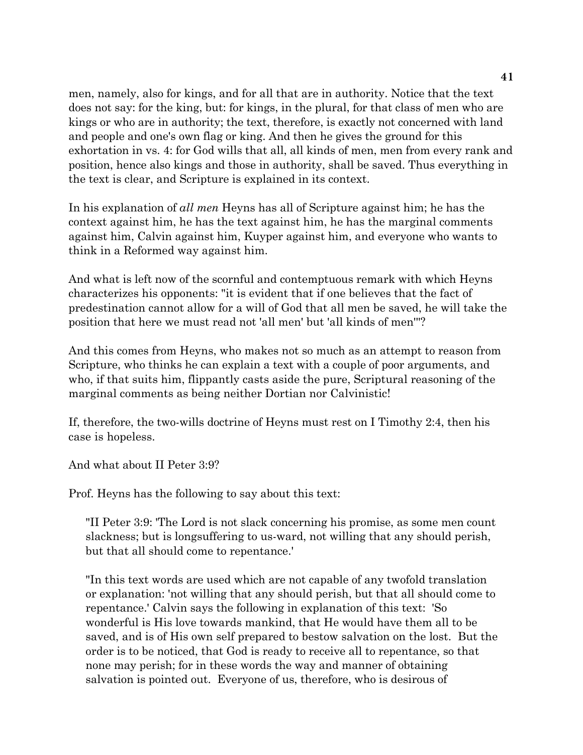men, namely, also for kings, and for all that are in authority. Notice that the text does not say: for the king, but: for kings, in the plural, for that class of men who are kings or who are in authority; the text, therefore, is exactly not concerned with land and people and one's own flag or king. And then he gives the ground for this exhortation in vs. 4: for God wills that all, all kinds of men, men from every rank and position, hence also kings and those in authority, shall be saved. Thus everything in the text is clear, and Scripture is explained in its context.

In his explanation of *all men* Heyns has all of Scripture against him; he has the context against him, he has the text against him, he has the marginal comments against him, Calvin against him, Kuyper against him, and everyone who wants to think in a Reformed way against him.

And what is left now of the scornful and contemptuous remark with which Heyns characterizes his opponents: "it is evident that if one believes that the fact of predestination cannot allow for a will of God that all men be saved, he will take the position that here we must read not 'all men' but 'all kinds of men'"?

And this comes from Heyns, who makes not so much as an attempt to reason from Scripture, who thinks he can explain a text with a couple of poor arguments, and who, if that suits him, flippantly casts aside the pure, Scriptural reasoning of the marginal comments as being neither Dortian nor Calvinistic!

If, therefore, the two-wills doctrine of Heyns must rest on I Timothy 2:4, then his case is hopeless.

And what about II Peter 3:9?

Prof. Heyns has the following to say about this text:

> "II Peter 3:9: 'The Lord is not slack concerning his promise, as some men count slackness; but is longsuffering to us-ward, not willing that any should perish, but that all should come to repentance.'
>
> "In this text words are used which are not capable of any twofold translation or explanation: 'not willing that any should perish, but that all should come to repentance.' Calvin says the following in explanation of this text: 'So wonderful is His love towards mankind, that He would have them all to be saved, and is of His own self prepared to bestow salvation on the lost. But the order is to be noticed, that God is ready to receive all to repentance, so that none may perish; for in these words the way and manner of obtaining salvation is pointed out. Everyone of us, therefore, who is desirous of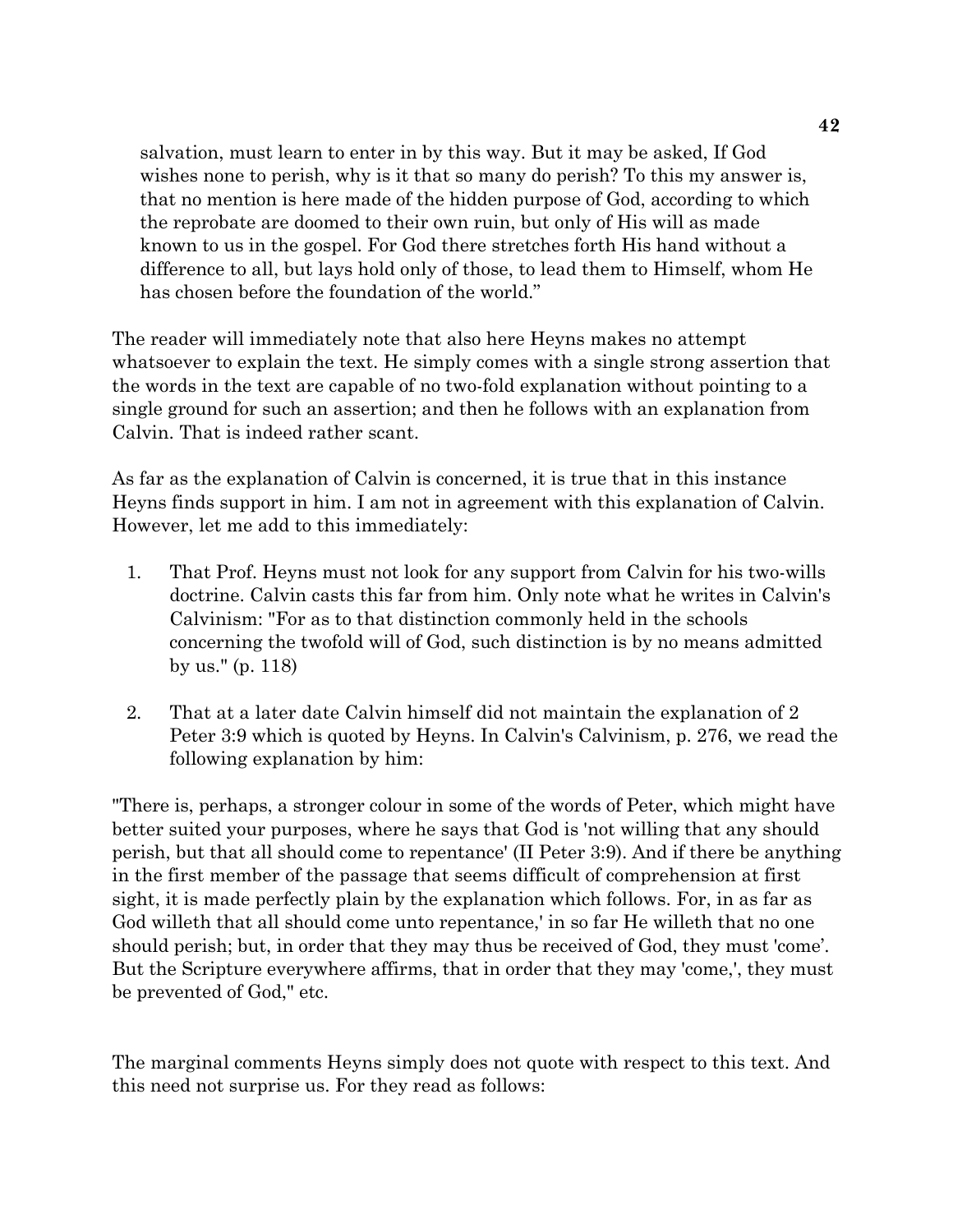salvation, must learn to enter in by this way. But it may be asked, If God wishes none to perish, why is it that so many do perish? To this my answer is, that no mention is here made of the hidden purpose of God, according to which the reprobate are doomed to their own ruin, but only of His will as made known to us in the gospel. For God there stretches forth His hand without a difference to all, but lays hold only of those, to lead them to Himself, whom He has chosen before the foundation of the world."

The reader will immediately note that also here Heyns makes no attempt whatsoever to explain the text. He simply comes with a single strong assertion that the words in the text are capable of no two-fold explanation without pointing to a single ground for such an assertion; and then he follows with an explanation from Calvin. That is indeed rather scant.

As far as the explanation of Calvin is concerned, it is true that in this instance Heyns finds support in him. I am not in agreement with this explanation of Calvin. However, let me add to this immediately:

1. That Prof. Heyns must not look for any support from Calvin for his two-wills doctrine. Calvin casts this far from him. Only note what he writes in Calvin's Calvinism: "For as to that distinction commonly held in the schools concerning the twofold will of God, such distinction is by no means admitted by us." (p. 118)

2. That at a later date Calvin himself did not maintain the explanation of 2 Peter 3:9 which is quoted by Heyns. In Calvin's Calvinism, p. 276, we read the following explanation by him:

"There is, perhaps, a stronger colour in some of the words of Peter, which might have better suited your purposes, where he says that God is 'not willing that any should perish, but that all should come to repentance' (II Peter 3:9). And if there be anything in the first member of the passage that seems difficult of comprehension at first sight, it is made perfectly plain by the explanation which follows. For, in as far as God willeth that all should come unto repentance,' in so far He willeth that no one should perish; but, in order that they may thus be received of God, they must 'come'. But the Scripture everywhere affirms, that in order that they may 'come,', they must be prevented of God," etc.

The marginal comments Heyns simply does not quote with respect to this text. And this need not surprise us. For they read as follows: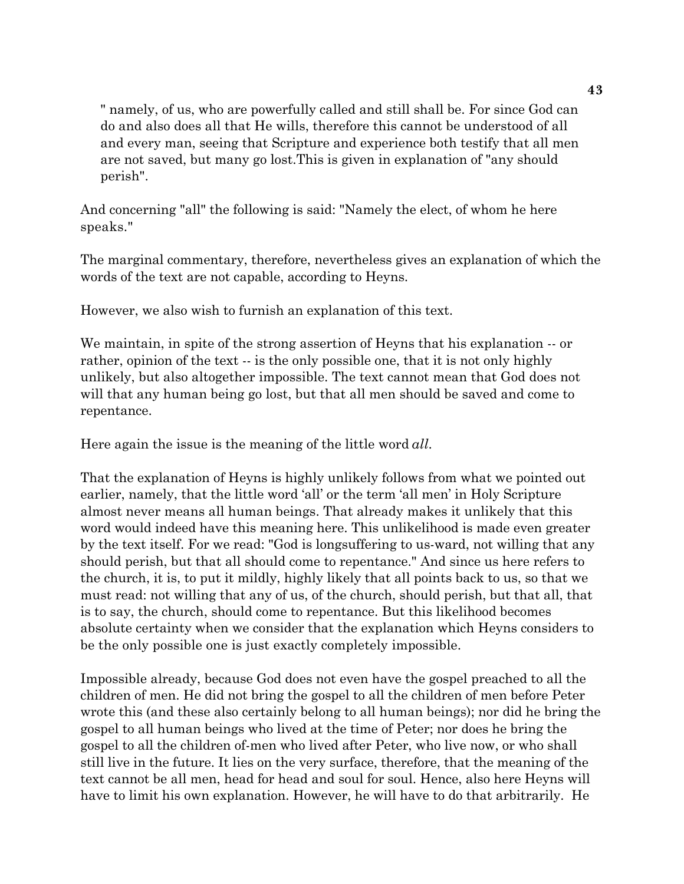" namely, of us, who are powerfully called and still shall be. For since God can do and also does all that He wills, therefore this cannot be understood of all and every man, seeing that Scripture and experience both testify that all men are not saved, but many go lost.This is given in explanation of "any should perish".

And concerning "all" the following is said: "Namely the elect, of whom he here speaks."

The marginal commentary, therefore, nevertheless gives an explanation of which the words of the text are not capable, according to Heyns.

However, we also wish to furnish an explanation of this text.

We maintain, in spite of the strong assertion of Heyns that his explanation -- or rather, opinion of the text -- is the only possible one, that it is not only highly unlikely, but also altogether impossible. The text cannot mean that God does not will that any human being go lost, but that all men should be saved and come to repentance.

Here again the issue is the meaning of the little word *all*.

That the explanation of Heyns is highly unlikely follows from what we pointed out earlier, namely, that the little word 'all' or the term 'all men' in Holy Scripture almost never means all human beings. That already makes it unlikely that this word would indeed have this meaning here. This unlikelihood is made even greater by the text itself. For we read: "God is longsuffering to us-ward, not willing that any should perish, but that all should come to repentance." And since us here refers to the church, it is, to put it mildly, highly likely that all points back to us, so that we must read: not willing that any of us, of the church, should perish, but that all, that is to say, the church, should come to repentance. But this likelihood becomes absolute certainty when we consider that the explanation which Heyns considers to be the only possible one is just exactly completely impossible.

Impossible already, because God does not even have the gospel preached to all the children of men. He did not bring the gospel to all the children of men before Peter wrote this (and these also certainly belong to all human beings); nor did he bring the gospel to all human beings who lived at the time of Peter; nor does he bring the gospel to all the children of-men who lived after Peter, who live now, or who shall still live in the future. It lies on the very surface, therefore, that the meaning of the text cannot be all men, head for head and soul for soul. Hence, also here Heyns will have to limit his own explanation. However, he will have to do that arbitrarily. He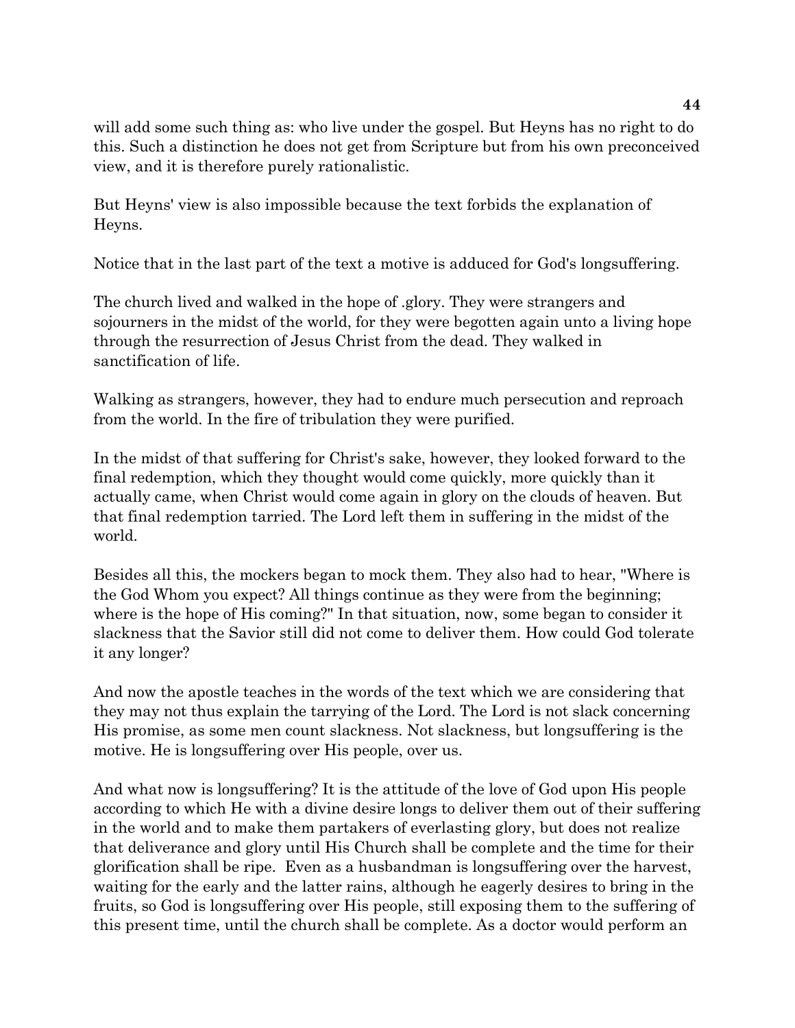will add some such thing as: who live under the gospel. But Heyns has no right to do this. Such a distinction he does not get from Scripture but from his own preconceived view, and it is therefore purely rationalistic.

But Heyns' view is also impossible because the text forbids the explanation of Heyns.

Notice that in the last part of the text a motive is adduced for God's longsuffering.

The church lived and walked in the hope of .glory. They were strangers and sojourners in the midst of the world, for they were begotten again unto a living hope through the resurrection of Jesus Christ from the dead. They walked in sanctification of life.

Walking as strangers, however, they had to endure much persecution and reproach from the world. In the fire of tribulation they were purified.

In the midst of that suffering for Christ's sake, however, they looked forward to the final redemption, which they thought would come quickly, more quickly than it actually came, when Christ would come again in glory on the clouds of heaven. But that final redemption tarried. The Lord left them in suffering in the midst of the world.

Besides all this, the mockers began to mock them. They also had to hear, "Where is the God Whom you expect? All things continue as they were from the beginning; where is the hope of His coming?" In that situation, now, some began to consider it slackness that the Savior still did not come to deliver them. How could God tolerate it any longer?

And now the apostle teaches in the words of the text which we are considering that they may not thus explain the tarrying of the Lord. The Lord is not slack concerning His promise, as some men count slackness. Not slackness, but longsuffering is the motive. He is longsuffering over His people, over us.

And what now is longsuffering? It is the attitude of the love of God upon His people according to which He with a divine desire longs to deliver them out of their suffering in the world and to make them partakers of everlasting glory, but does not realize that deliverance and glory until His Church shall be complete and the time for their glorification shall be ripe. Even as a husbandman is longsuffering over the harvest, waiting for the early and the latter rains, although he eagerly desires to bring in the fruits, so God is longsuffering over His people, still exposing them to the suffering of this present time, until the church shall be complete. As a doctor would perform an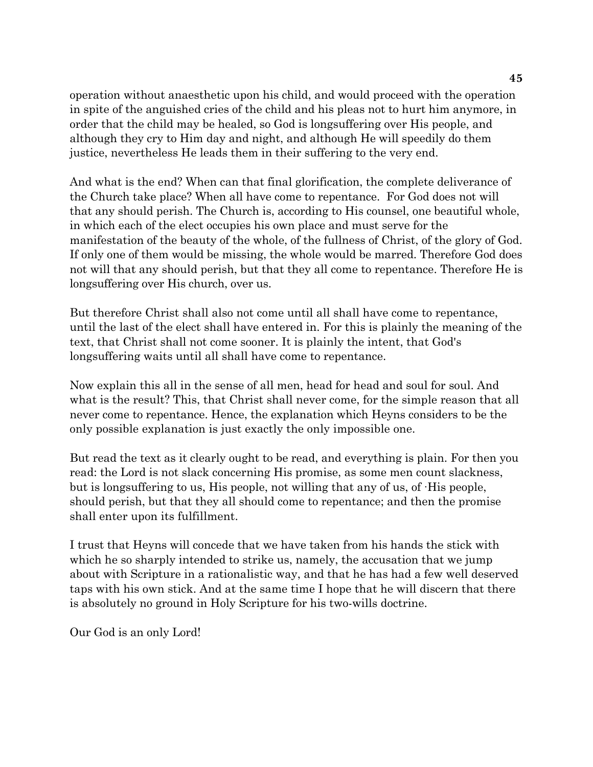operation without anaesthetic upon his child, and would proceed with the operation in spite of the anguished cries of the child and his pleas not to hurt him anymore, in order that the child may be healed, so God is longsuffering over His people, and although they cry to Him day and night, and although He will speedily do them justice, nevertheless He leads them in their suffering to the very end.

And what is the end? When can that final glorification, the complete deliverance of the Church take place? When all have come to repentance. For God does not will that any should perish. The Church is, according to His counsel, one beautiful whole, in which each of the elect occupies his own place and must serve for the manifestation of the beauty of the whole, of the fullness of Christ, of the glory of God. If only one of them would be missing, the whole would be marred. Therefore God does not will that any should perish, but that they all come to repentance. Therefore He is longsuffering over His church, over us.

But therefore Christ shall also not come until all shall have come to repentance, until the last of the elect shall have entered in. For this is plainly the meaning of the text, that Christ shall not come sooner. It is plainly the intent, that God's longsuffering waits until all shall have come to repentance.

Now explain this all in the sense of all men, head for head and soul for soul. And what is the result? This, that Christ shall never come, for the simple reason that all never come to repentance. Hence, the explanation which Heyns considers to be the only possible explanation is just exactly the only impossible one.

But read the text as it clearly ought to be read, and everything is plain. For then you read: the Lord is not slack concerning His promise, as some men count slackness, but is longsuffering to us, His people, not willing that any of us, of His people, should perish, but that they all should come to repentance; and then the promise shall enter upon its fulfillment.

I trust that Heyns will concede that we have taken from his hands the stick with which he so sharply intended to strike us, namely, the accusation that we jump about with Scripture in a rationalistic way, and that he has had a few well deserved taps with his own stick. And at the same time I hope that he will discern that there is absolutely no ground in Holy Scripture for his two-wills doctrine.

Our God is an only Lord!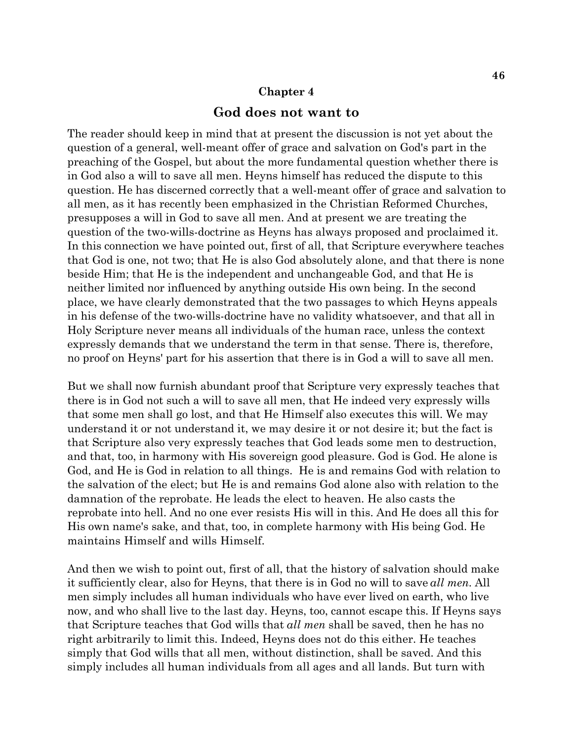## Chapter 4

# God does not want to

The reader should keep in mind that at present the discussion is not yet about the question of a general, well-meant offer of grace and salvation on God's part in the preaching of the Gospel, but about the more fundamental question whether there is in God also a will to save all men. Heyns himself has reduced the dispute to this question. He has discerned correctly that a well-meant offer of grace and salvation to all men, as it has recently been emphasized in the Christian Reformed Churches, presupposes a will in God to save all men. And at present we are treating the question of the two-wills-doctrine as Heyns has always proposed and proclaimed it. In this connection we have pointed out, first of all, that Scripture everywhere teaches that God is one, not two; that He is also God absolutely alone, and that there is none beside Him; that He is the independent and unchangeable God, and that He is neither limited nor influenced by anything outside His own being. In the second place, we have clearly demonstrated that the two passages to which Heyns appeals in his defense of the two-wills-doctrine have no validity whatsoever, and that all in Holy Scripture never means all individuals of the human race, unless the context expressly demands that we understand the term in that sense. There is, therefore, no proof on Heyns' part for his assertion that there is in God a will to save all men.

But we shall now furnish abundant proof that Scripture very expressly teaches that there is in God not such a will to save all men, that He indeed very expressly wills that some men shall go lost, and that He Himself also executes this will. We may understand it or not understand it, we may desire it or not desire it; but the fact is that Scripture also very expressly teaches that God leads some men to destruction, and that, too, in harmony with His sovereign good pleasure. God is God. He alone is God, and He is God in relation to all things. He is and remains God with relation to the salvation of the elect; but He is and remains God alone also with relation to the damnation of the reprobate. He leads the elect to heaven. He also casts the reprobate into hell. And no one ever resists His will in this. And He does all this for His own name's sake, and that, too, in complete harmony with His being God. He maintains Himself and wills Himself.

And then we wish to point out, first of all, that the history of salvation should make it sufficiently clear, also for Heyns, that there is in God no will to save *all men*. All men simply includes all human individuals who have ever lived on earth, who live now, and who shall live to the last day. Heyns, too, cannot escape this. If Heyns says that Scripture teaches that God wills that *all men* shall be saved, then he has no right arbitrarily to limit this. Indeed, Heyns does not do this either. He teaches simply that God wills that all men, without distinction, shall be saved. And this simply includes all human individuals from all ages and all lands. But turn with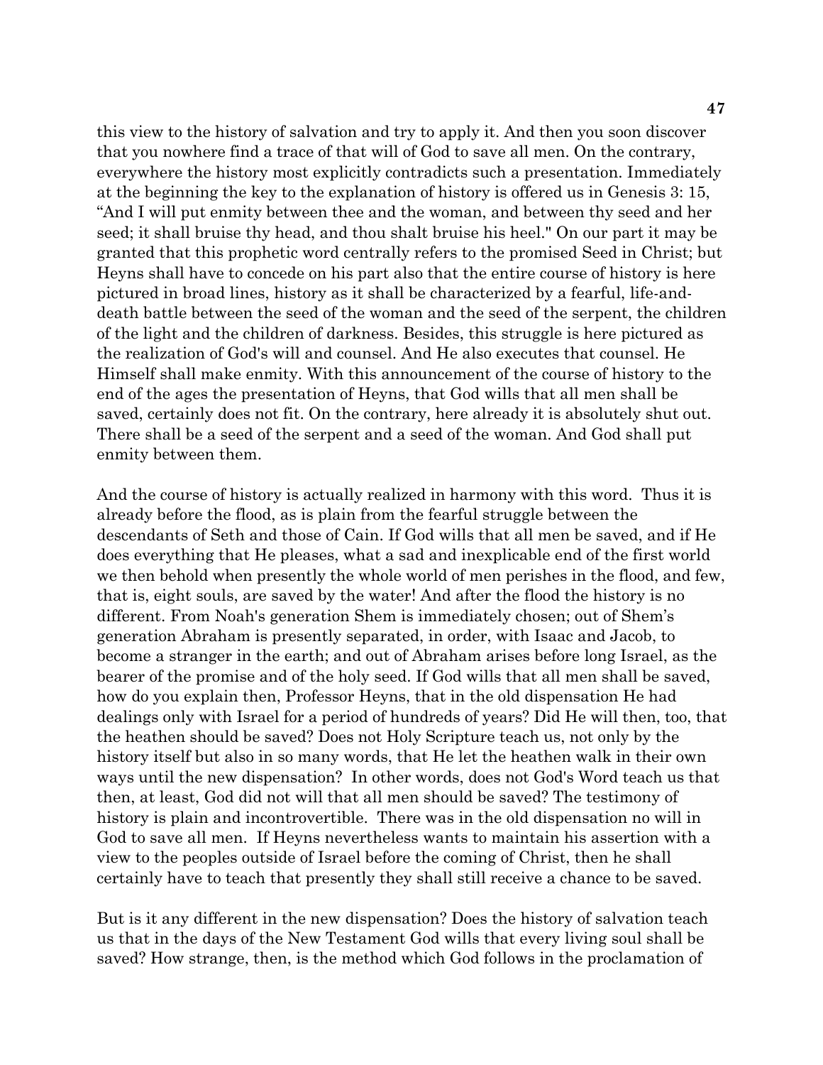this view to the history of salvation and try to apply it. And then you soon discover that you nowhere find a trace of that will of God to save all men. On the contrary, everywhere the history most explicitly contradicts such a presentation. Immediately at the beginning the key to the explanation of history is offered us in Genesis 3: 15, "And I will put enmity between thee and the woman, and between thy seed and her seed; it shall bruise thy head, and thou shalt bruise his heel." On our part it may be granted that this prophetic word centrally refers to the promised Seed in Christ; but Heyns shall have to concede on his part also that the entire course of history is here pictured in broad lines, history as it shall be characterized by a fearful, life-and-death battle between the seed of the woman and the seed of the serpent, the children of the light and the children of darkness. Besides, this struggle is here pictured as the realization of God's will and counsel. And He also executes that counsel. He Himself shall make enmity. With this announcement of the course of history to the end of the ages the presentation of Heyns, that God wills that all men shall be saved, certainly does not fit. On the contrary, here already it is absolutely shut out. There shall be a seed of the serpent and a seed of the woman. And God shall put enmity between them.

And the course of history is actually realized in harmony with this word. Thus it is already before the flood, as is plain from the fearful struggle between the descendants of Seth and those of Cain. If God wills that all men be saved, and if He does everything that He pleases, what a sad and inexplicable end of the first world we then behold when presently the whole world of men perishes in the flood, and few, that is, eight souls, are saved by the water! And after the flood the history is no different. From Noah's generation Shem is immediately chosen; out of Shem's generation Abraham is presently separated, in order, with Isaac and Jacob, to become a stranger in the earth; and out of Abraham arises before long Israel, as the bearer of the promise and of the holy seed. If God wills that all men shall be saved, how do you explain then, Professor Heyns, that in the old dispensation He had dealings only with Israel for a period of hundreds of years? Did He will then, too, that the heathen should be saved? Does not Holy Scripture teach us, not only by the history itself but also in so many words, that He let the heathen walk in their own ways until the new dispensation? In other words, does not God's Word teach us that then, at least, God did not will that all men should be saved? The testimony of history is plain and incontrovertible. There was in the old dispensation no will in God to save all men. If Heyns nevertheless wants to maintain his assertion with a view to the peoples outside of Israel before the coming of Christ, then he shall certainly have to teach that presently they shall still receive a chance to be saved.

But is it any different in the new dispensation? Does the history of salvation teach us that in the days of the New Testament God wills that every living soul shall be saved? How strange, then, is the method which God follows in the proclamation of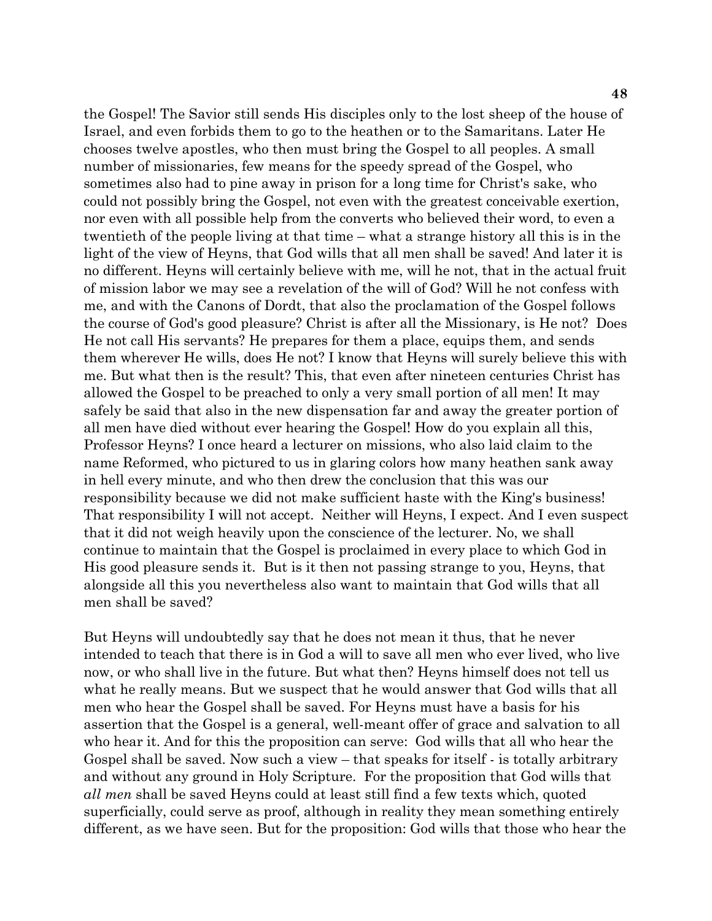the Gospel! The Savior still sends His disciples only to the lost sheep of the house of Israel, and even forbids them to go to the heathen or to the Samaritans. Later He chooses twelve apostles, who then must bring the Gospel to all peoples. A small number of missionaries, few means for the speedy spread of the Gospel, who sometimes also had to pine away in prison for a long time for Christ's sake, who could not possibly bring the Gospel, not even with the greatest conceivable exertion, nor even with all possible help from the converts who believed their word, to even a twentieth of the people living at that time – what a strange history all this is in the light of the view of Heyns, that God wills that all men shall be saved! And later it is no different. Heyns will certainly believe with me, will he not, that in the actual fruit of mission labor we may see a revelation of the will of God? Will he not confess with me, and with the Canons of Dordt, that also the proclamation of the Gospel follows the course of God's good pleasure? Christ is after all the Missionary, is He not? Does He not call His servants? He prepares for them a place, equips them, and sends them wherever He wills, does He not? I know that Heyns will surely believe this with me. But what then is the result? This, that even after nineteen centuries Christ has allowed the Gospel to be preached to only a very small portion of all men! It may safely be said that also in the new dispensation far and away the greater portion of all men have died without ever hearing the Gospel! How do you explain all this, Professor Heyns? I once heard a lecturer on missions, who also laid claim to the name Reformed, who pictured to us in glaring colors how many heathen sank away in hell every minute, and who then drew the conclusion that this was our responsibility because we did not make sufficient haste with the King's business! That responsibility I will not accept. Neither will Heyns, I expect. And I even suspect that it did not weigh heavily upon the conscience of the lecturer. No, we shall continue to maintain that the Gospel is proclaimed in every place to which God in His good pleasure sends it. But is it then not passing strange to you, Heyns, that alongside all this you nevertheless also want to maintain that God wills that all men shall be saved?

But Heyns will undoubtedly say that he does not mean it thus, that he never intended to teach that there is in God a will to save all men who ever lived, who live now, or who shall live in the future. But what then? Heyns himself does not tell us what he really means. But we suspect that he would answer that God wills that all men who hear the Gospel shall be saved. For Heyns must have a basis for his assertion that the Gospel is a general, well-meant offer of grace and salvation to all who hear it. And for this the proposition can serve: God wills that all who hear the Gospel shall be saved. Now such a view – that speaks for itself - is totally arbitrary and without any ground in Holy Scripture. For the proposition that God wills that *all men* shall be saved Heyns could at least still find a few texts which, quoted superficially, could serve as proof, although in reality they mean something entirely different, as we have seen. But for the proposition: God wills that those who hear the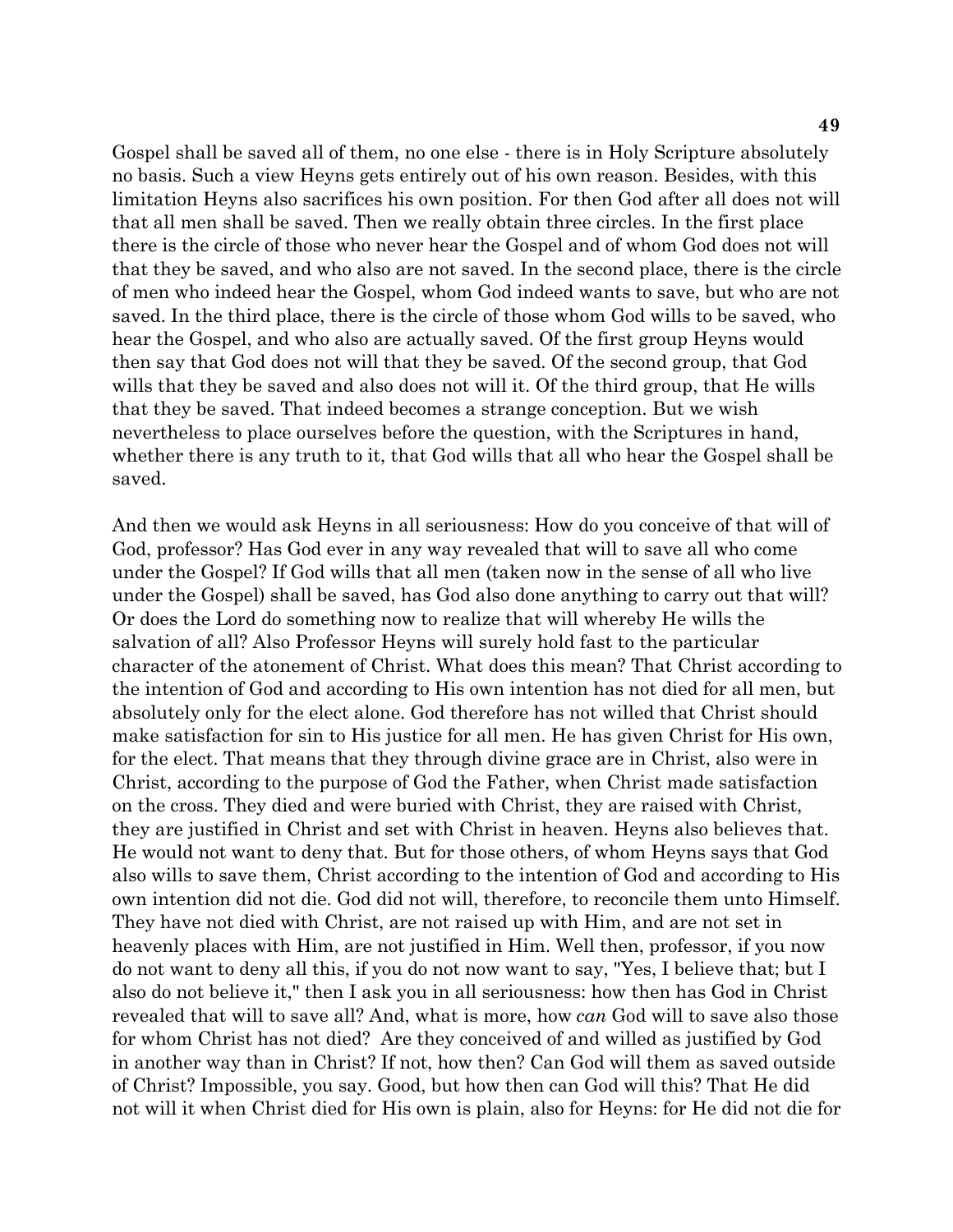Gospel shall be saved all of them, no one else - there is in Holy Scripture absolutely no basis. Such a view Heyns gets entirely out of his own reason. Besides, with this limitation Heyns also sacrifices his own position. For then God after all does not will that all men shall be saved. Then we really obtain three circles. In the first place there is the circle of those who never hear the Gospel and of whom God does not will that they be saved, and who also are not saved. In the second place, there is the circle of men who indeed hear the Gospel, whom God indeed wants to save, but who are not saved. In the third place, there is the circle of those whom God wills to be saved, who hear the Gospel, and who also are actually saved. Of the first group Heyns would then say that God does not will that they be saved. Of the second group, that God wills that they be saved and also does not will it. Of the third group, that He wills that they be saved. That indeed becomes a strange conception. But we wish nevertheless to place ourselves before the question, with the Scriptures in hand, whether there is any truth to it, that God wills that all who hear the Gospel shall be saved.

And then we would ask Heyns in all seriousness: How do you conceive of that will of God, professor? Has God ever in any way revealed that will to save all who come under the Gospel? If God wills that all men (taken now in the sense of all who live under the Gospel) shall be saved, has God also done anything to carry out that will? Or does the Lord do something now to realize that will whereby He wills the salvation of all? Also Professor Heyns will surely hold fast to the particular character of the atonement of Christ. What does this mean? That Christ according to the intention of God and according to His own intention has not died for all men, but absolutely only for the elect alone. God therefore has not willed that Christ should make satisfaction for sin to His justice for all men. He has given Christ for His own, for the elect. That means that they through divine grace are in Christ, also were in Christ, according to the purpose of God the Father, when Christ made satisfaction on the cross. They died and were buried with Christ, they are raised with Christ, they are justified in Christ and set with Christ in heaven. Heyns also believes that. He would not want to deny that. But for those others, of whom Heyns says that God also wills to save them, Christ according to the intention of God and according to His own intention did not die. God did not will, therefore, to reconcile them unto Himself. They have not died with Christ, are not raised up with Him, and are not set in heavenly places with Him, are not justified in Him. Well then, professor, if you now do not want to deny all this, if you do not now want to say, "Yes, I believe that; but I also do not believe it," then I ask you in all seriousness: how then has God in Christ revealed that will to save all? And, what is more, how *can* God will to save also those for whom Christ has not died? Are they conceived of and willed as justified by God in another way than in Christ? If not, how then? Can God will them as saved outside of Christ? Impossible, you say. Good, but how then can God will this? That He did not will it when Christ died for His own is plain, also for Heyns: for He did not die for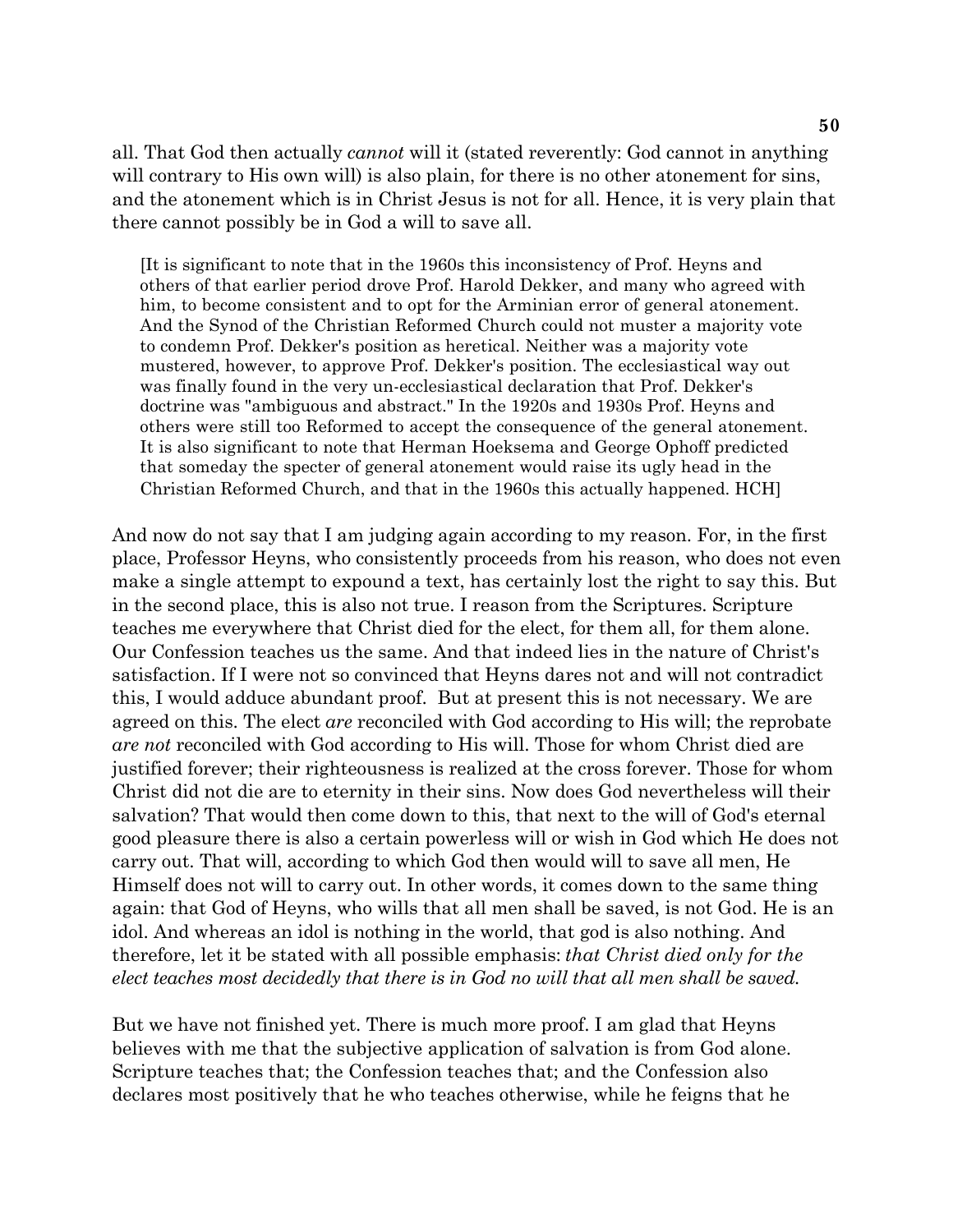all. That God then actually *cannot* will it (stated reverently: God cannot in anything will contrary to His own will) is also plain, for there is no other atonement for sins, and the atonement which is in Christ Jesus is not for all. Hence, it is very plain that there cannot possibly be in God a will to save all.

> [It is significant to note that in the 1960s this inconsistency of Prof. Heyns and others of that earlier period drove Prof. Harold Dekker, and many who agreed with him, to become consistent and to opt for the Arminian error of general atonement. And the Synod of the Christian Reformed Church could not muster a majority vote to condemn Prof. Dekker's position as heretical. Neither was a majority vote mustered, however, to approve Prof. Dekker's position. The ecclesiastical way out was finally found in the very un-ecclesiastical declaration that Prof. Dekker's doctrine was "ambiguous and abstract." In the 1920s and 1930s Prof. Heyns and others were still too Reformed to accept the consequence of the general atonement. It is also significant to note that Herman Hoeksema and George Ophoff predicted that someday the specter of general atonement would raise its ugly head in the Christian Reformed Church, and that in the 1960s this actually happened. HCH]

And now do not say that I am judging again according to my reason. For, in the first place, Professor Heyns, who consistently proceeds from his reason, who does not even make a single attempt to expound a text, has certainly lost the right to say this. But in the second place, this is also not true. I reason from the Scriptures. Scripture teaches me everywhere that Christ died for the elect, for them all, for them alone. Our Confession teaches us the same. And that indeed lies in the nature of Christ's satisfaction. If I were not so convinced that Heyns dares not and will not contradict this, I would adduce abundant proof. But at present this is not necessary. We are agreed on this. The elect *are* reconciled with God according to His will; the reprobate *are not* reconciled with God according to His will. Those for whom Christ died are justified forever; their righteousness is realized at the cross forever. Those for whom Christ did not die are to eternity in their sins. Now does God nevertheless will their salvation? That would then come down to this, that next to the will of God's eternal good pleasure there is also a certain powerless will or wish in God which He does not carry out. That will, according to which God then would will to save all men, He Himself does not will to carry out. In other words, it comes down to the same thing again: that God of Heyns, who wills that all men shall be saved, is not God. He is an idol. And whereas an idol is nothing in the world, that god is also nothing. And therefore, let it be stated with all possible emphasis: *that Christ died only for the elect teaches most decidedly that there is in God no will that all men shall be saved.*

But we have not finished yet. There is much more proof. I am glad that Heyns believes with me that the subjective application of salvation is from God alone. Scripture teaches that; the Confession teaches that; and the Confession also declares most positively that he who teaches otherwise, while he feigns that he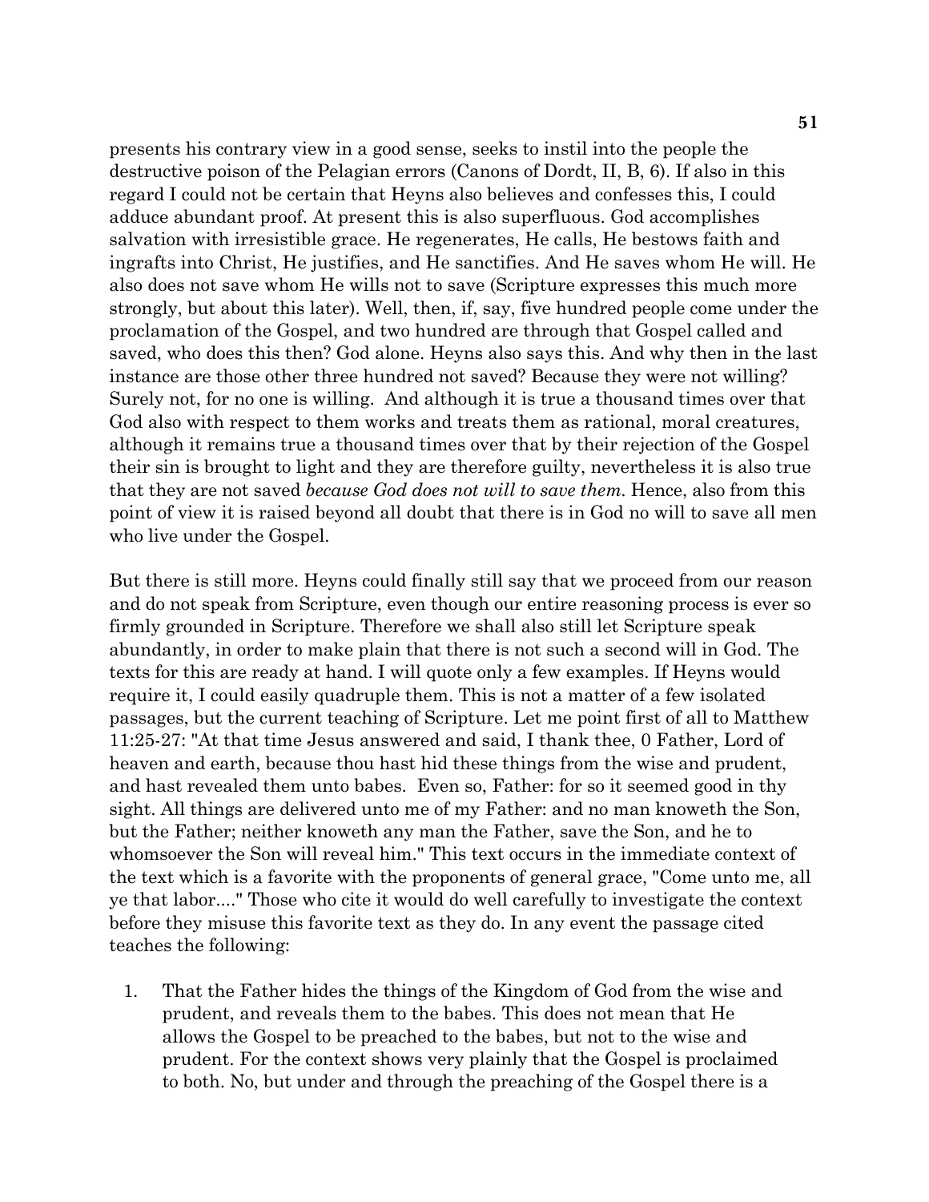presents his contrary view in a good sense, seeks to instil into the people the destructive poison of the Pelagian errors (Canons of Dordt, II, B, 6). If also in this regard I could not be certain that Heyns also believes and confesses this, I could adduce abundant proof. At present this is also superfluous. God accomplishes salvation with irresistible grace. He regenerates, He calls, He bestows faith and ingrafts into Christ, He justifies, and He sanctifies. And He saves whom He will. He also does not save whom He wills not to save (Scripture expresses this much more strongly, but about this later). Well, then, if, say, five hundred people come under the proclamation of the Gospel, and two hundred are through that Gospel called and saved, who does this then? God alone. Heyns also says this. And why then in the last instance are those other three hundred not saved? Because they were not willing? Surely not, for no one is willing. And although it is true a thousand times over that God also with respect to them works and treats them as rational, moral creatures, although it remains true a thousand times over that by their rejection of the Gospel their sin is brought to light and they are therefore guilty, nevertheless it is also true that they are not saved *because God does not will to save them*. Hence, also from this point of view it is raised beyond all doubt that there is in God no will to save all men who live under the Gospel.

But there is still more. Heyns could finally still say that we proceed from our reason and do not speak from Scripture, even though our entire reasoning process is ever so firmly grounded in Scripture. Therefore we shall also still let Scripture speak abundantly, in order to make plain that there is not such a second will in God. The texts for this are ready at hand. I will quote only a few examples. If Heyns would require it, I could easily quadruple them. This is not a matter of a few isolated passages, but the current teaching of Scripture. Let me point first of all to Matthew 11:25-27: "At that time Jesus answered and said, I thank thee, 0 Father, Lord of heaven and earth, because thou hast hid these things from the wise and prudent, and hast revealed them unto babes. Even so, Father: for so it seemed good in thy sight. All things are delivered unto me of my Father: and no man knoweth the Son, but the Father; neither knoweth any man the Father, save the Son, and he to whomsoever the Son will reveal him." This text occurs in the immediate context of the text which is a favorite with the proponents of general grace, "Come unto me, all ye that labor...." Those who cite it would do well carefully to investigate the context before they misuse this favorite text as they do. In any event the passage cited teaches the following:

1. That the Father hides the things of the Kingdom of God from the wise and prudent, and reveals them to the babes. This does not mean that He allows the Gospel to be preached to the babes, but not to the wise and prudent. For the context shows very plainly that the Gospel is proclaimed to both. No, but under and through the preaching of the Gospel there is a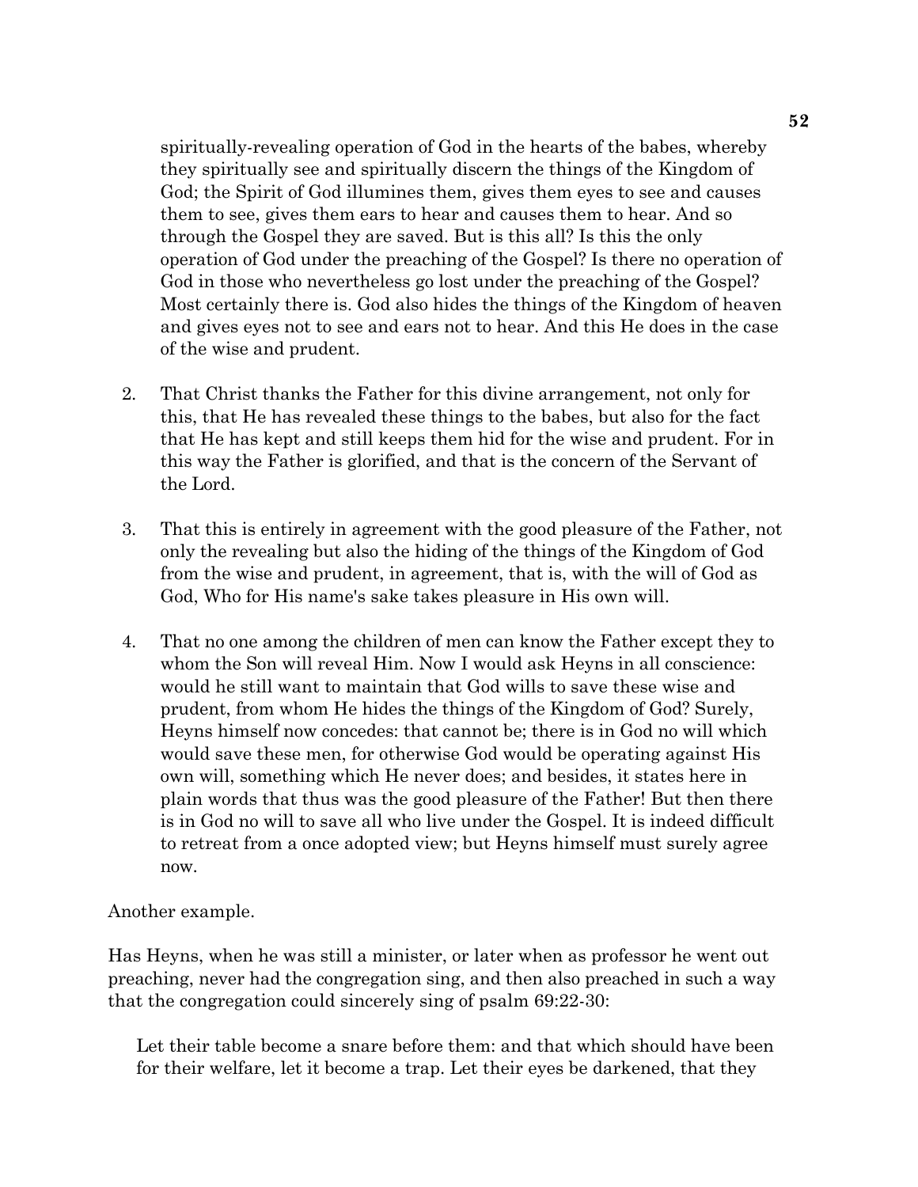spiritually-revealing operation of God in the hearts of the babes, whereby they spiritually see and spiritually discern the things of the Kingdom of God; the Spirit of God illumines them, gives them eyes to see and causes them to see, gives them ears to hear and causes them to hear. And so through the Gospel they are saved. But is this all? Is this the only operation of God under the preaching of the Gospel? Is there no operation of God in those who nevertheless go lost under the preaching of the Gospel? Most certainly there is. God also hides the things of the Kingdom of heaven and gives eyes not to see and ears not to hear. And this He does in the case of the wise and prudent.

2. That Christ thanks the Father for this divine arrangement, not only for this, that He has revealed these things to the babes, but also for the fact that He has kept and still keeps them hid for the wise and prudent. For in this way the Father is glorified, and that is the concern of the Servant of the Lord.

3. That this is entirely in agreement with the good pleasure of the Father, not only the revealing but also the hiding of the things of the Kingdom of God from the wise and prudent, in agreement, that is, with the will of God as God, Who for His name's sake takes pleasure in His own will.

4. That no one among the children of men can know the Father except they to whom the Son will reveal Him. Now I would ask Heyns in all conscience: would he still want to maintain that God wills to save these wise and prudent, from whom He hides the things of the Kingdom of God? Surely, Heyns himself now concedes: that cannot be; there is in God no will which would save these men, for otherwise God would be operating against His own will, something which He never does; and besides, it states here in plain words that thus was the good pleasure of the Father! But then there is in God no will to save all who live under the Gospel. It is indeed difficult to retreat from a once adopted view; but Heyns himself must surely agree now.

Another example.

Has Heyns, when he was still a minister, or later when as professor he went out preaching, never had the congregation sing, and then also preached in such a way that the congregation could sincerely sing of psalm 69:22-30:

> Let their table become a snare before them: and that which should have been for their welfare, let it become a trap. Let their eyes be darkened, that they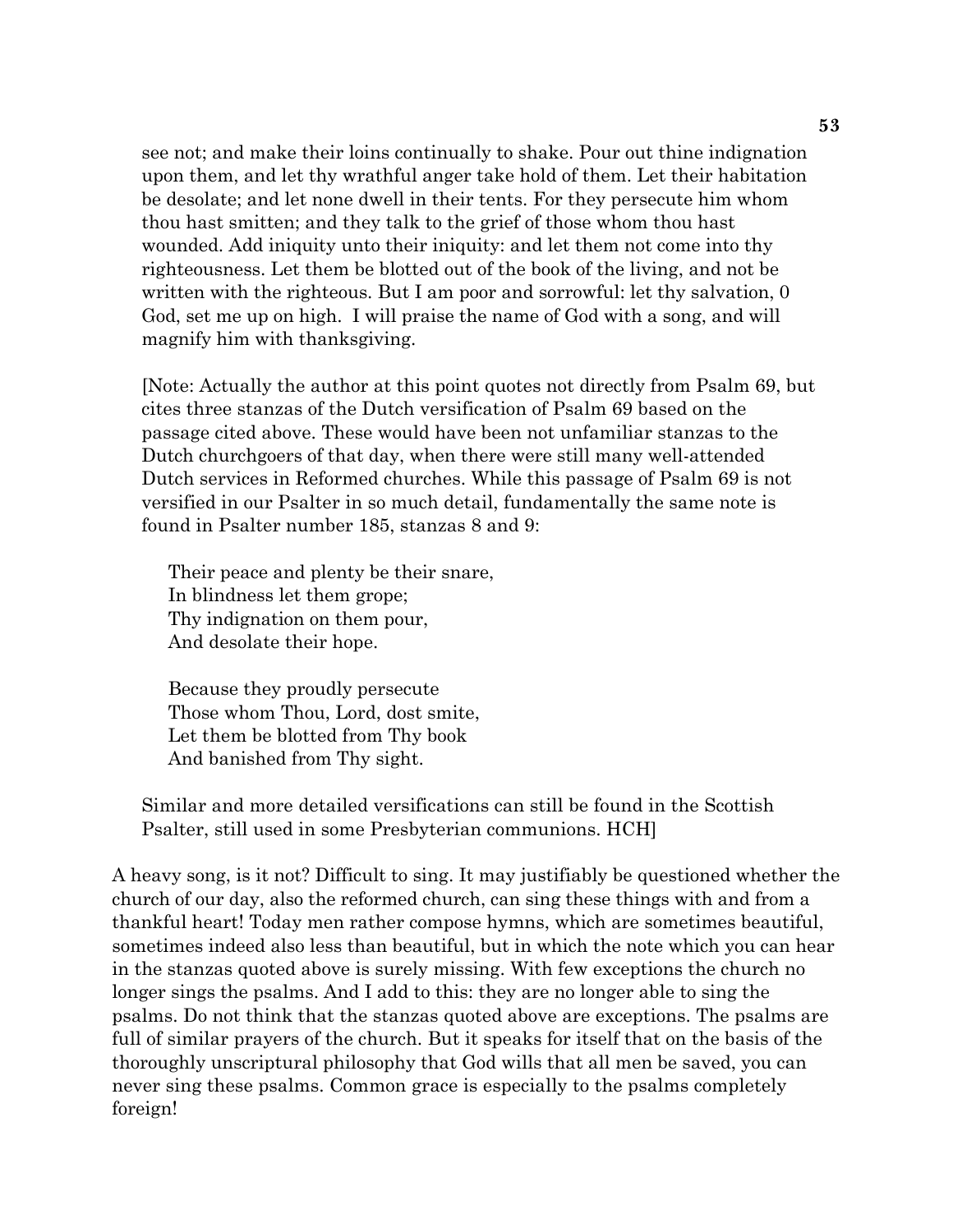see not; and make their loins continually to shake. Pour out thine indignation upon them, and let thy wrathful anger take hold of them. Let their habitation be desolate; and let none dwell in their tents. For they persecute him whom thou hast smitten; and they talk to the grief of those whom thou hast wounded. Add iniquity unto their iniquity: and let them not come into thy righteousness. Let them be blotted out of the book of the living, and not be written with the righteous. But I am poor and sorrowful: let thy salvation, 0 God, set me up on high. I will praise the name of God with a song, and will magnify him with thanksgiving.

[Note: Actually the author at this point quotes not directly from Psalm 69, but cites three stanzas of the Dutch versification of Psalm 69 based on the passage cited above. These would have been not unfamiliar stanzas to the Dutch churchgoers of that day, when there were still many well-attended Dutch services in Reformed churches. While this passage of Psalm 69 is not versified in our Psalter in so much detail, fundamentally the same note is found in Psalter number 185, stanzas 8 and 9:

> Their peace and plenty be their snare,
> In blindness let them grope;
> Thy indignation on them pour,
> And desolate their hope.
>
> Because they proudly persecute
> Those whom Thou, Lord, dost smite,
> Let them be blotted from Thy book
> And banished from Thy sight.

Similar and more detailed versifications can still be found in the Scottish Psalter, still used in some Presbyterian communions. HCH]

A heavy song, is it not? Difficult to sing. It may justifiably be questioned whether the church of our day, also the reformed church, can sing these things with and from a thankful heart! Today men rather compose hymns, which are sometimes beautiful, sometimes indeed also less than beautiful, but in which the note which you can hear in the stanzas quoted above is surely missing. With few exceptions the church no longer sings the psalms. And I add to this: they are no longer able to sing the psalms. Do not think that the stanzas quoted above are exceptions. The psalms are full of similar prayers of the church. But it speaks for itself that on the basis of the thoroughly unscriptural philosophy that God wills that all men be saved, you can never sing these psalms. Common grace is especially to the psalms completely foreign!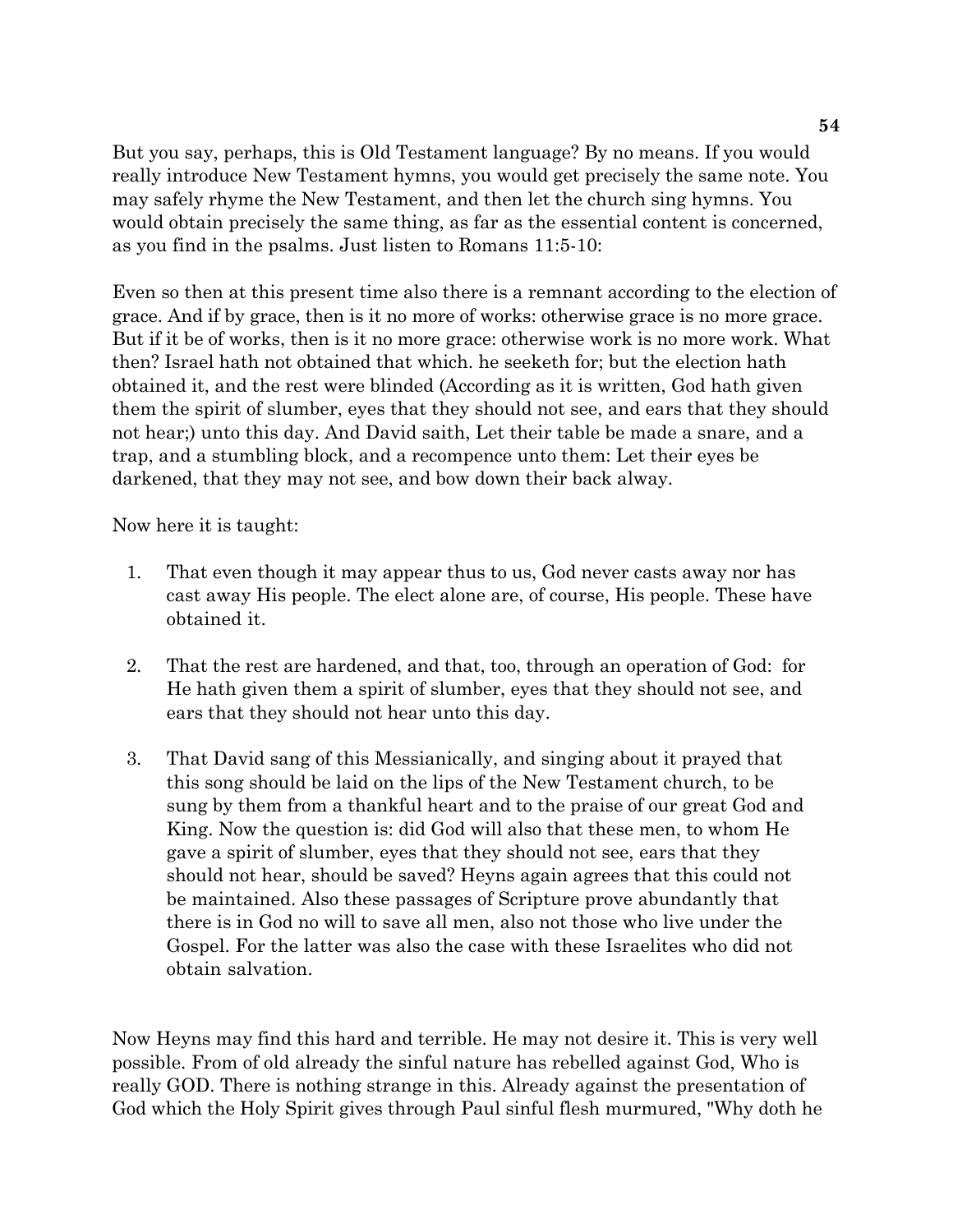But you say, perhaps, this is Old Testament language? By no means. If you would really introduce New Testament hymns, you would get precisely the same note. You may safely rhyme the New Testament, and then let the church sing hymns. You would obtain precisely the same thing, as far as the essential content is concerned, as you find in the psalms. Just listen to Romans 11:5-10:

Even so then at this present time also there is a remnant according to the election of grace. And if by grace, then is it no more of works: otherwise grace is no more grace. But if it be of works, then is it no more grace: otherwise work is no more work. What then? Israel hath not obtained that which. he seeketh for; but the election hath obtained it, and the rest were blinded (According as it is written, God hath given them the spirit of slumber, eyes that they should not see, and ears that they should not hear;) unto this day. And David saith, Let their table be made a snare, and a trap, and a stumbling block, and a recompence unto them: Let their eyes be darkened, that they may not see, and bow down their back alway.

Now here it is taught:

1. That even though it may appear thus to us, God never casts away nor has cast away His people. The elect alone are, of course, His people. These have obtained it.

2. That the rest are hardened, and that, too, through an operation of God: for He hath given them a spirit of slumber, eyes that they should not see, and ears that they should not hear unto this day.

3. That David sang of this Messianically, and singing about it prayed that this song should be laid on the lips of the New Testament church, to be sung by them from a thankful heart and to the praise of our great God and King. Now the question is: did God will also that these men, to whom He gave a spirit of slumber, eyes that they should not see, ears that they should not hear, should be saved? Heyns again agrees that this could not be maintained. Also these passages of Scripture prove abundantly that there is in God no will to save all men, also not those who live under the Gospel. For the latter was also the case with these Israelites who did not obtain salvation.

Now Heyns may find this hard and terrible. He may not desire it. This is very well possible. From of old already the sinful nature has rebelled against God, Who is really GOD. There is nothing strange in this. Already against the presentation of God which the Holy Spirit gives through Paul sinful flesh murmured, "Why doth he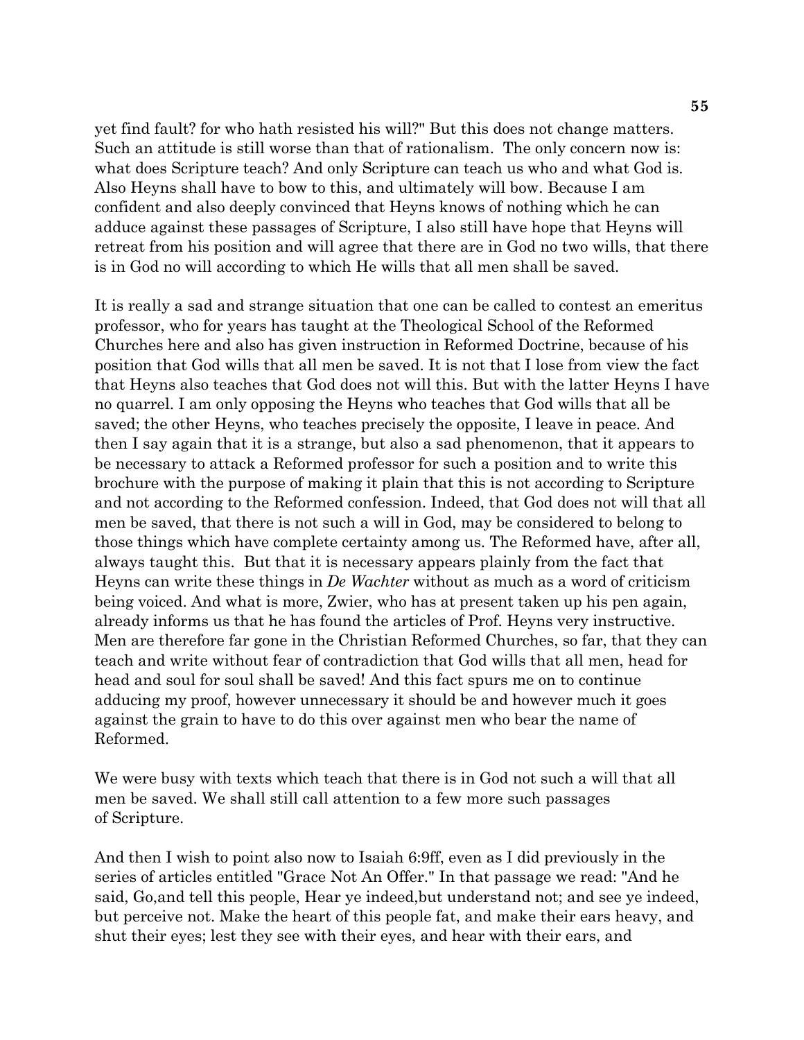yet find fault? for who hath resisted his will?" But this does not change matters. Such an attitude is still worse than that of rationalism. The only concern now is: what does Scripture teach? And only Scripture can teach us who and what God is. Also Heyns shall have to bow to this, and ultimately will bow. Because I am confident and also deeply convinced that Heyns knows of nothing which he can adduce against these passages of Scripture, I also still have hope that Heyns will retreat from his position and will agree that there are in God no two wills, that there is in God no will according to which He wills that all men shall be saved.

It is really a sad and strange situation that one can be called to contest an emeritus professor, who for years has taught at the Theological School of the Reformed Churches here and also has given instruction in Reformed Doctrine, because of his position that God wills that all men be saved. It is not that I lose from view the fact that Heyns also teaches that God does not will this. But with the latter Heyns I have no quarrel. I am only opposing the Heyns who teaches that God wills that all be saved; the other Heyns, who teaches precisely the opposite, I leave in peace. And then I say again that it is a strange, but also a sad phenomenon, that it appears to be necessary to attack a Reformed professor for such a position and to write this brochure with the purpose of making it plain that this is not according to Scripture and not according to the Reformed confession. Indeed, that God does not will that all men be saved, that there is not such a will in God, may be considered to belong to those things which have complete certainty among us. The Reformed have, after all, always taught this. But that it is necessary appears plainly from the fact that Heyns can write these things in *De Wachter* without as much as a word of criticism being voiced. And what is more, Zwier, who has at present taken up his pen again, already informs us that he has found the articles of Prof. Heyns very instructive. Men are therefore far gone in the Christian Reformed Churches, so far, that they can teach and write without fear of contradiction that God wills that all men, head for head and soul for soul shall be saved! And this fact spurs me on to continue adducing my proof, however unnecessary it should be and however much it goes against the grain to have to do this over against men who bear the name of Reformed.

We were busy with texts which teach that there is in God not such a will that all men be saved. We shall still call attention to a few more such passages of Scripture.

And then I wish to point also now to Isaiah 6:9ff, even as I did previously in the series of articles entitled "Grace Not An Offer." In that passage we read: "And he said, Go,and tell this people, Hear ye indeed,but understand not; and see ye indeed, but perceive not. Make the heart of this people fat, and make their ears heavy, and shut their eyes; lest they see with their eyes, and hear with their ears, and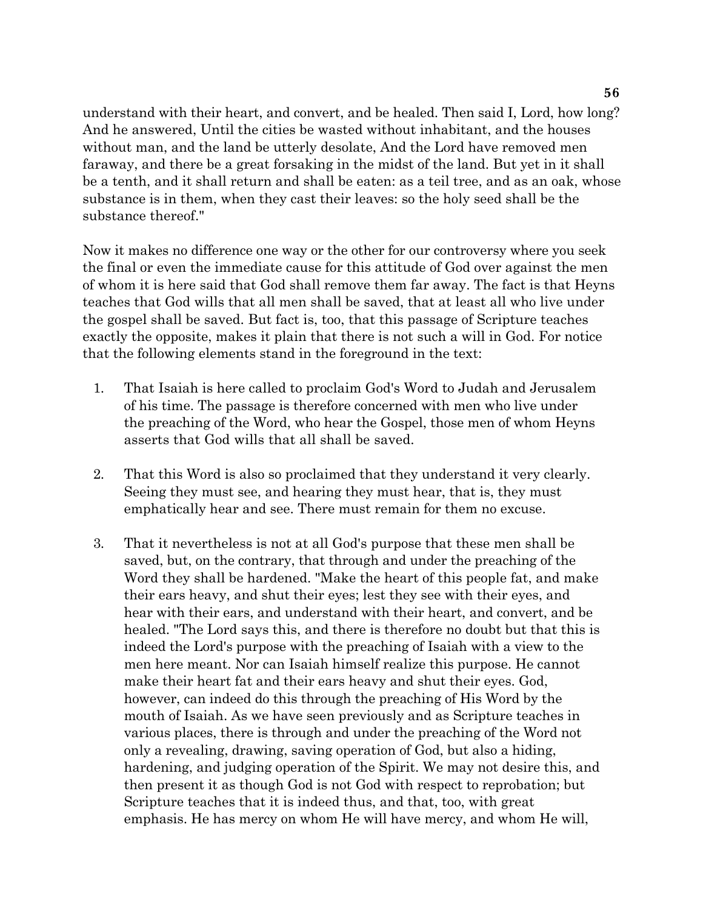understand with their heart, and convert, and be healed. Then said I, Lord, how long? And he answered, Until the cities be wasted without inhabitant, and the houses without man, and the land be utterly desolate, And the Lord have removed men faraway, and there be a great forsaking in the midst of the land. But yet in it shall be a tenth, and it shall return and shall be eaten: as a teil tree, and as an oak, whose substance is in them, when they cast their leaves: so the holy seed shall be the substance thereof."

Now it makes no difference one way or the other for our controversy where you seek the final or even the immediate cause for this attitude of God over against the men of whom it is here said that God shall remove them far away. The fact is that Heyns teaches that God wills that all men shall be saved, that at least all who live under the gospel shall be saved. But fact is, too, that this passage of Scripture teaches exactly the opposite, makes it plain that there is not such a will in God. For notice that the following elements stand in the foreground in the text:

1. That Isaiah is here called to proclaim God's Word to Judah and Jerusalem of his time. The passage is therefore concerned with men who live under the preaching of the Word, who hear the Gospel, those men of whom Heyns asserts that God wills that all shall be saved.

2. That this Word is also so proclaimed that they understand it very clearly. Seeing they must see, and hearing they must hear, that is, they must emphatically hear and see. There must remain for them no excuse.

3. That it nevertheless is not at all God's purpose that these men shall be saved, but, on the contrary, that through and under the preaching of the Word they shall be hardened. "Make the heart of this people fat, and make their ears heavy, and shut their eyes; lest they see with their eyes, and hear with their ears, and understand with their heart, and convert, and be healed. "The Lord says this, and there is therefore no doubt but that this is indeed the Lord's purpose with the preaching of Isaiah with a view to the men here meant. Nor can Isaiah himself realize this purpose. He cannot make their heart fat and their ears heavy and shut their eyes. God, however, can indeed do this through the preaching of His Word by the mouth of Isaiah. As we have seen previously and as Scripture teaches in various places, there is through and under the preaching of the Word not only a revealing, drawing, saving operation of God, but also a hiding, hardening, and judging operation of the Spirit. We may not desire this, and then present it as though God is not God with respect to reprobation; but Scripture teaches that it is indeed thus, and that, too, with great emphasis. He has mercy on whom He will have mercy, and whom He will,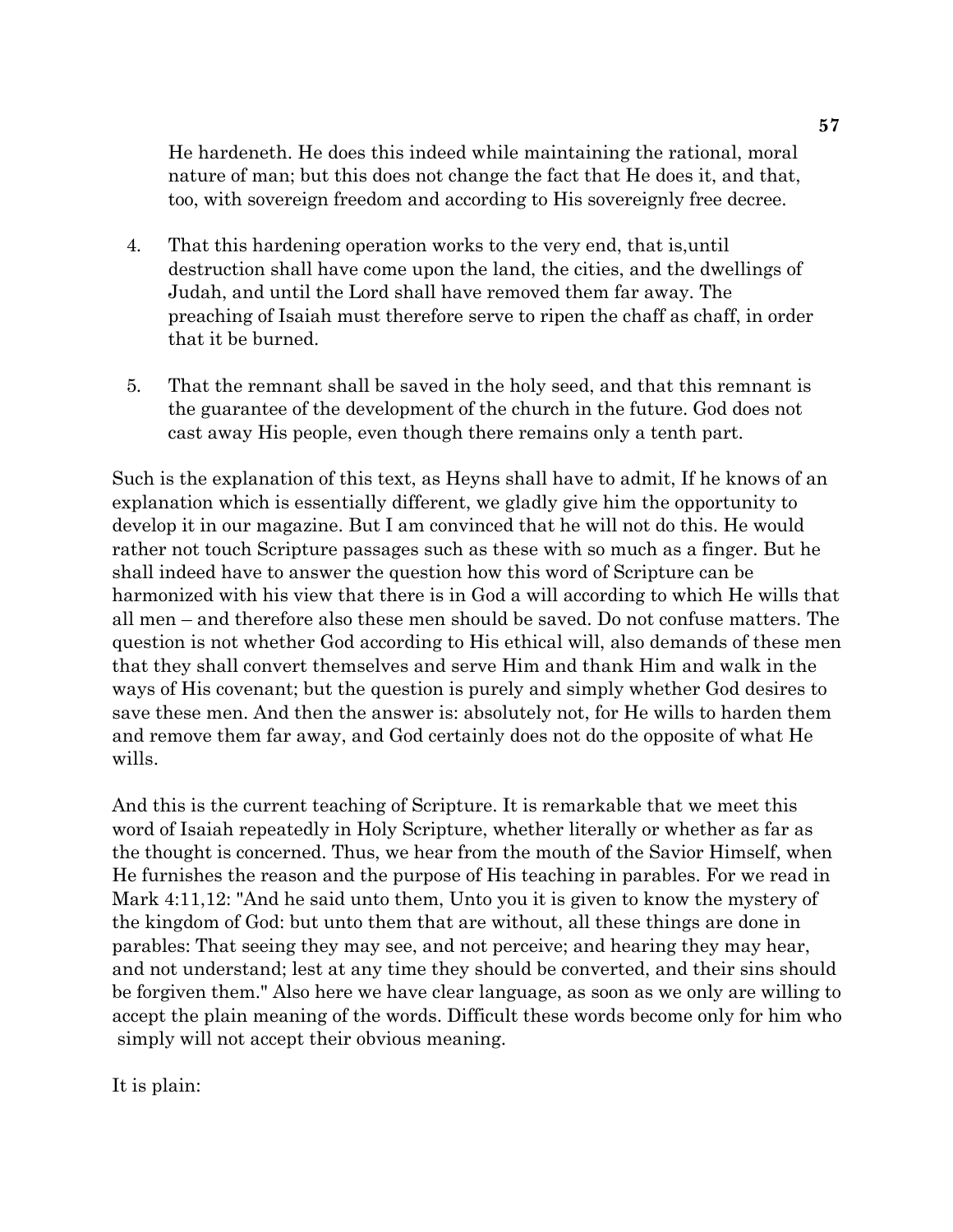He hardeneth. He does this indeed while maintaining the rational, moral nature of man; but this does not change the fact that He does it, and that, too, with sovereign freedom and according to His sovereignly free decree.

4. That this hardening operation works to the very end, that is,until destruction shall have come upon the land, the cities, and the dwellings of Judah, and until the Lord shall have removed them far away. The preaching of Isaiah must therefore serve to ripen the chaff as chaff, in order that it be burned.

5. That the remnant shall be saved in the holy seed, and that this remnant is the guarantee of the development of the church in the future. God does not cast away His people, even though there remains only a tenth part.

Such is the explanation of this text, as Heyns shall have to admit, If he knows of an explanation which is essentially different, we gladly give him the opportunity to develop it in our magazine. But I am convinced that he will not do this. He would rather not touch Scripture passages such as these with so much as a finger. But he shall indeed have to answer the question how this word of Scripture can be harmonized with his view that there is in God a will according to which He wills that all men – and therefore also these men should be saved. Do not confuse matters. The question is not whether God according to His ethical will, also demands of these men that they shall convert themselves and serve Him and thank Him and walk in the ways of His covenant; but the question is purely and simply whether God desires to save these men. And then the answer is: absolutely not, for He wills to harden them and remove them far away, and God certainly does not do the opposite of what He wills.

And this is the current teaching of Scripture. It is remarkable that we meet this word of Isaiah repeatedly in Holy Scripture, whether literally or whether as far as the thought is concerned. Thus, we hear from the mouth of the Savior Himself, when He furnishes the reason and the purpose of His teaching in parables. For we read in Mark 4:11,12: "And he said unto them, Unto you it is given to know the mystery of the kingdom of God: but unto them that are without, all these things are done in parables: That seeing they may see, and not perceive; and hearing they may hear, and not understand; lest at any time they should be converted, and their sins should be forgiven them." Also here we have clear language, as soon as we only are willing to accept the plain meaning of the words. Difficult these words become only for him who simply will not accept their obvious meaning.

It is plain: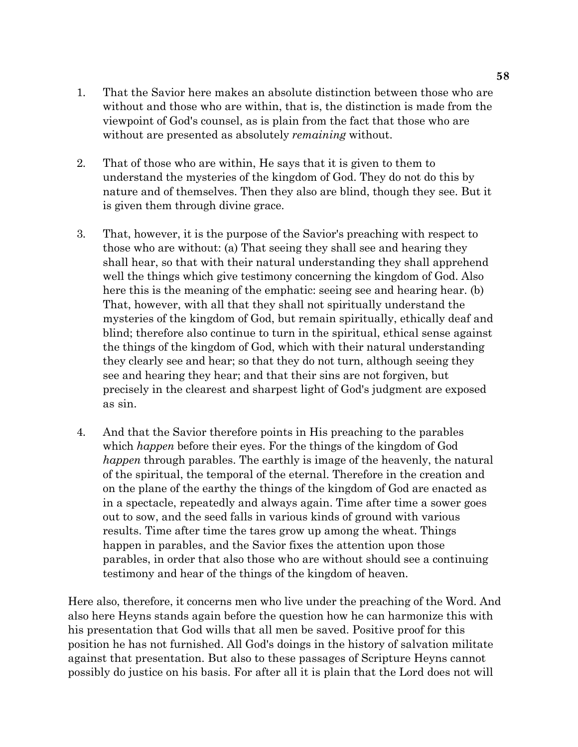1. That the Savior here makes an absolute distinction between those who are without and those who are within, that is, the distinction is made from the viewpoint of God's counsel, as is plain from the fact that those who are without are presented as absolutely *remaining* without.

2. That of those who are within, He says that it is given to them to understand the mysteries of the kingdom of God. They do not do this by nature and of themselves. Then they also are blind, though they see. But it is given them through divine grace.

3. That, however, it is the purpose of the Savior's preaching with respect to those who are without: (a) That seeing they shall see and hearing they shall hear, so that with their natural understanding they shall apprehend well the things which give testimony concerning the kingdom of God. Also here this is the meaning of the emphatic: seeing see and hearing hear. (b) That, however, with all that they shall not spiritually understand the mysteries of the kingdom of God, but remain spiritually, ethically deaf and blind; therefore also continue to turn in the spiritual, ethical sense against the things of the kingdom of God, which with their natural understanding they clearly see and hear; so that they do not turn, although seeing they see and hearing they hear; and that their sins are not forgiven, but precisely in the clearest and sharpest light of God's judgment are exposed as sin.

4. And that the Savior therefore points in His preaching to the parables which *happen* before their eyes. For the things of the kingdom of God *happen* through parables. The earthly is image of the heavenly, the natural of the spiritual, the temporal of the eternal. Therefore in the creation and on the plane of the earthy the things of the kingdom of God are enacted as in a spectacle, repeatedly and always again. Time after time a sower goes out to sow, and the seed falls in various kinds of ground with various results. Time after time the tares grow up among the wheat. Things happen in parables, and the Savior fixes the attention upon those parables, in order that also those who are without should see a continuing testimony and hear of the things of the kingdom of heaven.

Here also, therefore, it concerns men who live under the preaching of the Word. And also here Heyns stands again before the question how he can harmonize this with his presentation that God wills that all men be saved. Positive proof for this position he has not furnished. All God's doings in the history of salvation militate against that presentation. But also to these passages of Scripture Heyns cannot possibly do justice on his basis. For after all it is plain that the Lord does not will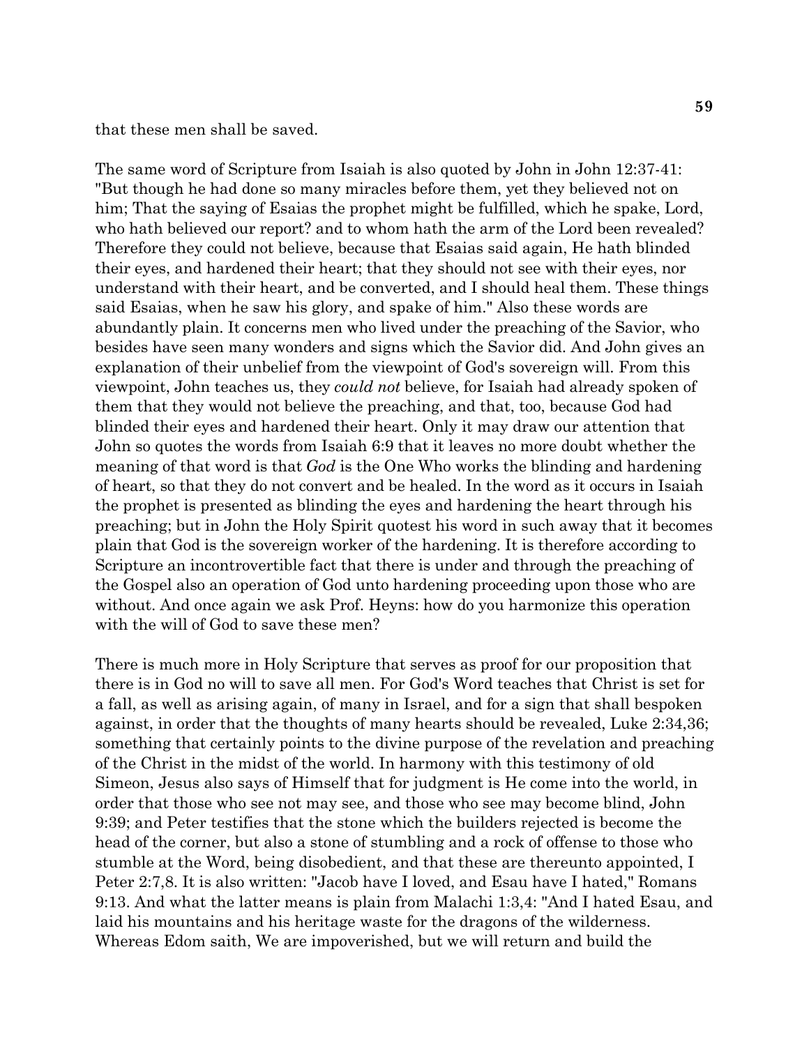that these men shall be saved.

The same word of Scripture from Isaiah is also quoted by John in John 12:37-41: "But though he had done so many miracles before them, yet they believed not on him; That the saying of Esaias the prophet might be fulfilled, which he spake, Lord, who hath believed our report? and to whom hath the arm of the Lord been revealed? Therefore they could not believe, because that Esaias said again, He hath blinded their eyes, and hardened their heart; that they should not see with their eyes, nor understand with their heart, and be converted, and I should heal them. These things said Esaias, when he saw his glory, and spake of him." Also these words are abundantly plain. It concerns men who lived under the preaching of the Savior, who besides have seen many wonders and signs which the Savior did. And John gives an explanation of their unbelief from the viewpoint of God's sovereign will. From this viewpoint, John teaches us, they *could not* believe, for Isaiah had already spoken of them that they would not believe the preaching, and that, too, because God had blinded their eyes and hardened their heart. Only it may draw our attention that John so quotes the words from Isaiah 6:9 that it leaves no more doubt whether the meaning of that word is that *God* is the One Who works the blinding and hardening of heart, so that they do not convert and be healed. In the word as it occurs in Isaiah the prophet is presented as blinding the eyes and hardening the heart through his preaching; but in John the Holy Spirit quotest his word in such away that it becomes plain that God is the sovereign worker of the hardening. It is therefore according to Scripture an incontrovertible fact that there is under and through the preaching of the Gospel also an operation of God unto hardening proceeding upon those who are without. And once again we ask Prof. Heyns: how do you harmonize this operation with the will of God to save these men?

There is much more in Holy Scripture that serves as proof for our proposition that there is in God no will to save all men. For God's Word teaches that Christ is set for a fall, as well as arising again, of many in Israel, and for a sign that shall bespoken against, in order that the thoughts of many hearts should be revealed, Luke 2:34,36; something that certainly points to the divine purpose of the revelation and preaching of the Christ in the midst of the world. In harmony with this testimony of old Simeon, Jesus also says of Himself that for judgment is He come into the world, in order that those who see not may see, and those who see may become blind, John 9:39; and Peter testifies that the stone which the builders rejected is become the head of the corner, but also a stone of stumbling and a rock of offense to those who stumble at the Word, being disobedient, and that these are thereunto appointed, I Peter 2:7,8. It is also written: "Jacob have I loved, and Esau have I hated," Romans 9:13. And what the latter means is plain from Malachi 1:3,4: "And I hated Esau, and laid his mountains and his heritage waste for the dragons of the wilderness. Whereas Edom saith, We are impoverished, but we will return and build the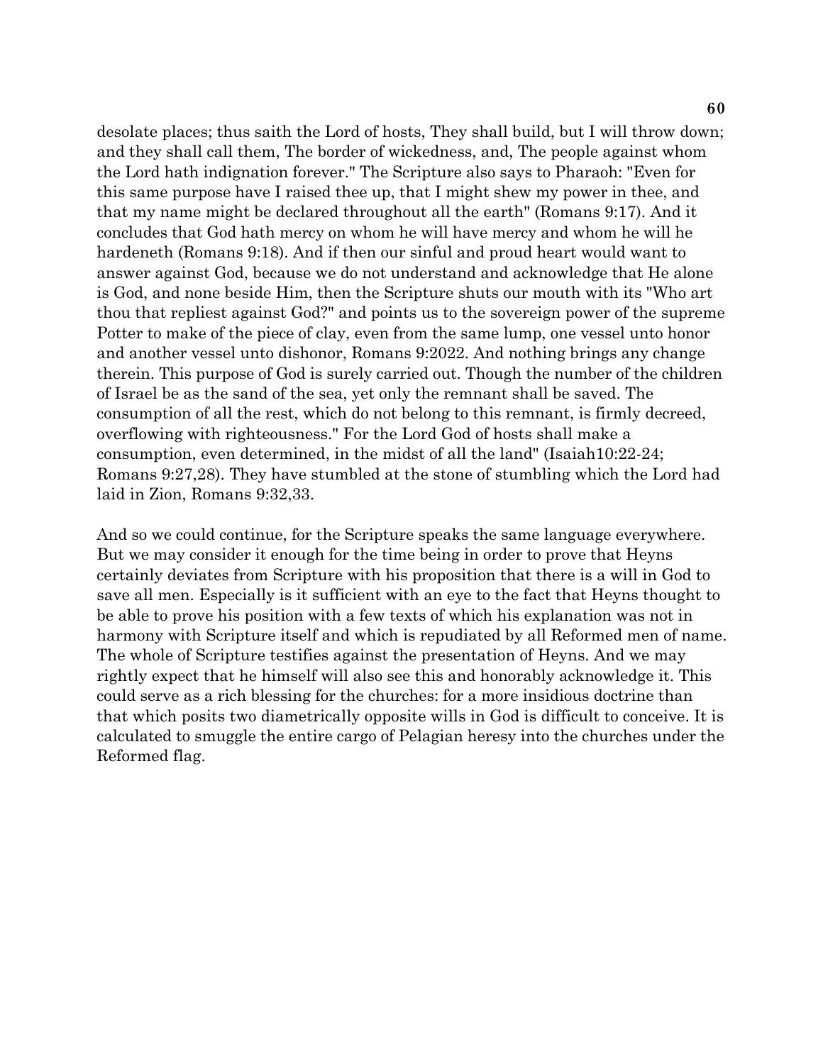desolate places; thus saith the Lord of hosts, They shall build, but I will throw down; and they shall call them, The border of wickedness, and, The people against whom the Lord hath indignation forever." The Scripture also says to Pharaoh: "Even for this same purpose have I raised thee up, that I might shew my power in thee, and that my name might be declared throughout all the earth" (Romans 9:17). And it concludes that God hath mercy on whom he will have mercy and whom he will he hardeneth (Romans 9:18). And if then our sinful and proud heart would want to answer against God, because we do not understand and acknowledge that He alone is God, and none beside Him, then the Scripture shuts our mouth with its "Who art thou that repliest against God?" and points us to the sovereign power of the supreme Potter to make of the piece of clay, even from the same lump, one vessel unto honor and another vessel unto dishonor, Romans 9:2022. And nothing brings any change therein. This purpose of God is surely carried out. Though the number of the children of Israel be as the sand of the sea, yet only the remnant shall be saved. The consumption of all the rest, which do not belong to this remnant, is firmly decreed, overflowing with righteousness." For the Lord God of hosts shall make a consumption, even determined, in the midst of all the land" (Isaiah10:22-24; Romans 9:27,28). They have stumbled at the stone of stumbling which the Lord had laid in Zion, Romans 9:32,33.

And so we could continue, for the Scripture speaks the same language everywhere. But we may consider it enough for the time being in order to prove that Heyns certainly deviates from Scripture with his proposition that there is a will in God to save all men. Especially is it sufficient with an eye to the fact that Heyns thought to be able to prove his position with a few texts of which his explanation was not in harmony with Scripture itself and which is repudiated by all Reformed men of name. The whole of Scripture testifies against the presentation of Heyns. And we may rightly expect that he himself will also see this and honorably acknowledge it. This could serve as a rich blessing for the churches: for a more insidious doctrine than that which posits two diametrically opposite wills in God is difficult to conceive. It is calculated to smuggle the entire cargo of Pelagian heresy into the churches under the Reformed flag.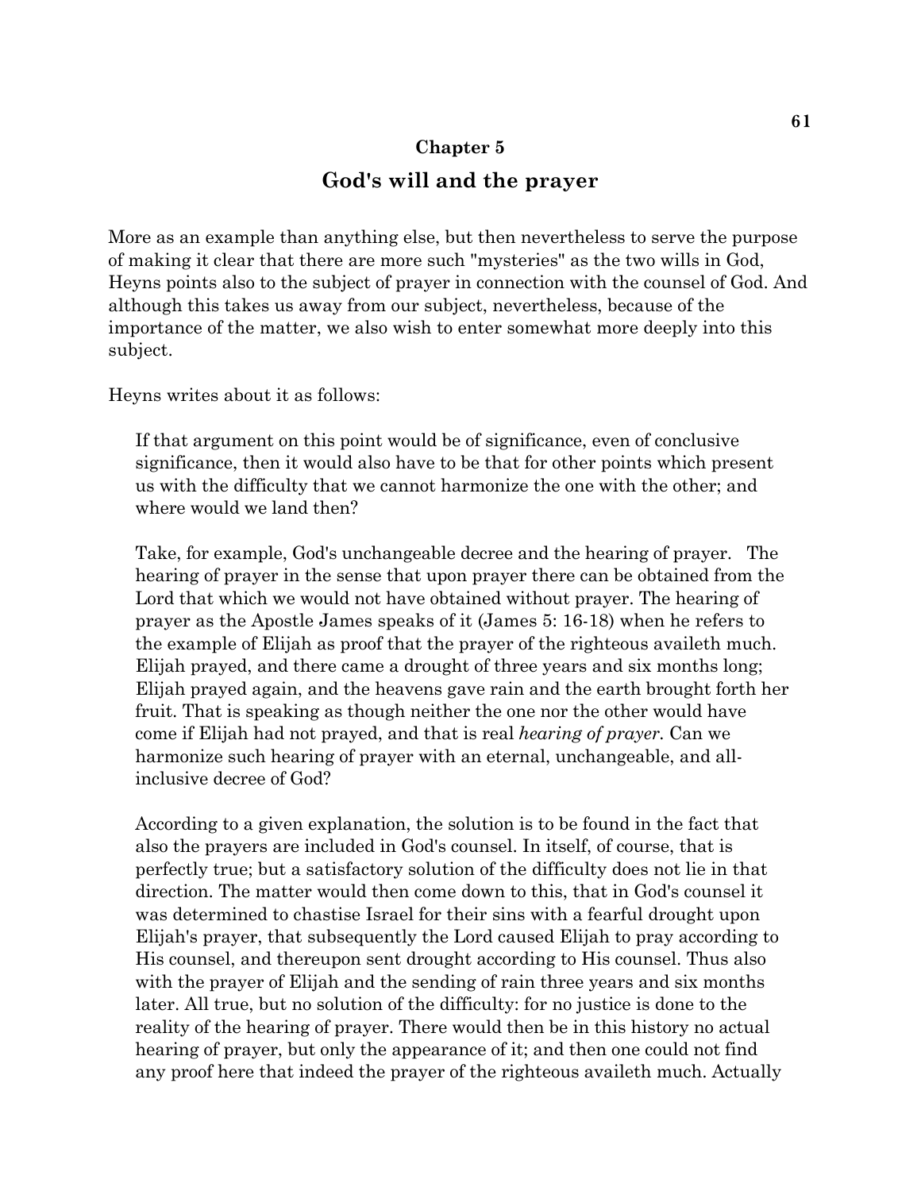## Chapter 5

# God's will and the prayer

More as an example than anything else, but then nevertheless to serve the purpose of making it clear that there are more such "mysteries" as the two wills in God, Heyns points also to the subject of prayer in connection with the counsel of God. And although this takes us away from our subject, nevertheless, because of the importance of the matter, we also wish to enter somewhat more deeply into this subject.

Heyns writes about it as follows:

> If that argument on this point would be of significance, even of conclusive significance, then it would also have to be that for other points which present us with the difficulty that we cannot harmonize the one with the other; and where would we land then?
>
> Take, for example, God's unchangeable decree and the hearing of prayer. The hearing of prayer in the sense that upon prayer there can be obtained from the Lord that which we would not have obtained without prayer. The hearing of prayer as the Apostle James speaks of it (James 5: 16-18) when he refers to the example of Elijah as proof that the prayer of the righteous availeth much. Elijah prayed, and there came a drought of three years and six months long; Elijah prayed again, and the heavens gave rain and the earth brought forth her fruit. That is speaking as though neither the one nor the other would have come if Elijah had not prayed, and that is real *hearing of prayer.* Can we harmonize such hearing of prayer with an eternal, unchangeable, and all-inclusive decree of God?
>
> According to a given explanation, the solution is to be found in the fact that also the prayers are included in God's counsel. In itself, of course, that is perfectly true; but a satisfactory solution of the difficulty does not lie in that direction. The matter would then come down to this, that in God's counsel it was determined to chastise Israel for their sins with a fearful drought upon Elijah's prayer, that subsequently the Lord caused Elijah to pray according to His counsel, and thereupon sent drought according to His counsel. Thus also with the prayer of Elijah and the sending of rain three years and six months later. All true, but no solution of the difficulty: for no justice is done to the reality of the hearing of prayer. There would then be in this history no actual hearing of prayer, but only the appearance of it; and then one could not find any proof here that indeed the prayer of the righteous availeth much. Actually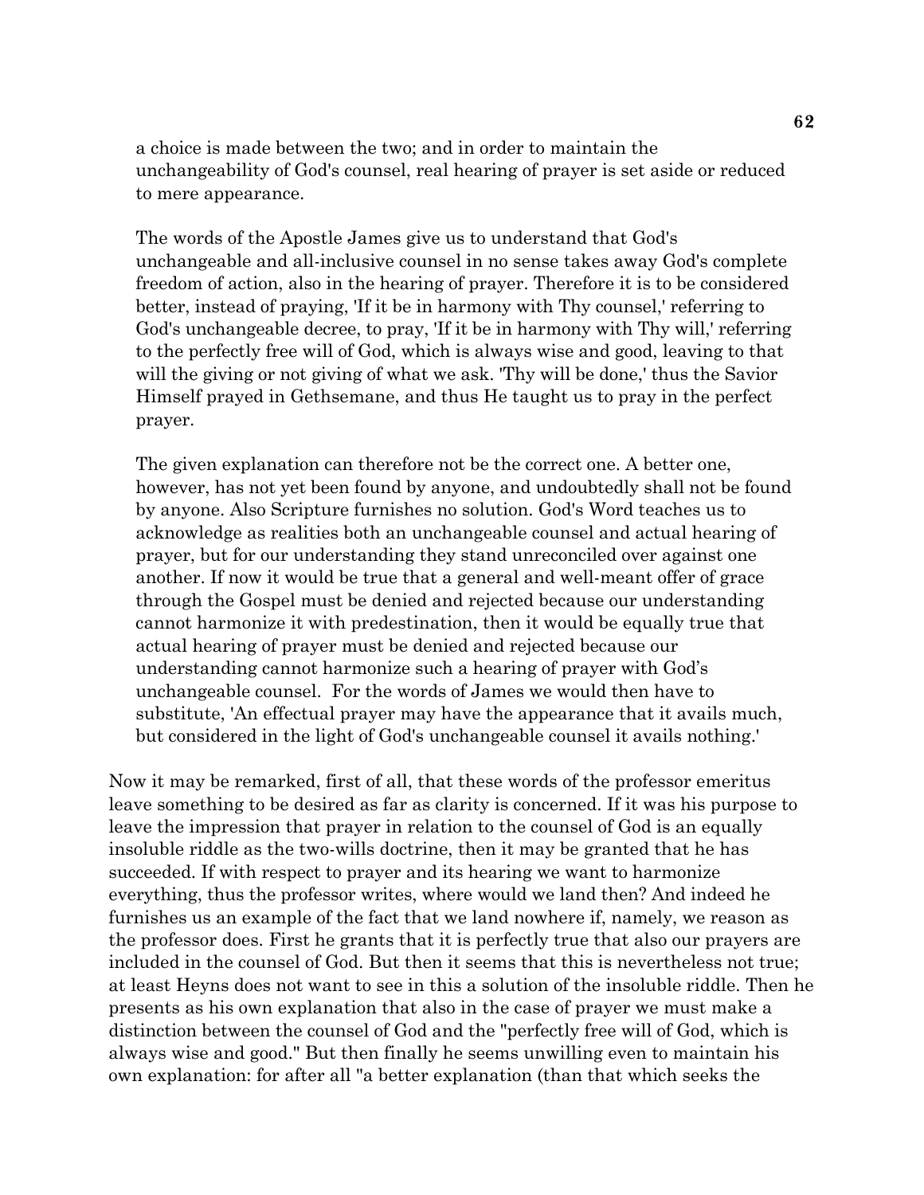> a choice is made between the two; and in order to maintain the unchangeability of God's counsel, real hearing of prayer is set aside or reduced to mere appearance.
>
> The words of the Apostle James give us to understand that God's unchangeable and all-inclusive counsel in no sense takes away God's complete freedom of action, also in the hearing of prayer. Therefore it is to be considered better, instead of praying, 'If it be in harmony with Thy counsel,' referring to God's unchangeable decree, to pray, 'If it be in harmony with Thy will,' referring to the perfectly free will of God, which is always wise and good, leaving to that will the giving or not giving of what we ask. 'Thy will be done,' thus the Savior Himself prayed in Gethsemane, and thus He taught us to pray in the perfect prayer.
>
> The given explanation can therefore not be the correct one. A better one, however, has not yet been found by anyone, and undoubtedly shall not be found by anyone. Also Scripture furnishes no solution. God's Word teaches us to acknowledge as realities both an unchangeable counsel and actual hearing of prayer, but for our understanding they stand unreconciled over against one another. If now it would be true that a general and well-meant offer of grace through the Gospel must be denied and rejected because our understanding cannot harmonize it with predestination, then it would be equally true that actual hearing of prayer must be denied and rejected because our understanding cannot harmonize such a hearing of prayer with God's unchangeable counsel. For the words of James we would then have to substitute, 'An effectual prayer may have the appearance that it avails much, but considered in the light of God's unchangeable counsel it avails nothing.'

Now it may be remarked, first of all, that these words of the professor emeritus leave something to be desired as far as clarity is concerned. If it was his purpose to leave the impression that prayer in relation to the counsel of God is an equally insoluble riddle as the two-wills doctrine, then it may be granted that he has succeeded. If with respect to prayer and its hearing we want to harmonize everything, thus the professor writes, where would we land then? And indeed he furnishes us an example of the fact that we land nowhere if, namely, we reason as the professor does. First he grants that it is perfectly true that also our prayers are included in the counsel of God. But then it seems that this is nevertheless not true; at least Heyns does not want to see in this a solution of the insoluble riddle. Then he presents as his own explanation that also in the case of prayer we must make a distinction between the counsel of God and the "perfectly free will of God, which is always wise and good." But then finally he seems unwilling even to maintain his own explanation: for after all "a better explanation (than that which seeks the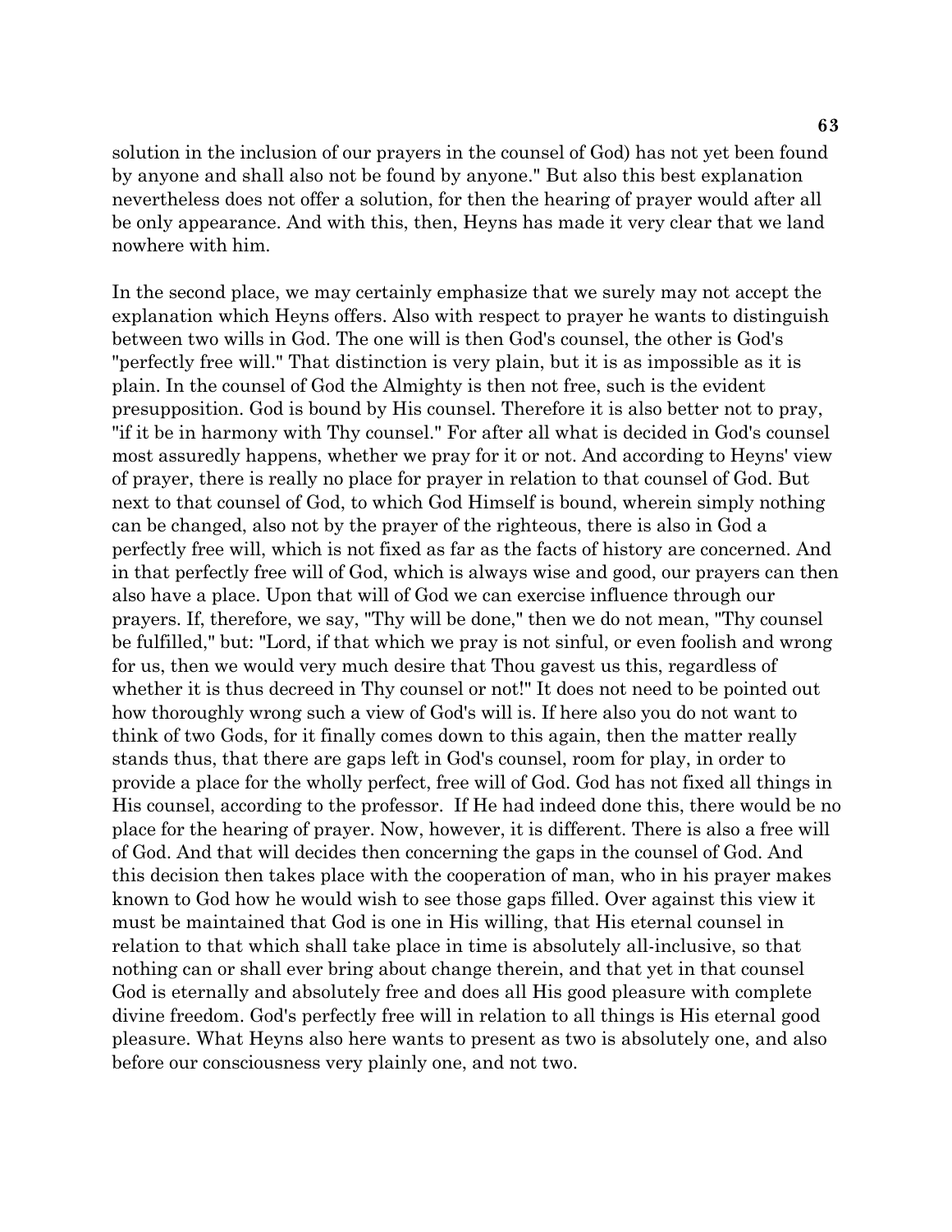solution in the inclusion of our prayers in the counsel of God) has not yet been found by anyone and shall also not be found by anyone." But also this best explanation nevertheless does not offer a solution, for then the hearing of prayer would after all be only appearance. And with this, then, Heyns has made it very clear that we land nowhere with him.

In the second place, we may certainly emphasize that we surely may not accept the explanation which Heyns offers. Also with respect to prayer he wants to distinguish between two wills in God. The one will is then God's counsel, the other is God's "perfectly free will." That distinction is very plain, but it is as impossible as it is plain. In the counsel of God the Almighty is then not free, such is the evident presupposition. God is bound by His counsel. Therefore it is also better not to pray, "if it be in harmony with Thy counsel." For after all what is decided in God's counsel most assuredly happens, whether we pray for it or not. And according to Heyns' view of prayer, there is really no place for prayer in relation to that counsel of God. But next to that counsel of God, to which God Himself is bound, wherein simply nothing can be changed, also not by the prayer of the righteous, there is also in God a perfectly free will, which is not fixed as far as the facts of history are concerned. And in that perfectly free will of God, which is always wise and good, our prayers can then also have a place. Upon that will of God we can exercise influence through our prayers. If, therefore, we say, "Thy will be done," then we do not mean, "Thy counsel be fulfilled," but: "Lord, if that which we pray is not sinful, or even foolish and wrong for us, then we would very much desire that Thou gavest us this, regardless of whether it is thus decreed in Thy counsel or not!" It does not need to be pointed out how thoroughly wrong such a view of God's will is. If here also you do not want to think of two Gods, for it finally comes down to this again, then the matter really stands thus, that there are gaps left in God's counsel, room for play, in order to provide a place for the wholly perfect, free will of God. God has not fixed all things in His counsel, according to the professor. If He had indeed done this, there would be no place for the hearing of prayer. Now, however, it is different. There is also a free will of God. And that will decides then concerning the gaps in the counsel of God. And this decision then takes place with the cooperation of man, who in his prayer makes known to God how he would wish to see those gaps filled. Over against this view it must be maintained that God is one in His willing, that His eternal counsel in relation to that which shall take place in time is absolutely all-inclusive, so that nothing can or shall ever bring about change therein, and that yet in that counsel God is eternally and absolutely free and does all His good pleasure with complete divine freedom. God's perfectly free will in relation to all things is His eternal good pleasure. What Heyns also here wants to present as two is absolutely one, and also before our consciousness very plainly one, and not two.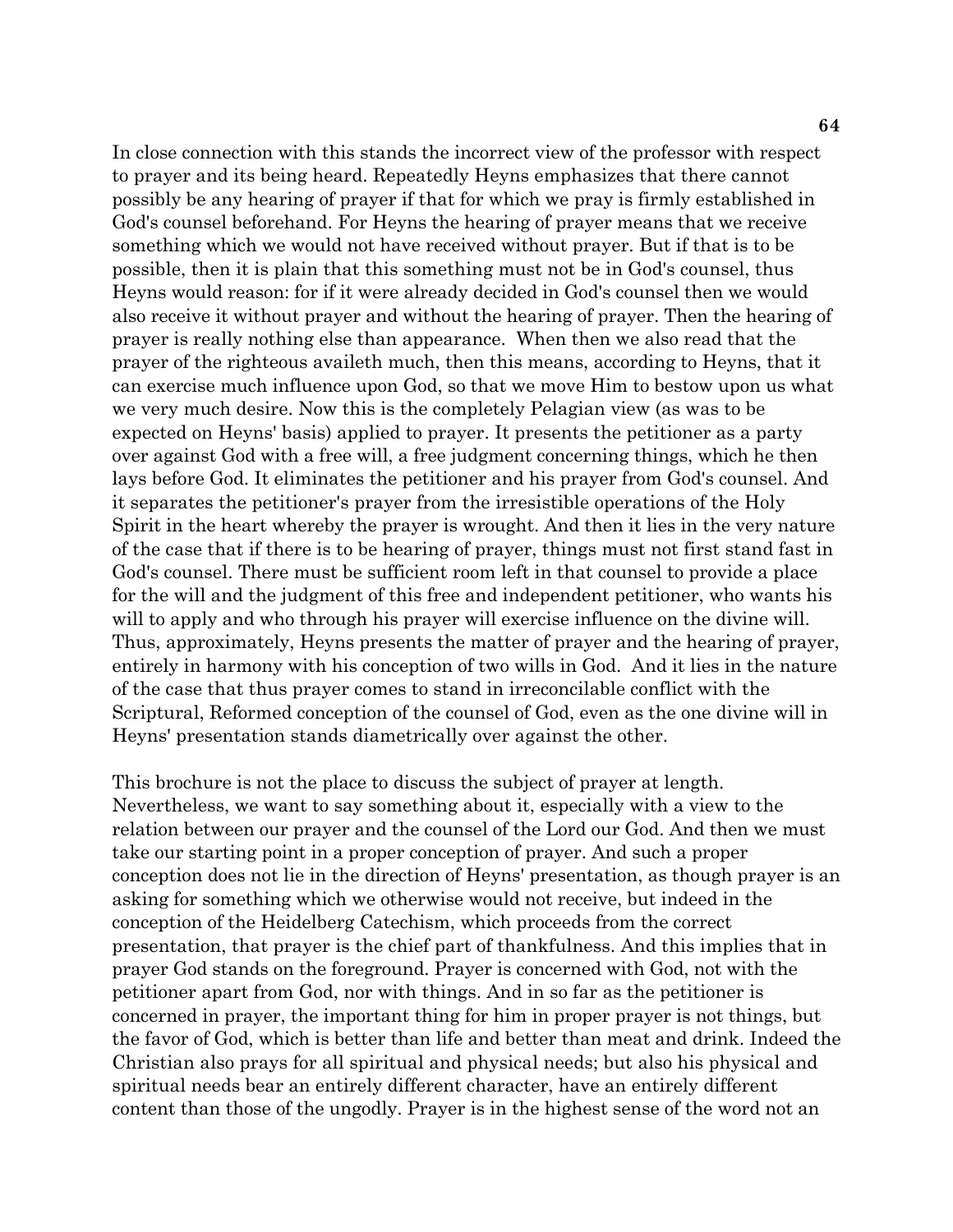In close connection with this stands the incorrect view of the professor with respect to prayer and its being heard. Repeatedly Heyns emphasizes that there cannot possibly be any hearing of prayer if that for which we pray is firmly established in God's counsel beforehand. For Heyns the hearing of prayer means that we receive something which we would not have received without prayer. But if that is to be possible, then it is plain that this something must not be in God's counsel, thus Heyns would reason: for if it were already decided in God's counsel then we would also receive it without prayer and without the hearing of prayer. Then the hearing of prayer is really nothing else than appearance. When then we also read that the prayer of the righteous availeth much, then this means, according to Heyns, that it can exercise much influence upon God, so that we move Him to bestow upon us what we very much desire. Now this is the completely Pelagian view (as was to be expected on Heyns' basis) applied to prayer. It presents the petitioner as a party over against God with a free will, a free judgment concerning things, which he then lays before God. It eliminates the petitioner and his prayer from God's counsel. And it separates the petitioner's prayer from the irresistible operations of the Holy Spirit in the heart whereby the prayer is wrought. And then it lies in the very nature of the case that if there is to be hearing of prayer, things must not first stand fast in God's counsel. There must be sufficient room left in that counsel to provide a place for the will and the judgment of this free and independent petitioner, who wants his will to apply and who through his prayer will exercise influence on the divine will. Thus, approximately, Heyns presents the matter of prayer and the hearing of prayer, entirely in harmony with his conception of two wills in God. And it lies in the nature of the case that thus prayer comes to stand in irreconcilable conflict with the Scriptural, Reformed conception of the counsel of God, even as the one divine will in Heyns' presentation stands diametrically over against the other.

This brochure is not the place to discuss the subject of prayer at length. Nevertheless, we want to say something about it, especially with a view to the relation between our prayer and the counsel of the Lord our God. And then we must take our starting point in a proper conception of prayer. And such a proper conception does not lie in the direction of Heyns' presentation, as though prayer is an asking for something which we otherwise would not receive, but indeed in the conception of the Heidelberg Catechism, which proceeds from the correct presentation, that prayer is the chief part of thankfulness. And this implies that in prayer God stands on the foreground. Prayer is concerned with God, not with the petitioner apart from God, nor with things. And in so far as the petitioner is concerned in prayer, the important thing for him in proper prayer is not things, but the favor of God, which is better than life and better than meat and drink. Indeed the Christian also prays for all spiritual and physical needs; but also his physical and spiritual needs bear an entirely different character, have an entirely different content than those of the ungodly. Prayer is in the highest sense of the word not an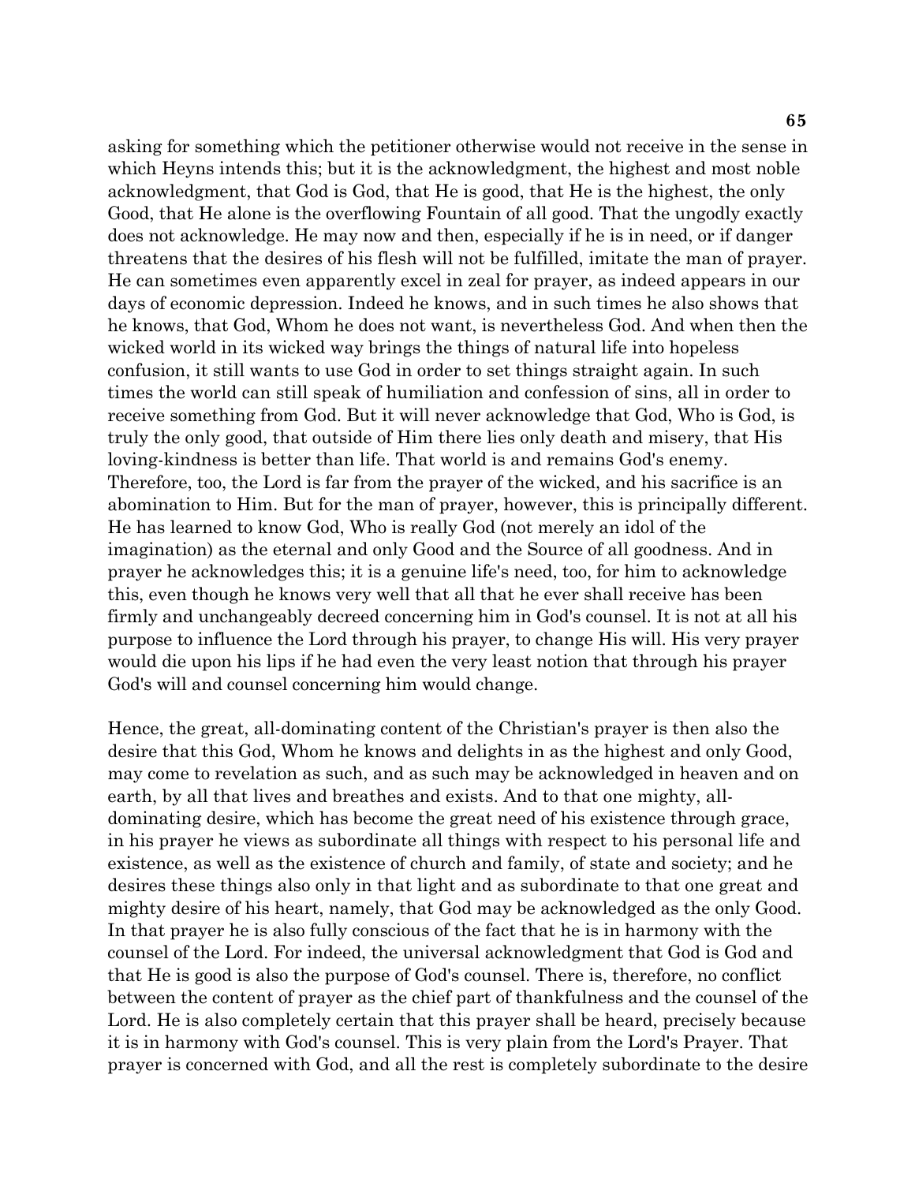asking for something which the petitioner otherwise would not receive in the sense in which Heyns intends this; but it is the acknowledgment, the highest and most noble acknowledgment, that God is God, that He is good, that He is the highest, the only Good, that He alone is the overflowing Fountain of all good. That the ungodly exactly does not acknowledge. He may now and then, especially if he is in need, or if danger threatens that the desires of his flesh will not be fulfilled, imitate the man of prayer. He can sometimes even apparently excel in zeal for prayer, as indeed appears in our days of economic depression. Indeed he knows, and in such times he also shows that he knows, that God, Whom he does not want, is nevertheless God. And when then the wicked world in its wicked way brings the things of natural life into hopeless confusion, it still wants to use God in order to set things straight again. In such times the world can still speak of humiliation and confession of sins, all in order to receive something from God. But it will never acknowledge that God, Who is God, is truly the only good, that outside of Him there lies only death and misery, that His loving-kindness is better than life. That world is and remains God's enemy. Therefore, too, the Lord is far from the prayer of the wicked, and his sacrifice is an abomination to Him. But for the man of prayer, however, this is principally different. He has learned to know God, Who is really God (not merely an idol of the imagination) as the eternal and only Good and the Source of all goodness. And in prayer he acknowledges this; it is a genuine life's need, too, for him to acknowledge this, even though he knows very well that all that he ever shall receive has been firmly and unchangeably decreed concerning him in God's counsel. It is not at all his purpose to influence the Lord through his prayer, to change His will. His very prayer would die upon his lips if he had even the very least notion that through his prayer God's will and counsel concerning him would change.

Hence, the great, all-dominating content of the Christian's prayer is then also the desire that this God, Whom he knows and delights in as the highest and only Good, may come to revelation as such, and as such may be acknowledged in heaven and on earth, by all that lives and breathes and exists. And to that one mighty, all-dominating desire, which has become the great need of his existence through grace, in his prayer he views as subordinate all things with respect to his personal life and existence, as well as the existence of church and family, of state and society; and he desires these things also only in that light and as subordinate to that one great and mighty desire of his heart, namely, that God may be acknowledged as the only Good. In that prayer he is also fully conscious of the fact that he is in harmony with the counsel of the Lord. For indeed, the universal acknowledgment that God is God and that He is good is also the purpose of God's counsel. There is, therefore, no conflict between the content of prayer as the chief part of thankfulness and the counsel of the Lord. He is also completely certain that this prayer shall be heard, precisely because it is in harmony with God's counsel. This is very plain from the Lord's Prayer. That prayer is concerned with God, and all the rest is completely subordinate to the desire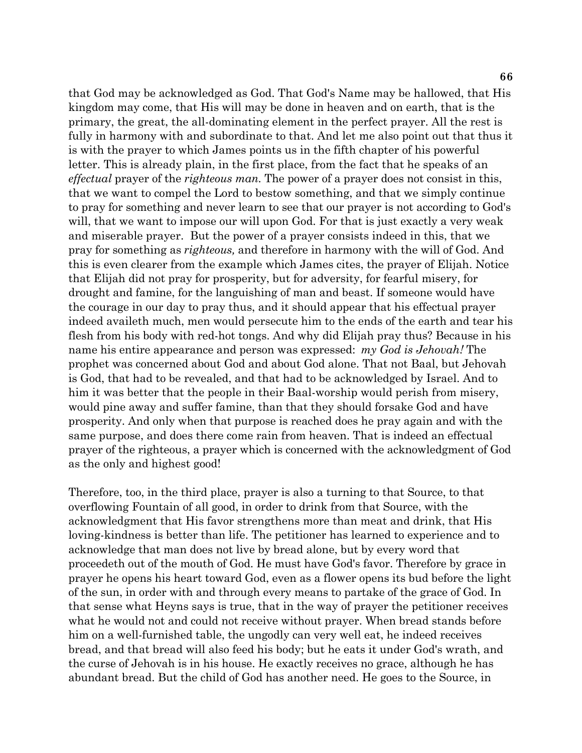that God may be acknowledged as God. That God's Name may be hallowed, that His kingdom may come, that His will may be done in heaven and on earth, that is the primary, the great, the all-dominating element in the perfect prayer. All the rest is fully in harmony with and subordinate to that. And let me also point out that thus it is with the prayer to which James points us in the fifth chapter of his powerful letter. This is already plain, in the first place, from the fact that he speaks of an *effectual* prayer of the *righteous man.* The power of a prayer does not consist in this, that we want to compel the Lord to bestow something, and that we simply continue to pray for something and never learn to see that our prayer is not according to God's will, that we want to impose our will upon God. For that is just exactly a very weak and miserable prayer. But the power of a prayer consists indeed in this, that we pray for something as *righteous,* and therefore in harmony with the will of God. And this is even clearer from the example which James cites, the prayer of Elijah. Notice that Elijah did not pray for prosperity, but for adversity, for fearful misery, for drought and famine, for the languishing of man and beast. If someone would have the courage in our day to pray thus, and it should appear that his effectual prayer indeed availeth much, men would persecute him to the ends of the earth and tear his flesh from his body with red-hot tongs. And why did Elijah pray thus? Because in his name his entire appearance and person was expressed: *my God is Jehovah!* The prophet was concerned about God and about God alone. That not Baal, but Jehovah is God, that had to be revealed, and that had to be acknowledged by Israel. And to him it was better that the people in their Baal-worship would perish from misery, would pine away and suffer famine, than that they should forsake God and have prosperity. And only when that purpose is reached does he pray again and with the same purpose, and does there come rain from heaven. That is indeed an effectual prayer of the righteous, a prayer which is concerned with the acknowledgment of God as the only and highest good!

Therefore, too, in the third place, prayer is also a turning to that Source, to that overflowing Fountain of all good, in order to drink from that Source, with the acknowledgment that His favor strengthens more than meat and drink, that His loving-kindness is better than life. The petitioner has learned to experience and to acknowledge that man does not live by bread alone, but by every word that proceedeth out of the mouth of God. He must have God's favor. Therefore by grace in prayer he opens his heart toward God, even as a flower opens its bud before the light of the sun, in order with and through every means to partake of the grace of God. In that sense what Heyns says is true, that in the way of prayer the petitioner receives what he would not and could not receive without prayer. When bread stands before him on a well-furnished table, the ungodly can very well eat, he indeed receives bread, and that bread will also feed his body; but he eats it under God's wrath, and the curse of Jehovah is in his house. He exactly receives no grace, although he has abundant bread. But the child of God has another need. He goes to the Source, in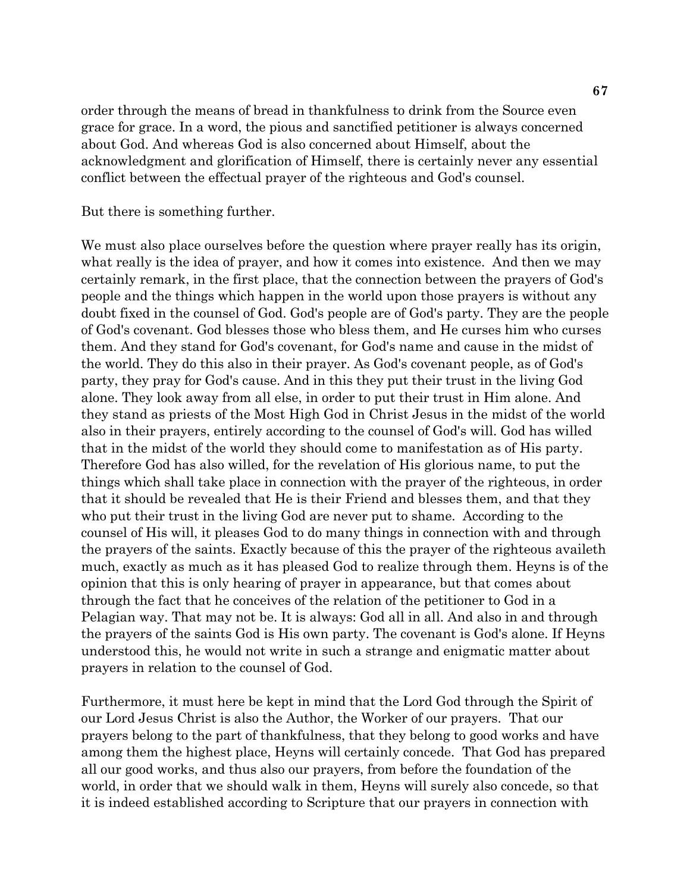order through the means of bread in thankfulness to drink from the Source even grace for grace. In a word, the pious and sanctified petitioner is always concerned about God. And whereas God is also concerned about Himself, about the acknowledgment and glorification of Himself, there is certainly never any essential conflict between the effectual prayer of the righteous and God's counsel.

But there is something further.

We must also place ourselves before the question where prayer really has its origin, what really is the idea of prayer, and how it comes into existence. And then we may certainly remark, in the first place, that the connection between the prayers of God's people and the things which happen in the world upon those prayers is without any doubt fixed in the counsel of God. God's people are of God's party. They are the people of God's covenant. God blesses those who bless them, and He curses him who curses them. And they stand for God's covenant, for God's name and cause in the midst of the world. They do this also in their prayer. As God's covenant people, as of God's party, they pray for God's cause. And in this they put their trust in the living God alone. They look away from all else, in order to put their trust in Him alone. And they stand as priests of the Most High God in Christ Jesus in the midst of the world also in their prayers, entirely according to the counsel of God's will. God has willed that in the midst of the world they should come to manifestation as of His party. Therefore God has also willed, for the revelation of His glorious name, to put the things which shall take place in connection with the prayer of the righteous, in order that it should be revealed that He is their Friend and blesses them, and that they who put their trust in the living God are never put to shame. According to the counsel of His will, it pleases God to do many things in connection with and through the prayers of the saints. Exactly because of this the prayer of the righteous availeth much, exactly as much as it has pleased God to realize through them. Heyns is of the opinion that this is only hearing of prayer in appearance, but that comes about through the fact that he conceives of the relation of the petitioner to God in a Pelagian way. That may not be. It is always: God all in all. And also in and through the prayers of the saints God is His own party. The covenant is God's alone. If Heyns understood this, he would not write in such a strange and enigmatic matter about prayers in relation to the counsel of God.

Furthermore, it must here be kept in mind that the Lord God through the Spirit of our Lord Jesus Christ is also the Author, the Worker of our prayers. That our prayers belong to the part of thankfulness, that they belong to good works and have among them the highest place, Heyns will certainly concede. That God has prepared all our good works, and thus also our prayers, from before the foundation of the world, in order that we should walk in them, Heyns will surely also concede, so that it is indeed established according to Scripture that our prayers in connection with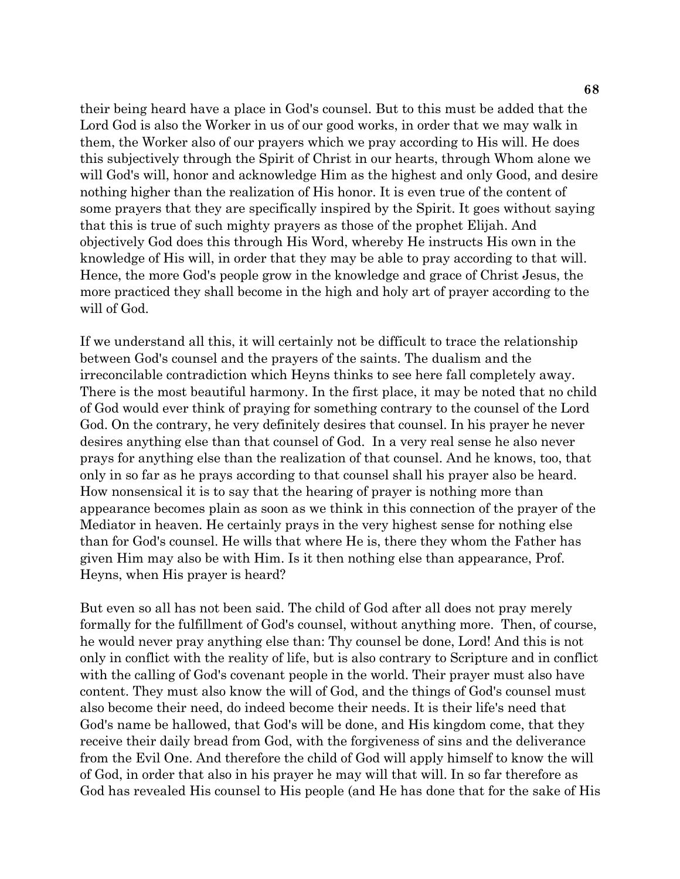their being heard have a place in God's counsel. But to this must be added that the Lord God is also the Worker in us of our good works, in order that we may walk in them, the Worker also of our prayers which we pray according to His will. He does this subjectively through the Spirit of Christ in our hearts, through Whom alone we will God's will, honor and acknowledge Him as the highest and only Good, and desire nothing higher than the realization of His honor. It is even true of the content of some prayers that they are specifically inspired by the Spirit. It goes without saying that this is true of such mighty prayers as those of the prophet Elijah. And objectively God does this through His Word, whereby He instructs His own in the knowledge of His will, in order that they may be able to pray according to that will. Hence, the more God's people grow in the knowledge and grace of Christ Jesus, the more practiced they shall become in the high and holy art of prayer according to the will of God.

If we understand all this, it will certainly not be difficult to trace the relationship between God's counsel and the prayers of the saints. The dualism and the irreconcilable contradiction which Heyns thinks to see here fall completely away. There is the most beautiful harmony. In the first place, it may be noted that no child of God would ever think of praying for something contrary to the counsel of the Lord God. On the contrary, he very definitely desires that counsel. In his prayer he never desires anything else than that counsel of God. In a very real sense he also never prays for anything else than the realization of that counsel. And he knows, too, that only in so far as he prays according to that counsel shall his prayer also be heard. How nonsensical it is to say that the hearing of prayer is nothing more than appearance becomes plain as soon as we think in this connection of the prayer of the Mediator in heaven. He certainly prays in the very highest sense for nothing else than for God's counsel. He wills that where He is, there they whom the Father has given Him may also be with Him. Is it then nothing else than appearance, Prof. Heyns, when His prayer is heard?

But even so all has not been said. The child of God after all does not pray merely formally for the fulfillment of God's counsel, without anything more. Then, of course, he would never pray anything else than: Thy counsel be done, Lord! And this is not only in conflict with the reality of life, but is also contrary to Scripture and in conflict with the calling of God's covenant people in the world. Their prayer must also have content. They must also know the will of God, and the things of God's counsel must also become their need, do indeed become their needs. It is their life's need that God's name be hallowed, that God's will be done, and His kingdom come, that they receive their daily bread from God, with the forgiveness of sins and the deliverance from the Evil One. And therefore the child of God will apply himself to know the will of God, in order that also in his prayer he may will that will. In so far therefore as God has revealed His counsel to His people (and He has done that for the sake of His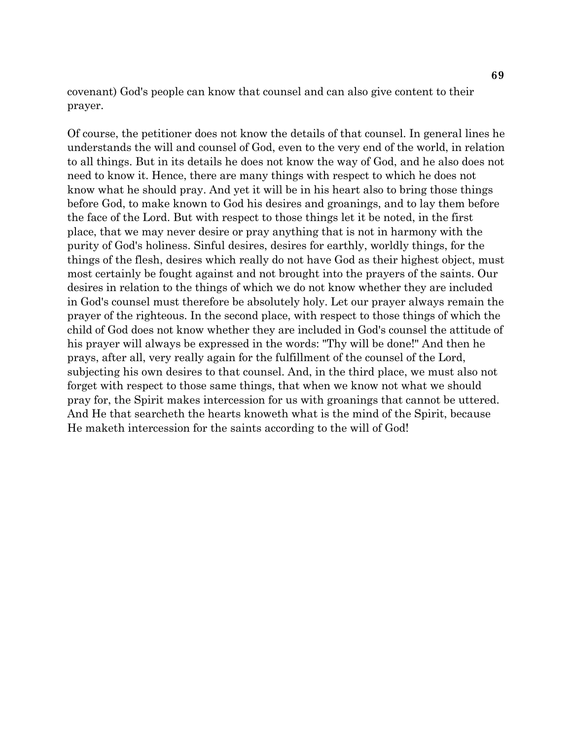covenant) God's people can know that counsel and can also give content to their prayer.

Of course, the petitioner does not know the details of that counsel. In general lines he understands the will and counsel of God, even to the very end of the world, in relation to all things. But in its details he does not know the way of God, and he also does not need to know it. Hence, there are many things with respect to which he does not know what he should pray. And yet it will be in his heart also to bring those things before God, to make known to God his desires and groanings, and to lay them before the face of the Lord. But with respect to those things let it be noted, in the first place, that we may never desire or pray anything that is not in harmony with the purity of God's holiness. Sinful desires, desires for earthly, worldly things, for the things of the flesh, desires which really do not have God as their highest object, must most certainly be fought against and not brought into the prayers of the saints. Our desires in relation to the things of which we do not know whether they are included in God's counsel must therefore be absolutely holy. Let our prayer always remain the prayer of the righteous. In the second place, with respect to those things of which the child of God does not know whether they are included in God's counsel the attitude of his prayer will always be expressed in the words: "Thy will be done!" And then he prays, after all, very really again for the fulfillment of the counsel of the Lord, subjecting his own desires to that counsel. And, in the third place, we must also not forget with respect to those same things, that when we know not what we should pray for, the Spirit makes intercession for us with groanings that cannot be uttered. And He that searcheth the hearts knoweth what is the mind of the Spirit, because He maketh intercession for the saints according to the will of God!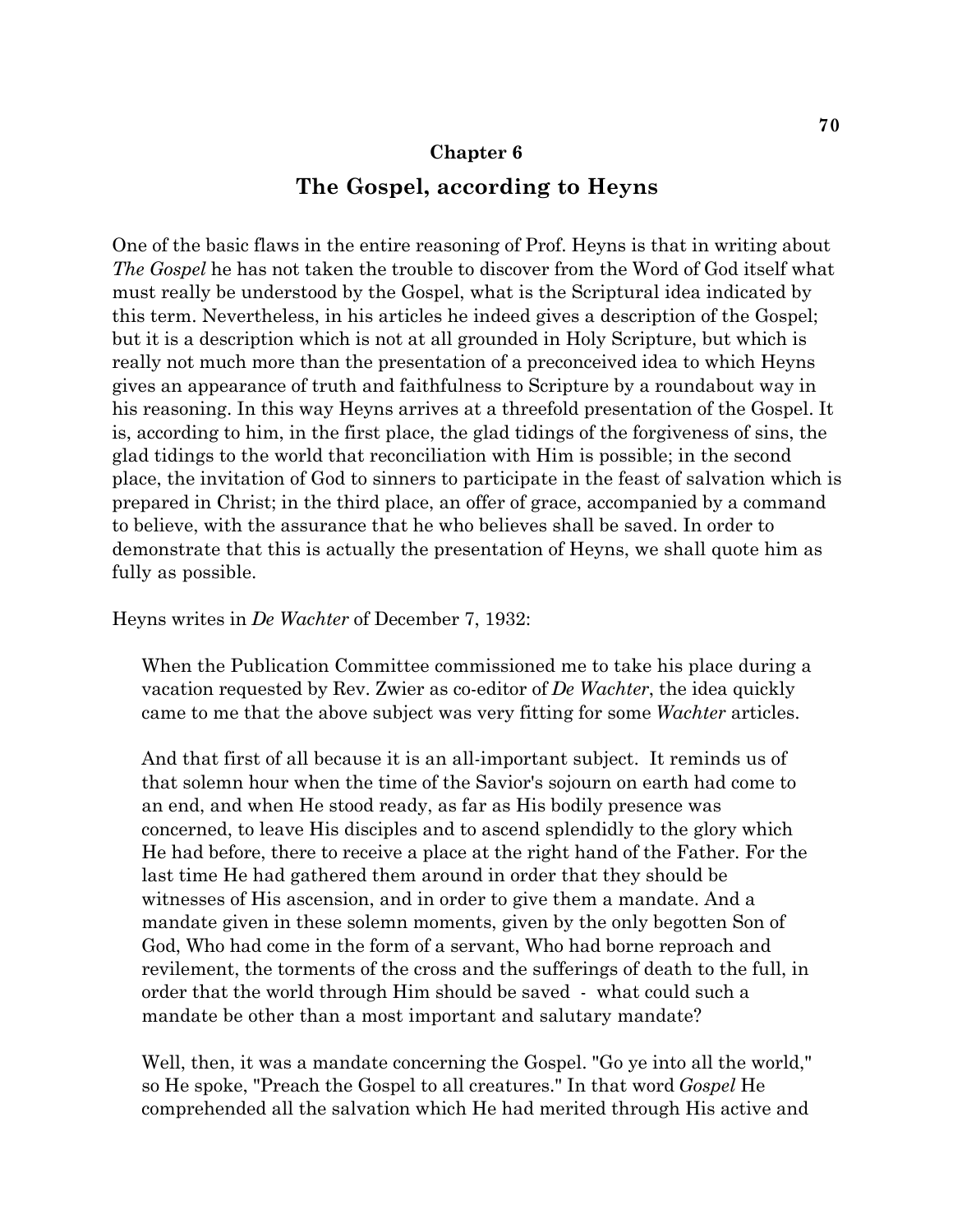## Chapter 6

# The Gospel, according to Heyns

One of the basic flaws in the entire reasoning of Prof. Heyns is that in writing about *The Gospel* he has not taken the trouble to discover from the Word of God itself what must really be understood by the Gospel, what is the Scriptural idea indicated by this term. Nevertheless, in his articles he indeed gives a description of the Gospel; but it is a description which is not at all grounded in Holy Scripture, but which is really not much more than the presentation of a preconceived idea to which Heyns gives an appearance of truth and faithfulness to Scripture by a roundabout way in his reasoning. In this way Heyns arrives at a threefold presentation of the Gospel. It is, according to him, in the first place, the glad tidings of the forgiveness of sins, the glad tidings to the world that reconciliation with Him is possible; in the second place, the invitation of God to sinners to participate in the feast of salvation which is prepared in Christ; in the third place, an offer of grace, accompanied by a command to believe, with the assurance that he who believes shall be saved. In order to demonstrate that this is actually the presentation of Heyns, we shall quote him as fully as possible.

Heyns writes in *De Wachter* of December 7, 1932:

> When the Publication Committee commissioned me to take his place during a vacation requested by Rev. Zwier as co-editor of *De Wachter*, the idea quickly came to me that the above subject was very fitting for some *Wachter* articles.
>
> And that first of all because it is an all-important subject. It reminds us of that solemn hour when the time of the Savior's sojourn on earth had come to an end, and when He stood ready, as far as His bodily presence was concerned, to leave His disciples and to ascend splendidly to the glory which He had before, there to receive a place at the right hand of the Father. For the last time He had gathered them around in order that they should be witnesses of His ascension, and in order to give them a mandate. And a mandate given in these solemn moments, given by the only begotten Son of God, Who had come in the form of a servant, Who had borne reproach and revilement, the torments of the cross and the sufferings of death to the full, in order that the world through Him should be saved - what could such a mandate be other than a most important and salutary mandate?
>
> Well, then, it was a mandate concerning the Gospel. "Go ye into all the world," so He spoke, "Preach the Gospel to all creatures." In that word *Gospel* He comprehended all the salvation which He had merited through His active and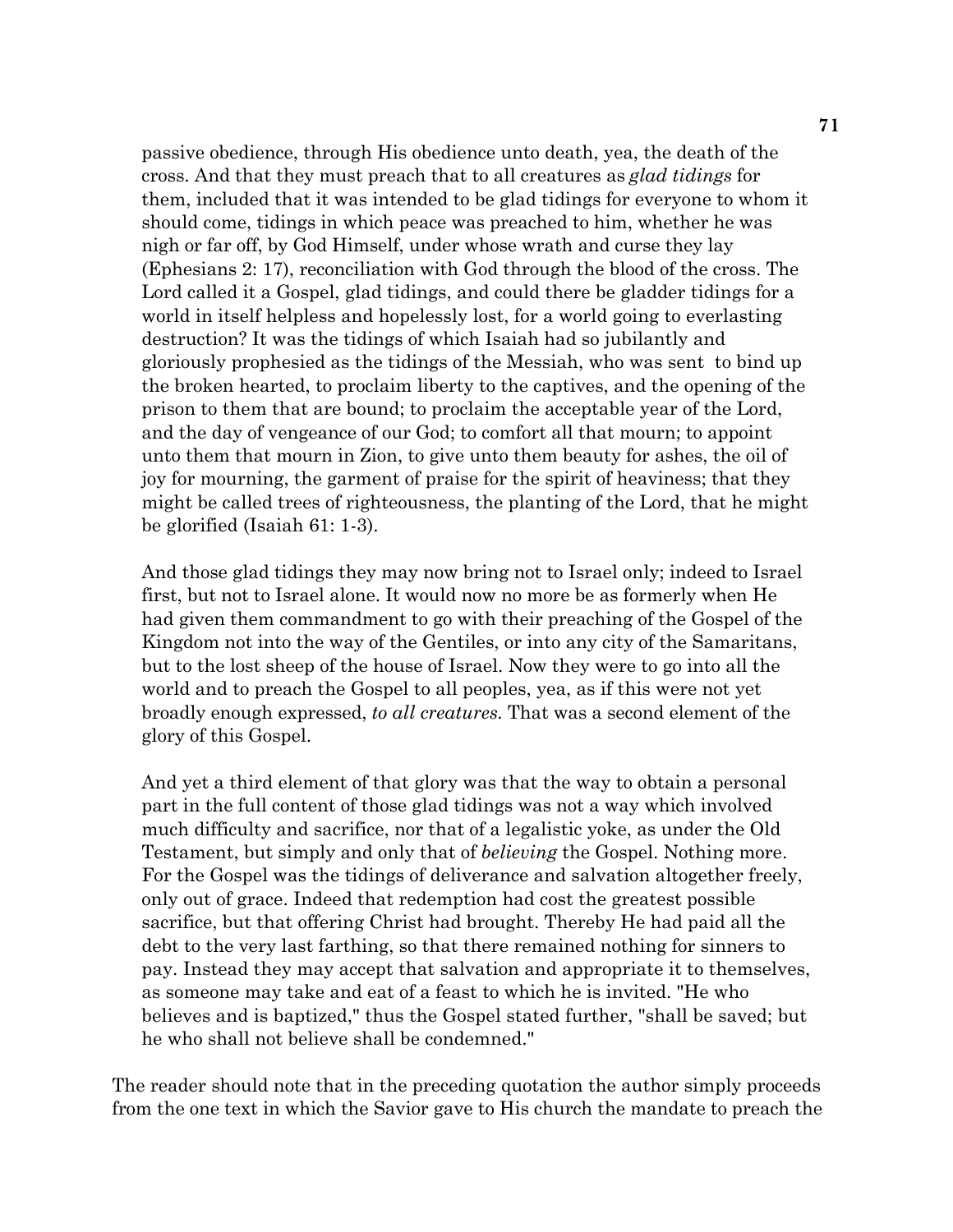passive obedience, through His obedience unto death, yea, the death of the cross. And that they must preach that to all creatures as *glad tidings* for them, included that it was intended to be glad tidings for everyone to whom it should come, tidings in which peace was preached to him, whether he was nigh or far off, by God Himself, under whose wrath and curse they lay (Ephesians 2: 17), reconciliation with God through the blood of the cross. The Lord called it a Gospel, glad tidings, and could there be gladder tidings for a world in itself helpless and hopelessly lost, for a world going to everlasting destruction? It was the tidings of which Isaiah had so jubilantly and gloriously prophesied as the tidings of the Messiah, who was sent to bind up the broken hearted, to proclaim liberty to the captives, and the opening of the prison to them that are bound; to proclaim the acceptable year of the Lord, and the day of vengeance of our God; to comfort all that mourn; to appoint unto them that mourn in Zion, to give unto them beauty for ashes, the oil of joy for mourning, the garment of praise for the spirit of heaviness; that they might be called trees of righteousness, the planting of the Lord, that he might be glorified (Isaiah 61: 1-3).

> And those glad tidings they may now bring not to Israel only; indeed to Israel first, but not to Israel alone. It would now no more be as formerly when He had given them commandment to go with their preaching of the Gospel of the Kingdom not into the way of the Gentiles, or into any city of the Samaritans, but to the lost sheep of the house of Israel. Now they were to go into all the world and to preach the Gospel to all peoples, yea, as if this were not yet broadly enough expressed, *to all creatures.* That was a second element of the glory of this Gospel.
>
> And yet a third element of that glory was that the way to obtain a personal part in the full content of those glad tidings was not a way which involved much difficulty and sacrifice, nor that of a legalistic yoke, as under the Old Testament, but simply and only that of *believing* the Gospel. Nothing more. For the Gospel was the tidings of deliverance and salvation altogether freely, only out of grace. Indeed that redemption had cost the greatest possible sacrifice, but that offering Christ had brought. Thereby He had paid all the debt to the very last farthing, so that there remained nothing for sinners to pay. Instead they may accept that salvation and appropriate it to themselves, as someone may take and eat of a feast to which he is invited. "He who believes and is baptized," thus the Gospel stated further, "shall be saved; but he who shall not believe shall be condemned."

The reader should note that in the preceding quotation the author simply proceeds from the one text in which the Savior gave to His church the mandate to preach the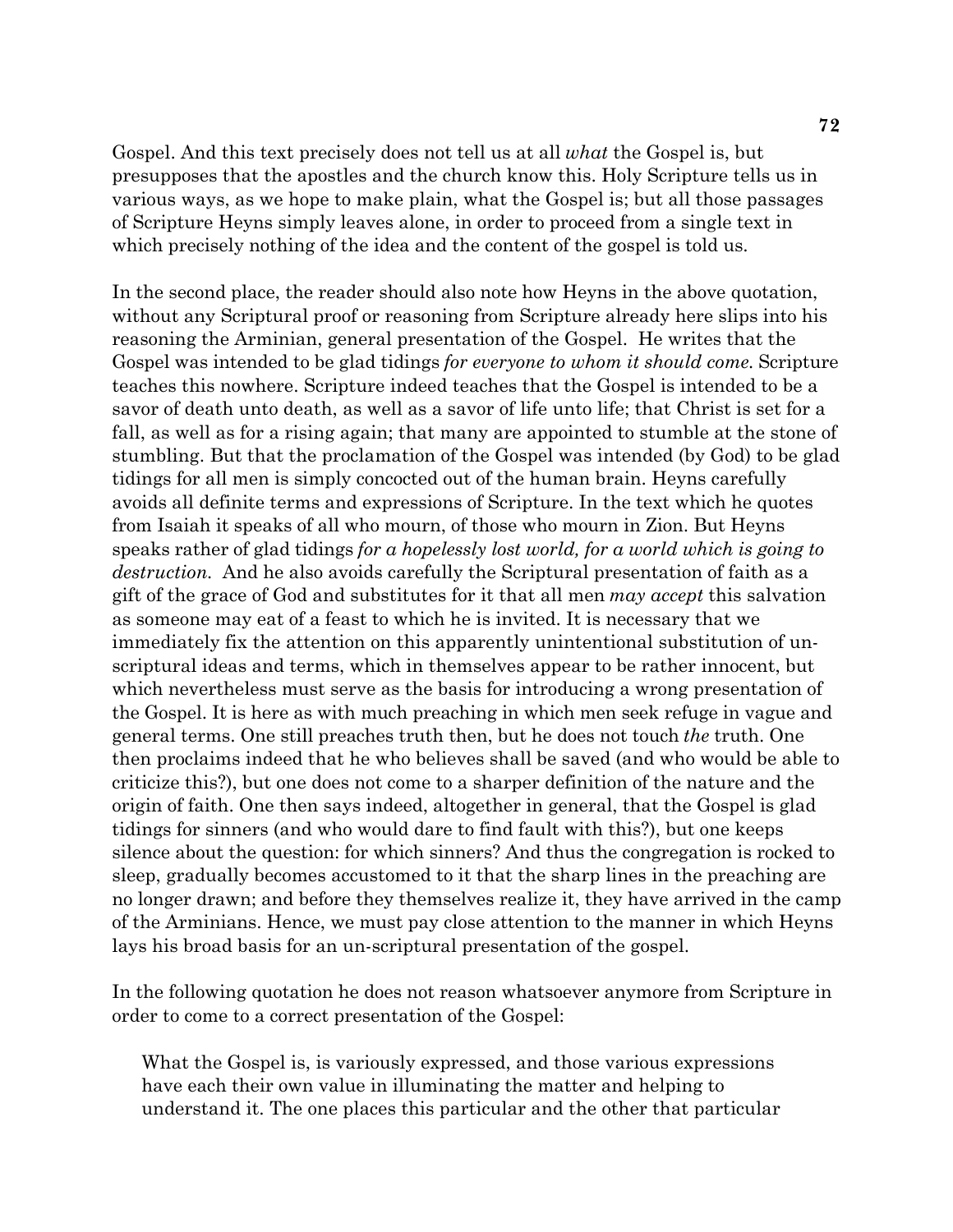Gospel. And this text precisely does not tell us at all *what* the Gospel is, but presupposes that the apostles and the church know this. Holy Scripture tells us in various ways, as we hope to make plain, what the Gospel is; but all those passages of Scripture Heyns simply leaves alone, in order to proceed from a single text in which precisely nothing of the idea and the content of the gospel is told us.

In the second place, the reader should also note how Heyns in the above quotation, without any Scriptural proof or reasoning from Scripture already here slips into his reasoning the Arminian, general presentation of the Gospel. He writes that the Gospel was intended to be glad tidings *for everyone to whom it should come.* Scripture teaches this nowhere. Scripture indeed teaches that the Gospel is intended to be a savor of death unto death, as well as a savor of life unto life; that Christ is set for a fall, as well as for a rising again; that many are appointed to stumble at the stone of stumbling. But that the proclamation of the Gospel was intended (by God) to be glad tidings for all men is simply concocted out of the human brain. Heyns carefully avoids all definite terms and expressions of Scripture. In the text which he quotes from Isaiah it speaks of all who mourn, of those who mourn in Zion. But Heyns speaks rather of glad tidings *for a hopelessly lost world, for a world which is going to destruction.* And he also avoids carefully the Scriptural presentation of faith as a gift of the grace of God and substitutes for it that all men *may accept* this salvation as someone may eat of a feast to which he is invited. It is necessary that we immediately fix the attention on this apparently unintentional substitution of un-scriptural ideas and terms, which in themselves appear to be rather innocent, but which nevertheless must serve as the basis for introducing a wrong presentation of the Gospel. It is here as with much preaching in which men seek refuge in vague and general terms. One still preaches truth then, but he does not touch *the* truth. One then proclaims indeed that he who believes shall be saved (and who would be able to criticize this?), but one does not come to a sharper definition of the nature and the origin of faith. One then says indeed, altogether in general, that the Gospel is glad tidings for sinners (and who would dare to find fault with this?), but one keeps silence about the question: for which sinners? And thus the congregation is rocked to sleep, gradually becomes accustomed to it that the sharp lines in the preaching are no longer drawn; and before they themselves realize it, they have arrived in the camp of the Arminians. Hence, we must pay close attention to the manner in which Heyns lays his broad basis for an un-scriptural presentation of the gospel.

In the following quotation he does not reason whatsoever anymore from Scripture in order to come to a correct presentation of the Gospel:

> What the Gospel is, is variously expressed, and those various expressions have each their own value in illuminating the matter and helping to understand it. The one places this particular and the other that particular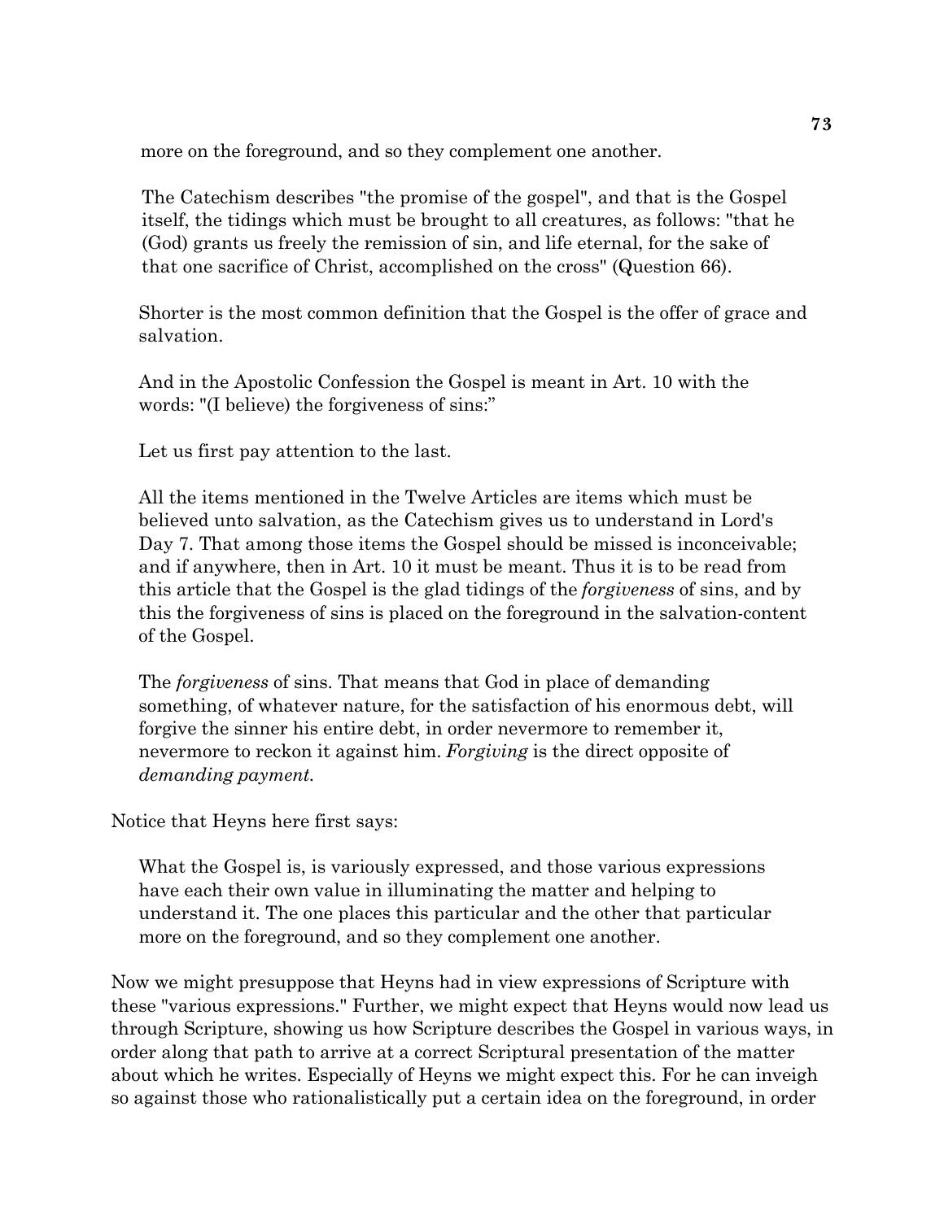> more on the foreground, and so they complement one another.
>
> The Catechism describes "the promise of the gospel", and that is the Gospel itself, the tidings which must be brought to all creatures, as follows: "that he (God) grants us freely the remission of sin, and life eternal, for the sake of that one sacrifice of Christ, accomplished on the cross" (Question 66).
>
> Shorter is the most common definition that the Gospel is the offer of grace and salvation.
>
> And in the Apostolic Confession the Gospel is meant in Art. 10 with the words: "(I believe) the forgiveness of sins:"
>
> Let us first pay attention to the last.
>
> All the items mentioned in the Twelve Articles are items which must be believed unto salvation, as the Catechism gives us to understand in Lord's Day 7. That among those items the Gospel should be missed is inconceivable; and if anywhere, then in Art. 10 it must be meant. Thus it is to be read from this article that the Gospel is the glad tidings of the *forgiveness* of sins, and by this the forgiveness of sins is placed on the foreground in the salvation-content of the Gospel.
>
> The *forgiveness* of sins. That means that God in place of demanding something, of whatever nature, for the satisfaction of his enormous debt, will forgive the sinner his entire debt, in order nevermore to remember it, nevermore to reckon it against him. *Forgiving* is the direct opposite of *demanding payment.*

Notice that Heyns here first says:

> What the Gospel is, is variously expressed, and those various expressions have each their own value in illuminating the matter and helping to understand it. The one places this particular and the other that particular more on the foreground, and so they complement one another.

Now we might presuppose that Heyns had in view expressions of Scripture with these "various expressions." Further, we might expect that Heyns would now lead us through Scripture, showing us how Scripture describes the Gospel in various ways, in order along that path to arrive at a correct Scriptural presentation of the matter about which he writes. Especially of Heyns we might expect this. For he can inveigh so against those who rationalistically put a certain idea on the foreground, in order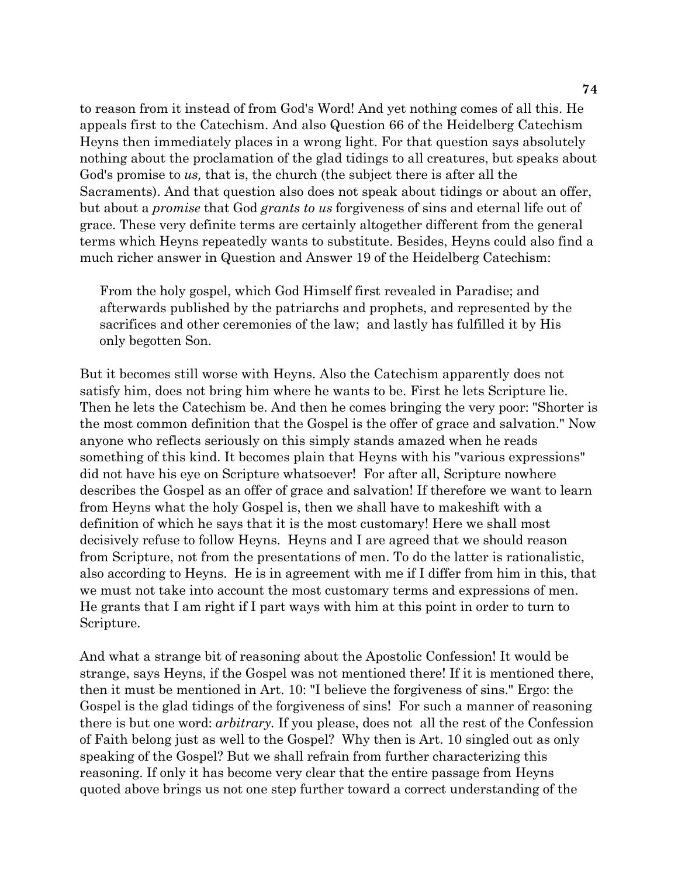to reason from it instead of from God's Word! And yet nothing comes of all this. He appeals first to the Catechism. And also Question 66 of the Heidelberg Catechism Heyns then immediately places in a wrong light. For that question says absolutely nothing about the proclamation of the glad tidings to all creatures, but speaks about God's promise to *us,* that is, the church (the subject there is after all the Sacraments). And that question also does not speak about tidings or about an offer, but about a *promise* that God *grants to us* forgiveness of sins and eternal life out of grace. These very definite terms are certainly altogether different from the general terms which Heyns repeatedly wants to substitute. Besides, Heyns could also find a much richer answer in Question and Answer 19 of the Heidelberg Catechism:

> From the holy gospel, which God Himself first revealed in Paradise; and afterwards published by the patriarchs and prophets, and represented by the sacrifices and other ceremonies of the law; and lastly has fulfilled it by His only begotten Son.

But it becomes still worse with Heyns. Also the Catechism apparently does not satisfy him, does not bring him where he wants to be. First he lets Scripture lie. Then he lets the Catechism be. And then he comes bringing the very poor: "Shorter is the most common definition that the Gospel is the offer of grace and salvation." Now anyone who reflects seriously on this simply stands amazed when he reads something of this kind. It becomes plain that Heyns with his "various expressions" did not have his eye on Scripture whatsoever! For after all, Scripture nowhere describes the Gospel as an offer of grace and salvation! If therefore we want to learn from Heyns what the holy Gospel is, then we shall have to makeshift with a definition of which he says that it is the most customary! Here we shall most decisively refuse to follow Heyns. Heyns and I are agreed that we should reason from Scripture, not from the presentations of men. To do the latter is rationalistic, also according to Heyns. He is in agreement with me if I differ from him in this, that we must not take into account the most customary terms and expressions of men. He grants that I am right if I part ways with him at this point in order to turn to Scripture.

And what a strange bit of reasoning about the Apostolic Confession! It would be strange, says Heyns, if the Gospel was not mentioned there! If it is mentioned there, then it must be mentioned in Art. 10: "I believe the forgiveness of sins." Ergo: the Gospel is the glad tidings of the forgiveness of sins! For such a manner of reasoning there is but one word: *arbitrary.* If you please, does not all the rest of the Confession of Faith belong just as well to the Gospel? Why then is Art. 10 singled out as only speaking of the Gospel? But we shall refrain from further characterizing this reasoning. If only it has become very clear that the entire passage from Heyns quoted above brings us not one step further toward a correct understanding of the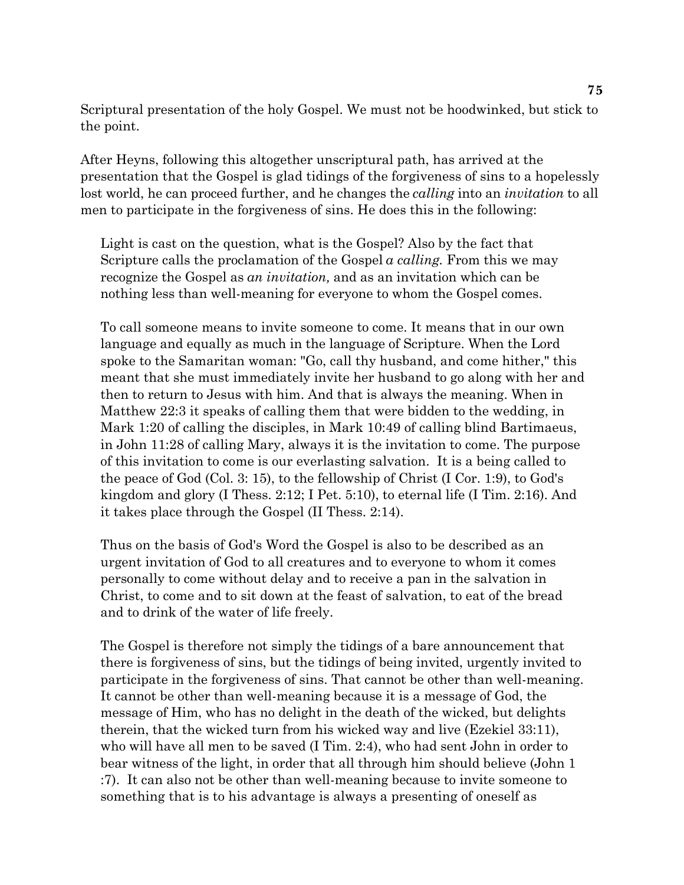Scriptural presentation of the holy Gospel. We must not be hoodwinked, but stick to the point.

After Heyns, following this altogether unscriptural path, has arrived at the presentation that the Gospel is glad tidings of the forgiveness of sins to a hopelessly lost world, he can proceed further, and he changes the *calling* into an *invitation* to all men to participate in the forgiveness of sins. He does this in the following:

> Light is cast on the question, what is the Gospel? Also by the fact that Scripture calls the proclamation of the Gospel *a calling.* From this we may recognize the Gospel as *an invitation,* and as an invitation which can be nothing less than well-meaning for everyone to whom the Gospel comes.
>
> To call someone means to invite someone to come. It means that in our own language and equally as much in the language of Scripture. When the Lord spoke to the Samaritan woman: "Go, call thy husband, and come hither," this meant that she must immediately invite her husband to go along with her and then to return to Jesus with him. And that is always the meaning. When in Matthew 22:3 it speaks of calling them that were bidden to the wedding, in Mark 1:20 of calling the disciples, in Mark 10:49 of calling blind Bartimaeus, in John 11:28 of calling Mary, always it is the invitation to come. The purpose of this invitation to come is our everlasting salvation. It is a being called to the peace of God (Col. 3: 15), to the fellowship of Christ (I Cor. 1:9), to God's kingdom and glory (I Thess. 2:12; I Pet. 5:10), to eternal life (I Tim. 2:16). And it takes place through the Gospel (II Thess. 2:14).
>
> Thus on the basis of God's Word the Gospel is also to be described as an urgent invitation of God to all creatures and to everyone to whom it comes personally to come without delay and to receive a pan in the salvation in Christ, to come and to sit down at the feast of salvation, to eat of the bread and to drink of the water of life freely.
>
> The Gospel is therefore not simply the tidings of a bare announcement that there is forgiveness of sins, but the tidings of being invited, urgently invited to participate in the forgiveness of sins. That cannot be other than well-meaning. It cannot be other than well-meaning because it is a message of God, the message of Him, who has no delight in the death of the wicked, but delights therein, that the wicked turn from his wicked way and live (Ezekiel 33:11), who will have all men to be saved (I Tim. 2:4), who had sent John in order to bear witness of the light, in order that all through him should believe (John 1 :7). It can also not be other than well-meaning because to invite someone to something that is to his advantage is always a presenting of oneself as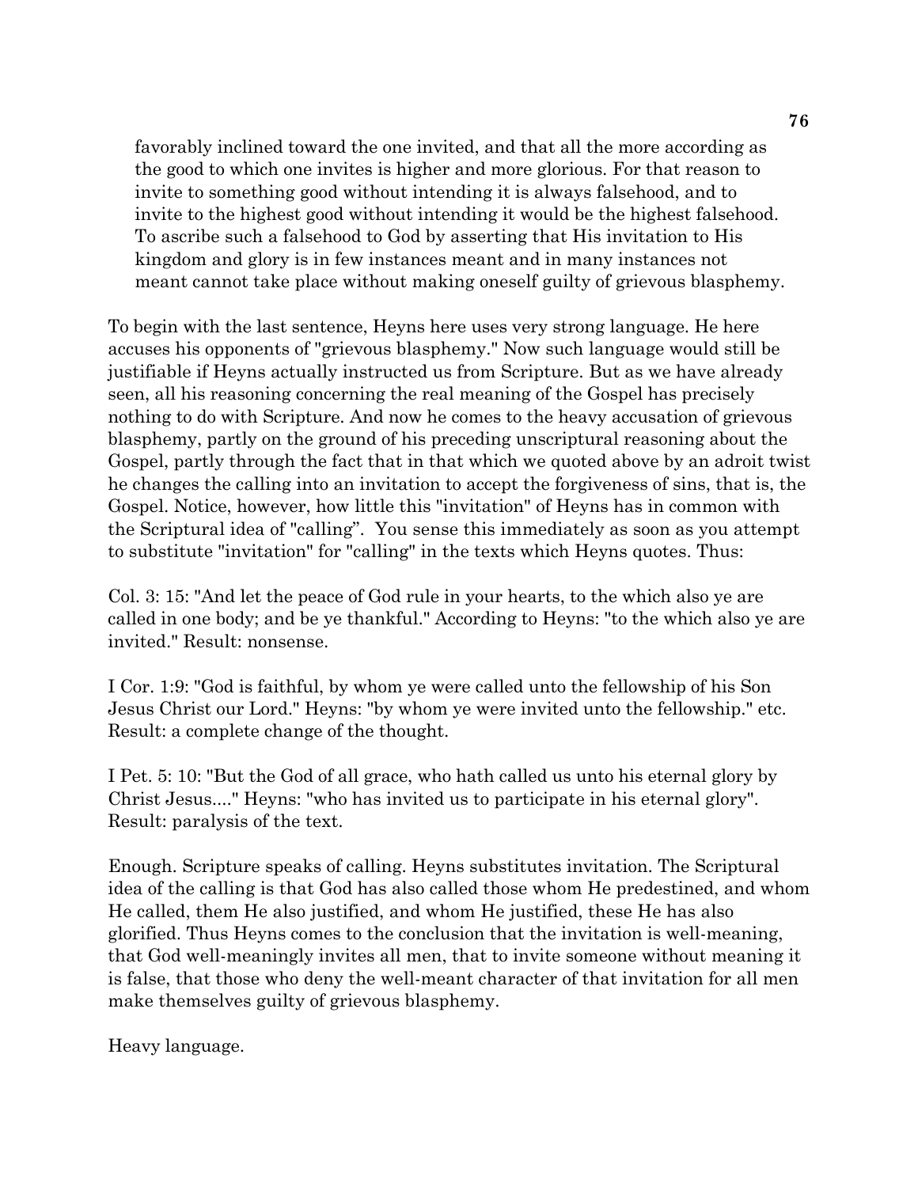> favorably inclined toward the one invited, and that all the more according as the good to which one invites is higher and more glorious. For that reason to invite to something good without intending it is always falsehood, and to invite to the highest good without intending it would be the highest falsehood. To ascribe such a falsehood to God by asserting that His invitation to His kingdom and glory is in few instances meant and in many instances not meant cannot take place without making oneself guilty of grievous blasphemy.

To begin with the last sentence, Heyns here uses very strong language. He here accuses his opponents of "grievous blasphemy." Now such language would still be justifiable if Heyns actually instructed us from Scripture. But as we have already seen, all his reasoning concerning the real meaning of the Gospel has precisely nothing to do with Scripture. And now he comes to the heavy accusation of grievous blasphemy, partly on the ground of his preceding unscriptural reasoning about the Gospel, partly through the fact that in that which we quoted above by an adroit twist he changes the calling into an invitation to accept the forgiveness of sins, that is, the Gospel. Notice, however, how little this "invitation" of Heyns has in common with the Scriptural idea of "calling". You sense this immediately as soon as you attempt to substitute "invitation" for "calling" in the texts which Heyns quotes. Thus:

Col. 3: 15: "And let the peace of God rule in your hearts, to the which also ye are called in one body; and be ye thankful." According to Heyns: "to the which also ye are invited." Result: nonsense.

I Cor. 1:9: "God is faithful, by whom ye were called unto the fellowship of his Son Jesus Christ our Lord." Heyns: "by whom ye were invited unto the fellowship." etc. Result: a complete change of the thought.

I Pet. 5: 10: "But the God of all grace, who hath called us unto his eternal glory by Christ Jesus...." Heyns: "who has invited us to participate in his eternal glory". Result: paralysis of the text.

Enough. Scripture speaks of calling. Heyns substitutes invitation. The Scriptural idea of the calling is that God has also called those whom He predestined, and whom He called, them He also justified, and whom He justified, these He has also glorified. Thus Heyns comes to the conclusion that the invitation is well-meaning, that God well-meaningly invites all men, that to invite someone without meaning it is false, that those who deny the well-meant character of that invitation for all men make themselves guilty of grievous blasphemy.

Heavy language.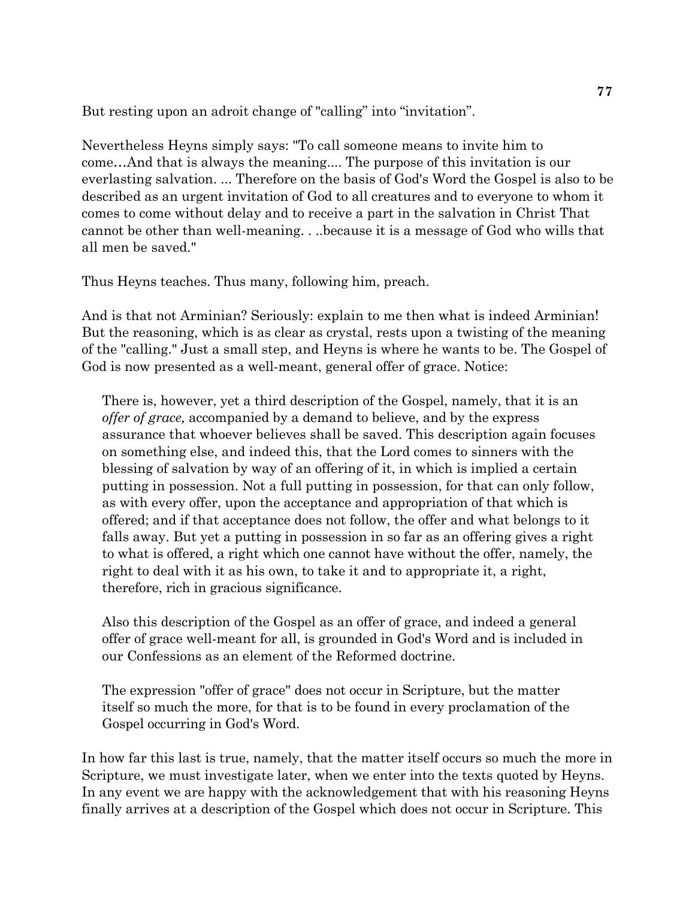But resting upon an adroit change of "calling" into "invitation".

Nevertheless Heyns simply says: "To call someone means to invite him to come…And that is always the meaning.... The purpose of this invitation is our everlasting salvation. ... Therefore on the basis of God's Word the Gospel is also to be described as an urgent invitation of God to all creatures and to everyone to whom it comes to come without delay and to receive a part in the salvation in Christ That cannot be other than well-meaning. . ..because it is a message of God who wills that all men be saved."

Thus Heyns teaches. Thus many, following him, preach.

And is that not Arminian? Seriously: explain to me then what is indeed Arminian! But the reasoning, which is as clear as crystal, rests upon a twisting of the meaning of the "calling." Just a small step, and Heyns is where he wants to be. The Gospel of God is now presented as a well-meant, general offer of grace. Notice:

> There is, however, yet a third description of the Gospel, namely, that it is an *offer of grace,* accompanied by a demand to believe, and by the express assurance that whoever believes shall be saved. This description again focuses on something else, and indeed this, that the Lord comes to sinners with the blessing of salvation by way of an offering of it, in which is implied a certain putting in possession. Not a full putting in possession, for that can only follow, as with every offer, upon the acceptance and appropriation of that which is offered; and if that acceptance does not follow, the offer and what belongs to it falls away. But yet a putting in possession in so far as an offering gives a right to what is offered, a right which one cannot have without the offer, namely, the right to deal with it as his own, to take it and to appropriate it, a right, therefore, rich in gracious significance.
>
> Also this description of the Gospel as an offer of grace, and indeed a general offer of grace well-meant for all, is grounded in God's Word and is included in our Confessions as an element of the Reformed doctrine.
>
> The expression "offer of grace" does not occur in Scripture, but the matter itself so much the more, for that is to be found in every proclamation of the Gospel occurring in God's Word.

In how far this last is true, namely, that the matter itself occurs so much the more in Scripture, we must investigate later, when we enter into the texts quoted by Heyns. In any event we are happy with the acknowledgement that with his reasoning Heyns finally arrives at a description of the Gospel which does not occur in Scripture. This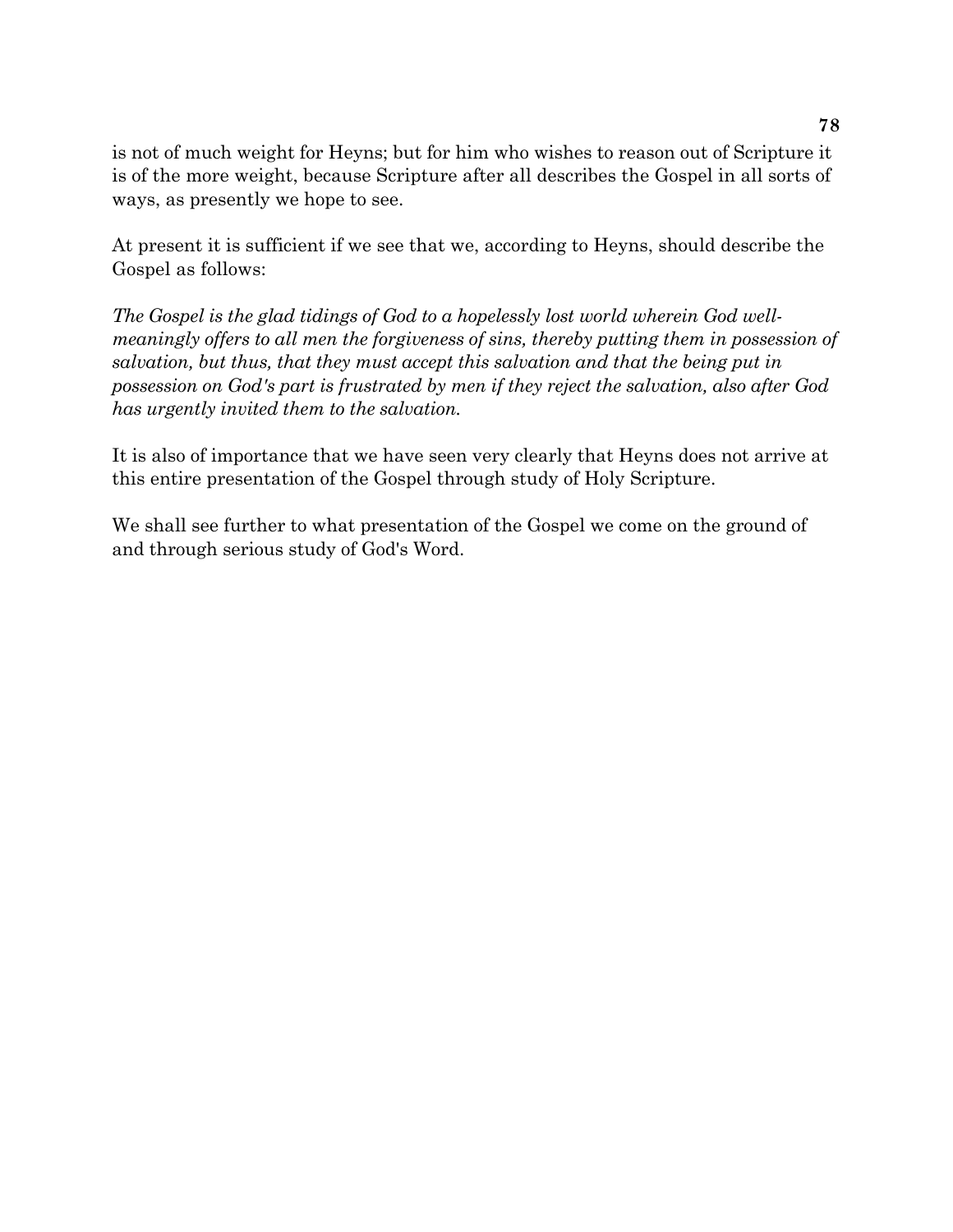is not of much weight for Heyns; but for him who wishes to reason out of Scripture it is of the more weight, because Scripture after all describes the Gospel in all sorts of ways, as presently we hope to see.

At present it is sufficient if we see that we, according to Heyns, should describe the Gospel as follows:

*The Gospel is the glad tidings of God to a hopelessly lost world wherein God well-meaningly offers to all men the forgiveness of sins, thereby putting them in possession of salvation, but thus, that they must accept this salvation and that the being put in possession on God's part is frustrated by men if they reject the salvation, also after God has urgently invited them to the salvation.*

It is also of importance that we have seen very clearly that Heyns does not arrive at this entire presentation of the Gospel through study of Holy Scripture.

We shall see further to what presentation of the Gospel we come on the ground of and through serious study of God's Word.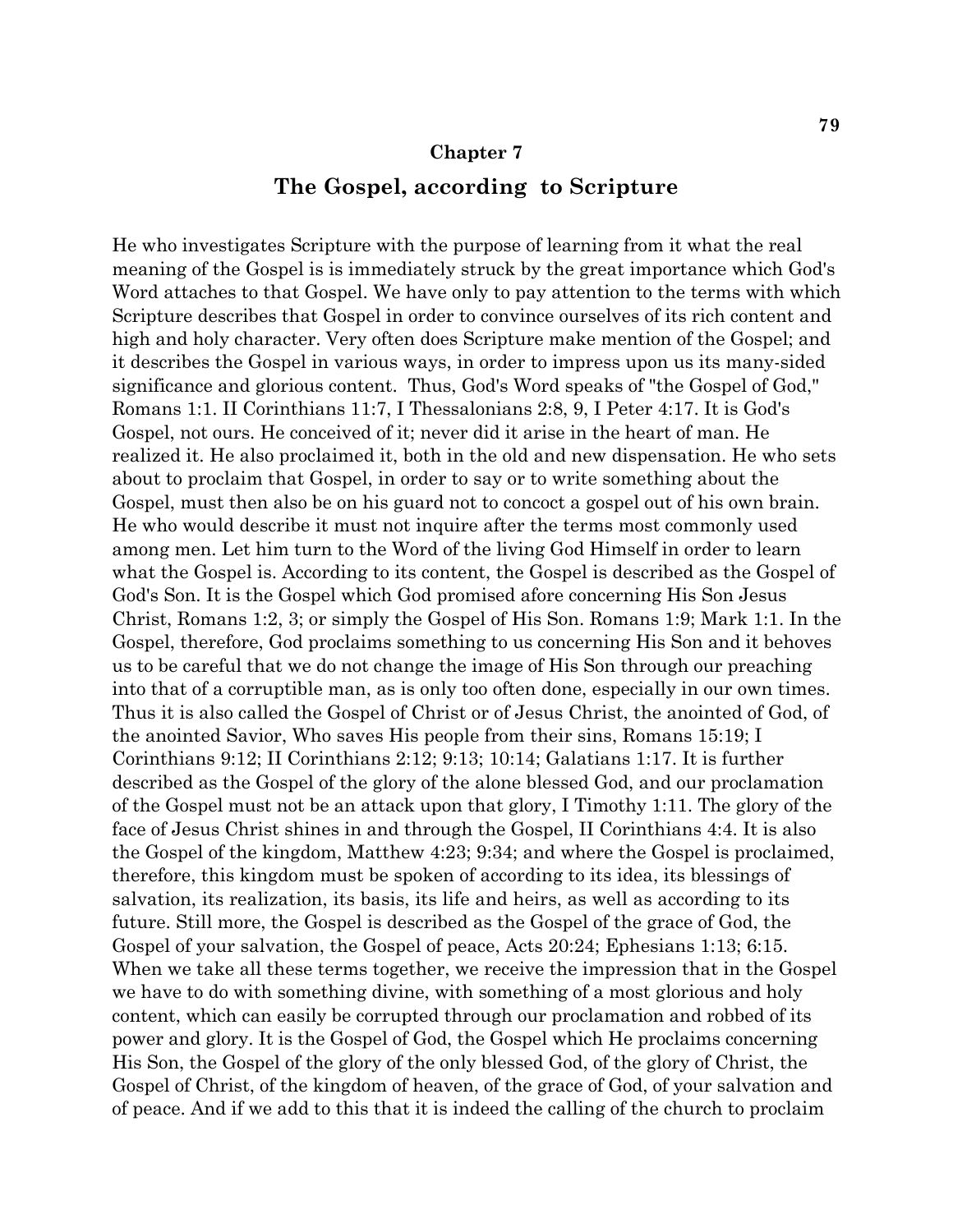## Chapter 7

# The Gospel, according to Scripture

He who investigates Scripture with the purpose of learning from it what the real meaning of the Gospel is is immediately struck by the great importance which God's Word attaches to that Gospel. We have only to pay attention to the terms with which Scripture describes that Gospel in order to convince ourselves of its rich content and high and holy character. Very often does Scripture make mention of the Gospel; and it describes the Gospel in various ways, in order to impress upon us its many-sided significance and glorious content. Thus, God's Word speaks of "the Gospel of God," Romans 1:1. II Corinthians 11:7, I Thessalonians 2:8, 9, I Peter 4:17. It is God's Gospel, not ours. He conceived of it; never did it arise in the heart of man. He realized it. He also proclaimed it, both in the old and new dispensation. He who sets about to proclaim that Gospel, in order to say or to write something about the Gospel, must then also be on his guard not to concoct a gospel out of his own brain. He who would describe it must not inquire after the terms most commonly used among men. Let him turn to the Word of the living God Himself in order to learn what the Gospel is. According to its content, the Gospel is described as the Gospel of God's Son. It is the Gospel which God promised afore concerning His Son Jesus Christ, Romans 1:2, 3; or simply the Gospel of His Son. Romans 1:9; Mark 1:1. In the Gospel, therefore, God proclaims something to us concerning His Son and it behoves us to be careful that we do not change the image of His Son through our preaching into that of a corruptible man, as is only too often done, especially in our own times. Thus it is also called the Gospel of Christ or of Jesus Christ, the anointed of God, of the anointed Savior, Who saves His people from their sins, Romans 15:19; I Corinthians 9:12; II Corinthians 2:12; 9:13; 10:14; Galatians 1:17. It is further described as the Gospel of the glory of the alone blessed God, and our proclamation of the Gospel must not be an attack upon that glory, I Timothy 1:11. The glory of the face of Jesus Christ shines in and through the Gospel, II Corinthians 4:4. It is also the Gospel of the kingdom, Matthew 4:23; 9:34; and where the Gospel is proclaimed, therefore, this kingdom must be spoken of according to its idea, its blessings of salvation, its realization, its basis, its life and heirs, as well as according to its future. Still more, the Gospel is described as the Gospel of the grace of God, the Gospel of your salvation, the Gospel of peace, Acts 20:24; Ephesians 1:13; 6:15. When we take all these terms together, we receive the impression that in the Gospel we have to do with something divine, with something of a most glorious and holy content, which can easily be corrupted through our proclamation and robbed of its power and glory. It is the Gospel of God, the Gospel which He proclaims concerning His Son, the Gospel of the glory of the only blessed God, of the glory of Christ, the Gospel of Christ, of the kingdom of heaven, of the grace of God, of your salvation and of peace. And if we add to this that it is indeed the calling of the church to proclaim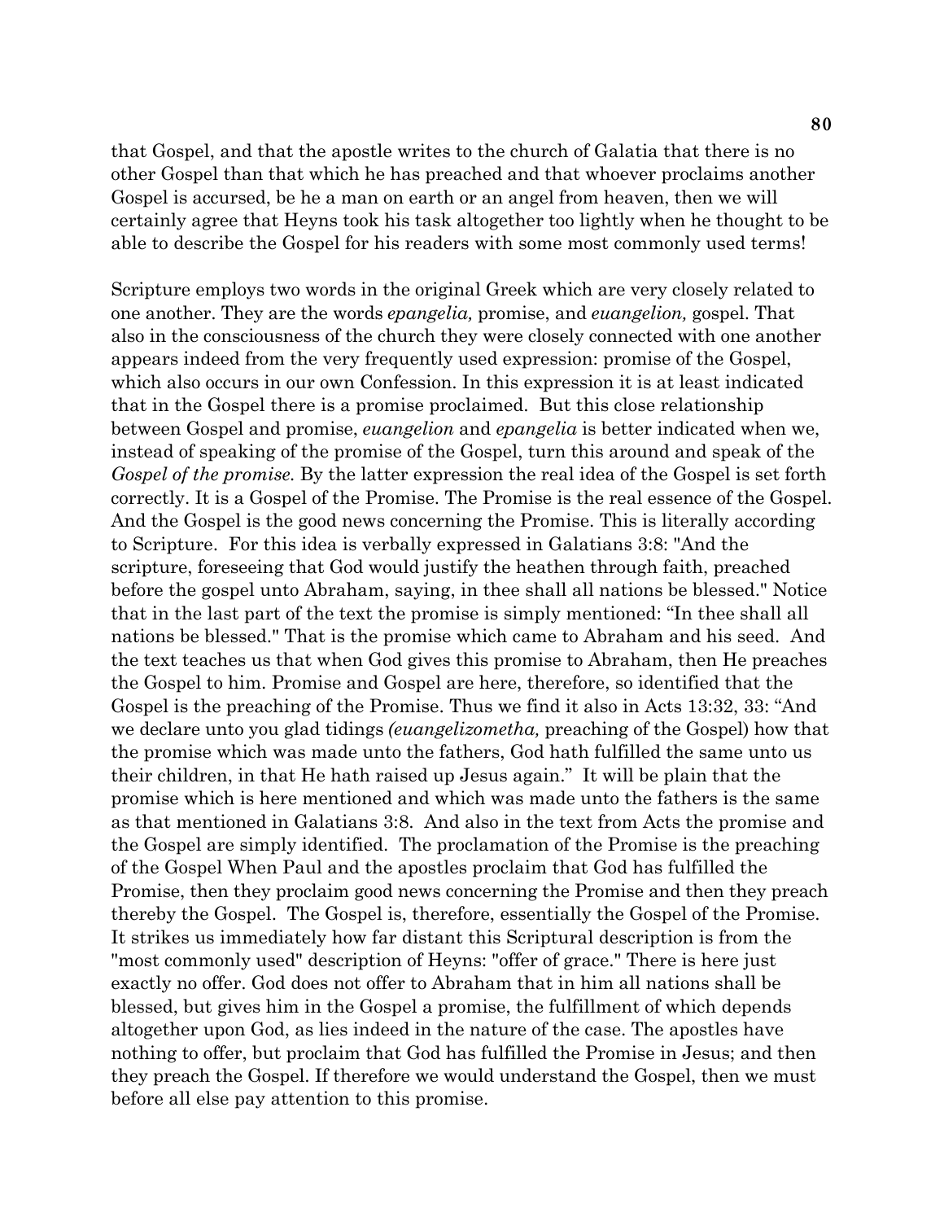that Gospel, and that the apostle writes to the church of Galatia that there is no other Gospel than that which he has preached and that whoever proclaims another Gospel is accursed, be he a man on earth or an angel from heaven, then we will certainly agree that Heyns took his task altogether too lightly when he thought to be able to describe the Gospel for his readers with some most commonly used terms!

Scripture employs two words in the original Greek which are very closely related to one another. They are the words *epangelia,* promise, and *euangelion,* gospel. That also in the consciousness of the church they were closely connected with one another appears indeed from the very frequently used expression: promise of the Gospel, which also occurs in our own Confession. In this expression it is at least indicated that in the Gospel there is a promise proclaimed. But this close relationship between Gospel and promise, *euangelion* and *epangelia* is better indicated when we, instead of speaking of the promise of the Gospel, turn this around and speak of the *Gospel of the promise.* By the latter expression the real idea of the Gospel is set forth correctly. It is a Gospel of the Promise. The Promise is the real essence of the Gospel. And the Gospel is the good news concerning the Promise. This is literally according to Scripture. For this idea is verbally expressed in Galatians 3:8: "And the scripture, foreseeing that God would justify the heathen through faith, preached before the gospel unto Abraham, saying, in thee shall all nations be blessed." Notice that in the last part of the text the promise is simply mentioned: "In thee shall all nations be blessed." That is the promise which came to Abraham and his seed. And the text teaches us that when God gives this promise to Abraham, then He preaches the Gospel to him. Promise and Gospel are here, therefore, so identified that the Gospel is the preaching of the Promise. Thus we find it also in Acts 13:32, 33: "And we declare unto you glad tidings *(euangelizometha,* preaching of the Gospel) how that the promise which was made unto the fathers, God hath fulfilled the same unto us their children, in that He hath raised up Jesus again." It will be plain that the promise which is here mentioned and which was made unto the fathers is the same as that mentioned in Galatians 3:8. And also in the text from Acts the promise and the Gospel are simply identified. The proclamation of the Promise is the preaching of the Gospel When Paul and the apostles proclaim that God has fulfilled the Promise, then they proclaim good news concerning the Promise and then they preach thereby the Gospel. The Gospel is, therefore, essentially the Gospel of the Promise. It strikes us immediately how far distant this Scriptural description is from the "most commonly used" description of Heyns: "offer of grace." There is here just exactly no offer. God does not offer to Abraham that in him all nations shall be blessed, but gives him in the Gospel a promise, the fulfillment of which depends altogether upon God, as lies indeed in the nature of the case. The apostles have nothing to offer, but proclaim that God has fulfilled the Promise in Jesus; and then they preach the Gospel. If therefore we would understand the Gospel, then we must before all else pay attention to this promise.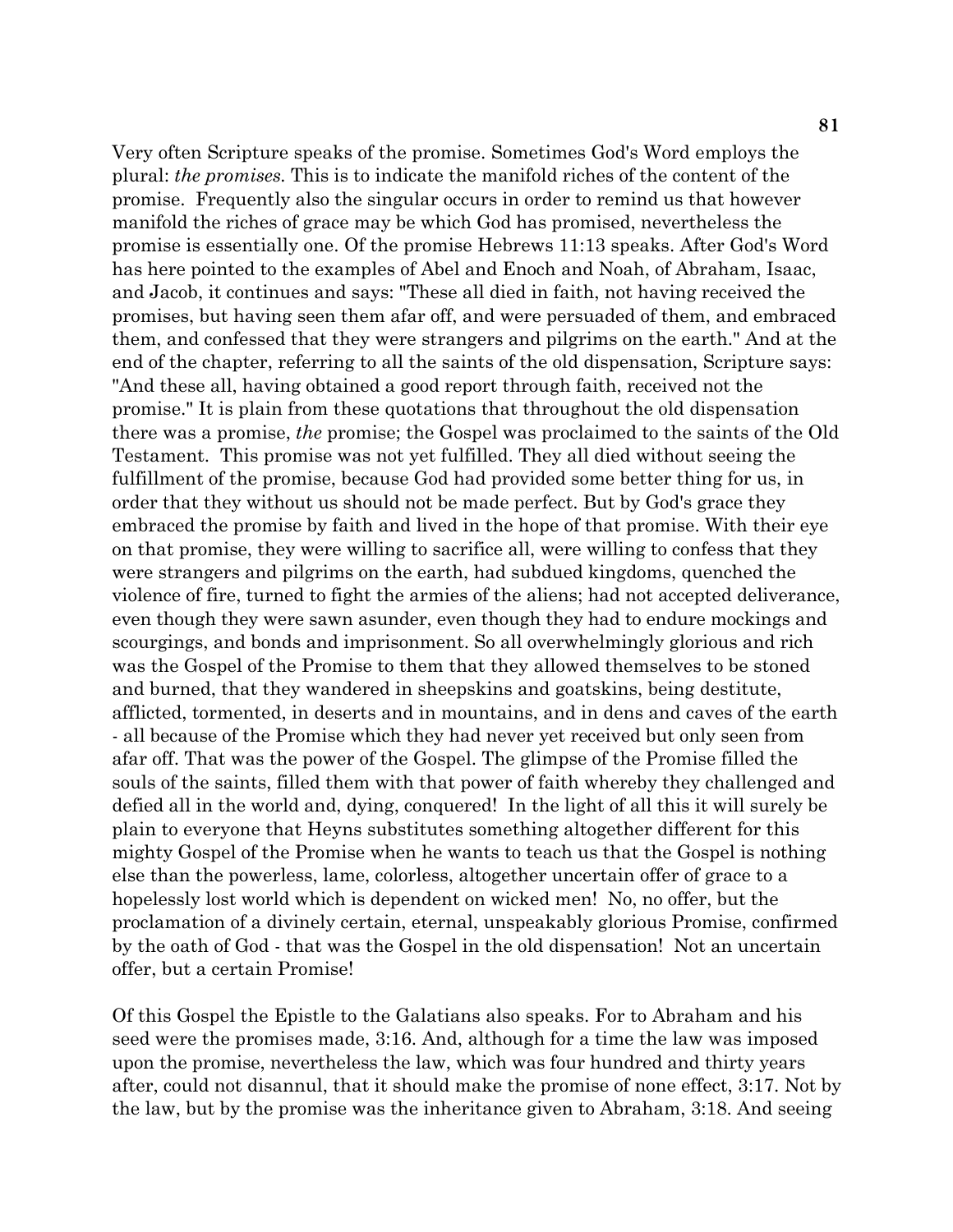Very often Scripture speaks of the promise. Sometimes God's Word employs the plural: *the promises*. This is to indicate the manifold riches of the content of the promise. Frequently also the singular occurs in order to remind us that however manifold the riches of grace may be which God has promised, nevertheless the promise is essentially one. Of the promise Hebrews 11:13 speaks. After God's Word has here pointed to the examples of Abel and Enoch and Noah, of Abraham, Isaac, and Jacob, it continues and says: "These all died in faith, not having received the promises, but having seen them afar off, and were persuaded of them, and embraced them, and confessed that they were strangers and pilgrims on the earth." And at the end of the chapter, referring to all the saints of the old dispensation, Scripture says: "And these all, having obtained a good report through faith, received not the promise." It is plain from these quotations that throughout the old dispensation there was a promise, *the* promise; the Gospel was proclaimed to the saints of the Old Testament. This promise was not yet fulfilled. They all died without seeing the fulfillment of the promise, because God had provided some better thing for us, in order that they without us should not be made perfect. But by God's grace they embraced the promise by faith and lived in the hope of that promise. With their eye on that promise, they were willing to sacrifice all, were willing to confess that they were strangers and pilgrims on the earth, had subdued kingdoms, quenched the violence of fire, turned to fight the armies of the aliens; had not accepted deliverance, even though they were sawn asunder, even though they had to endure mockings and scourgings, and bonds and imprisonment. So all overwhelmingly glorious and rich was the Gospel of the Promise to them that they allowed themselves to be stoned and burned, that they wandered in sheepskins and goatskins, being destitute, afflicted, tormented, in deserts and in mountains, and in dens and caves of the earth - all because of the Promise which they had never yet received but only seen from afar off. That was the power of the Gospel. The glimpse of the Promise filled the souls of the saints, filled them with that power of faith whereby they challenged and defied all in the world and, dying, conquered! In the light of all this it will surely be plain to everyone that Heyns substitutes something altogether different for this mighty Gospel of the Promise when he wants to teach us that the Gospel is nothing else than the powerless, lame, colorless, altogether uncertain offer of grace to a hopelessly lost world which is dependent on wicked men! No, no offer, but the proclamation of a divinely certain, eternal, unspeakably glorious Promise, confirmed by the oath of God - that was the Gospel in the old dispensation! Not an uncertain offer, but a certain Promise!

Of this Gospel the Epistle to the Galatians also speaks. For to Abraham and his seed were the promises made, 3:16. And, although for a time the law was imposed upon the promise, nevertheless the law, which was four hundred and thirty years after, could not disannul, that it should make the promise of none effect, 3:17. Not by the law, but by the promise was the inheritance given to Abraham, 3:18. And seeing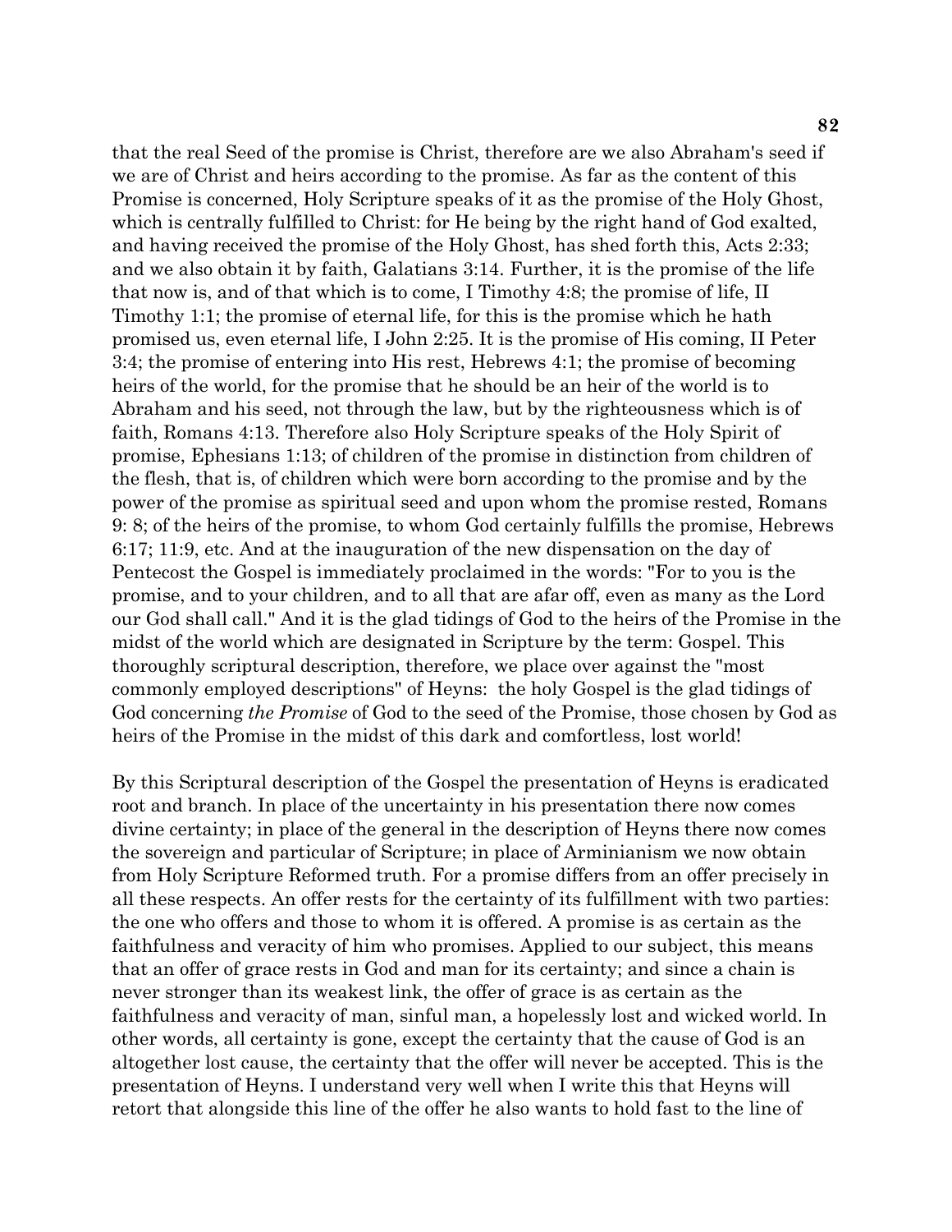that the real Seed of the promise is Christ, therefore are we also Abraham's seed if we are of Christ and heirs according to the promise. As far as the content of this Promise is concerned, Holy Scripture speaks of it as the promise of the Holy Ghost, which is centrally fulfilled to Christ: for He being by the right hand of God exalted, and having received the promise of the Holy Ghost, has shed forth this, Acts 2:33; and we also obtain it by faith, Galatians 3:14. Further, it is the promise of the life that now is, and of that which is to come, I Timothy 4:8; the promise of life, II Timothy 1:1; the promise of eternal life, for this is the promise which he hath promised us, even eternal life, I John 2:25. It is the promise of His coming, II Peter 3:4; the promise of entering into His rest, Hebrews 4:1; the promise of becoming heirs of the world, for the promise that he should be an heir of the world is to Abraham and his seed, not through the law, but by the righteousness which is of faith, Romans 4:13. Therefore also Holy Scripture speaks of the Holy Spirit of promise, Ephesians 1:13; of children of the promise in distinction from children of the flesh, that is, of children which were born according to the promise and by the power of the promise as spiritual seed and upon whom the promise rested, Romans 9: 8; of the heirs of the promise, to whom God certainly fulfills the promise, Hebrews 6:17; 11:9, etc. And at the inauguration of the new dispensation on the day of Pentecost the Gospel is immediately proclaimed in the words: "For to you is the promise, and to your children, and to all that are afar off, even as many as the Lord our God shall call." And it is the glad tidings of God to the heirs of the Promise in the midst of the world which are designated in Scripture by the term: Gospel. This thoroughly scriptural description, therefore, we place over against the "most commonly employed descriptions" of Heyns: the holy Gospel is the glad tidings of God concerning *the Promise* of God to the seed of the Promise, those chosen by God as heirs of the Promise in the midst of this dark and comfortless, lost world!

By this Scriptural description of the Gospel the presentation of Heyns is eradicated root and branch. In place of the uncertainty in his presentation there now comes divine certainty; in place of the general in the description of Heyns there now comes the sovereign and particular of Scripture; in place of Arminianism we now obtain from Holy Scripture Reformed truth. For a promise differs from an offer precisely in all these respects. An offer rests for the certainty of its fulfillment with two parties: the one who offers and those to whom it is offered. A promise is as certain as the faithfulness and veracity of him who promises. Applied to our subject, this means that an offer of grace rests in God and man for its certainty; and since a chain is never stronger than its weakest link, the offer of grace is as certain as the faithfulness and veracity of man, sinful man, a hopelessly lost and wicked world. In other words, all certainty is gone, except the certainty that the cause of God is an altogether lost cause, the certainty that the offer will never be accepted. This is the presentation of Heyns. I understand very well when I write this that Heyns will retort that alongside this line of the offer he also wants to hold fast to the line of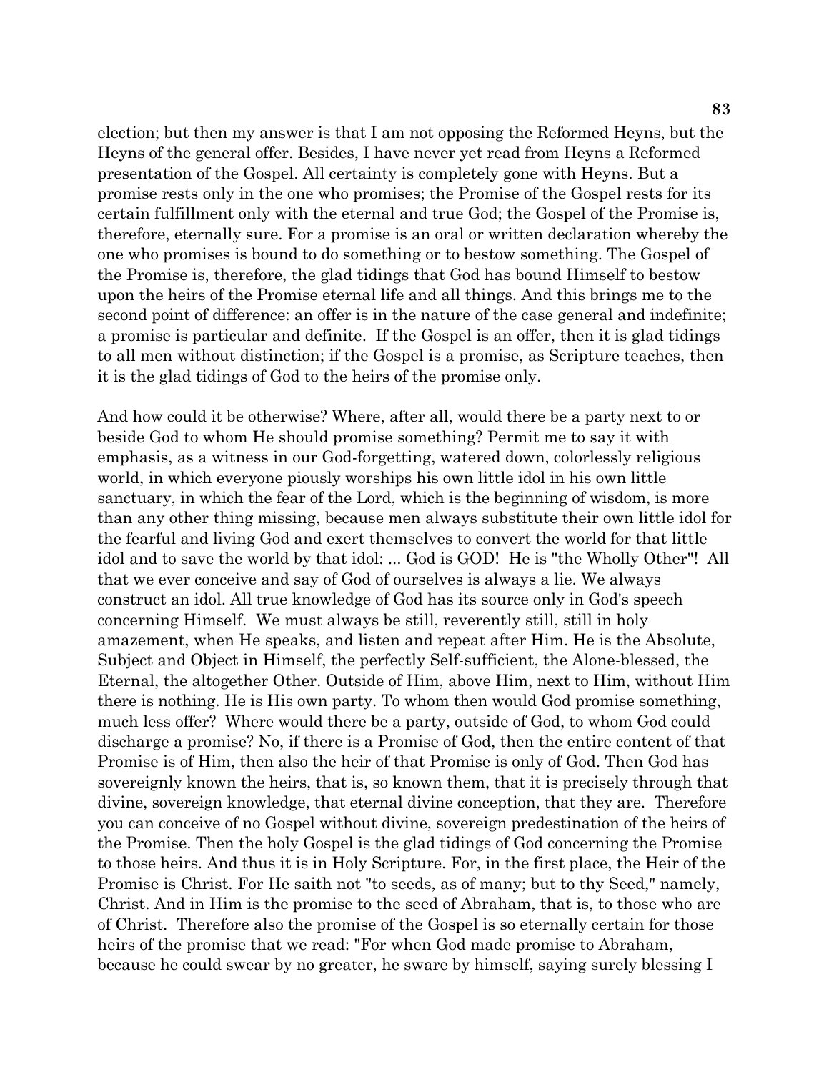election; but then my answer is that I am not opposing the Reformed Heyns, but the Heyns of the general offer. Besides, I have never yet read from Heyns a Reformed presentation of the Gospel. All certainty is completely gone with Heyns. But a promise rests only in the one who promises; the Promise of the Gospel rests for its certain fulfillment only with the eternal and true God; the Gospel of the Promise is, therefore, eternally sure. For a promise is an oral or written declaration whereby the one who promises is bound to do something or to bestow something. The Gospel of the Promise is, therefore, the glad tidings that God has bound Himself to bestow upon the heirs of the Promise eternal life and all things. And this brings me to the second point of difference: an offer is in the nature of the case general and indefinite; a promise is particular and definite. If the Gospel is an offer, then it is glad tidings to all men without distinction; if the Gospel is a promise, as Scripture teaches, then it is the glad tidings of God to the heirs of the promise only.

And how could it be otherwise? Where, after all, would there be a party next to or beside God to whom He should promise something? Permit me to say it with emphasis, as a witness in our God-forgetting, watered down, colorlessly religious world, in which everyone piously worships his own little idol in his own little sanctuary, in which the fear of the Lord, which is the beginning of wisdom, is more than any other thing missing, because men always substitute their own little idol for the fearful and living God and exert themselves to convert the world for that little idol and to save the world by that idol: ... God is GOD! He is "the Wholly Other"! All that we ever conceive and say of God of ourselves is always a lie. We always construct an idol. All true knowledge of God has its source only in God's speech concerning Himself. We must always be still, reverently still, still in holy amazement, when He speaks, and listen and repeat after Him. He is the Absolute, Subject and Object in Himself, the perfectly Self-sufficient, the Alone-blessed, the Eternal, the altogether Other. Outside of Him, above Him, next to Him, without Him there is nothing. He is His own party. To whom then would God promise something, much less offer? Where would there be a party, outside of God, to whom God could discharge a promise? No, if there is a Promise of God, then the entire content of that Promise is of Him, then also the heir of that Promise is only of God. Then God has sovereignly known the heirs, that is, so known them, that it is precisely through that divine, sovereign knowledge, that eternal divine conception, that they are. Therefore you can conceive of no Gospel without divine, sovereign predestination of the heirs of the Promise. Then the holy Gospel is the glad tidings of God concerning the Promise to those heirs. And thus it is in Holy Scripture. For, in the first place, the Heir of the Promise is Christ. For He saith not "to seeds, as of many; but to thy Seed," namely, Christ. And in Him is the promise to the seed of Abraham, that is, to those who are of Christ. Therefore also the promise of the Gospel is so eternally certain for those heirs of the promise that we read: "For when God made promise to Abraham, because he could swear by no greater, he sware by himself, saying surely blessing I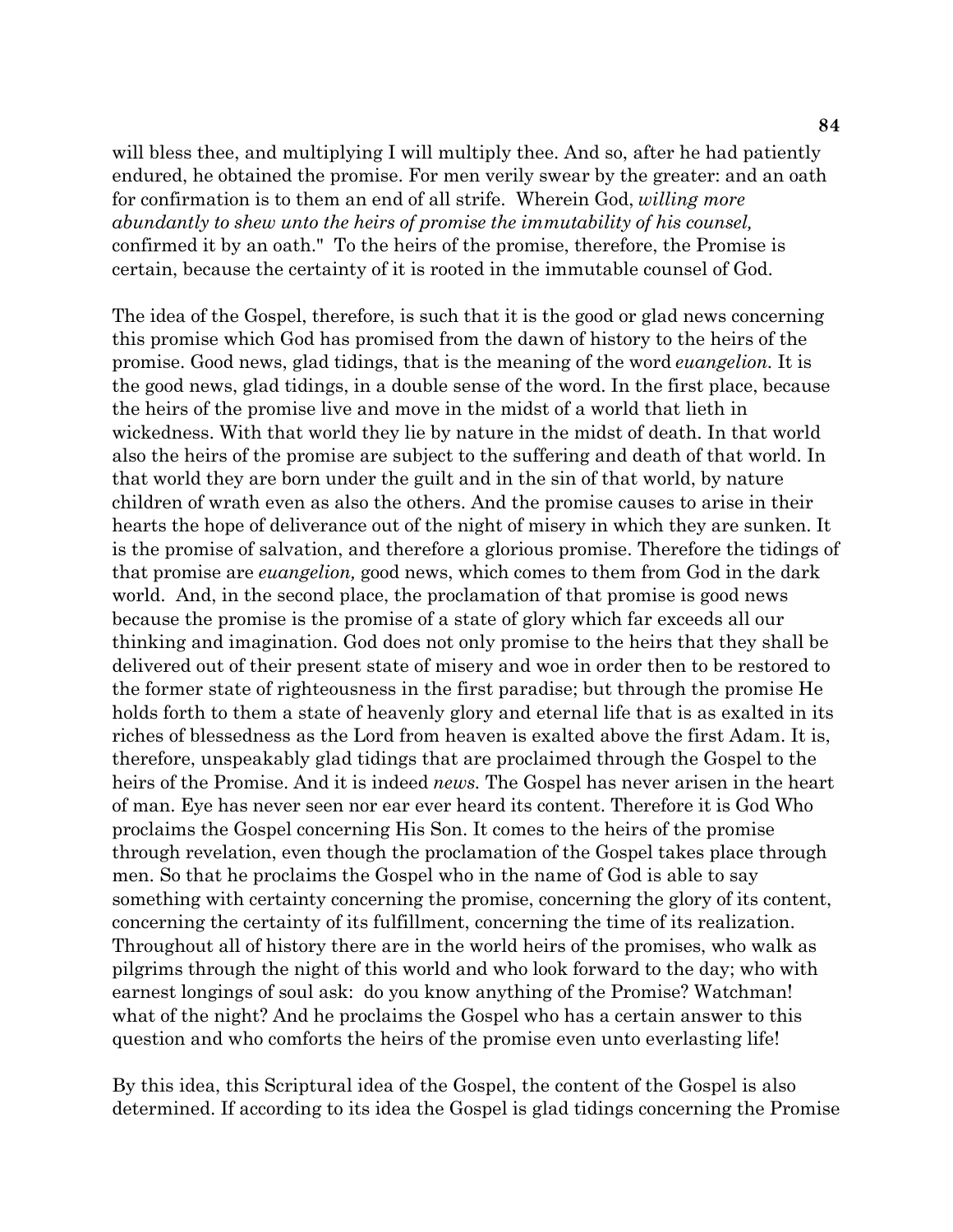will bless thee, and multiplying I will multiply thee. And so, after he had patiently endured, he obtained the promise. For men verily swear by the greater: and an oath for confirmation is to them an end of all strife. Wherein God, *willing more abundantly to shew unto the heirs of promise the immutability of his counsel,* confirmed it by an oath." To the heirs of the promise, therefore, the Promise is certain, because the certainty of it is rooted in the immutable counsel of God.

The idea of the Gospel, therefore, is such that it is the good or glad news concerning this promise which God has promised from the dawn of history to the heirs of the promise. Good news, glad tidings, that is the meaning of the word *euangelion.* It is the good news, glad tidings, in a double sense of the word. In the first place, because the heirs of the promise live and move in the midst of a world that lieth in wickedness. With that world they lie by nature in the midst of death. In that world also the heirs of the promise are subject to the suffering and death of that world. In that world they are born under the guilt and in the sin of that world, by nature children of wrath even as also the others. And the promise causes to arise in their hearts the hope of deliverance out of the night of misery in which they are sunken. It is the promise of salvation, and therefore a glorious promise. Therefore the tidings of that promise are *euangelion,* good news, which comes to them from God in the dark world. And, in the second place, the proclamation of that promise is good news because the promise is the promise of a state of glory which far exceeds all our thinking and imagination. God does not only promise to the heirs that they shall be delivered out of their present state of misery and woe in order then to be restored to the former state of righteousness in the first paradise; but through the promise He holds forth to them a state of heavenly glory and eternal life that is as exalted in its riches of blessedness as the Lord from heaven is exalted above the first Adam. It is, therefore, unspeakably glad tidings that are proclaimed through the Gospel to the heirs of the Promise. And it is indeed *news.* The Gospel has never arisen in the heart of man. Eye has never seen nor ear ever heard its content. Therefore it is God Who proclaims the Gospel concerning His Son. It comes to the heirs of the promise through revelation, even though the proclamation of the Gospel takes place through men. So that he proclaims the Gospel who in the name of God is able to say something with certainty concerning the promise, concerning the glory of its content, concerning the certainty of its fulfillment, concerning the time of its realization. Throughout all of history there are in the world heirs of the promises, who walk as pilgrims through the night of this world and who look forward to the day; who with earnest longings of soul ask: do you know anything of the Promise? Watchman! what of the night? And he proclaims the Gospel who has a certain answer to this question and who comforts the heirs of the promise even unto everlasting life!

By this idea, this Scriptural idea of the Gospel, the content of the Gospel is also determined. If according to its idea the Gospel is glad tidings concerning the Promise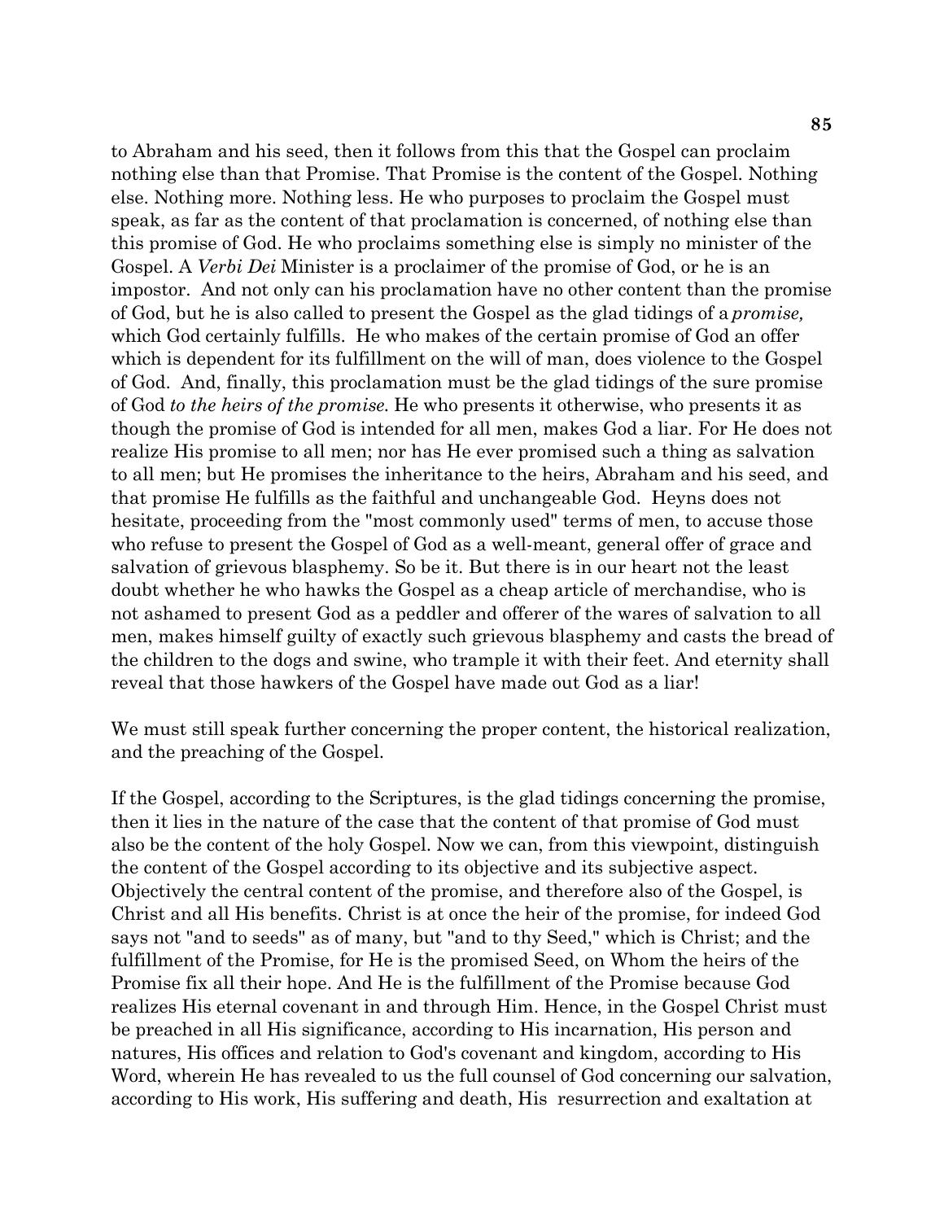to Abraham and his seed, then it follows from this that the Gospel can proclaim nothing else than that Promise. That Promise is the content of the Gospel. Nothing else. Nothing more. Nothing less. He who purposes to proclaim the Gospel must speak, as far as the content of that proclamation is concerned, of nothing else than this promise of God. He who proclaims something else is simply no minister of the Gospel. A *Verbi Dei* Minister is a proclaimer of the promise of God, or he is an impostor. And not only can his proclamation have no other content than the promise of God, but he is also called to present the Gospel as the glad tidings of a *promise,* which God certainly fulfills. He who makes of the certain promise of God an offer which is dependent for its fulfillment on the will of man, does violence to the Gospel of God. And, finally, this proclamation must be the glad tidings of the sure promise of God *to the heirs of the promise.* He who presents it otherwise, who presents it as though the promise of God is intended for all men, makes God a liar. For He does not realize His promise to all men; nor has He ever promised such a thing as salvation to all men; but He promises the inheritance to the heirs, Abraham and his seed, and that promise He fulfills as the faithful and unchangeable God. Heyns does not hesitate, proceeding from the "most commonly used" terms of men, to accuse those who refuse to present the Gospel of God as a well-meant, general offer of grace and salvation of grievous blasphemy. So be it. But there is in our heart not the least doubt whether he who hawks the Gospel as a cheap article of merchandise, who is not ashamed to present God as a peddler and offerer of the wares of salvation to all men, makes himself guilty of exactly such grievous blasphemy and casts the bread of the children to the dogs and swine, who trample it with their feet. And eternity shall reveal that those hawkers of the Gospel have made out God as a liar!

We must still speak further concerning the proper content, the historical realization, and the preaching of the Gospel.

If the Gospel, according to the Scriptures, is the glad tidings concerning the promise, then it lies in the nature of the case that the content of that promise of God must also be the content of the holy Gospel. Now we can, from this viewpoint, distinguish the content of the Gospel according to its objective and its subjective aspect. Objectively the central content of the promise, and therefore also of the Gospel, is Christ and all His benefits. Christ is at once the heir of the promise, for indeed God says not "and to seeds" as of many, but "and to thy Seed," which is Christ; and the fulfillment of the Promise, for He is the promised Seed, on Whom the heirs of the Promise fix all their hope. And He is the fulfillment of the Promise because God realizes His eternal covenant in and through Him. Hence, in the Gospel Christ must be preached in all His significance, according to His incarnation, His person and natures, His offices and relation to God's covenant and kingdom, according to His Word, wherein He has revealed to us the full counsel of God concerning our salvation, according to His work, His suffering and death, His resurrection and exaltation at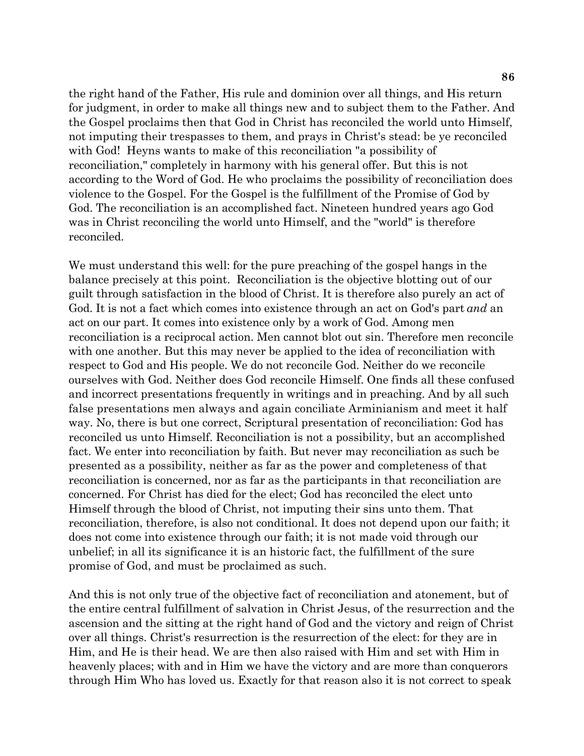the right hand of the Father, His rule and dominion over all things, and His return for judgment, in order to make all things new and to subject them to the Father. And the Gospel proclaims then that God in Christ has reconciled the world unto Himself, not imputing their trespasses to them, and prays in Christ's stead: be ye reconciled with God! Heyns wants to make of this reconciliation "a possibility of reconciliation," completely in harmony with his general offer. But this is not according to the Word of God. He who proclaims the possibility of reconciliation does violence to the Gospel. For the Gospel is the fulfillment of the Promise of God by God. The reconciliation is an accomplished fact. Nineteen hundred years ago God was in Christ reconciling the world unto Himself, and the "world" is therefore reconciled.

We must understand this well: for the pure preaching of the gospel hangs in the balance precisely at this point. Reconciliation is the objective blotting out of our guilt through satisfaction in the blood of Christ. It is therefore also purely an act of God. It is not a fact which comes into existence through an act on God's part *and* an act on our part. It comes into existence only by a work of God. Among men reconciliation is a reciprocal action. Men cannot blot out sin. Therefore men reconcile with one another. But this may never be applied to the idea of reconciliation with respect to God and His people. We do not reconcile God. Neither do we reconcile ourselves with God. Neither does God reconcile Himself. One finds all these confused and incorrect presentations frequently in writings and in preaching. And by all such false presentations men always and again conciliate Arminianism and meet it half way. No, there is but one correct, Scriptural presentation of reconciliation: God has reconciled us unto Himself. Reconciliation is not a possibility, but an accomplished fact. We enter into reconciliation by faith. But never may reconciliation as such be presented as a possibility, neither as far as the power and completeness of that reconciliation is concerned, nor as far as the participants in that reconciliation are concerned. For Christ has died for the elect; God has reconciled the elect unto Himself through the blood of Christ, not imputing their sins unto them. That reconciliation, therefore, is also not conditional. It does not depend upon our faith; it does not come into existence through our faith; it is not made void through our unbelief; in all its significance it is an historic fact, the fulfillment of the sure promise of God, and must be proclaimed as such.

And this is not only true of the objective fact of reconciliation and atonement, but of the entire central fulfillment of salvation in Christ Jesus, of the resurrection and the ascension and the sitting at the right hand of God and the victory and reign of Christ over all things. Christ's resurrection is the resurrection of the elect: for they are in Him, and He is their head. We are then also raised with Him and set with Him in heavenly places; with and in Him we have the victory and are more than conquerors through Him Who has loved us. Exactly for that reason also it is not correct to speak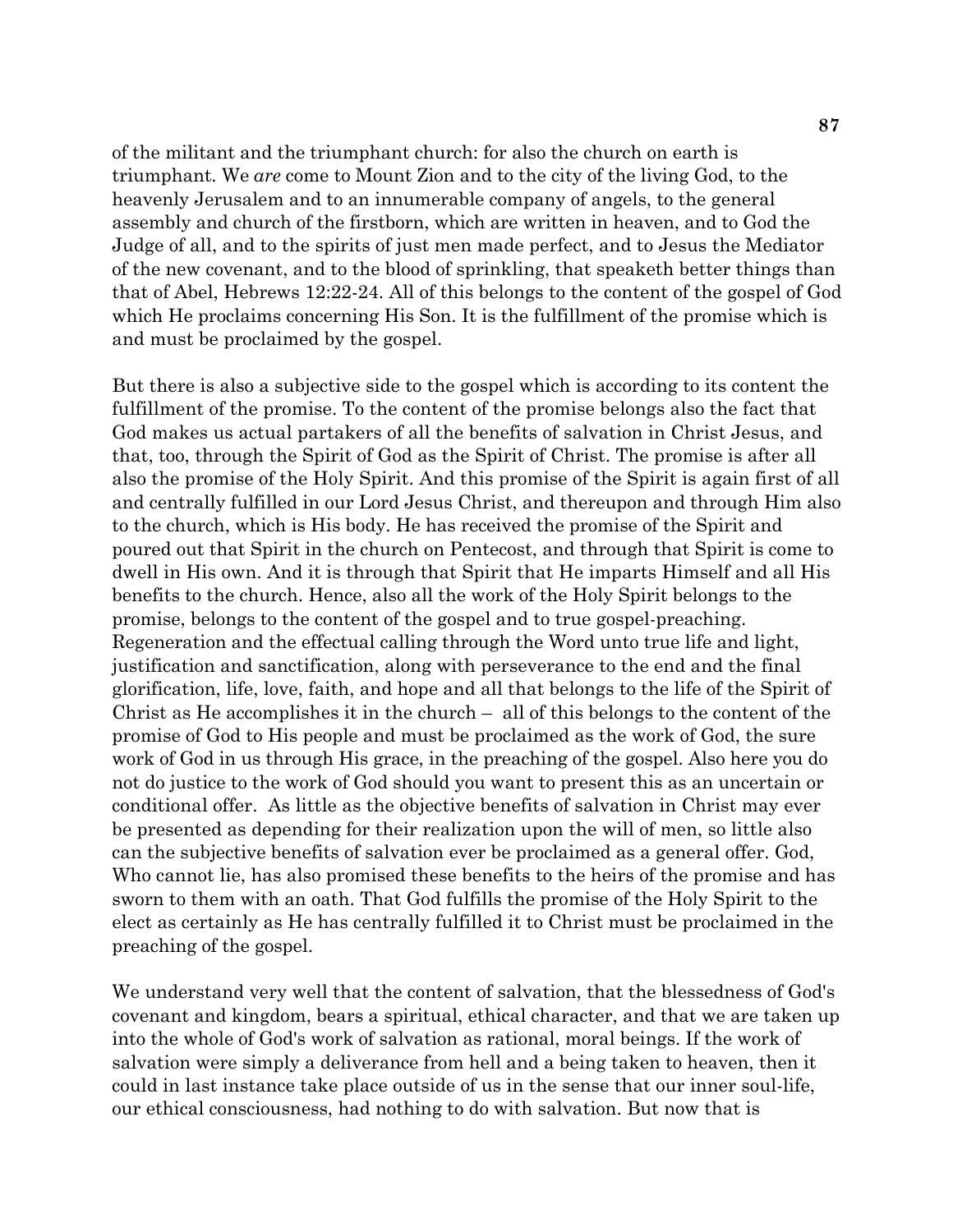of the militant and the triumphant church: for also the church on earth is triumphant. We *are* come to Mount Zion and to the city of the living God, to the heavenly Jerusalem and to an innumerable company of angels, to the general assembly and church of the firstborn, which are written in heaven, and to God the Judge of all, and to the spirits of just men made perfect, and to Jesus the Mediator of the new covenant, and to the blood of sprinkling, that speaketh better things than that of Abel, Hebrews 12:22-24. All of this belongs to the content of the gospel of God which He proclaims concerning His Son. It is the fulfillment of the promise which is and must be proclaimed by the gospel.

But there is also a subjective side to the gospel which is according to its content the fulfillment of the promise. To the content of the promise belongs also the fact that God makes us actual partakers of all the benefits of salvation in Christ Jesus, and that, too, through the Spirit of God as the Spirit of Christ. The promise is after all also the promise of the Holy Spirit. And this promise of the Spirit is again first of all and centrally fulfilled in our Lord Jesus Christ, and thereupon and through Him also to the church, which is His body. He has received the promise of the Spirit and poured out that Spirit in the church on Pentecost, and through that Spirit is come to dwell in His own. And it is through that Spirit that He imparts Himself and all His benefits to the church. Hence, also all the work of the Holy Spirit belongs to the promise, belongs to the content of the gospel and to true gospel-preaching. Regeneration and the effectual calling through the Word unto true life and light, justification and sanctification, along with perseverance to the end and the final glorification, life, love, faith, and hope and all that belongs to the life of the Spirit of Christ as He accomplishes it in the church – all of this belongs to the content of the promise of God to His people and must be proclaimed as the work of God, the sure work of God in us through His grace, in the preaching of the gospel. Also here you do not do justice to the work of God should you want to present this as an uncertain or conditional offer. As little as the objective benefits of salvation in Christ may ever be presented as depending for their realization upon the will of men, so little also can the subjective benefits of salvation ever be proclaimed as a general offer. God, Who cannot lie, has also promised these benefits to the heirs of the promise and has sworn to them with an oath. That God fulfills the promise of the Holy Spirit to the elect as certainly as He has centrally fulfilled it to Christ must be proclaimed in the preaching of the gospel.

We understand very well that the content of salvation, that the blessedness of God's covenant and kingdom, bears a spiritual, ethical character, and that we are taken up into the whole of God's work of salvation as rational, moral beings. If the work of salvation were simply a deliverance from hell and a being taken to heaven, then it could in last instance take place outside of us in the sense that our inner soul-life, our ethical consciousness, had nothing to do with salvation. But now that is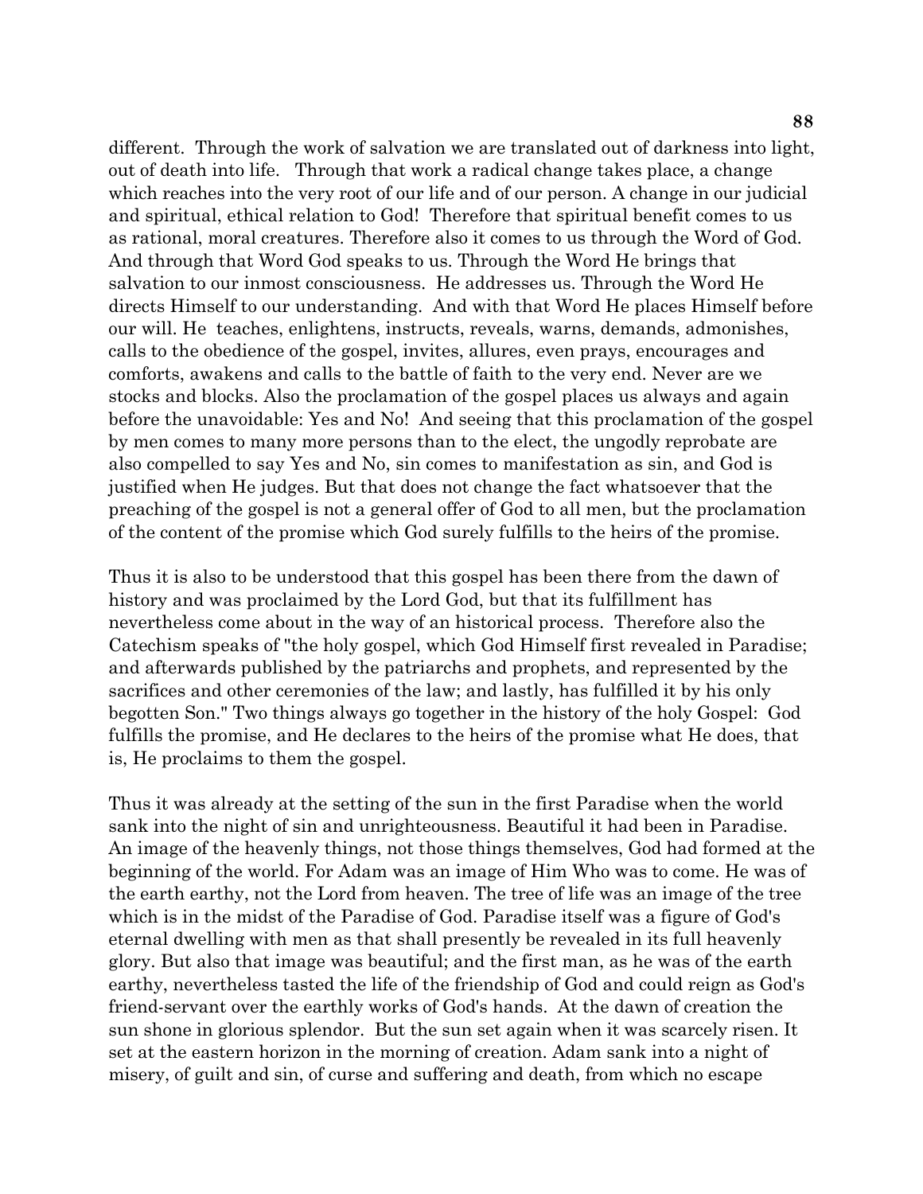different. Through the work of salvation we are translated out of darkness into light, out of death into life. Through that work a radical change takes place, a change which reaches into the very root of our life and of our person. A change in our judicial and spiritual, ethical relation to God! Therefore that spiritual benefit comes to us as rational, moral creatures. Therefore also it comes to us through the Word of God. And through that Word God speaks to us. Through the Word He brings that salvation to our inmost consciousness. He addresses us. Through the Word He directs Himself to our understanding. And with that Word He places Himself before our will. He teaches, enlightens, instructs, reveals, warns, demands, admonishes, calls to the obedience of the gospel, invites, allures, even prays, encourages and comforts, awakens and calls to the battle of faith to the very end. Never are we stocks and blocks. Also the proclamation of the gospel places us always and again before the unavoidable: Yes and No! And seeing that this proclamation of the gospel by men comes to many more persons than to the elect, the ungodly reprobate are also compelled to say Yes and No, sin comes to manifestation as sin, and God is justified when He judges. But that does not change the fact whatsoever that the preaching of the gospel is not a general offer of God to all men, but the proclamation of the content of the promise which God surely fulfills to the heirs of the promise.

Thus it is also to be understood that this gospel has been there from the dawn of history and was proclaimed by the Lord God, but that its fulfillment has nevertheless come about in the way of an historical process. Therefore also the Catechism speaks of "the holy gospel, which God Himself first revealed in Paradise; and afterwards published by the patriarchs and prophets, and represented by the sacrifices and other ceremonies of the law; and lastly, has fulfilled it by his only begotten Son." Two things always go together in the history of the holy Gospel: God fulfills the promise, and He declares to the heirs of the promise what He does, that is, He proclaims to them the gospel.

Thus it was already at the setting of the sun in the first Paradise when the world sank into the night of sin and unrighteousness. Beautiful it had been in Paradise. An image of the heavenly things, not those things themselves, God had formed at the beginning of the world. For Adam was an image of Him Who was to come. He was of the earth earthy, not the Lord from heaven. The tree of life was an image of the tree which is in the midst of the Paradise of God. Paradise itself was a figure of God's eternal dwelling with men as that shall presently be revealed in its full heavenly glory. But also that image was beautiful; and the first man, as he was of the earth earthy, nevertheless tasted the life of the friendship of God and could reign as God's friend-servant over the earthly works of God's hands. At the dawn of creation the sun shone in glorious splendor. But the sun set again when it was scarcely risen. It set at the eastern horizon in the morning of creation. Adam sank into a night of misery, of guilt and sin, of curse and suffering and death, from which no escape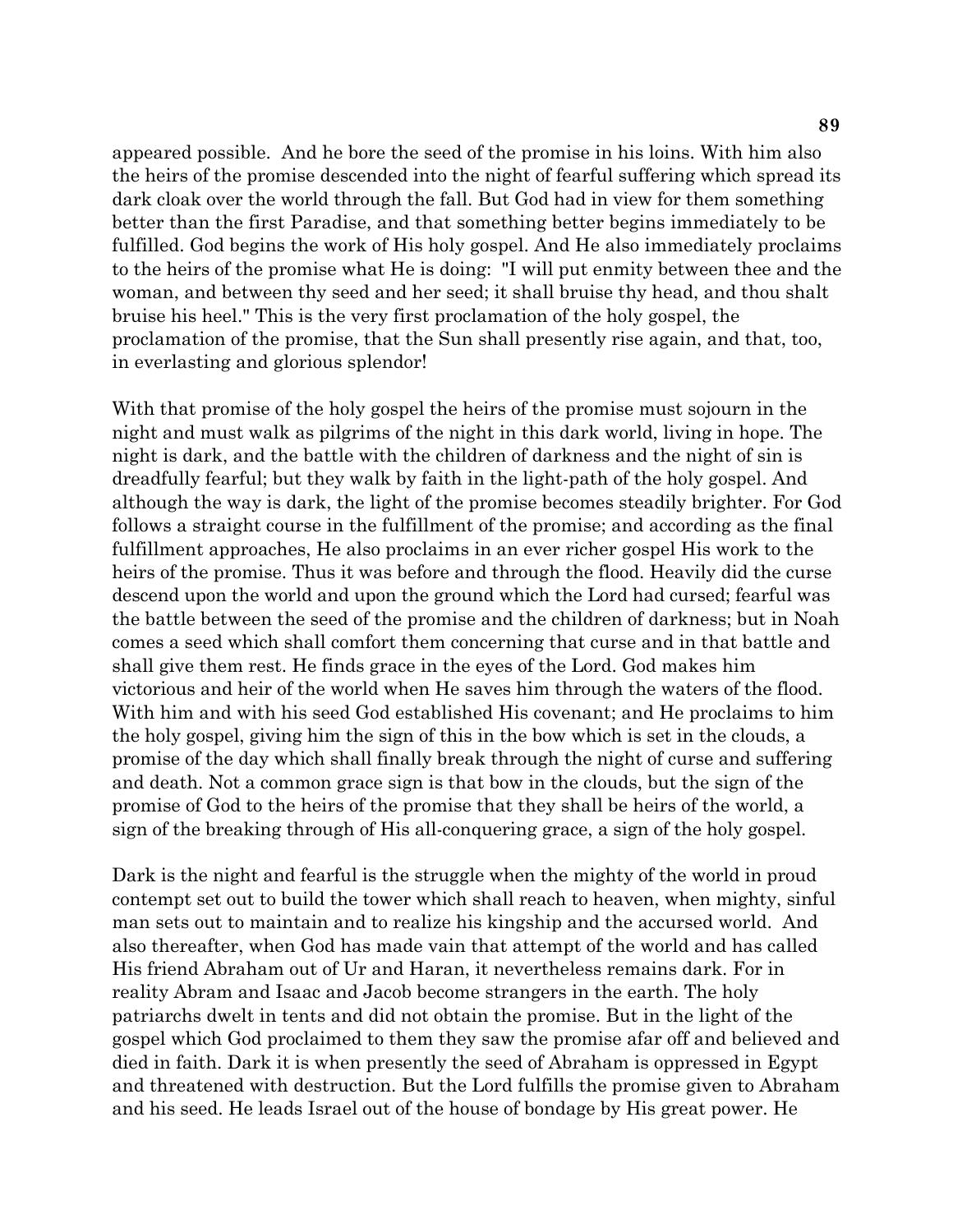appeared possible. And he bore the seed of the promise in his loins. With him also the heirs of the promise descended into the night of fearful suffering which spread its dark cloak over the world through the fall. But God had in view for them something better than the first Paradise, and that something better begins immediately to be fulfilled. God begins the work of His holy gospel. And He also immediately proclaims to the heirs of the promise what He is doing: "I will put enmity between thee and the woman, and between thy seed and her seed; it shall bruise thy head, and thou shalt bruise his heel." This is the very first proclamation of the holy gospel, the proclamation of the promise, that the Sun shall presently rise again, and that, too, in everlasting and glorious splendor!

With that promise of the holy gospel the heirs of the promise must sojourn in the night and must walk as pilgrims of the night in this dark world, living in hope. The night is dark, and the battle with the children of darkness and the night of sin is dreadfully fearful; but they walk by faith in the light-path of the holy gospel. And although the way is dark, the light of the promise becomes steadily brighter. For God follows a straight course in the fulfillment of the promise; and according as the final fulfillment approaches, He also proclaims in an ever richer gospel His work to the heirs of the promise. Thus it was before and through the flood. Heavily did the curse descend upon the world and upon the ground which the Lord had cursed; fearful was the battle between the seed of the promise and the children of darkness; but in Noah comes a seed which shall comfort them concerning that curse and in that battle and shall give them rest. He finds grace in the eyes of the Lord. God makes him victorious and heir of the world when He saves him through the waters of the flood. With him and with his seed God established His covenant; and He proclaims to him the holy gospel, giving him the sign of this in the bow which is set in the clouds, a promise of the day which shall finally break through the night of curse and suffering and death. Not a common grace sign is that bow in the clouds, but the sign of the promise of God to the heirs of the promise that they shall be heirs of the world, a sign of the breaking through of His all-conquering grace, a sign of the holy gospel.

Dark is the night and fearful is the struggle when the mighty of the world in proud contempt set out to build the tower which shall reach to heaven, when mighty, sinful man sets out to maintain and to realize his kingship and the accursed world. And also thereafter, when God has made vain that attempt of the world and has called His friend Abraham out of Ur and Haran, it nevertheless remains dark. For in reality Abram and Isaac and Jacob become strangers in the earth. The holy patriarchs dwelt in tents and did not obtain the promise. But in the light of the gospel which God proclaimed to them they saw the promise afar off and believed and died in faith. Dark it is when presently the seed of Abraham is oppressed in Egypt and threatened with destruction. But the Lord fulfills the promise given to Abraham and his seed. He leads Israel out of the house of bondage by His great power. He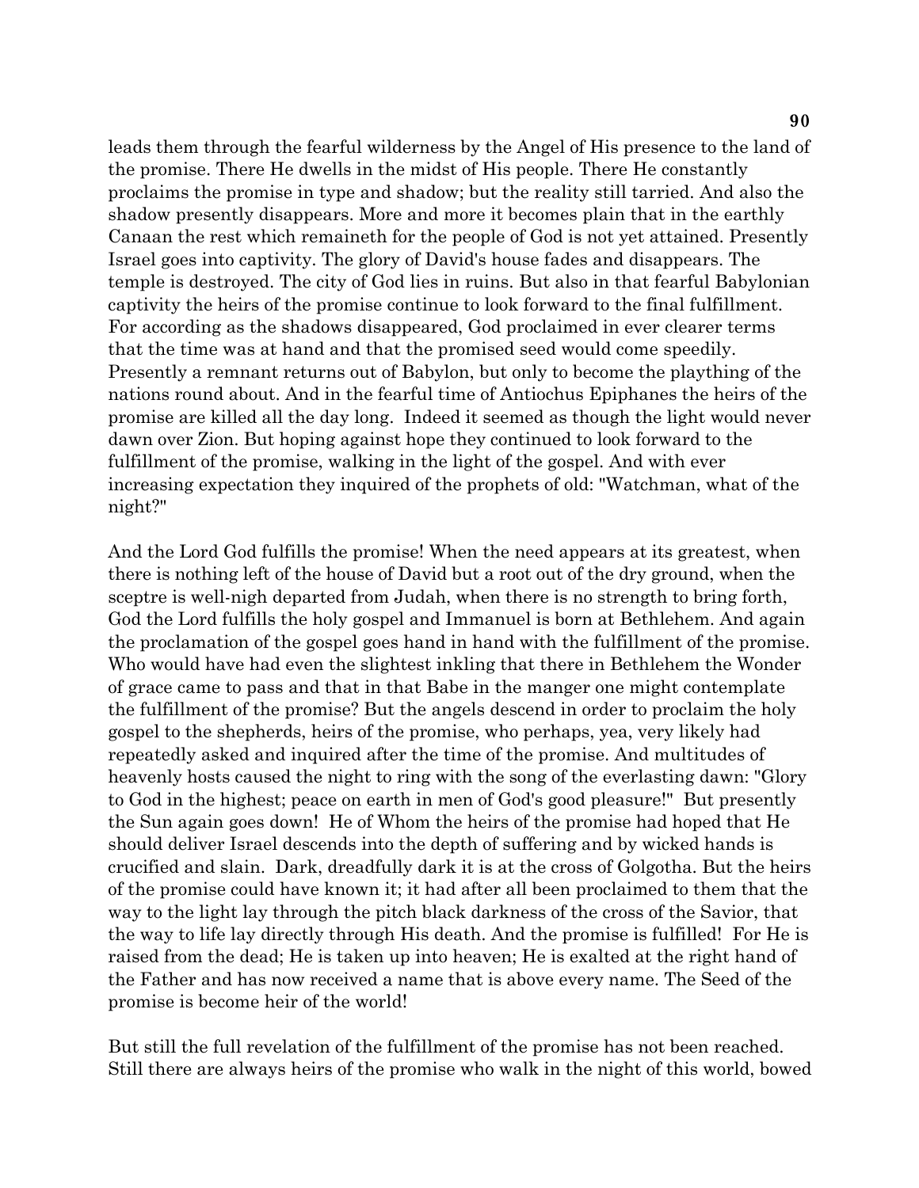leads them through the fearful wilderness by the Angel of His presence to the land of the promise. There He dwells in the midst of His people. There He constantly proclaims the promise in type and shadow; but the reality still tarried. And also the shadow presently disappears. More and more it becomes plain that in the earthly Canaan the rest which remaineth for the people of God is not yet attained. Presently Israel goes into captivity. The glory of David's house fades and disappears. The temple is destroyed. The city of God lies in ruins. But also in that fearful Babylonian captivity the heirs of the promise continue to look forward to the final fulfillment. For according as the shadows disappeared, God proclaimed in ever clearer terms that the time was at hand and that the promised seed would come speedily. Presently a remnant returns out of Babylon, but only to become the plaything of the nations round about. And in the fearful time of Antiochus Epiphanes the heirs of the promise are killed all the day long. Indeed it seemed as though the light would never dawn over Zion. But hoping against hope they continued to look forward to the fulfillment of the promise, walking in the light of the gospel. And with ever increasing expectation they inquired of the prophets of old: "Watchman, what of the night?"

And the Lord God fulfills the promise! When the need appears at its greatest, when there is nothing left of the house of David but a root out of the dry ground, when the sceptre is well-nigh departed from Judah, when there is no strength to bring forth, God the Lord fulfills the holy gospel and Immanuel is born at Bethlehem. And again the proclamation of the gospel goes hand in hand with the fulfillment of the promise. Who would have had even the slightest inkling that there in Bethlehem the Wonder of grace came to pass and that in that Babe in the manger one might contemplate the fulfillment of the promise? But the angels descend in order to proclaim the holy gospel to the shepherds, heirs of the promise, who perhaps, yea, very likely had repeatedly asked and inquired after the time of the promise. And multitudes of heavenly hosts caused the night to ring with the song of the everlasting dawn: "Glory to God in the highest; peace on earth in men of God's good pleasure!" But presently the Sun again goes down! He of Whom the heirs of the promise had hoped that He should deliver Israel descends into the depth of suffering and by wicked hands is crucified and slain. Dark, dreadfully dark it is at the cross of Golgotha. But the heirs of the promise could have known it; it had after all been proclaimed to them that the way to the light lay through the pitch black darkness of the cross of the Savior, that the way to life lay directly through His death. And the promise is fulfilled! For He is raised from the dead; He is taken up into heaven; He is exalted at the right hand of the Father and has now received a name that is above every name. The Seed of the promise is become heir of the world!

But still the full revelation of the fulfillment of the promise has not been reached. Still there are always heirs of the promise who walk in the night of this world, bowed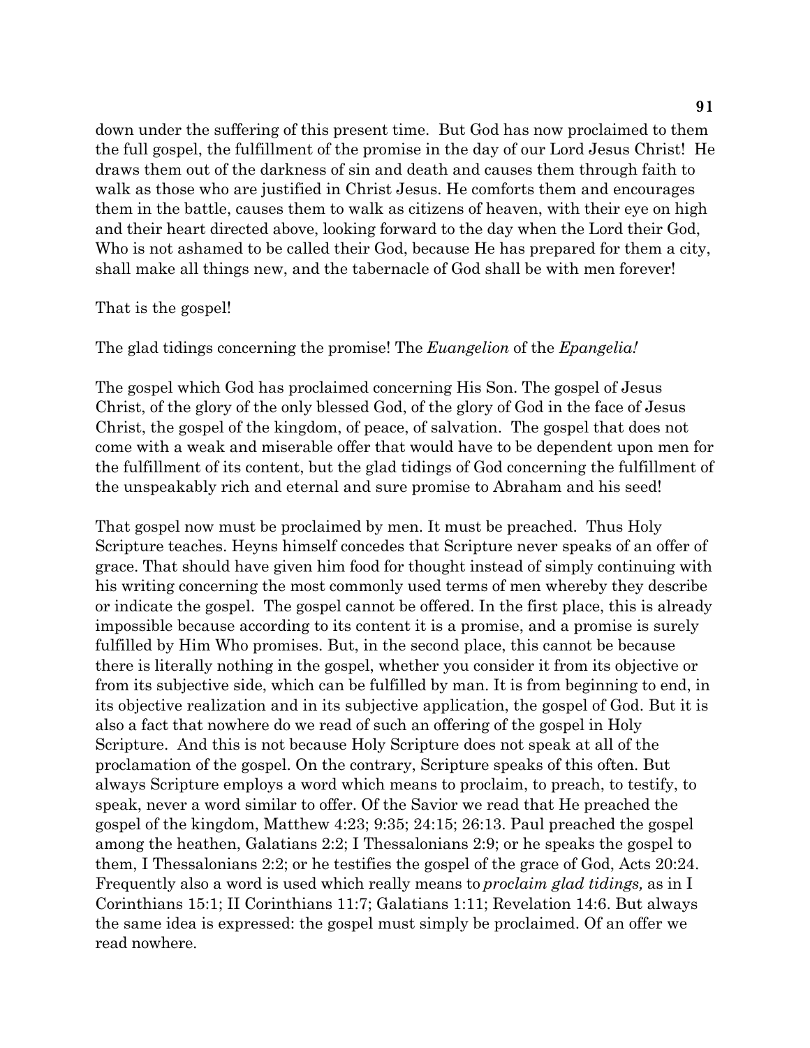down under the suffering of this present time. But God has now proclaimed to them the full gospel, the fulfillment of the promise in the day of our Lord Jesus Christ! He draws them out of the darkness of sin and death and causes them through faith to walk as those who are justified in Christ Jesus. He comforts them and encourages them in the battle, causes them to walk as citizens of heaven, with their eye on high and their heart directed above, looking forward to the day when the Lord their God, Who is not ashamed to be called their God, because He has prepared for them a city, shall make all things new, and the tabernacle of God shall be with men forever!

That is the gospel!

The glad tidings concerning the promise! The *Euangelion* of the *Epangelia!*

The gospel which God has proclaimed concerning His Son. The gospel of Jesus Christ, of the glory of the only blessed God, of the glory of God in the face of Jesus Christ, the gospel of the kingdom, of peace, of salvation. The gospel that does not come with a weak and miserable offer that would have to be dependent upon men for the fulfillment of its content, but the glad tidings of God concerning the fulfillment of the unspeakably rich and eternal and sure promise to Abraham and his seed!

That gospel now must be proclaimed by men. It must be preached. Thus Holy Scripture teaches. Heyns himself concedes that Scripture never speaks of an offer of grace. That should have given him food for thought instead of simply continuing with his writing concerning the most commonly used terms of men whereby they describe or indicate the gospel. The gospel cannot be offered. In the first place, this is already impossible because according to its content it is a promise, and a promise is surely fulfilled by Him Who promises. But, in the second place, this cannot be because there is literally nothing in the gospel, whether you consider it from its objective or from its subjective side, which can be fulfilled by man. It is from beginning to end, in its objective realization and in its subjective application, the gospel of God. But it is also a fact that nowhere do we read of such an offering of the gospel in Holy Scripture. And this is not because Holy Scripture does not speak at all of the proclamation of the gospel. On the contrary, Scripture speaks of this often. But always Scripture employs a word which means to proclaim, to preach, to testify, to speak, never a word similar to offer. Of the Savior we read that He preached the gospel of the kingdom, Matthew 4:23; 9:35; 24:15; 26:13. Paul preached the gospel among the heathen, Galatians 2:2; I Thessalonians 2:9; or he speaks the gospel to them, I Thessalonians 2:2; or he testifies the gospel of the grace of God, Acts 20:24. Frequently also a word is used which really means to *proclaim glad tidings,* as in I Corinthians 15:1; II Corinthians 11:7; Galatians 1:11; Revelation 14:6. But always the same idea is expressed: the gospel must simply be proclaimed. Of an offer we read nowhere.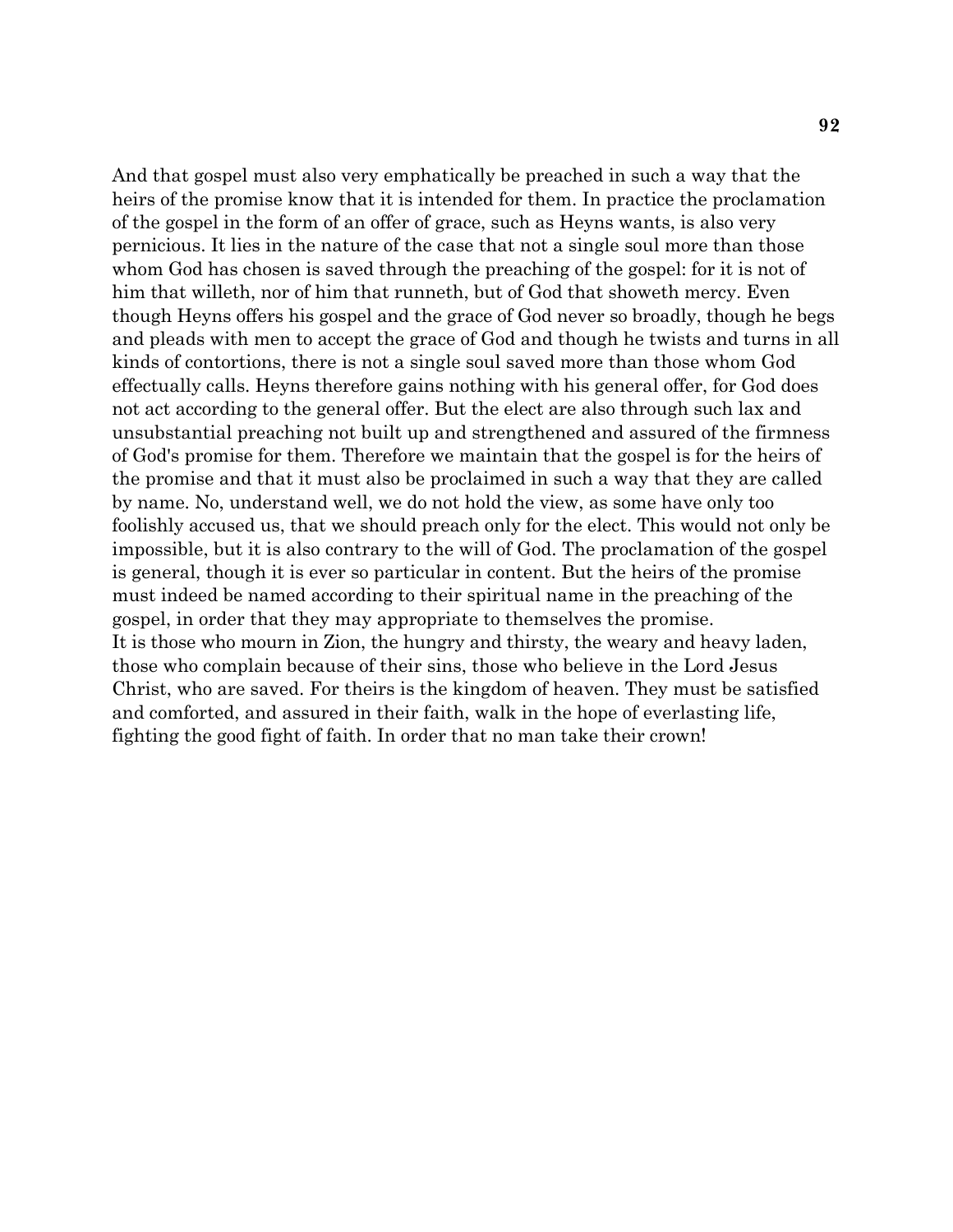And that gospel must also very emphatically be preached in such a way that the heirs of the promise know that it is intended for them. In practice the proclamation of the gospel in the form of an offer of grace, such as Heyns wants, is also very pernicious. It lies in the nature of the case that not a single soul more than those whom God has chosen is saved through the preaching of the gospel: for it is not of him that willeth, nor of him that runneth, but of God that showeth mercy. Even though Heyns offers his gospel and the grace of God never so broadly, though he begs and pleads with men to accept the grace of God and though he twists and turns in all kinds of contortions, there is not a single soul saved more than those whom God effectually calls. Heyns therefore gains nothing with his general offer, for God does not act according to the general offer. But the elect are also through such lax and unsubstantial preaching not built up and strengthened and assured of the firmness of God's promise for them. Therefore we maintain that the gospel is for the heirs of the promise and that it must also be proclaimed in such a way that they are called by name. No, understand well, we do not hold the view, as some have only too foolishly accused us, that we should preach only for the elect. This would not only be impossible, but it is also contrary to the will of God. The proclamation of the gospel is general, though it is ever so particular in content. But the heirs of the promise must indeed be named according to their spiritual name in the preaching of the gospel, in order that they may appropriate to themselves the promise.

It is those who mourn in Zion, the hungry and thirsty, the weary and heavy laden, those who complain because of their sins, those who believe in the Lord Jesus Christ, who are saved. For theirs is the kingdom of heaven. They must be satisfied and comforted, and assured in their faith, walk in the hope of everlasting life, fighting the good fight of faith. In order that no man take their crown!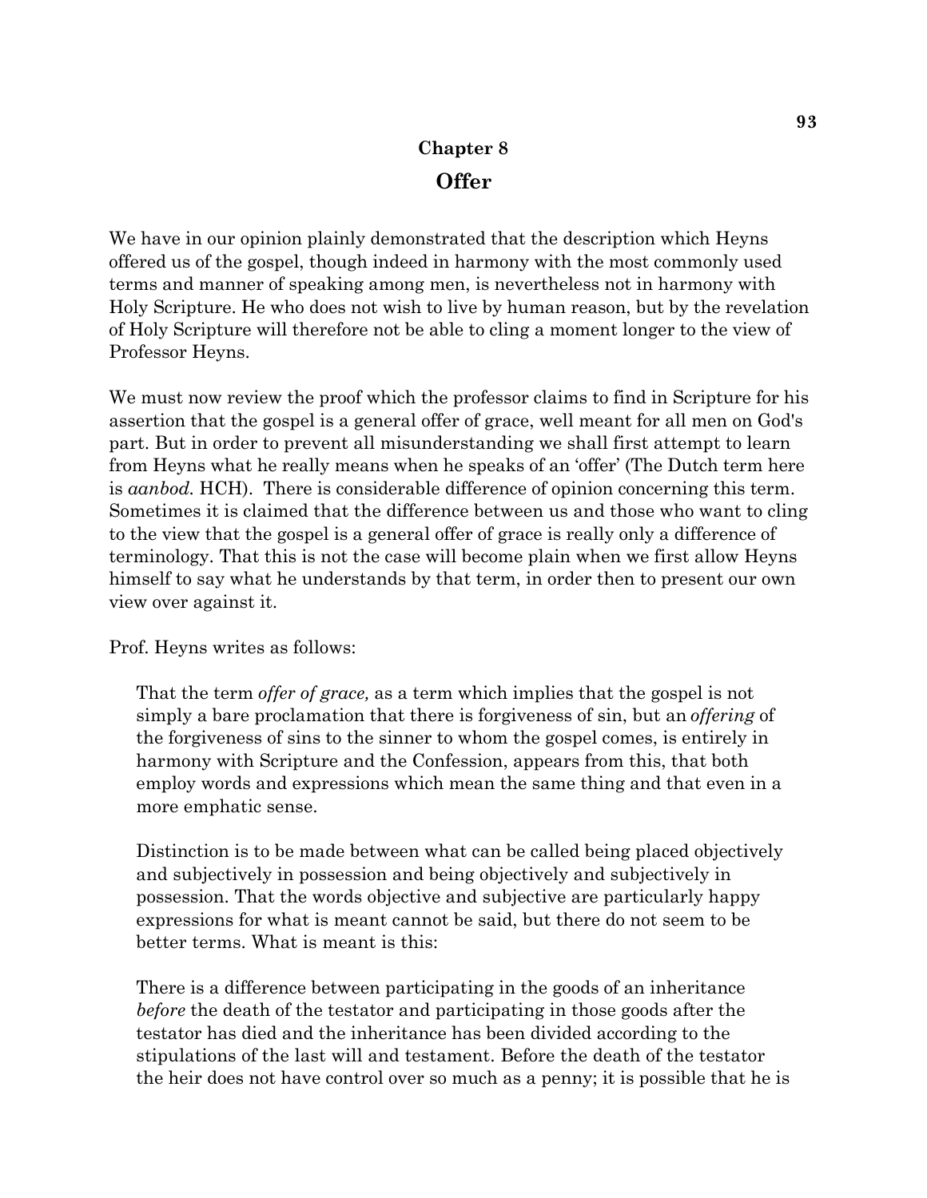## Chapter 8

## Offer

We have in our opinion plainly demonstrated that the description which Heyns offered us of the gospel, though indeed in harmony with the most commonly used terms and manner of speaking among men, is nevertheless not in harmony with Holy Scripture. He who does not wish to live by human reason, but by the revelation of Holy Scripture will therefore not be able to cling a moment longer to the view of Professor Heyns.

We must now review the proof which the professor claims to find in Scripture for his assertion that the gospel is a general offer of grace, well meant for all men on God's part. But in order to prevent all misunderstanding we shall first attempt to learn from Heyns what he really means when he speaks of an 'offer' (The Dutch term here is *aanbod.* HCH). There is considerable difference of opinion concerning this term. Sometimes it is claimed that the difference between us and those who want to cling to the view that the gospel is a general offer of grace is really only a difference of terminology. That this is not the case will become plain when we first allow Heyns himself to say what he understands by that term, in order then to present our own view over against it.

Prof. Heyns writes as follows:

> That the term *offer of grace,* as a term which implies that the gospel is not simply a bare proclamation that there is forgiveness of sin, but an *offering* of the forgiveness of sins to the sinner to whom the gospel comes, is entirely in harmony with Scripture and the Confession, appears from this, that both employ words and expressions which mean the same thing and that even in a more emphatic sense.
>
> Distinction is to be made between what can be called being placed objectively and subjectively in possession and being objectively and subjectively in possession. That the words objective and subjective are particularly happy expressions for what is meant cannot be said, but there do not seem to be better terms. What is meant is this:
>
> There is a difference between participating in the goods of an inheritance *before* the death of the testator and participating in those goods after the testator has died and the inheritance has been divided according to the stipulations of the last will and testament. Before the death of the testator the heir does not have control over so much as a penny; it is possible that he is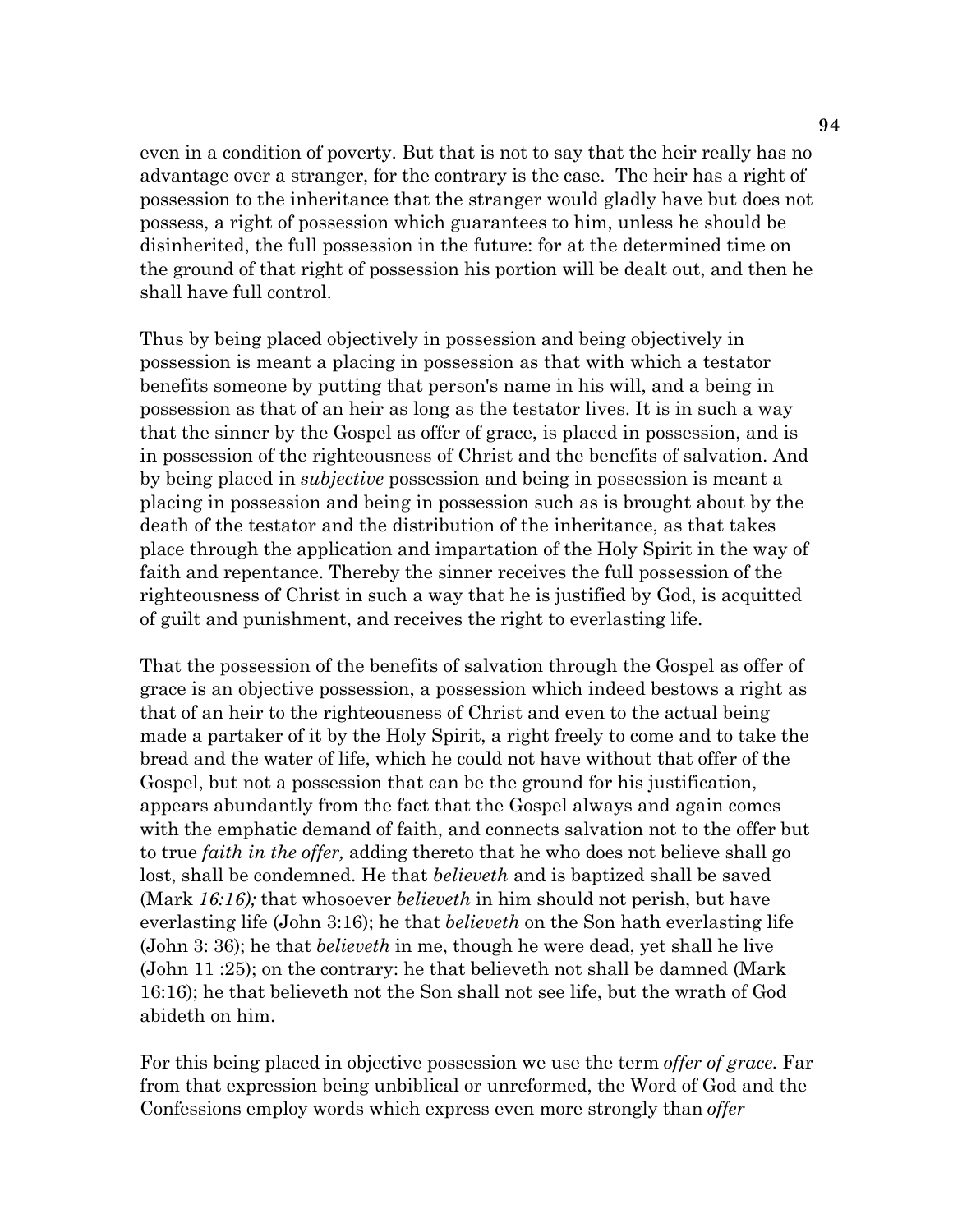even in a condition of poverty. But that is not to say that the heir really has no advantage over a stranger, for the contrary is the case. The heir has a right of possession to the inheritance that the stranger would gladly have but does not possess, a right of possession which guarantees to him, unless he should be disinherited, the full possession in the future: for at the determined time on the ground of that right of possession his portion will be dealt out, and then he shall have full control.

Thus by being placed objectively in possession and being objectively in possession is meant a placing in possession as that with which a testator benefits someone by putting that person's name in his will, and a being in possession as that of an heir as long as the testator lives. It is in such a way that the sinner by the Gospel as offer of grace, is placed in possession, and is in possession of the righteousness of Christ and the benefits of salvation. And by being placed in *subjective* possession and being in possession is meant a placing in possession and being in possession such as is brought about by the death of the testator and the distribution of the inheritance, as that takes place through the application and impartation of the Holy Spirit in the way of faith and repentance. Thereby the sinner receives the full possession of the righteousness of Christ in such a way that he is justified by God, is acquitted of guilt and punishment, and receives the right to everlasting life.

That the possession of the benefits of salvation through the Gospel as offer of grace is an objective possession, a possession which indeed bestows a right as that of an heir to the righteousness of Christ and even to the actual being made a partaker of it by the Holy Spirit, a right freely to come and to take the bread and the water of life, which he could not have without that offer of the Gospel, but not a possession that can be the ground for his justification, appears abundantly from the fact that the Gospel always and again comes with the emphatic demand of faith, and connects salvation not to the offer but to true *faith in the offer,* adding thereto that he who does not believe shall go lost, shall be condemned. He that *believeth* and is baptized shall be saved (Mark *16:16);* that whosoever *believeth* in him should not perish, but have everlasting life (John 3:16); he that *believeth* on the Son hath everlasting life (John 3: 36); he that *believeth* in me, though he were dead, yet shall he live (John 11 :25); on the contrary: he that believeth not shall be damned (Mark 16:16); he that believeth not the Son shall not see life, but the wrath of God abideth on him.

For this being placed in objective possession we use the term *offer of grace.* Far from that expression being unbiblical or unreformed, the Word of God and the Confessions employ words which express even more strongly than *offer*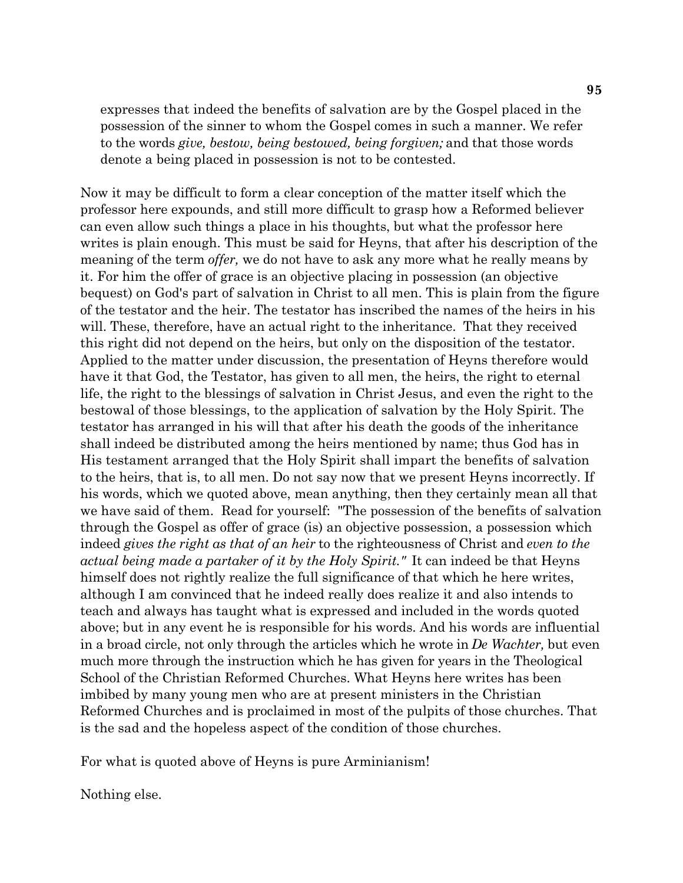> expresses that indeed the benefits of salvation are by the Gospel placed in the possession of the sinner to whom the Gospel comes in such a manner. We refer to the words *give, bestow, being bestowed, being forgiven;* and that those words denote a being placed in possession is not to be contested.

Now it may be difficult to form a clear conception of the matter itself which the professor here expounds, and still more difficult to grasp how a Reformed believer can even allow such things a place in his thoughts, but what the professor here writes is plain enough. This must be said for Heyns, that after his description of the meaning of the term *offer,* we do not have to ask any more what he really means by it. For him the offer of grace is an objective placing in possession (an objective bequest) on God's part of salvation in Christ to all men. This is plain from the figure of the testator and the heir. The testator has inscribed the names of the heirs in his will. These, therefore, have an actual right to the inheritance. That they received this right did not depend on the heirs, but only on the disposition of the testator. Applied to the matter under discussion, the presentation of Heyns therefore would have it that God, the Testator, has given to all men, the heirs, the right to eternal life, the right to the blessings of salvation in Christ Jesus, and even the right to the bestowal of those blessings, to the application of salvation by the Holy Spirit. The testator has arranged in his will that after his death the goods of the inheritance shall indeed be distributed among the heirs mentioned by name; thus God has in His testament arranged that the Holy Spirit shall impart the benefits of salvation to the heirs, that is, to all men. Do not say now that we present Heyns incorrectly. If his words, which we quoted above, mean anything, then they certainly mean all that we have said of them. Read for yourself: "The possession of the benefits of salvation through the Gospel as offer of grace (is) an objective possession, a possession which indeed *gives the right as that of an heir* to the righteousness of Christ and *even to the actual being made a partaker of it by the Holy Spirit."* It can indeed be that Heyns himself does not rightly realize the full significance of that which he here writes, although I am convinced that he indeed really does realize it and also intends to teach and always has taught what is expressed and included in the words quoted above; but in any event he is responsible for his words. And his words are influential in a broad circle, not only through the articles which he wrote in *De Wachter,* but even much more through the instruction which he has given for years in the Theological School of the Christian Reformed Churches. What Heyns here writes has been imbibed by many young men who are at present ministers in the Christian Reformed Churches and is proclaimed in most of the pulpits of those churches. That is the sad and the hopeless aspect of the condition of those churches.

For what is quoted above of Heyns is pure Arminianism!

Nothing else.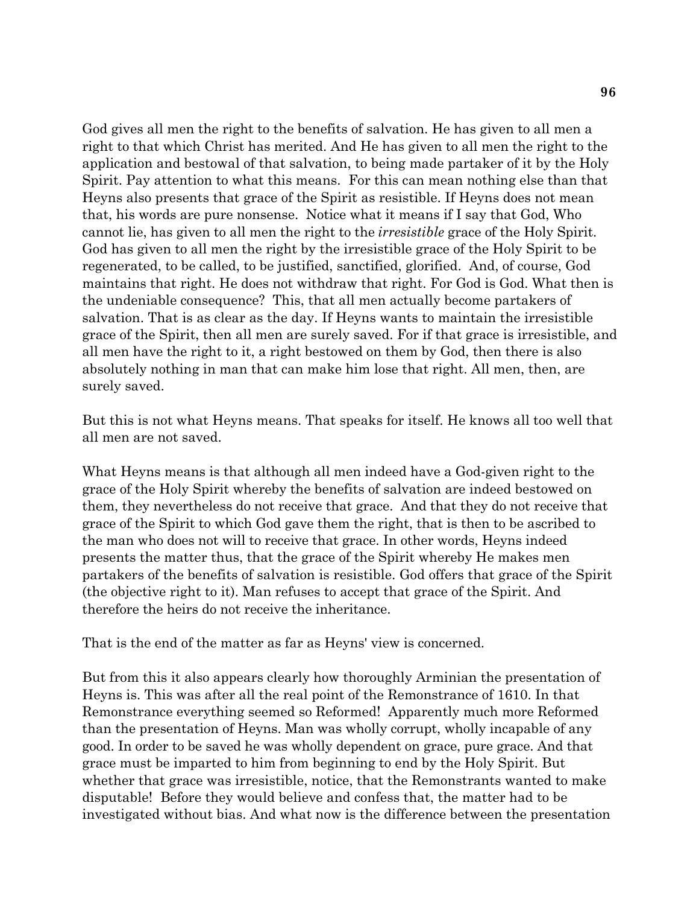God gives all men the right to the benefits of salvation. He has given to all men a right to that which Christ has merited. And He has given to all men the right to the application and bestowal of that salvation, to being made partaker of it by the Holy Spirit. Pay attention to what this means. For this can mean nothing else than that Heyns also presents that grace of the Spirit as resistible. If Heyns does not mean that, his words are pure nonsense. Notice what it means if I say that God, Who cannot lie, has given to all men the right to the *irresistible* grace of the Holy Spirit. God has given to all men the right by the irresistible grace of the Holy Spirit to be regenerated, to be called, to be justified, sanctified, glorified. And, of course, God maintains that right. He does not withdraw that right. For God is God. What then is the undeniable consequence? This, that all men actually become partakers of salvation. That is as clear as the day. If Heyns wants to maintain the irresistible grace of the Spirit, then all men are surely saved. For if that grace is irresistible, and all men have the right to it, a right bestowed on them by God, then there is also absolutely nothing in man that can make him lose that right. All men, then, are surely saved.

But this is not what Heyns means. That speaks for itself. He knows all too well that all men are not saved.

What Heyns means is that although all men indeed have a God-given right to the grace of the Holy Spirit whereby the benefits of salvation are indeed bestowed on them, they nevertheless do not receive that grace. And that they do not receive that grace of the Spirit to which God gave them the right, that is then to be ascribed to the man who does not will to receive that grace. In other words, Heyns indeed presents the matter thus, that the grace of the Spirit whereby He makes men partakers of the benefits of salvation is resistible. God offers that grace of the Spirit (the objective right to it). Man refuses to accept that grace of the Spirit. And therefore the heirs do not receive the inheritance.

That is the end of the matter as far as Heyns' view is concerned.

But from this it also appears clearly how thoroughly Arminian the presentation of Heyns is. This was after all the real point of the Remonstrance of 1610. In that Remonstrance everything seemed so Reformed! Apparently much more Reformed than the presentation of Heyns. Man was wholly corrupt, wholly incapable of any good. In order to be saved he was wholly dependent on grace, pure grace. And that grace must be imparted to him from beginning to end by the Holy Spirit. But whether that grace was irresistible, notice, that the Remonstrants wanted to make disputable! Before they would believe and confess that, the matter had to be investigated without bias. And what now is the difference between the presentation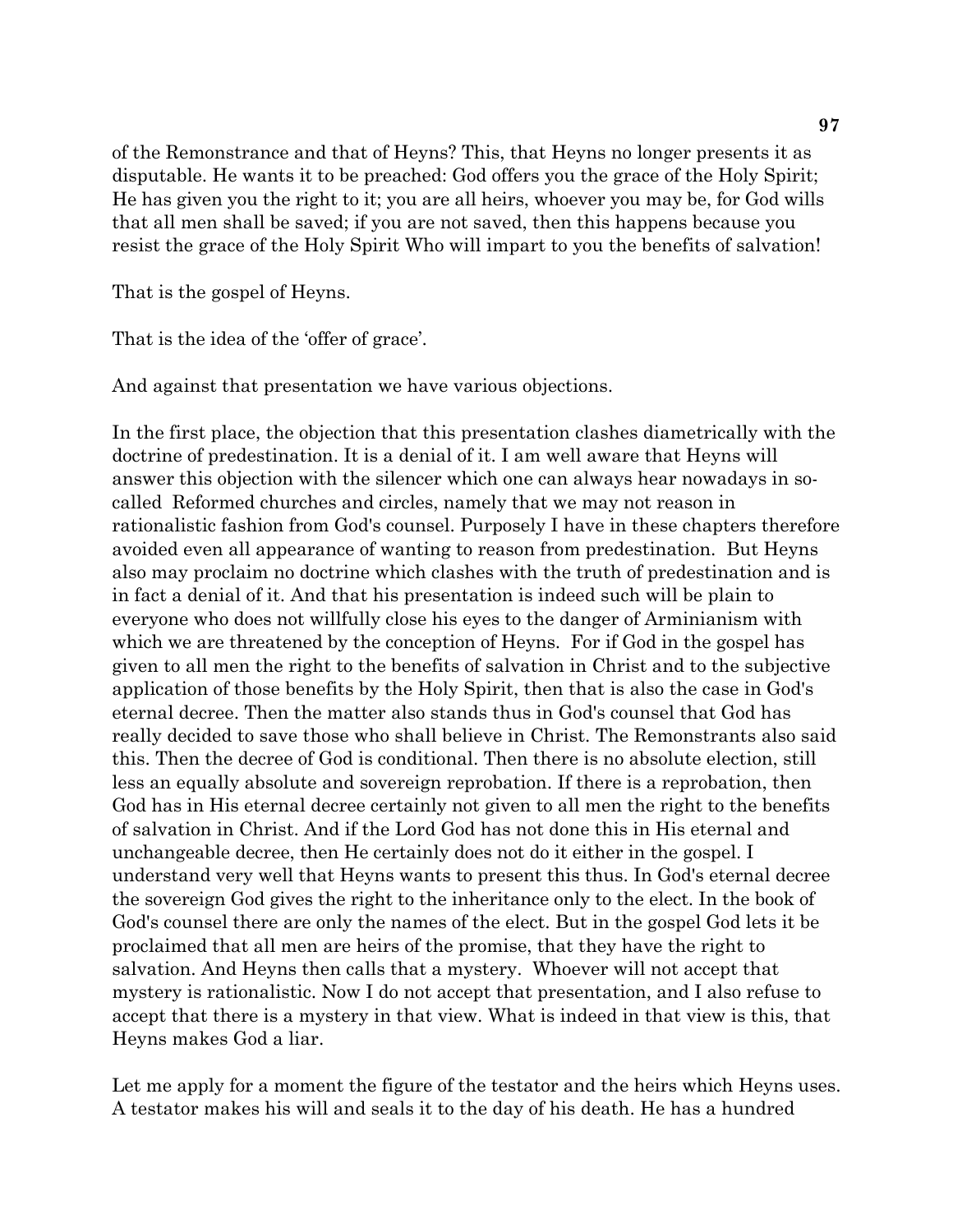of the Remonstrance and that of Heyns? This, that Heyns no longer presents it as disputable. He wants it to be preached: God offers you the grace of the Holy Spirit; He has given you the right to it; you are all heirs, whoever you may be, for God wills that all men shall be saved; if you are not saved, then this happens because you resist the grace of the Holy Spirit Who will impart to you the benefits of salvation!

That is the gospel of Heyns.

That is the idea of the 'offer of grace'.

And against that presentation we have various objections.

In the first place, the objection that this presentation clashes diametrically with the doctrine of predestination. It is a denial of it. I am well aware that Heyns will answer this objection with the silencer which one can always hear nowadays in so-called Reformed churches and circles, namely that we may not reason in rationalistic fashion from God's counsel. Purposely I have in these chapters therefore avoided even all appearance of wanting to reason from predestination. But Heyns also may proclaim no doctrine which clashes with the truth of predestination and is in fact a denial of it. And that his presentation is indeed such will be plain to everyone who does not willfully close his eyes to the danger of Arminianism with which we are threatened by the conception of Heyns. For if God in the gospel has given to all men the right to the benefits of salvation in Christ and to the subjective application of those benefits by the Holy Spirit, then that is also the case in God's eternal decree. Then the matter also stands thus in God's counsel that God has really decided to save those who shall believe in Christ. The Remonstrants also said this. Then the decree of God is conditional. Then there is no absolute election, still less an equally absolute and sovereign reprobation. If there is a reprobation, then God has in His eternal decree certainly not given to all men the right to the benefits of salvation in Christ. And if the Lord God has not done this in His eternal and unchangeable decree, then He certainly does not do it either in the gospel. I understand very well that Heyns wants to present this thus. In God's eternal decree the sovereign God gives the right to the inheritance only to the elect. In the book of God's counsel there are only the names of the elect. But in the gospel God lets it be proclaimed that all men are heirs of the promise, that they have the right to salvation. And Heyns then calls that a mystery. Whoever will not accept that mystery is rationalistic. Now I do not accept that presentation, and I also refuse to accept that there is a mystery in that view. What is indeed in that view is this, that Heyns makes God a liar.

Let me apply for a moment the figure of the testator and the heirs which Heyns uses. A testator makes his will and seals it to the day of his death. He has a hundred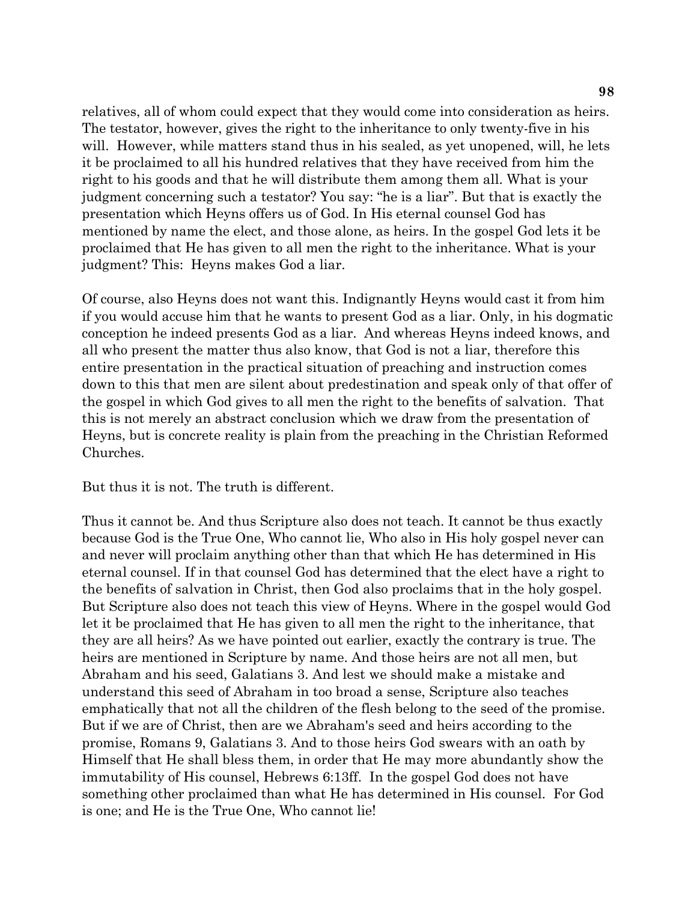relatives, all of whom could expect that they would come into consideration as heirs. The testator, however, gives the right to the inheritance to only twenty-five in his will. However, while matters stand thus in his sealed, as yet unopened, will, he lets it be proclaimed to all his hundred relatives that they have received from him the right to his goods and that he will distribute them among them all. What is your judgment concerning such a testator? You say: "he is a liar". But that is exactly the presentation which Heyns offers us of God. In His eternal counsel God has mentioned by name the elect, and those alone, as heirs. In the gospel God lets it be proclaimed that He has given to all men the right to the inheritance. What is your judgment? This: Heyns makes God a liar.

Of course, also Heyns does not want this. Indignantly Heyns would cast it from him if you would accuse him that he wants to present God as a liar. Only, in his dogmatic conception he indeed presents God as a liar. And whereas Heyns indeed knows, and all who present the matter thus also know, that God is not a liar, therefore this entire presentation in the practical situation of preaching and instruction comes down to this that men are silent about predestination and speak only of that offer of the gospel in which God gives to all men the right to the benefits of salvation. That this is not merely an abstract conclusion which we draw from the presentation of Heyns, but is concrete reality is plain from the preaching in the Christian Reformed Churches.

But thus it is not. The truth is different.

Thus it cannot be. And thus Scripture also does not teach. It cannot be thus exactly because God is the True One, Who cannot lie, Who also in His holy gospel never can and never will proclaim anything other than that which He has determined in His eternal counsel. If in that counsel God has determined that the elect have a right to the benefits of salvation in Christ, then God also proclaims that in the holy gospel. But Scripture also does not teach this view of Heyns. Where in the gospel would God let it be proclaimed that He has given to all men the right to the inheritance, that they are all heirs? As we have pointed out earlier, exactly the contrary is true. The heirs are mentioned in Scripture by name. And those heirs are not all men, but Abraham and his seed, Galatians 3. And lest we should make a mistake and understand this seed of Abraham in too broad a sense, Scripture also teaches emphatically that not all the children of the flesh belong to the seed of the promise. But if we are of Christ, then are we Abraham's seed and heirs according to the promise, Romans 9, Galatians 3. And to those heirs God swears with an oath by Himself that He shall bless them, in order that He may more abundantly show the immutability of His counsel, Hebrews 6:13ff. In the gospel God does not have something other proclaimed than what He has determined in His counsel. For God is one; and He is the True One, Who cannot lie!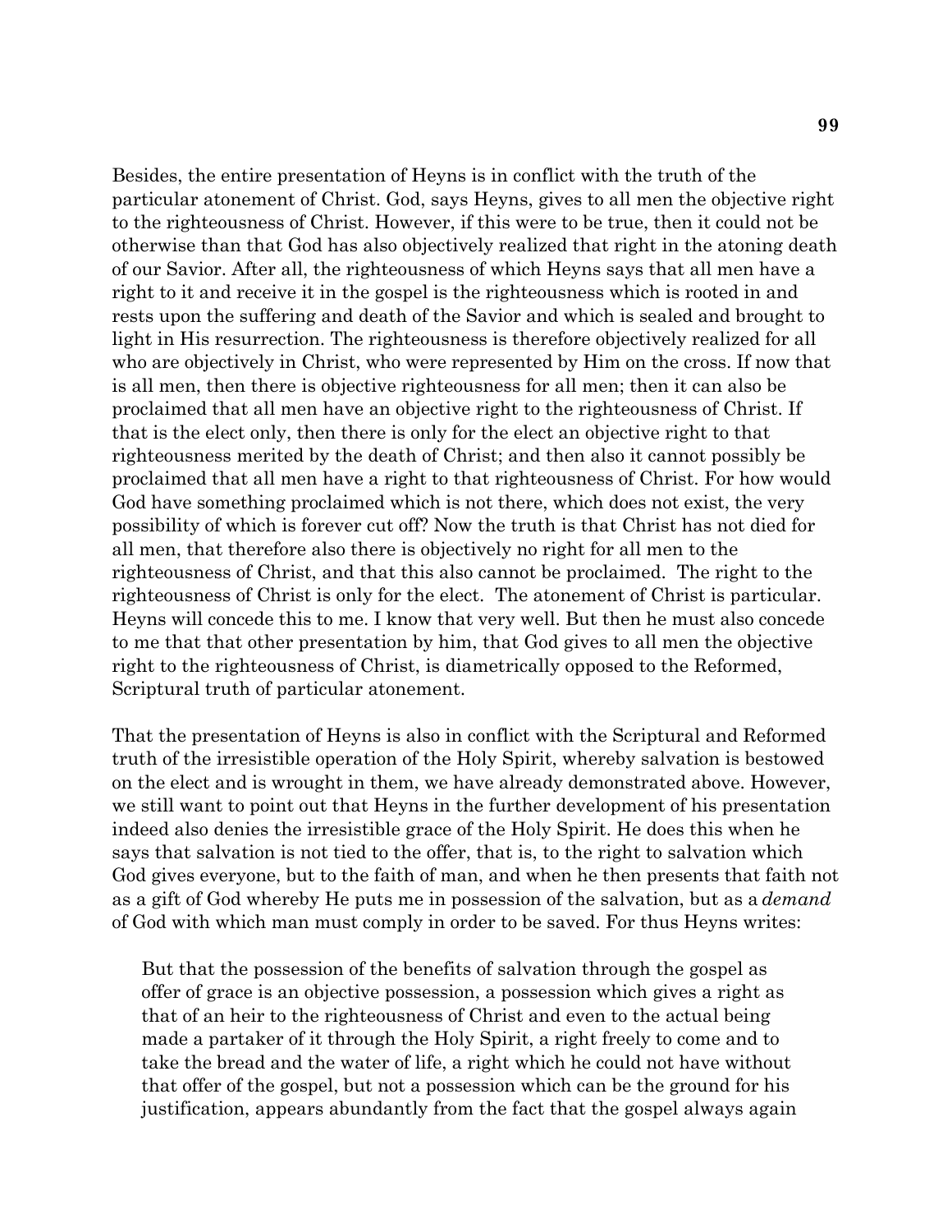Besides, the entire presentation of Heyns is in conflict with the truth of the particular atonement of Christ. God, says Heyns, gives to all men the objective right to the righteousness of Christ. However, if this were to be true, then it could not be otherwise than that God has also objectively realized that right in the atoning death of our Savior. After all, the righteousness of which Heyns says that all men have a right to it and receive it in the gospel is the righteousness which is rooted in and rests upon the suffering and death of the Savior and which is sealed and brought to light in His resurrection. The righteousness is therefore objectively realized for all who are objectively in Christ, who were represented by Him on the cross. If now that is all men, then there is objective righteousness for all men; then it can also be proclaimed that all men have an objective right to the righteousness of Christ. If that is the elect only, then there is only for the elect an objective right to that righteousness merited by the death of Christ; and then also it cannot possibly be proclaimed that all men have a right to that righteousness of Christ. For how would God have something proclaimed which is not there, which does not exist, the very possibility of which is forever cut off? Now the truth is that Christ has not died for all men, that therefore also there is objectively no right for all men to the righteousness of Christ, and that this also cannot be proclaimed. The right to the righteousness of Christ is only for the elect. The atonement of Christ is particular. Heyns will concede this to me. I know that very well. But then he must also concede to me that that other presentation by him, that God gives to all men the objective right to the righteousness of Christ, is diametrically opposed to the Reformed, Scriptural truth of particular atonement.

That the presentation of Heyns is also in conflict with the Scriptural and Reformed truth of the irresistible operation of the Holy Spirit, whereby salvation is bestowed on the elect and is wrought in them, we have already demonstrated above. However, we still want to point out that Heyns in the further development of his presentation indeed also denies the irresistible grace of the Holy Spirit. He does this when he says that salvation is not tied to the offer, that is, to the right to salvation which God gives everyone, but to the faith of man, and when he then presents that faith not as a gift of God whereby He puts me in possession of the salvation, but as a *demand* of God with which man must comply in order to be saved. For thus Heyns writes:

> But that the possession of the benefits of salvation through the gospel as offer of grace is an objective possession, a possession which gives a right as that of an heir to the righteousness of Christ and even to the actual being made a partaker of it through the Holy Spirit, a right freely to come and to take the bread and the water of life, a right which he could not have without that offer of the gospel, but not a possession which can be the ground for his justification, appears abundantly from the fact that the gospel always again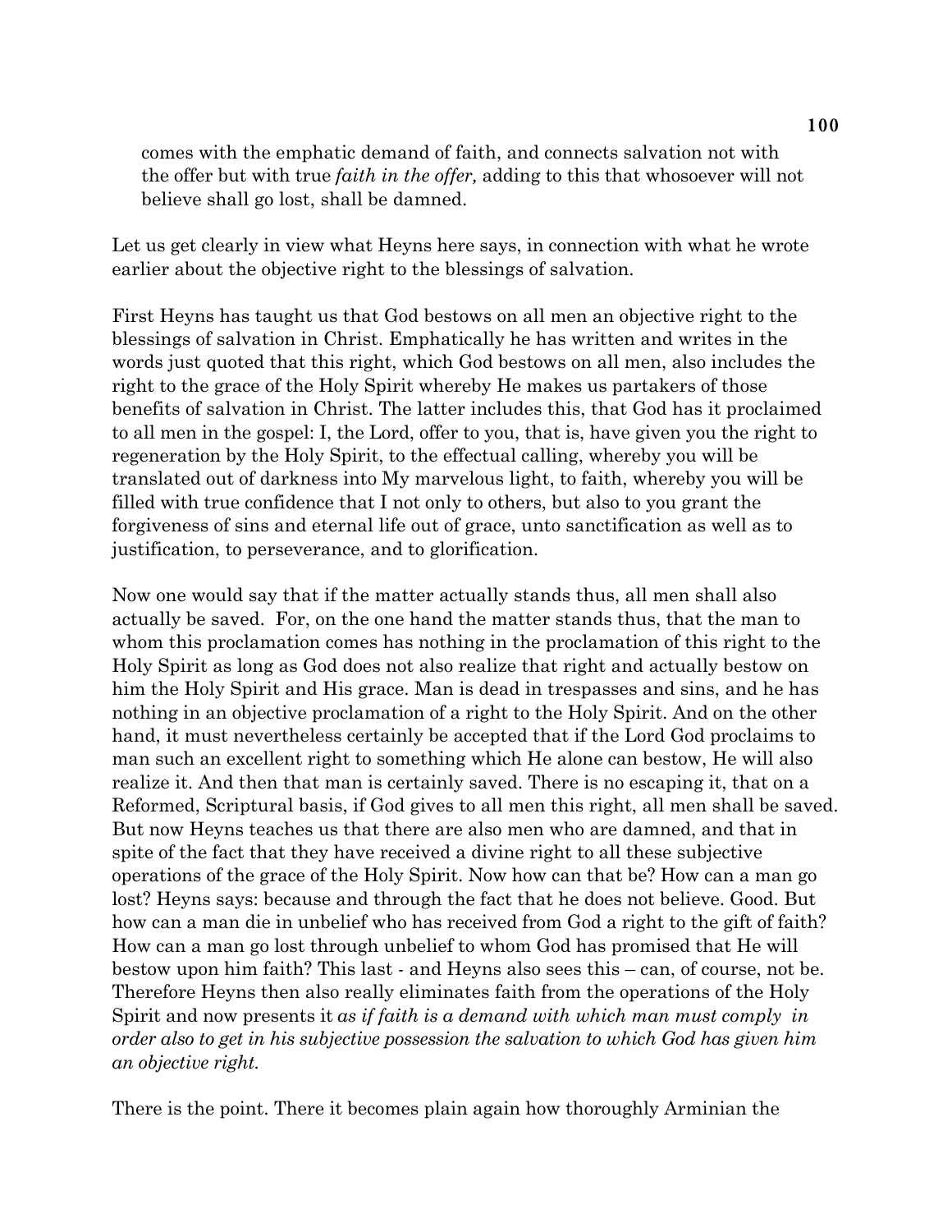> comes with the emphatic demand of faith, and connects salvation not with the offer but with true *faith in the offer,* adding to this that whosoever will not believe shall go lost, shall be damned.

Let us get clearly in view what Heyns here says, in connection with what he wrote earlier about the objective right to the blessings of salvation.

First Heyns has taught us that God bestows on all men an objective right to the blessings of salvation in Christ. Emphatically he has written and writes in the words just quoted that this right, which God bestows on all men, also includes the right to the grace of the Holy Spirit whereby He makes us partakers of those benefits of salvation in Christ. The latter includes this, that God has it proclaimed to all men in the gospel: I, the Lord, offer to you, that is, have given you the right to regeneration by the Holy Spirit, to the effectual calling, whereby you will be translated out of darkness into My marvelous light, to faith, whereby you will be filled with true confidence that I not only to others, but also to you grant the forgiveness of sins and eternal life out of grace, unto sanctification as well as to justification, to perseverance, and to glorification.

Now one would say that if the matter actually stands thus, all men shall also actually be saved. For, on the one hand the matter stands thus, that the man to whom this proclamation comes has nothing in the proclamation of this right to the Holy Spirit as long as God does not also realize that right and actually bestow on him the Holy Spirit and His grace. Man is dead in trespasses and sins, and he has nothing in an objective proclamation of a right to the Holy Spirit. And on the other hand, it must nevertheless certainly be accepted that if the Lord God proclaims to man such an excellent right to something which He alone can bestow, He will also realize it. And then that man is certainly saved. There is no escaping it, that on a Reformed, Scriptural basis, if God gives to all men this right, all men shall be saved. But now Heyns teaches us that there are also men who are damned, and that in spite of the fact that they have received a divine right to all these subjective operations of the grace of the Holy Spirit. Now how can that be? How can a man go lost? Heyns says: because and through the fact that he does not believe. Good. But how can a man die in unbelief who has received from God a right to the gift of faith? How can a man go lost through unbelief to whom God has promised that He will bestow upon him faith? This last - and Heyns also sees this – can, of course, not be. Therefore Heyns then also really eliminates faith from the operations of the Holy Spirit and now presents it *as if faith is a demand with which man must comply in order also to get in his subjective possession the salvation to which God has given him an objective right.*

There is the point. There it becomes plain again how thoroughly Arminian the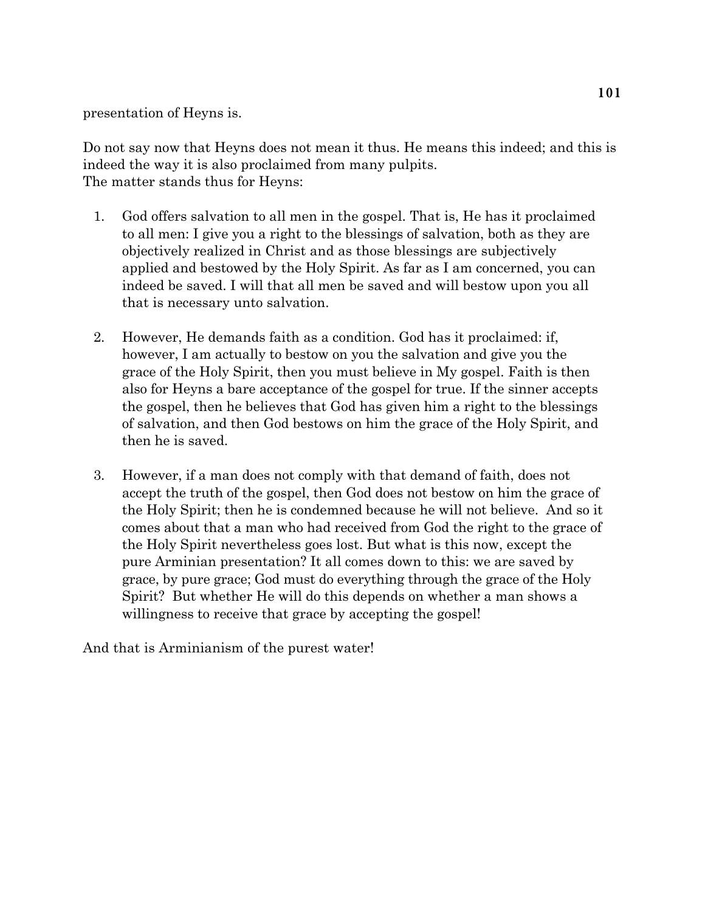presentation of Heyns is.

Do not say now that Heyns does not mean it thus. He means this indeed; and this is indeed the way it is also proclaimed from many pulpits.
The matter stands thus for Heyns:

1. God offers salvation to all men in the gospel. That is, He has it proclaimed to all men: I give you a right to the blessings of salvation, both as they are objectively realized in Christ and as those blessings are subjectively applied and bestowed by the Holy Spirit. As far as I am concerned, you can indeed be saved. I will that all men be saved and will bestow upon you all that is necessary unto salvation.

2. However, He demands faith as a condition. God has it proclaimed: if, however, I am actually to bestow on you the salvation and give you the grace of the Holy Spirit, then you must believe in My gospel. Faith is then also for Heyns a bare acceptance of the gospel for true. If the sinner accepts the gospel, then he believes that God has given him a right to the blessings of salvation, and then God bestows on him the grace of the Holy Spirit, and then he is saved.

3. However, if a man does not comply with that demand of faith, does not accept the truth of the gospel, then God does not bestow on him the grace of the Holy Spirit; then he is condemned because he will not believe. And so it comes about that a man who had received from God the right to the grace of the Holy Spirit nevertheless goes lost. But what is this now, except the pure Arminian presentation? It all comes down to this: we are saved by grace, by pure grace; God must do everything through the grace of the Holy Spirit? But whether He will do this depends on whether a man shows a willingness to receive that grace by accepting the gospel!

And that is Arminianism of the purest water!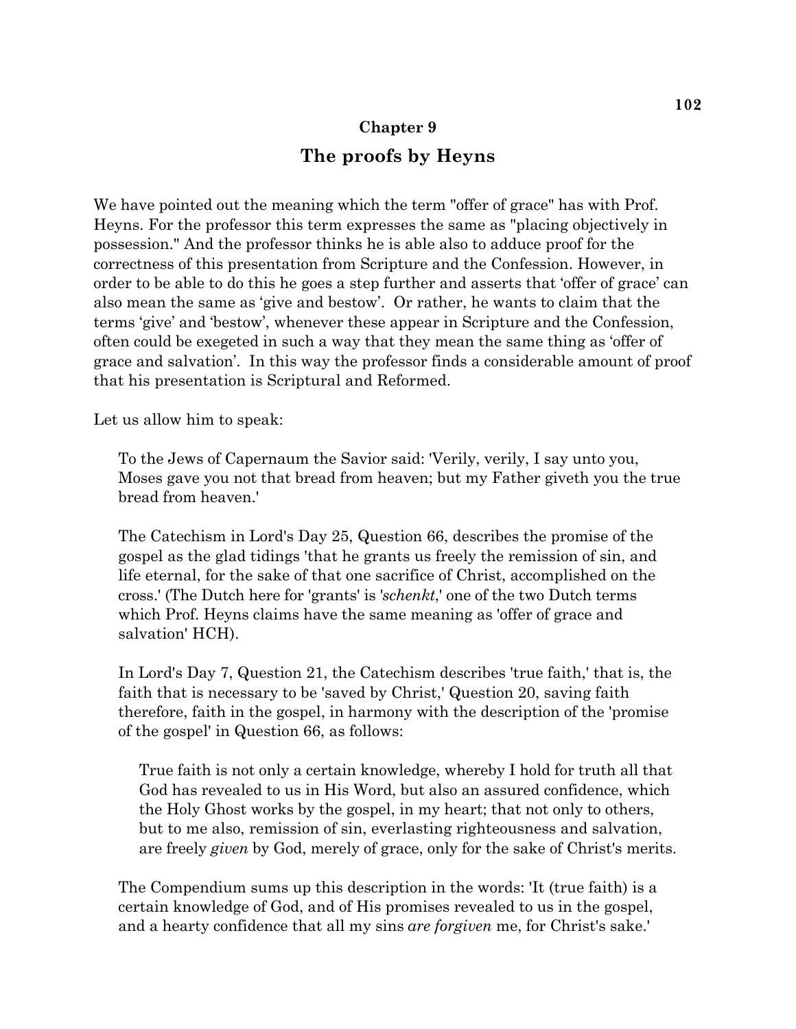## Chapter 9

# The proofs by Heyns

We have pointed out the meaning which the term "offer of grace" has with Prof. Heyns. For the professor this term expresses the same as "placing objectively in possession." And the professor thinks he is able also to adduce proof for the correctness of this presentation from Scripture and the Confession. However, in order to be able to do this he goes a step further and asserts that 'offer of grace' can also mean the same as 'give and bestow'. Or rather, he wants to claim that the terms 'give' and 'bestow', whenever these appear in Scripture and the Confession, often could be exegeted in such a way that they mean the same thing as 'offer of grace and salvation'. In this way the professor finds a considerable amount of proof that his presentation is Scriptural and Reformed.

Let us allow him to speak:

> To the Jews of Capernaum the Savior said: 'Verily, verily, I say unto you, Moses gave you not that bread from heaven; but my Father giveth you the true bread from heaven.'
>
> The Catechism in Lord's Day 25, Question 66, describes the promise of the gospel as the glad tidings 'that he grants us freely the remission of sin, and life eternal, for the sake of that one sacrifice of Christ, accomplished on the cross.' (The Dutch here for 'grants' is '*schenkt*,' one of the two Dutch terms which Prof. Heyns claims have the same meaning as 'offer of grace and salvation' HCH).
>
> In Lord's Day 7, Question 21, the Catechism describes 'true faith,' that is, the faith that is necessary to be 'saved by Christ,' Question 20, saving faith therefore, faith in the gospel, in harmony with the description of the 'promise of the gospel' in Question 66, as follows:
>
>> True faith is not only a certain knowledge, whereby I hold for truth all that God has revealed to us in His Word, but also an assured confidence, which the Holy Ghost works by the gospel, in my heart; that not only to others, but to me also, remission of sin, everlasting righteousness and salvation, are freely *given* by God, merely of grace, only for the sake of Christ's merits.
>
> The Compendium sums up this description in the words: 'It (true faith) is a certain knowledge of God, and of His promises revealed to us in the gospel, and a hearty confidence that all my sins *are forgiven* me, for Christ's sake.'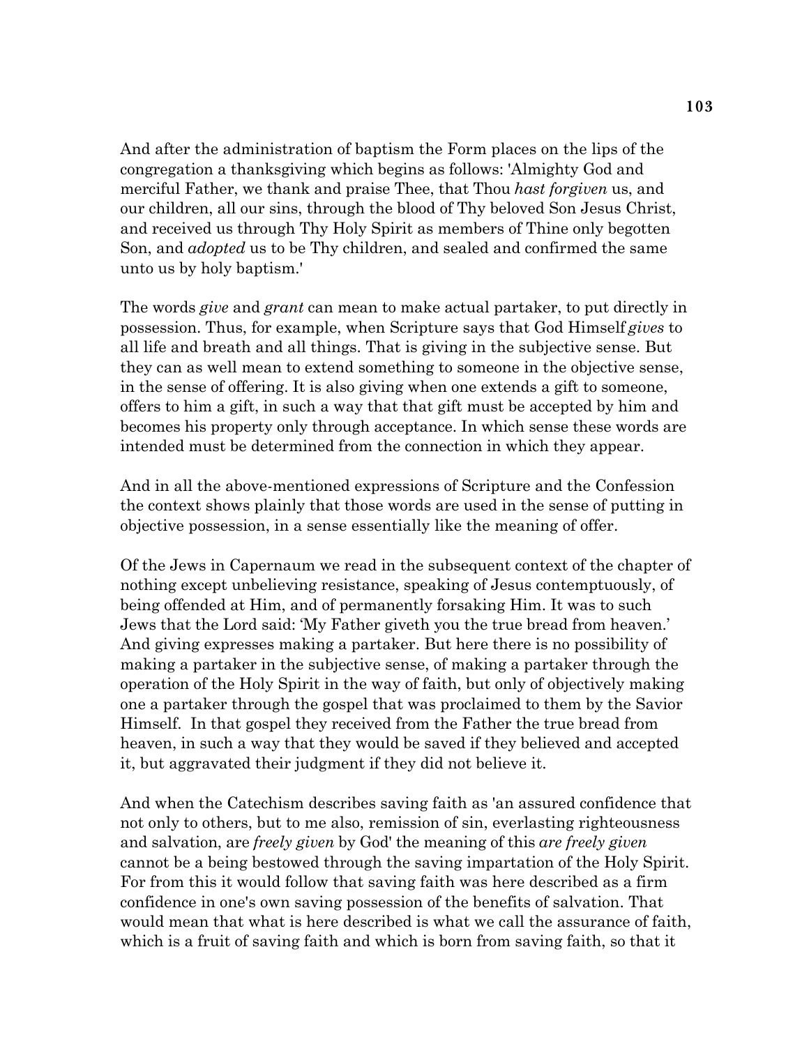And after the administration of baptism the Form places on the lips of the congregation a thanksgiving which begins as follows: 'Almighty God and merciful Father, we thank and praise Thee, that Thou *hast forgiven* us, and our children, all our sins, through the blood of Thy beloved Son Jesus Christ, and received us through Thy Holy Spirit as members of Thine only begotten Son, and *adopted* us to be Thy children, and sealed and confirmed the same unto us by holy baptism.'

The words *give* and *grant* can mean to make actual partaker, to put directly in possession. Thus, for example, when Scripture says that God Himself *gives* to all life and breath and all things. That is giving in the subjective sense. But they can as well mean to extend something to someone in the objective sense, in the sense of offering. It is also giving when one extends a gift to someone, offers to him a gift, in such a way that that gift must be accepted by him and becomes his property only through acceptance. In which sense these words are intended must be determined from the connection in which they appear.

And in all the above-mentioned expressions of Scripture and the Confession the context shows plainly that those words are used in the sense of putting in objective possession, in a sense essentially like the meaning of offer.

Of the Jews in Capernaum we read in the subsequent context of the chapter of nothing except unbelieving resistance, speaking of Jesus contemptuously, of being offended at Him, and of permanently forsaking Him. It was to such Jews that the Lord said: 'My Father giveth you the true bread from heaven.' And giving expresses making a partaker. But here there is no possibility of making a partaker in the subjective sense, of making a partaker through the operation of the Holy Spirit in the way of faith, but only of objectively making one a partaker through the gospel that was proclaimed to them by the Savior Himself. In that gospel they received from the Father the true bread from heaven, in such a way that they would be saved if they believed and accepted it, but aggravated their judgment if they did not believe it.

And when the Catechism describes saving faith as 'an assured confidence that not only to others, but to me also, remission of sin, everlasting righteousness and salvation, are *freely given* by God' the meaning of this *are freely given* cannot be a being bestowed through the saving impartation of the Holy Spirit. For from this it would follow that saving faith was here described as a firm confidence in one's own saving possession of the benefits of salvation. That would mean that what is here described is what we call the assurance of faith, which is a fruit of saving faith and which is born from saving faith, so that it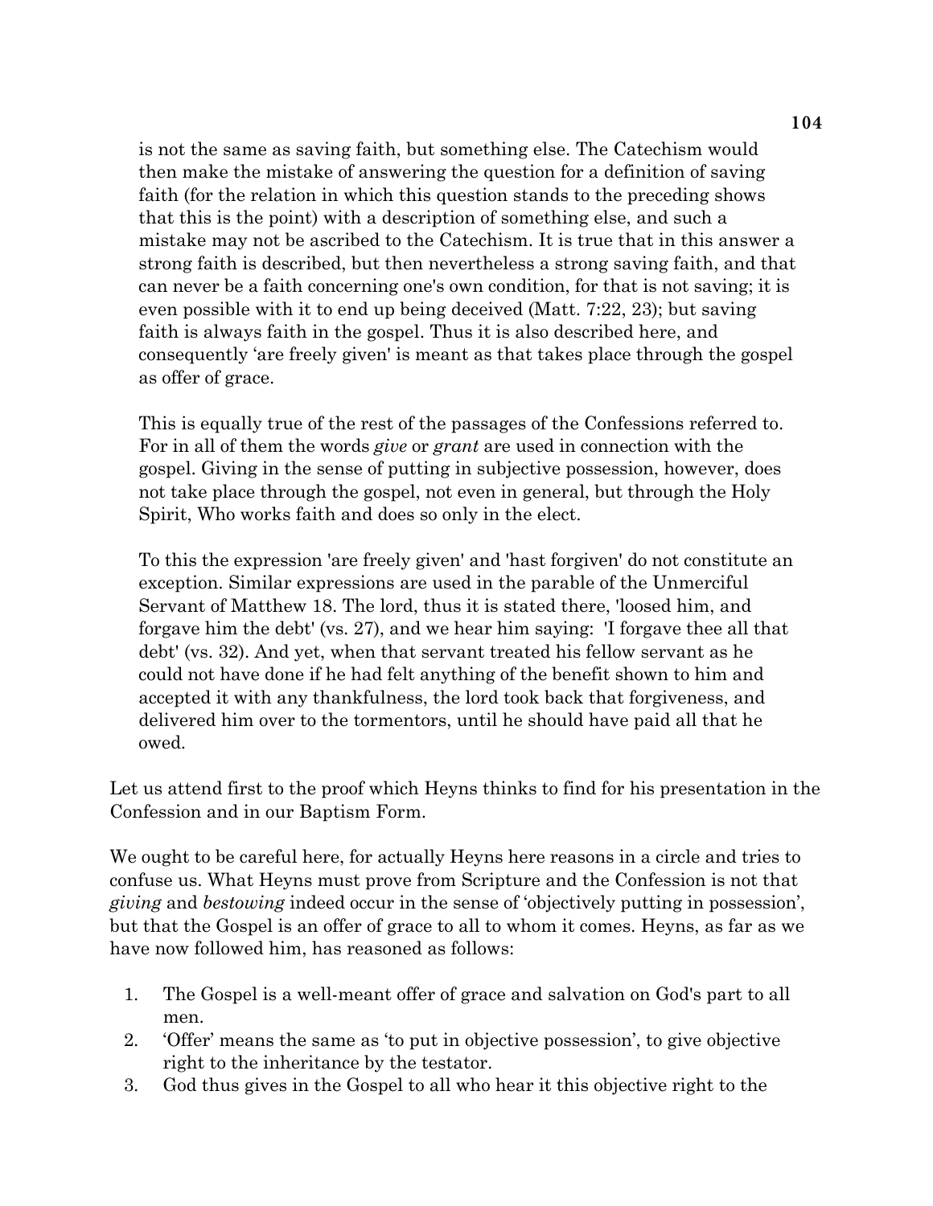is not the same as saving faith, but something else. The Catechism would then make the mistake of answering the question for a definition of saving faith (for the relation in which this question stands to the preceding shows that this is the point) with a description of something else, and such a mistake may not be ascribed to the Catechism. It is true that in this answer a strong faith is described, but then nevertheless a strong saving faith, and that can never be a faith concerning one's own condition, for that is not saving; it is even possible with it to end up being deceived (Matt. 7:22, 23); but saving faith is always faith in the gospel. Thus it is also described here, and consequently 'are freely given' is meant as that takes place through the gospel as offer of grace.

This is equally true of the rest of the passages of the Confessions referred to. For in all of them the words *give* or *grant* are used in connection with the gospel. Giving in the sense of putting in subjective possession, however, does not take place through the gospel, not even in general, but through the Holy Spirit, Who works faith and does so only in the elect.

To this the expression 'are freely given' and 'hast forgiven' do not constitute an exception. Similar expressions are used in the parable of the Unmerciful Servant of Matthew 18. The lord, thus it is stated there, 'loosed him, and forgave him the debt' (vs. 27), and we hear him saying: 'I forgave thee all that debt' (vs. 32). And yet, when that servant treated his fellow servant as he could not have done if he had felt anything of the benefit shown to him and accepted it with any thankfulness, the lord took back that forgiveness, and delivered him over to the tormentors, until he should have paid all that he owed.

Let us attend first to the proof which Heyns thinks to find for his presentation in the Confession and in our Baptism Form.

We ought to be careful here, for actually Heyns here reasons in a circle and tries to confuse us. What Heyns must prove from Scripture and the Confession is not that *giving* and *bestowing* indeed occur in the sense of 'objectively putting in possession', but that the Gospel is an offer of grace to all to whom it comes. Heyns, as far as we have now followed him, has reasoned as follows:

1. The Gospel is a well-meant offer of grace and salvation on God's part to all men.
2. 'Offer' means the same as 'to put in objective possession', to give objective right to the inheritance by the testator.
3. God thus gives in the Gospel to all who hear it this objective right to the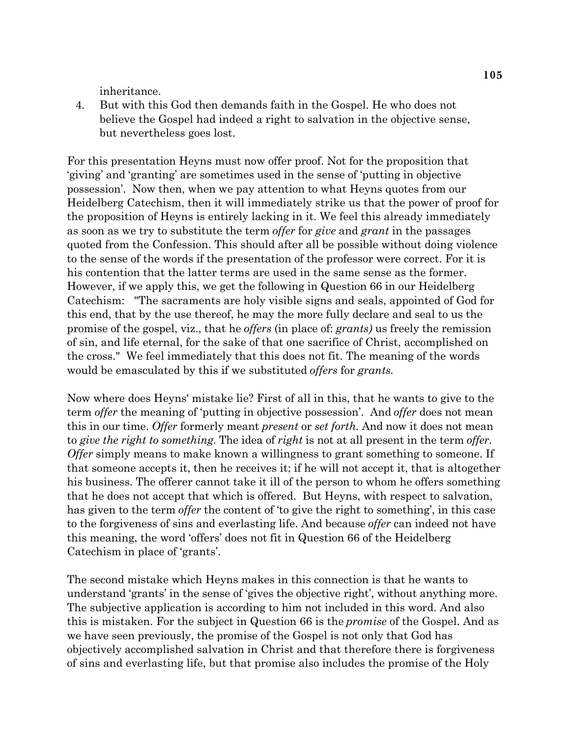inheritance.

4. But with this God then demands faith in the Gospel. He who does not believe the Gospel had indeed a right to salvation in the objective sense, but nevertheless goes lost.

For this presentation Heyns must now offer proof. Not for the proposition that 'giving' and 'granting' are sometimes used in the sense of 'putting in objective possession'. Now then, when we pay attention to what Heyns quotes from our Heidelberg Catechism, then it will immediately strike us that the power of proof for the proposition of Heyns is entirely lacking in it. We feel this already immediately as soon as we try to substitute the term *offer* for *give* and *grant* in the passages quoted from the Confession. This should after all be possible without doing violence to the sense of the words if the presentation of the professor were correct. For it is his contention that the latter terms are used in the same sense as the former. However, if we apply this, we get the following in Question 66 in our Heidelberg Catechism: "The sacraments are holy visible signs and seals, appointed of God for this end, that by the use thereof, he may the more fully declare and seal to us the promise of the gospel, viz., that he *offers* (in place of: *grants)* us freely the remission of sin, and life eternal, for the sake of that one sacrifice of Christ, accomplished on the cross." We feel immediately that this does not fit. The meaning of the words would be emasculated by this if we substituted *offers* for *grants*.

Now where does Heyns' mistake lie? First of all in this, that he wants to give to the term *offer* the meaning of 'putting in objective possession'. And *offer* does not mean this in our time. *Offer* formerly meant *present* or *set forth*. And now it does not mean to *give the right to something*. The idea of *right* is not at all present in the term *offer*. *Offer* simply means to make known a willingness to grant something to someone. If that someone accepts it, then he receives it; if he will not accept it, that is altogether his business. The offerer cannot take it ill of the person to whom he offers something that he does not accept that which is offered. But Heyns, with respect to salvation, has given to the term *offer* the content of 'to give the right to something', in this case to the forgiveness of sins and everlasting life. And because *offer* can indeed not have this meaning, the word 'offers' does not fit in Question 66 of the Heidelberg Catechism in place of 'grants'.

The second mistake which Heyns makes in this connection is that he wants to understand 'grants' in the sense of 'gives the objective right', without anything more. The subjective application is according to him not included in this word. And also this is mistaken. For the subject in Question 66 is the *promise* of the Gospel. And as we have seen previously, the promise of the Gospel is not only that God has objectively accomplished salvation in Christ and that therefore there is forgiveness of sins and everlasting life, but that promise also includes the promise of the Holy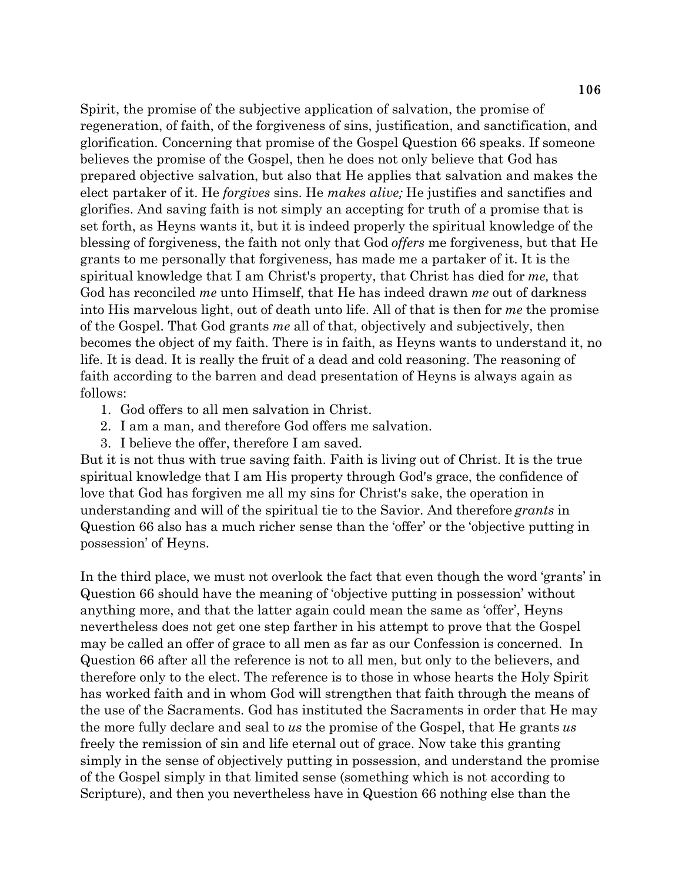Spirit, the promise of the subjective application of salvation, the promise of regeneration, of faith, of the forgiveness of sins, justification, and sanctification, and glorification. Concerning that promise of the Gospel Question 66 speaks. If someone believes the promise of the Gospel, then he does not only believe that God has prepared objective salvation, but also that He applies that salvation and makes the elect partaker of it. He *forgives* sins. He *makes alive;* He justifies and sanctifies and glorifies. And saving faith is not simply an accepting for truth of a promise that is set forth, as Heyns wants it, but it is indeed properly the spiritual knowledge of the blessing of forgiveness, the faith not only that God *offers* me forgiveness, but that He grants to me personally that forgiveness, has made me a partaker of it. It is the spiritual knowledge that I am Christ's property, that Christ has died for *me,* that God has reconciled *me* unto Himself, that He has indeed drawn *me* out of darkness into His marvelous light, out of death unto life. All of that is then for *me* the promise of the Gospel. That God grants *me* all of that, objectively and subjectively, then becomes the object of my faith. There is in faith, as Heyns wants to understand it, no life. It is dead. It is really the fruit of a dead and cold reasoning. The reasoning of faith according to the barren and dead presentation of Heyns is always again as follows:

1. God offers to all men salvation in Christ.
2. I am a man, and therefore God offers me salvation.
3. I believe the offer, therefore I am saved.

But it is not thus with true saving faith. Faith is living out of Christ. It is the true spiritual knowledge that I am His property through God's grace, the confidence of love that God has forgiven me all my sins for Christ's sake, the operation in understanding and will of the spiritual tie to the Savior. And therefore *grants* in Question 66 also has a much richer sense than the 'offer' or the 'objective putting in possession' of Heyns.

In the third place, we must not overlook the fact that even though the word 'grants' in Question 66 should have the meaning of 'objective putting in possession' without anything more, and that the latter again could mean the same as 'offer', Heyns nevertheless does not get one step farther in his attempt to prove that the Gospel may be called an offer of grace to all men as far as our Confession is concerned. In Question 66 after all the reference is not to all men, but only to the believers, and therefore only to the elect. The reference is to those in whose hearts the Holy Spirit has worked faith and in whom God will strengthen that faith through the means of the use of the Sacraments. God has instituted the Sacraments in order that He may the more fully declare and seal to *us* the promise of the Gospel, that He grants *us* freely the remission of sin and life eternal out of grace. Now take this granting simply in the sense of objectively putting in possession, and understand the promise of the Gospel simply in that limited sense (something which is not according to Scripture), and then you nevertheless have in Question 66 nothing else than the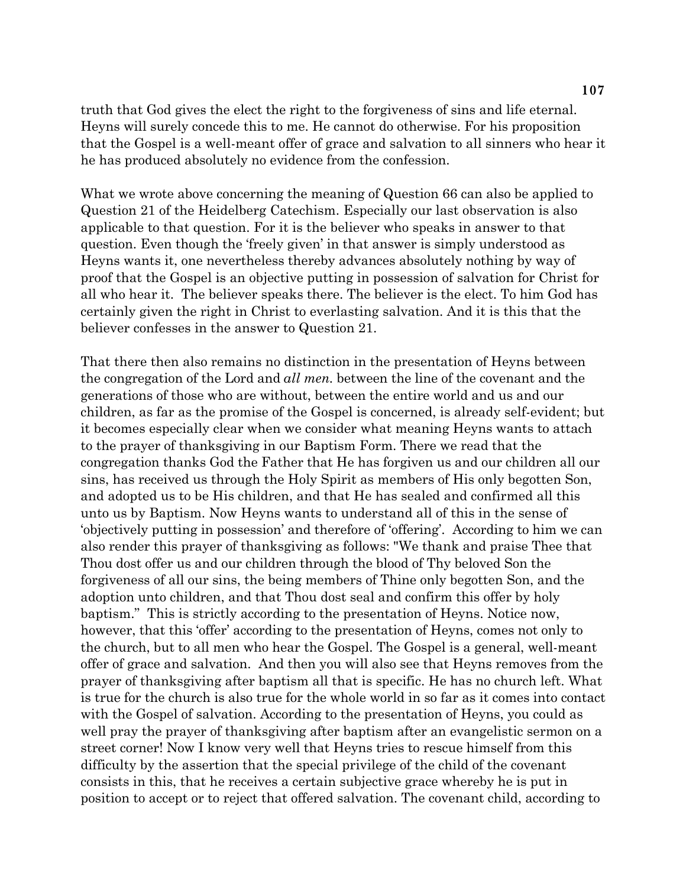truth that God gives the elect the right to the forgiveness of sins and life eternal. Heyns will surely concede this to me. He cannot do otherwise. For his proposition that the Gospel is a well-meant offer of grace and salvation to all sinners who hear it he has produced absolutely no evidence from the confession.

What we wrote above concerning the meaning of Question 66 can also be applied to Question 21 of the Heidelberg Catechism. Especially our last observation is also applicable to that question. For it is the believer who speaks in answer to that question. Even though the 'freely given' in that answer is simply understood as Heyns wants it, one nevertheless thereby advances absolutely nothing by way of proof that the Gospel is an objective putting in possession of salvation for Christ for all who hear it. The believer speaks there. The believer is the elect. To him God has certainly given the right in Christ to everlasting salvation. And it is this that the believer confesses in the answer to Question 21.

That there then also remains no distinction in the presentation of Heyns between the congregation of the Lord and *all men.* between the line of the covenant and the generations of those who are without, between the entire world and us and our children, as far as the promise of the Gospel is concerned, is already self-evident; but it becomes especially clear when we consider what meaning Heyns wants to attach to the prayer of thanksgiving in our Baptism Form. There we read that the congregation thanks God the Father that He has forgiven us and our children all our sins, has received us through the Holy Spirit as members of His only begotten Son, and adopted us to be His children, and that He has sealed and confirmed all this unto us by Baptism. Now Heyns wants to understand all of this in the sense of 'objectively putting in possession' and therefore of 'offering'. According to him we can also render this prayer of thanksgiving as follows: "We thank and praise Thee that Thou dost offer us and our children through the blood of Thy beloved Son the forgiveness of all our sins, the being members of Thine only begotten Son, and the adoption unto children, and that Thou dost seal and confirm this offer by holy baptism." This is strictly according to the presentation of Heyns. Notice now, however, that this 'offer' according to the presentation of Heyns, comes not only to the church, but to all men who hear the Gospel. The Gospel is a general, well-meant offer of grace and salvation. And then you will also see that Heyns removes from the prayer of thanksgiving after baptism all that is specific. He has no church left. What is true for the church is also true for the whole world in so far as it comes into contact with the Gospel of salvation. According to the presentation of Heyns, you could as well pray the prayer of thanksgiving after baptism after an evangelistic sermon on a street corner! Now I know very well that Heyns tries to rescue himself from this difficulty by the assertion that the special privilege of the child of the covenant consists in this, that he receives a certain subjective grace whereby he is put in position to accept or to reject that offered salvation. The covenant child, according to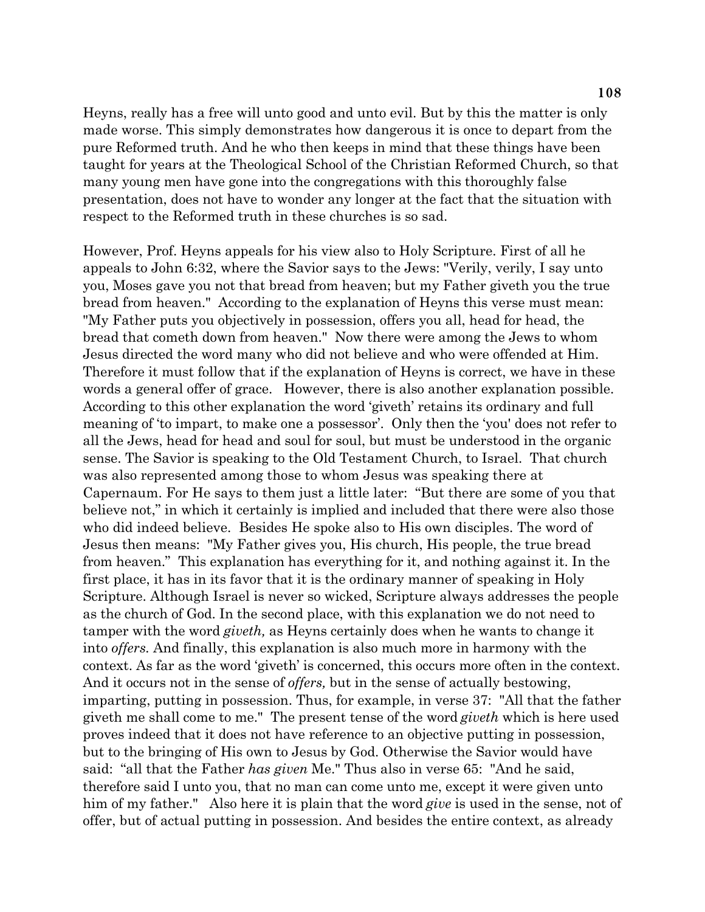Heyns, really has a free will unto good and unto evil. But by this the matter is only made worse. This simply demonstrates how dangerous it is once to depart from the pure Reformed truth. And he who then keeps in mind that these things have been taught for years at the Theological School of the Christian Reformed Church, so that many young men have gone into the congregations with this thoroughly false presentation, does not have to wonder any longer at the fact that the situation with respect to the Reformed truth in these churches is so sad.

However, Prof. Heyns appeals for his view also to Holy Scripture. First of all he appeals to John 6:32, where the Savior says to the Jews: "Verily, verily, I say unto you, Moses gave you not that bread from heaven; but my Father giveth you the true bread from heaven." According to the explanation of Heyns this verse must mean: "My Father puts you objectively in possession, offers you all, head for head, the bread that cometh down from heaven." Now there were among the Jews to whom Jesus directed the word many who did not believe and who were offended at Him. Therefore it must follow that if the explanation of Heyns is correct, we have in these words a general offer of grace. However, there is also another explanation possible. According to this other explanation the word 'giveth' retains its ordinary and full meaning of 'to impart, to make one a possessor'. Only then the 'you' does not refer to all the Jews, head for head and soul for soul, but must be understood in the organic sense. The Savior is speaking to the Old Testament Church, to Israel. That church was also represented among those to whom Jesus was speaking there at Capernaum. For He says to them just a little later: "But there are some of you that believe not," in which it certainly is implied and included that there were also those who did indeed believe. Besides He spoke also to His own disciples. The word of Jesus then means: "My Father gives you, His church, His people, the true bread from heaven." This explanation has everything for it, and nothing against it. In the first place, it has in its favor that it is the ordinary manner of speaking in Holy Scripture. Although Israel is never so wicked, Scripture always addresses the people as the church of God. In the second place, with this explanation we do not need to tamper with the word *giveth,* as Heyns certainly does when he wants to change it into *offers.* And finally, this explanation is also much more in harmony with the context. As far as the word 'giveth' is concerned, this occurs more often in the context. And it occurs not in the sense of *offers,* but in the sense of actually bestowing, imparting, putting in possession. Thus, for example, in verse 37: "All that the father giveth me shall come to me." The present tense of the word *giveth* which is here used proves indeed that it does not have reference to an objective putting in possession, but to the bringing of His own to Jesus by God. Otherwise the Savior would have said: "all that the Father *has given* Me." Thus also in verse 65: "And he said, therefore said I unto you, that no man can come unto me, except it were given unto him of my father." Also here it is plain that the word *give* is used in the sense, not of offer, but of actual putting in possession. And besides the entire context, as already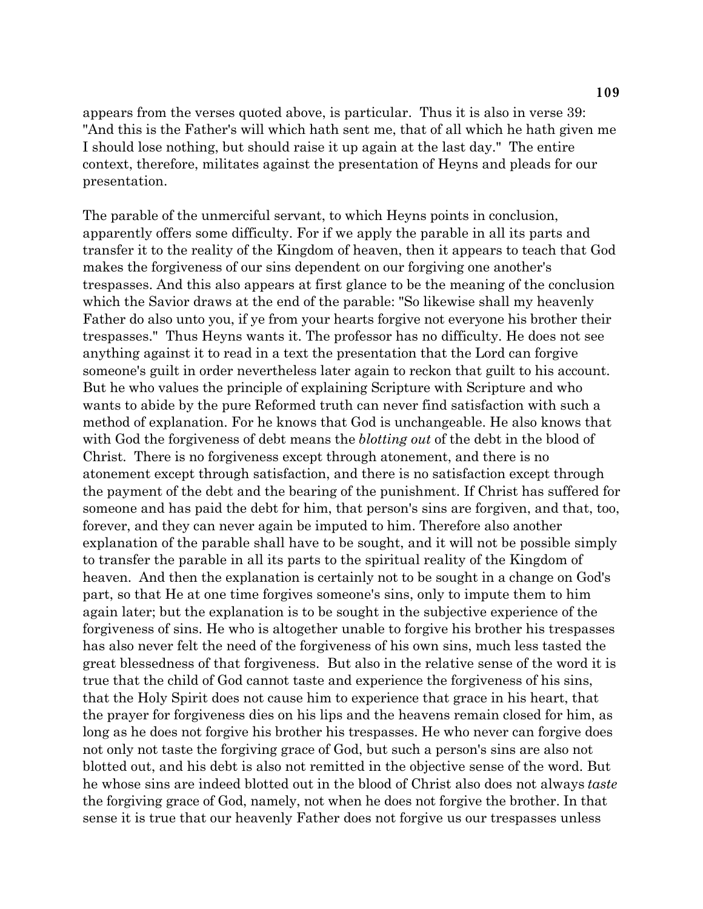appears from the verses quoted above, is particular. Thus it is also in verse 39: "And this is the Father's will which hath sent me, that of all which he hath given me I should lose nothing, but should raise it up again at the last day." The entire context, therefore, militates against the presentation of Heyns and pleads for our presentation.

The parable of the unmerciful servant, to which Heyns points in conclusion, apparently offers some difficulty. For if we apply the parable in all its parts and transfer it to the reality of the Kingdom of heaven, then it appears to teach that God makes the forgiveness of our sins dependent on our forgiving one another's trespasses. And this also appears at first glance to be the meaning of the conclusion which the Savior draws at the end of the parable: "So likewise shall my heavenly Father do also unto you, if ye from your hearts forgive not everyone his brother their trespasses." Thus Heyns wants it. The professor has no difficulty. He does not see anything against it to read in a text the presentation that the Lord can forgive someone's guilt in order nevertheless later again to reckon that guilt to his account. But he who values the principle of explaining Scripture with Scripture and who wants to abide by the pure Reformed truth can never find satisfaction with such a method of explanation. For he knows that God is unchangeable. He also knows that with God the forgiveness of debt means the *blotting out* of the debt in the blood of Christ. There is no forgiveness except through atonement, and there is no atonement except through satisfaction, and there is no satisfaction except through the payment of the debt and the bearing of the punishment. If Christ has suffered for someone and has paid the debt for him, that person's sins are forgiven, and that, too, forever, and they can never again be imputed to him. Therefore also another explanation of the parable shall have to be sought, and it will not be possible simply to transfer the parable in all its parts to the spiritual reality of the Kingdom of heaven. And then the explanation is certainly not to be sought in a change on God's part, so that He at one time forgives someone's sins, only to impute them to him again later; but the explanation is to be sought in the subjective experience of the forgiveness of sins. He who is altogether unable to forgive his brother his trespasses has also never felt the need of the forgiveness of his own sins, much less tasted the great blessedness of that forgiveness. But also in the relative sense of the word it is true that the child of God cannot taste and experience the forgiveness of his sins, that the Holy Spirit does not cause him to experience that grace in his heart, that the prayer for forgiveness dies on his lips and the heavens remain closed for him, as long as he does not forgive his brother his trespasses. He who never can forgive does not only not taste the forgiving grace of God, but such a person's sins are also not blotted out, and his debt is also not remitted in the objective sense of the word. But he whose sins are indeed blotted out in the blood of Christ also does not always *taste* the forgiving grace of God, namely, not when he does not forgive the brother. In that sense it is true that our heavenly Father does not forgive us our trespasses unless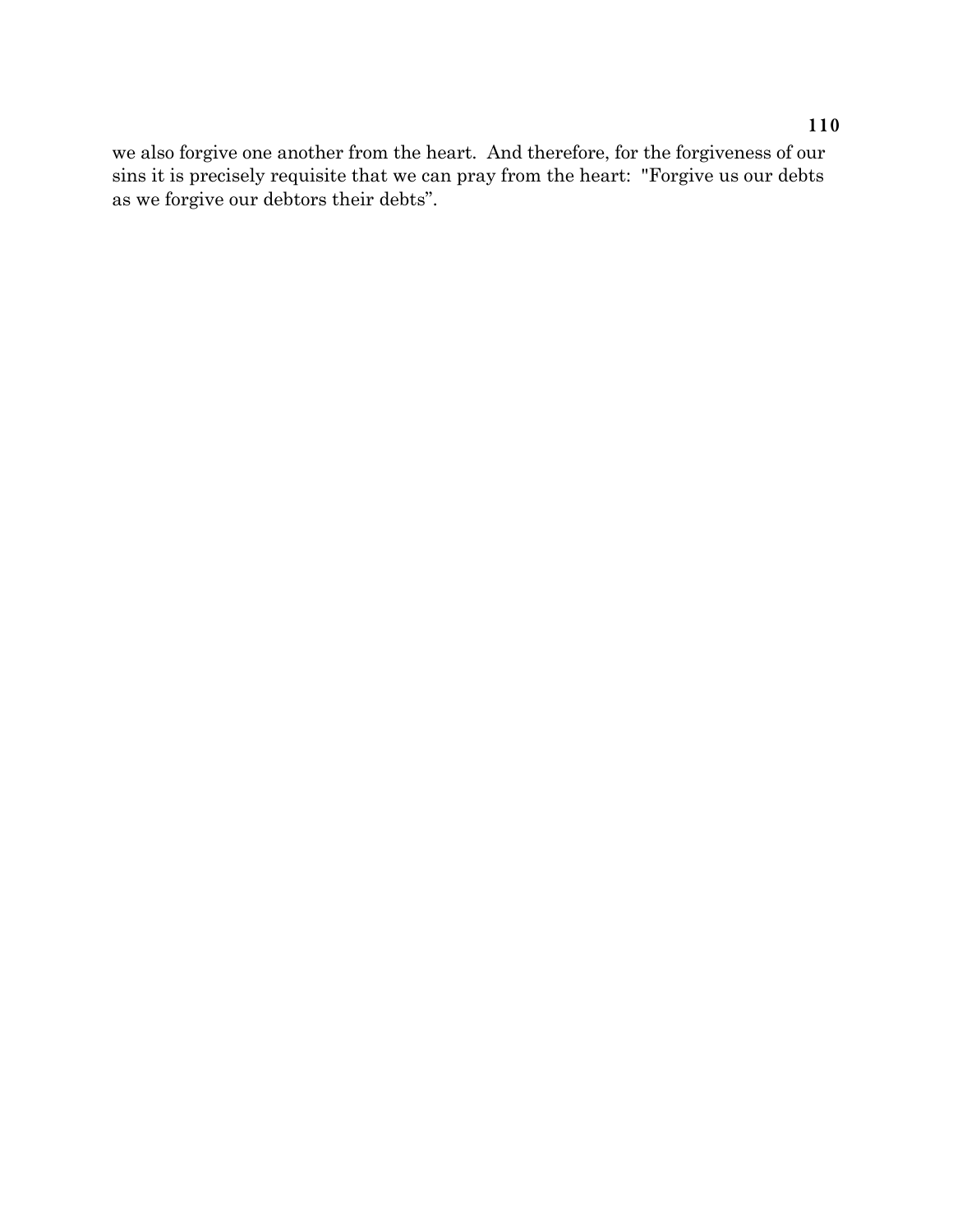we also forgive one another from the heart. And therefore, for the forgiveness of our sins it is precisely requisite that we can pray from the heart: "Forgive us our debts as we forgive our debtors their debts".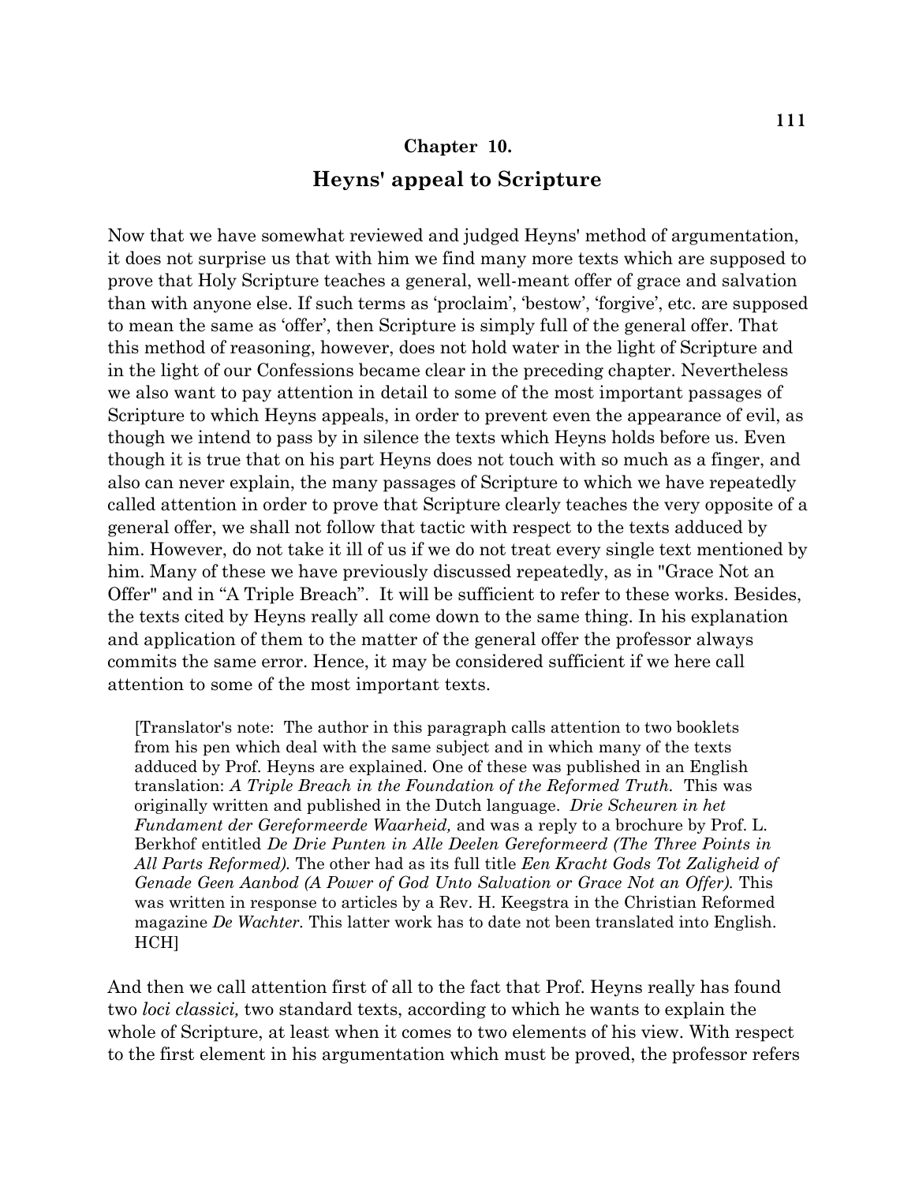## Chapter 10.

## Heyns' appeal to Scripture

Now that we have somewhat reviewed and judged Heyns' method of argumentation, it does not surprise us that with him we find many more texts which are supposed to prove that Holy Scripture teaches a general, well-meant offer of grace and salvation than with anyone else. If such terms as 'proclaim', 'bestow', 'forgive', etc. are supposed to mean the same as 'offer', then Scripture is simply full of the general offer. That this method of reasoning, however, does not hold water in the light of Scripture and in the light of our Confessions became clear in the preceding chapter. Nevertheless we also want to pay attention in detail to some of the most important passages of Scripture to which Heyns appeals, in order to prevent even the appearance of evil, as though we intend to pass by in silence the texts which Heyns holds before us. Even though it is true that on his part Heyns does not touch with so much as a finger, and also can never explain, the many passages of Scripture to which we have repeatedly called attention in order to prove that Scripture clearly teaches the very opposite of a general offer, we shall not follow that tactic with respect to the texts adduced by him. However, do not take it ill of us if we do not treat every single text mentioned by him. Many of these we have previously discussed repeatedly, as in "Grace Not an Offer" and in "A Triple Breach". It will be sufficient to refer to these works. Besides, the texts cited by Heyns really all come down to the same thing. In his explanation and application of them to the matter of the general offer the professor always commits the same error. Hence, it may be considered sufficient if we here call attention to some of the most important texts.

> [Translator's note: The author in this paragraph calls attention to two booklets from his pen which deal with the same subject and in which many of the texts adduced by Prof. Heyns are explained. One of these was published in an English translation: *A Triple Breach in the Foundation of the Reformed Truth.* This was originally written and published in the Dutch language. *Drie Scheuren in het Fundament der Gereformeerde Waarheid,* and was a reply to a brochure by Prof. L. Berkhof entitled *De Drie Punten in Alle Deelen Gereformeerd (The Three Points in All Parts Reformed).* The other had as its full title *Een Kracht Gods Tot Zaligheid of Genade Geen Aanbod (A Power of God Unto Salvation or Grace Not an Offer).* This was written in response to articles by a Rev. H. Keegstra in the Christian Reformed magazine *De Wachter.* This latter work has to date not been translated into English. HCH]

And then we call attention first of all to the fact that Prof. Heyns really has found two *loci classici,* two standard texts, according to which he wants to explain the whole of Scripture, at least when it comes to two elements of his view. With respect to the first element in his argumentation which must be proved, the professor refers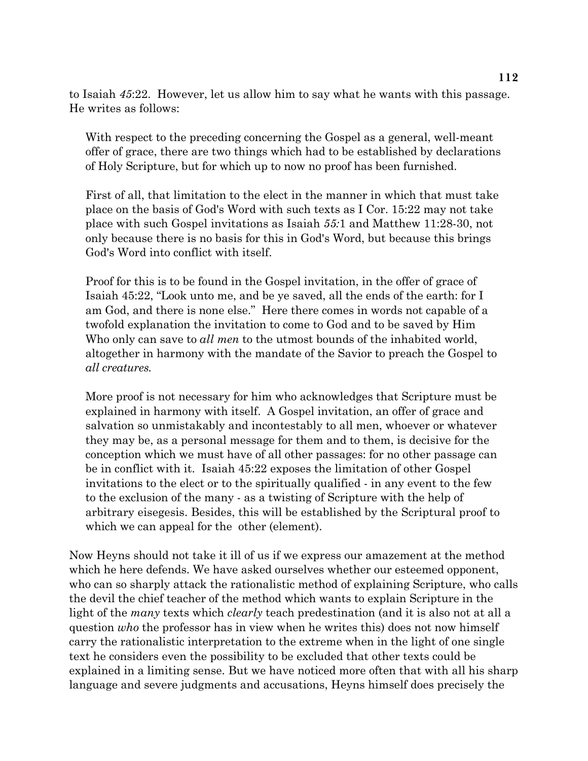to Isaiah *45*:22. However, let us allow him to say what he wants with this passage. He writes as follows:

> With respect to the preceding concerning the Gospel as a general, well-meant offer of grace, there are two things which had to be established by declarations of Holy Scripture, but for which up to now no proof has been furnished.
>
> First of all, that limitation to the elect in the manner in which that must take place on the basis of God's Word with such texts as I Cor. 15:22 may not take place with such Gospel invitations as Isaiah *55:*1 and Matthew 11:28-30, not only because there is no basis for this in God's Word, but because this brings God's Word into conflict with itself.
>
> Proof for this is to be found in the Gospel invitation, in the offer of grace of Isaiah 45:22, "Look unto me, and be ye saved, all the ends of the earth: for I am God, and there is none else." Here there comes in words not capable of a twofold explanation the invitation to come to God and to be saved by Him Who only can save to *all men* to the utmost bounds of the inhabited world, altogether in harmony with the mandate of the Savior to preach the Gospel to *all creatures.*
>
> More proof is not necessary for him who acknowledges that Scripture must be explained in harmony with itself. A Gospel invitation, an offer of grace and salvation so unmistakably and incontestably to all men, whoever or whatever they may be, as a personal message for them and to them, is decisive for the conception which we must have of all other passages: for no other passage can be in conflict with it. Isaiah 45:22 exposes the limitation of other Gospel invitations to the elect or to the spiritually qualified - in any event to the few to the exclusion of the many - as a twisting of Scripture with the help of arbitrary eisegesis. Besides, this will be established by the Scriptural proof to which we can appeal for the other (element).

Now Heyns should not take it ill of us if we express our amazement at the method which he here defends. We have asked ourselves whether our esteemed opponent, who can so sharply attack the rationalistic method of explaining Scripture, who calls the devil the chief teacher of the method which wants to explain Scripture in the light of the *many* texts which *clearly* teach predestination (and it is also not at all a question *who* the professor has in view when he writes this) does not now himself carry the rationalistic interpretation to the extreme when in the light of one single text he considers even the possibility to be excluded that other texts could be explained in a limiting sense. But we have noticed more often that with all his sharp language and severe judgments and accusations, Heyns himself does precisely the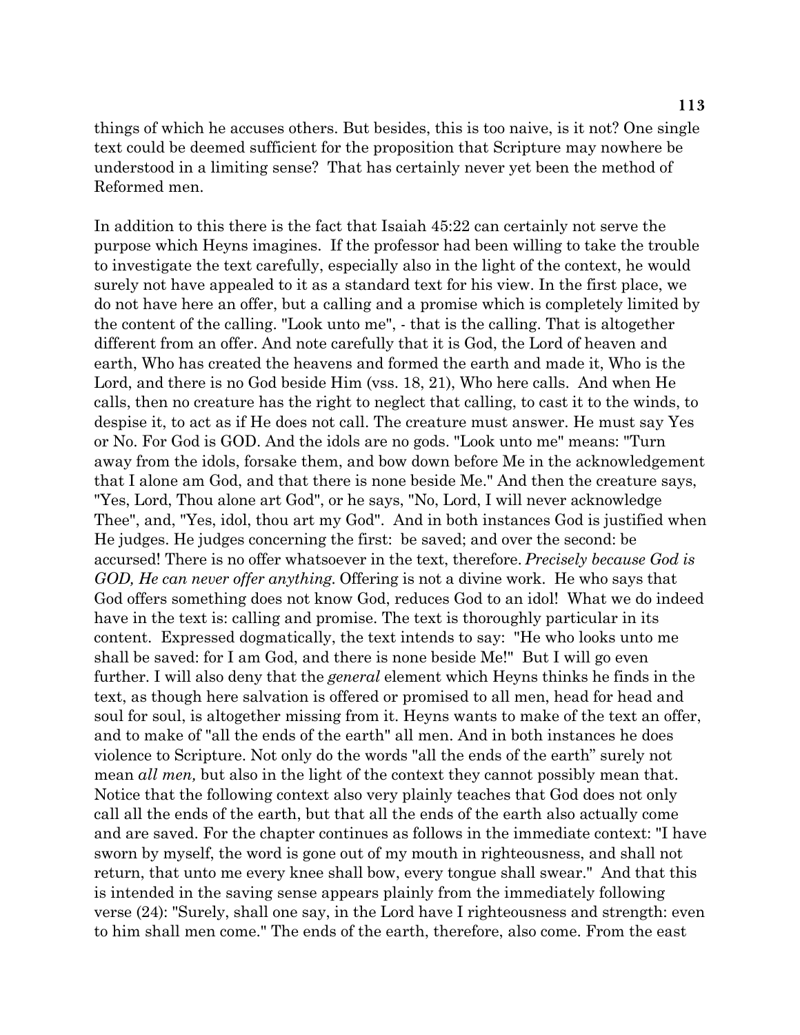things of which he accuses others. But besides, this is too naive, is it not? One single text could be deemed sufficient for the proposition that Scripture may nowhere be understood in a limiting sense? That has certainly never yet been the method of Reformed men.

In addition to this there is the fact that Isaiah 45:22 can certainly not serve the purpose which Heyns imagines. If the professor had been willing to take the trouble to investigate the text carefully, especially also in the light of the context, he would surely not have appealed to it as a standard text for his view. In the first place, we do not have here an offer, but a calling and a promise which is completely limited by the content of the calling. "Look unto me", - that is the calling. That is altogether different from an offer. And note carefully that it is God, the Lord of heaven and earth, Who has created the heavens and formed the earth and made it, Who is the Lord, and there is no God beside Him (vss. 18, 21), Who here calls. And when He calls, then no creature has the right to neglect that calling, to cast it to the winds, to despise it, to act as if He does not call. The creature must answer. He must say Yes or No. For God is GOD. And the idols are no gods. "Look unto me" means: "Turn away from the idols, forsake them, and bow down before Me in the acknowledgement that I alone am God, and that there is none beside Me." And then the creature says, "Yes, Lord, Thou alone art God", or he says, "No, Lord, I will never acknowledge Thee", and, "Yes, idol, thou art my God". And in both instances God is justified when He judges. He judges concerning the first: be saved; and over the second: be accursed! There is no offer whatsoever in the text, therefore. *Precisely because God is GOD, He can never offer anything.* Offering is not a divine work. He who says that God offers something does not know God, reduces God to an idol! What we do indeed have in the text is: calling and promise. The text is thoroughly particular in its content. Expressed dogmatically, the text intends to say: "He who looks unto me shall be saved: for I am God, and there is none beside Me!" But I will go even further. I will also deny that the *general* element which Heyns thinks he finds in the text, as though here salvation is offered or promised to all men, head for head and soul for soul, is altogether missing from it. Heyns wants to make of the text an offer, and to make of "all the ends of the earth" all men. And in both instances he does violence to Scripture. Not only do the words "all the ends of the earth" surely not mean *all men,* but also in the light of the context they cannot possibly mean that. Notice that the following context also very plainly teaches that God does not only call all the ends of the earth, but that all the ends of the earth also actually come and are saved. For the chapter continues as follows in the immediate context: "I have sworn by myself, the word is gone out of my mouth in righteousness, and shall not return, that unto me every knee shall bow, every tongue shall swear." And that this is intended in the saving sense appears plainly from the immediately following verse (24): "Surely, shall one say, in the Lord have I righteousness and strength: even to him shall men come." The ends of the earth, therefore, also come. From the east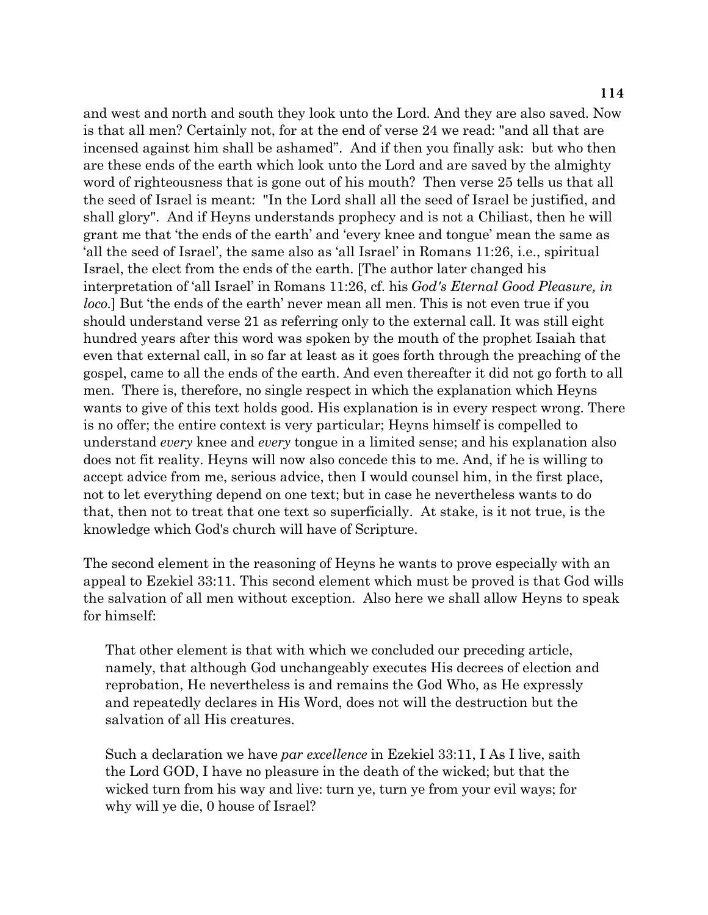and west and north and south they look unto the Lord. And they are also saved. Now is that all men? Certainly not, for at the end of verse 24 we read: "and all that are incensed against him shall be ashamed". And if then you finally ask: but who then are these ends of the earth which look unto the Lord and are saved by the almighty word of righteousness that is gone out of his mouth? Then verse 25 tells us that all the seed of Israel is meant: "In the Lord shall all the seed of Israel be justified, and shall glory". And if Heyns understands prophecy and is not a Chiliast, then he will grant me that 'the ends of the earth' and 'every knee and tongue' mean the same as 'all the seed of Israel', the same also as 'all Israel' in Romans 11:26, i.e., spiritual Israel, the elect from the ends of the earth. [The author later changed his interpretation of 'all Israel' in Romans 11:26, cf. his *God's Eternal Good Pleasure, in loco*.] But 'the ends of the earth' never mean all men. This is not even true if you should understand verse 21 as referring only to the external call. It was still eight hundred years after this word was spoken by the mouth of the prophet Isaiah that even that external call, in so far at least as it goes forth through the preaching of the gospel, came to all the ends of the earth. And even thereafter it did not go forth to all men. There is, therefore, no single respect in which the explanation which Heyns wants to give of this text holds good. His explanation is in every respect wrong. There is no offer; the entire context is very particular; Heyns himself is compelled to understand *every* knee and *every* tongue in a limited sense; and his explanation also does not fit reality. Heyns will now also concede this to me. And, if he is willing to accept advice from me, serious advice, then I would counsel him, in the first place, not to let everything depend on one text; but in case he nevertheless wants to do that, then not to treat that one text so superficially. At stake, is it not true, is the knowledge which God's church will have of Scripture.

The second element in the reasoning of Heyns he wants to prove especially with an appeal to Ezekiel 33:11. This second element which must be proved is that God wills the salvation of all men without exception. Also here we shall allow Heyns to speak for himself:

> That other element is that with which we concluded our preceding article, namely, that although God unchangeably executes His decrees of election and reprobation, He nevertheless is and remains the God Who, as He expressly and repeatedly declares in His Word, does not will the destruction but the salvation of all His creatures.
>
> Such a declaration we have *par excellence* in Ezekiel 33:11, I As I live, saith the Lord GOD, I have no pleasure in the death of the wicked; but that the wicked turn from his way and live: turn ye, turn ye from your evil ways; for why will ye die, 0 house of Israel?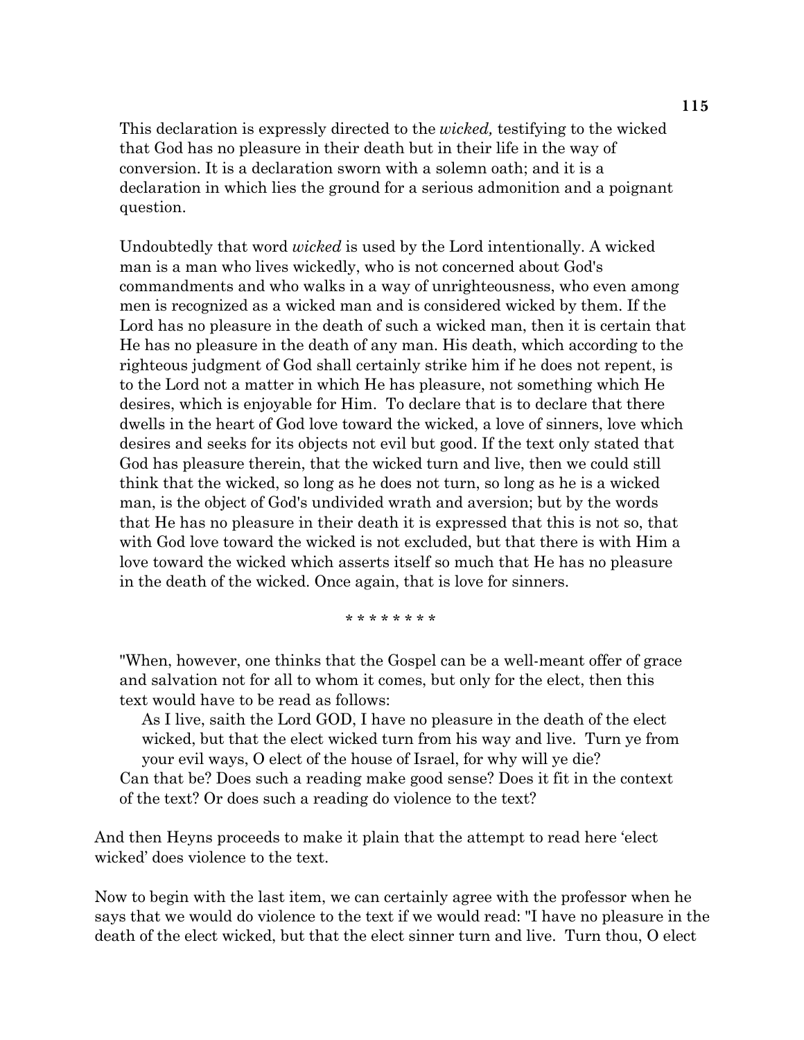This declaration is expressly directed to the *wicked,* testifying to the wicked that God has no pleasure in their death but in their life in the way of conversion. It is a declaration sworn with a solemn oath; and it is a declaration in which lies the ground for a serious admonition and a poignant question.

Undoubtedly that word *wicked* is used by the Lord intentionally. A wicked man is a man who lives wickedly, who is not concerned about God's commandments and who walks in a way of unrighteousness, who even among men is recognized as a wicked man and is considered wicked by them. If the Lord has no pleasure in the death of such a wicked man, then it is certain that He has no pleasure in the death of any man. His death, which according to the righteous judgment of God shall certainly strike him if he does not repent, is to the Lord not a matter in which He has pleasure, not something which He desires, which is enjoyable for Him. To declare that is to declare that there dwells in the heart of God love toward the wicked, a love of sinners, love which desires and seeks for its objects not evil but good. If the text only stated that God has pleasure therein, that the wicked turn and live, then we could still think that the wicked, so long as he does not turn, so long as he is a wicked man, is the object of God's undivided wrath and aversion; but by the words that He has no pleasure in their death it is expressed that this is not so, that with God love toward the wicked is not excluded, but that there is with Him a love toward the wicked which asserts itself so much that He has no pleasure in the death of the wicked. Once again, that is love for sinners.

\* \* \* \* \* \* \* \*

"When, however, one thinks that the Gospel can be a well-meant offer of grace and salvation not for all to whom it comes, but only for the elect, then this text would have to be read as follows:

> As I live, saith the Lord GOD, I have no pleasure in the death of the elect wicked, but that the elect wicked turn from his way and live. Turn ye from your evil ways, O elect of the house of Israel, for why will ye die?

Can that be? Does such a reading make good sense? Does it fit in the context of the text? Or does such a reading do violence to the text?

And then Heyns proceeds to make it plain that the attempt to read here 'elect wicked' does violence to the text.

Now to begin with the last item, we can certainly agree with the professor when he says that we would do violence to the text if we would read: "I have no pleasure in the death of the elect wicked, but that the elect sinner turn and live. Turn thou, O elect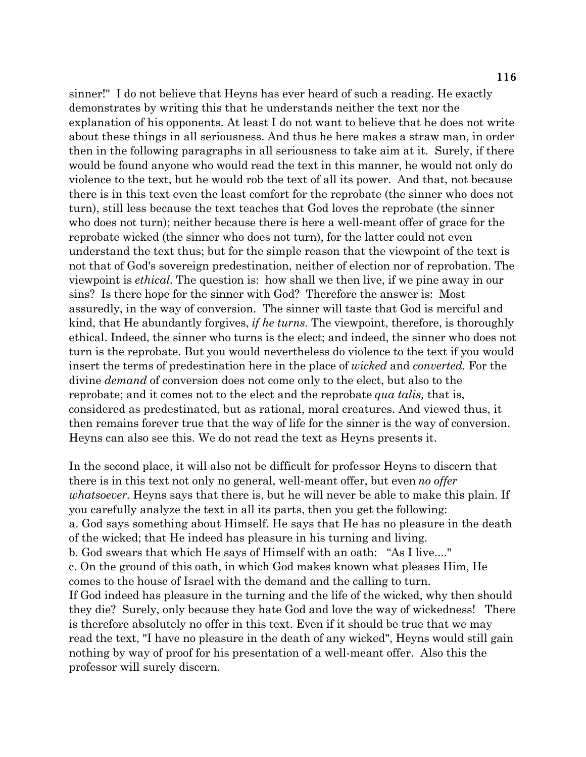sinner!" I do not believe that Heyns has ever heard of such a reading. He exactly demonstrates by writing this that he understands neither the text nor the explanation of his opponents. At least I do not want to believe that he does not write about these things in all seriousness. And thus he here makes a straw man, in order then in the following paragraphs in all seriousness to take aim at it. Surely, if there would be found anyone who would read the text in this manner, he would not only do violence to the text, but he would rob the text of all its power. And that, not because there is in this text even the least comfort for the reprobate (the sinner who does not turn), still less because the text teaches that God loves the reprobate (the sinner who does not turn); neither because there is here a well-meant offer of grace for the reprobate wicked (the sinner who does not turn), for the latter could not even understand the text thus; but for the simple reason that the viewpoint of the text is not that of God's sovereign predestination, neither of election nor of reprobation. The viewpoint is *ethical.* The question is: how shall we then live, if we pine away in our sins? Is there hope for the sinner with God? Therefore the answer is: Most assuredly, in the way of conversion. The sinner will taste that God is merciful and kind, that He abundantly forgives, *if he turns.* The viewpoint, therefore, is thoroughly ethical. Indeed, the sinner who turns is the elect; and indeed, the sinner who does not turn is the reprobate. But you would nevertheless do violence to the text if you would insert the terms of predestination here in the place of *wicked* and *converted.* For the divine *demand* of conversion does not come only to the elect, but also to the reprobate; and it comes not to the elect and the reprobate *qua talis,* that is, considered as predestinated, but as rational, moral creatures. And viewed thus, it then remains forever true that the way of life for the sinner is the way of conversion. Heyns can also see this. We do not read the text as Heyns presents it.

In the second place, it will also not be difficult for professor Heyns to discern that there is in this text not only no general, well-meant offer, but even *no offer whatsoever.* Heyns says that there is, but he will never be able to make this plain. If you carefully analyze the text in all its parts, then you get the following:
a. God says something about Himself. He says that He has no pleasure in the death of the wicked; that He indeed has pleasure in his turning and living.
b. God swears that which He says of Himself with an oath: "As I live...."
c. On the ground of this oath, in which God makes known what pleases Him, He comes to the house of Israel with the demand and the calling to turn.
If God indeed has pleasure in the turning and the life of the wicked, why then should they die? Surely, only because they hate God and love the way of wickedness! There is therefore absolutely no offer in this text. Even if it should be true that we may read the text, "I have no pleasure in the death of any wicked", Heyns would still gain nothing by way of proof for his presentation of a well-meant offer. Also this the professor will surely discern.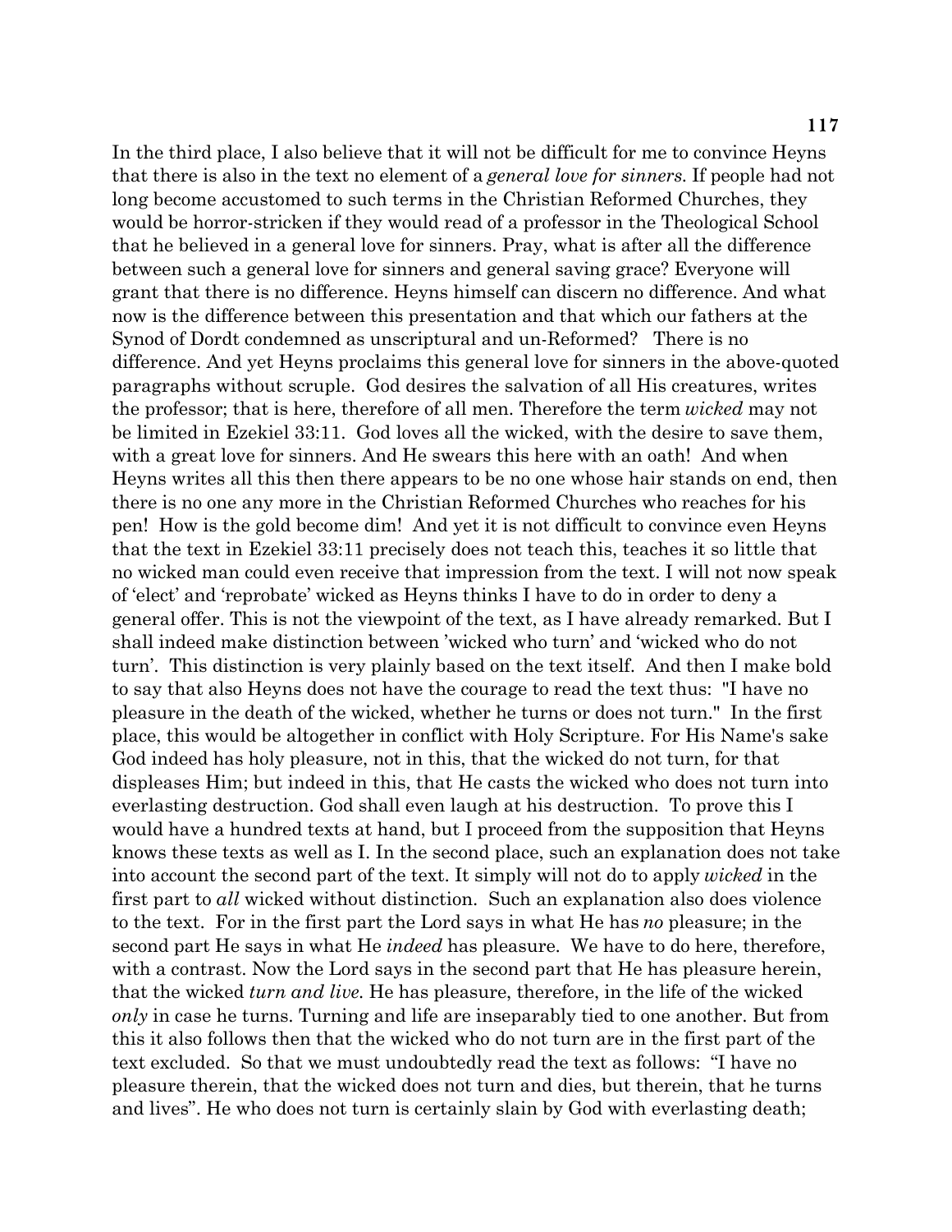In the third place, I also believe that it will not be difficult for me to convince Heyns that there is also in the text no element of a *general love for sinners*. If people had not long become accustomed to such terms in the Christian Reformed Churches, they would be horror-stricken if they would read of a professor in the Theological School that he believed in a general love for sinners. Pray, what is after all the difference between such a general love for sinners and general saving grace? Everyone will grant that there is no difference. Heyns himself can discern no difference. And what now is the difference between this presentation and that which our fathers at the Synod of Dordt condemned as unscriptural and un-Reformed? There is no difference. And yet Heyns proclaims this general love for sinners in the above-quoted paragraphs without scruple. God desires the salvation of all His creatures, writes the professor; that is here, therefore of all men. Therefore the term *wicked* may not be limited in Ezekiel 33:11. God loves all the wicked, with the desire to save them, with a great love for sinners. And He swears this here with an oath! And when Heyns writes all this then there appears to be no one whose hair stands on end, then there is no one any more in the Christian Reformed Churches who reaches for his pen! How is the gold become dim! And yet it is not difficult to convince even Heyns that the text in Ezekiel 33:11 precisely does not teach this, teaches it so little that no wicked man could even receive that impression from the text. I will not now speak of 'elect' and 'reprobate' wicked as Heyns thinks I have to do in order to deny a general offer. This is not the viewpoint of the text, as I have already remarked. But I shall indeed make distinction between 'wicked who turn' and 'wicked who do not turn'. This distinction is very plainly based on the text itself. And then I make bold to say that also Heyns does not have the courage to read the text thus: "I have no pleasure in the death of the wicked, whether he turns or does not turn." In the first place, this would be altogether in conflict with Holy Scripture. For His Name's sake God indeed has holy pleasure, not in this, that the wicked do not turn, for that displeases Him; but indeed in this, that He casts the wicked who does not turn into everlasting destruction. God shall even laugh at his destruction. To prove this I would have a hundred texts at hand, but I proceed from the supposition that Heyns knows these texts as well as I. In the second place, such an explanation does not take into account the second part of the text. It simply will not do to apply *wicked* in the first part to *all* wicked without distinction. Such an explanation also does violence to the text. For in the first part the Lord says in what He has *no* pleasure; in the second part He says in what He *indeed* has pleasure. We have to do here, therefore, with a contrast. Now the Lord says in the second part that He has pleasure herein, that the wicked *turn and live.* He has pleasure, therefore, in the life of the wicked *only* in case he turns. Turning and life are inseparably tied to one another. But from this it also follows then that the wicked who do not turn are in the first part of the text excluded. So that we must undoubtedly read the text as follows: "I have no pleasure therein, that the wicked does not turn and dies, but therein, that he turns and lives". He who does not turn is certainly slain by God with everlasting death;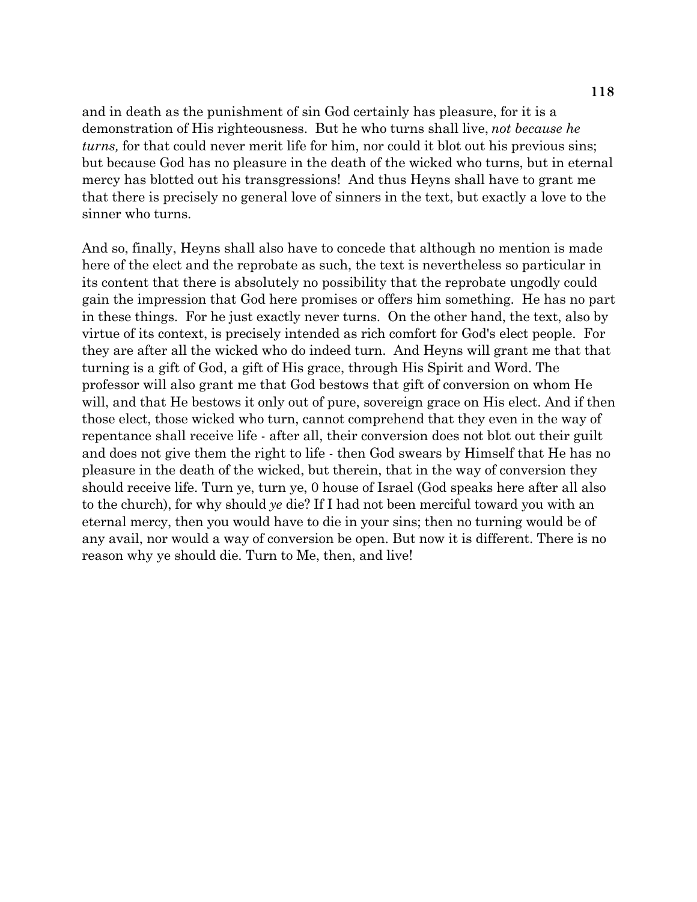and in death as the punishment of sin God certainly has pleasure, for it is a demonstration of His righteousness. But he who turns shall live, *not because he turns,* for that could never merit life for him, nor could it blot out his previous sins; but because God has no pleasure in the death of the wicked who turns, but in eternal mercy has blotted out his transgressions! And thus Heyns shall have to grant me that there is precisely no general love of sinners in the text, but exactly a love to the sinner who turns.

And so, finally, Heyns shall also have to concede that although no mention is made here of the elect and the reprobate as such, the text is nevertheless so particular in its content that there is absolutely no possibility that the reprobate ungodly could gain the impression that God here promises or offers him something. He has no part in these things. For he just exactly never turns. On the other hand, the text, also by virtue of its context, is precisely intended as rich comfort for God's elect people. For they are after all the wicked who do indeed turn. And Heyns will grant me that that turning is a gift of God, a gift of His grace, through His Spirit and Word. The professor will also grant me that God bestows that gift of conversion on whom He will, and that He bestows it only out of pure, sovereign grace on His elect. And if then those elect, those wicked who turn, cannot comprehend that they even in the way of repentance shall receive life - after all, their conversion does not blot out their guilt and does not give them the right to life - then God swears by Himself that He has no pleasure in the death of the wicked, but therein, that in the way of conversion they should receive life. Turn ye, turn ye, 0 house of Israel (God speaks here after all also to the church), for why should *ye* die? If I had not been merciful toward you with an eternal mercy, then you would have to die in your sins; then no turning would be of any avail, nor would a way of conversion be open. But now it is different. There is no reason why ye should die. Turn to Me, then, and live!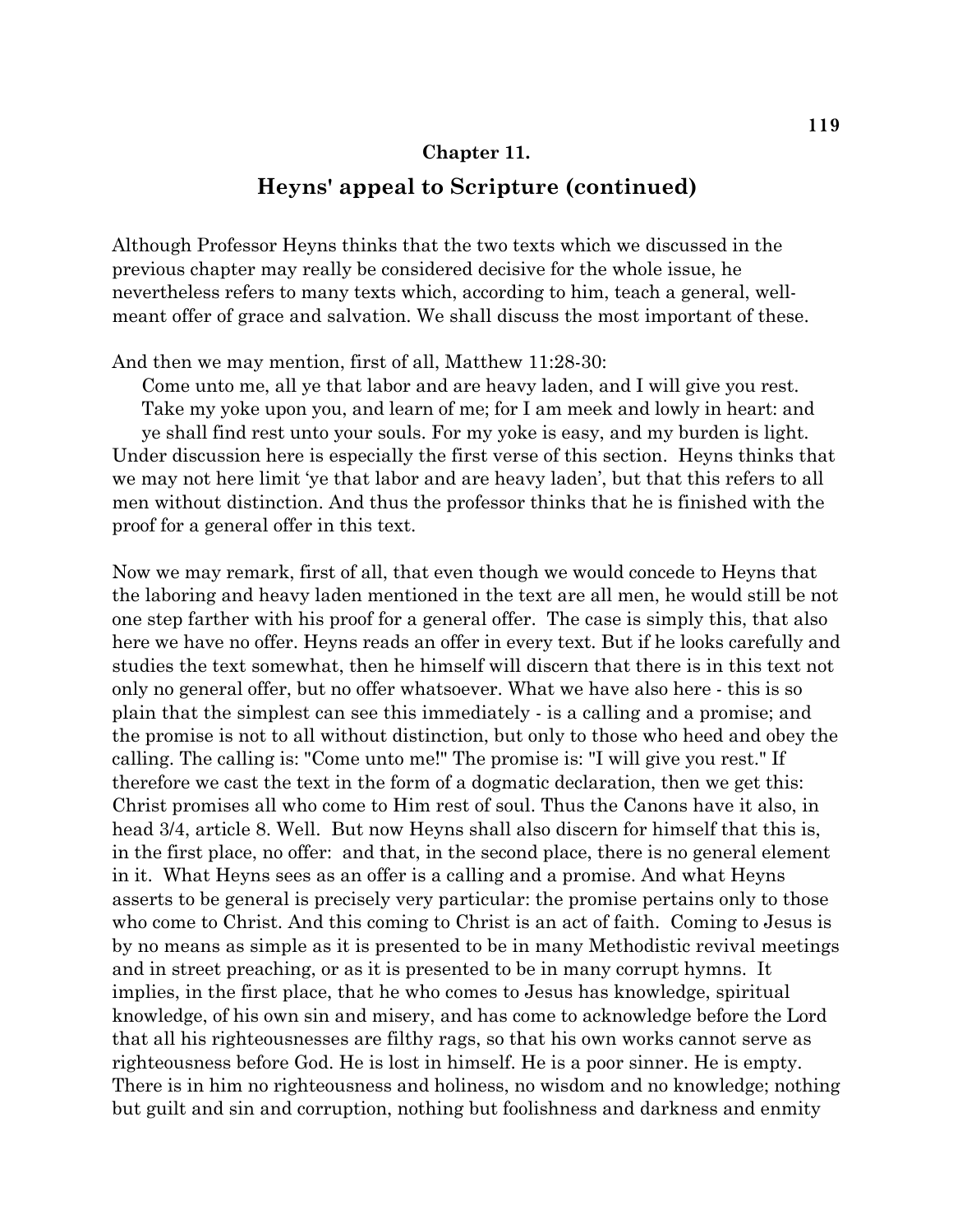## Chapter 11.

## Heyns' appeal to Scripture (continued)

Although Professor Heyns thinks that the two texts which we discussed in the previous chapter may really be considered decisive for the whole issue, he nevertheless refers to many texts which, according to him, teach a general, well-meant offer of grace and salvation. We shall discuss the most important of these.

And then we may mention, first of all, Matthew 11:28-30:

> Come unto me, all ye that labor and are heavy laden, and I will give you rest. Take my yoke upon you, and learn of me; for I am meek and lowly in heart: and ye shall find rest unto your souls. For my yoke is easy, and my burden is light.

Under discussion here is especially the first verse of this section. Heyns thinks that we may not here limit 'ye that labor and are heavy laden', but that this refers to all men without distinction. And thus the professor thinks that he is finished with the proof for a general offer in this text.

Now we may remark, first of all, that even though we would concede to Heyns that the laboring and heavy laden mentioned in the text are all men, he would still be not one step farther with his proof for a general offer. The case is simply this, that also here we have no offer. Heyns reads an offer in every text. But if he looks carefully and studies the text somewhat, then he himself will discern that there is in this text not only no general offer, but no offer whatsoever. What we have also here - this is so plain that the simplest can see this immediately - is a calling and a promise; and the promise is not to all without distinction, but only to those who heed and obey the calling. The calling is: "Come unto me!" The promise is: "I will give you rest." If therefore we cast the text in the form of a dogmatic declaration, then we get this: Christ promises all who come to Him rest of soul. Thus the Canons have it also, in head 3/4, article 8. Well. But now Heyns shall also discern for himself that this is, in the first place, no offer: and that, in the second place, there is no general element in it. What Heyns sees as an offer is a calling and a promise. And what Heyns asserts to be general is precisely very particular: the promise pertains only to those who come to Christ. And this coming to Christ is an act of faith. Coming to Jesus is by no means as simple as it is presented to be in many Methodistic revival meetings and in street preaching, or as it is presented to be in many corrupt hymns. It implies, in the first place, that he who comes to Jesus has knowledge, spiritual knowledge, of his own sin and misery, and has come to acknowledge before the Lord that all his righteousnesses are filthy rags, so that his own works cannot serve as righteousness before God. He is lost in himself. He is a poor sinner. He is empty. There is in him no righteousness and holiness, no wisdom and no knowledge; nothing but guilt and sin and corruption, nothing but foolishness and darkness and enmity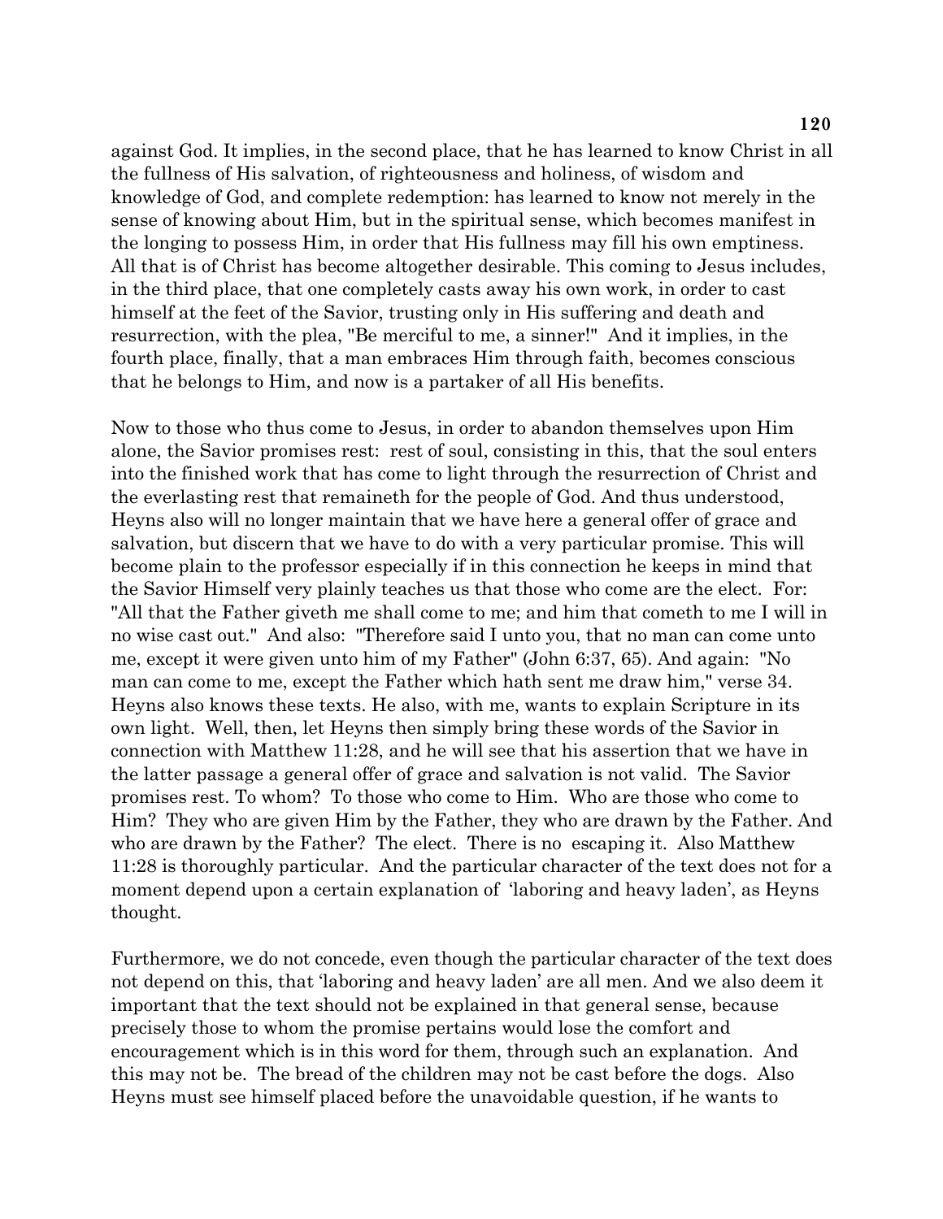against God. It implies, in the second place, that he has learned to know Christ in all the fullness of His salvation, of righteousness and holiness, of wisdom and knowledge of God, and complete redemption: has learned to know not merely in the sense of knowing about Him, but in the spiritual sense, which becomes manifest in the longing to possess Him, in order that His fullness may fill his own emptiness. All that is of Christ has become altogether desirable. This coming to Jesus includes, in the third place, that one completely casts away his own work, in order to cast himself at the feet of the Savior, trusting only in His suffering and death and resurrection, with the plea, "Be merciful to me, a sinner!" And it implies, in the fourth place, finally, that a man embraces Him through faith, becomes conscious that he belongs to Him, and now is a partaker of all His benefits.

Now to those who thus come to Jesus, in order to abandon themselves upon Him alone, the Savior promises rest: rest of soul, consisting in this, that the soul enters into the finished work that has come to light through the resurrection of Christ and the everlasting rest that remaineth for the people of God. And thus understood, Heyns also will no longer maintain that we have here a general offer of grace and salvation, but discern that we have to do with a very particular promise. This will become plain to the professor especially if in this connection he keeps in mind that the Savior Himself very plainly teaches us that those who come are the elect. For: "All that the Father giveth me shall come to me; and him that cometh to me I will in no wise cast out." And also: "Therefore said I unto you, that no man can come unto me, except it were given unto him of my Father" (John 6:37, 65). And again: "No man can come to me, except the Father which hath sent me draw him," verse 34. Heyns also knows these texts. He also, with me, wants to explain Scripture in its own light. Well, then, let Heyns then simply bring these words of the Savior in connection with Matthew 11:28, and he will see that his assertion that we have in the latter passage a general offer of grace and salvation is not valid. The Savior promises rest. To whom? To those who come to Him. Who are those who come to Him? They who are given Him by the Father, they who are drawn by the Father. And who are drawn by the Father? The elect. There is no escaping it. Also Matthew 11:28 is thoroughly particular. And the particular character of the text does not for a moment depend upon a certain explanation of 'laboring and heavy laden', as Heyns thought.

Furthermore, we do not concede, even though the particular character of the text does not depend on this, that 'laboring and heavy laden' are all men. And we also deem it important that the text should not be explained in that general sense, because precisely those to whom the promise pertains would lose the comfort and encouragement which is in this word for them, through such an explanation. And this may not be. The bread of the children may not be cast before the dogs. Also Heyns must see himself placed before the unavoidable question, if he wants to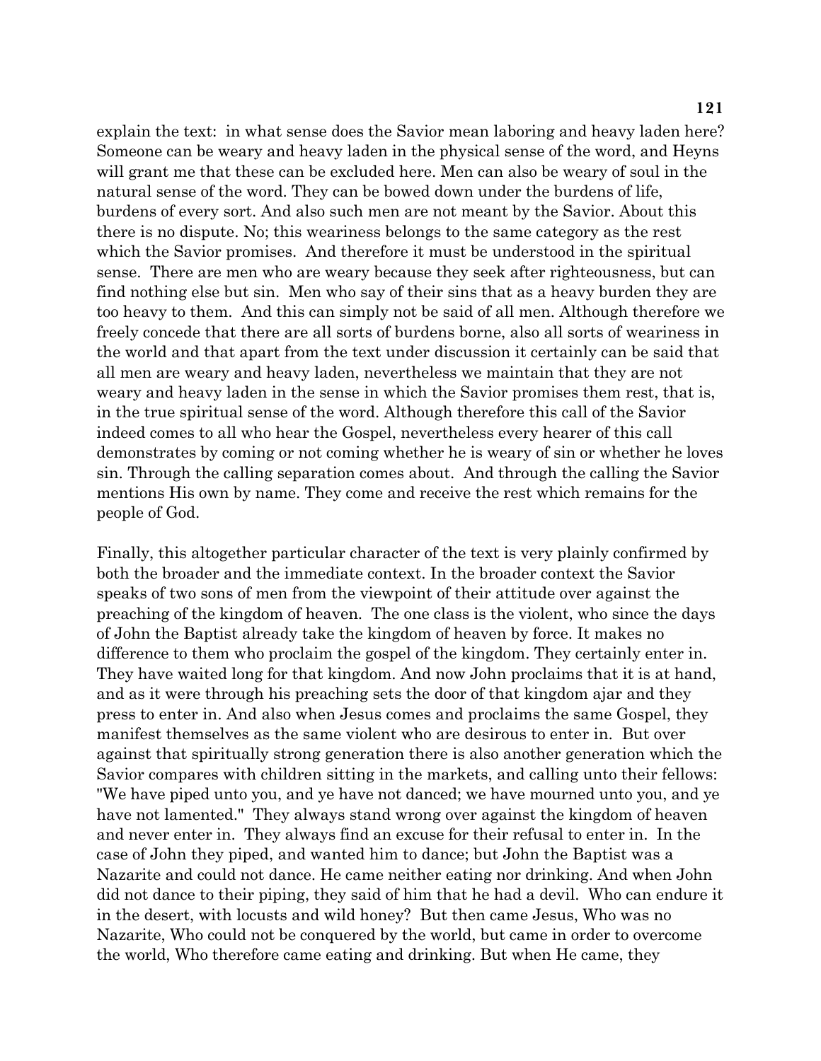explain the text: in what sense does the Savior mean laboring and heavy laden here? Someone can be weary and heavy laden in the physical sense of the word, and Heyns will grant me that these can be excluded here. Men can also be weary of soul in the natural sense of the word. They can be bowed down under the burdens of life, burdens of every sort. And also such men are not meant by the Savior. About this there is no dispute. No; this weariness belongs to the same category as the rest which the Savior promises. And therefore it must be understood in the spiritual sense. There are men who are weary because they seek after righteousness, but can find nothing else but sin. Men who say of their sins that as a heavy burden they are too heavy to them. And this can simply not be said of all men. Although therefore we freely concede that there are all sorts of burdens borne, also all sorts of weariness in the world and that apart from the text under discussion it certainly can be said that all men are weary and heavy laden, nevertheless we maintain that they are not weary and heavy laden in the sense in which the Savior promises them rest, that is, in the true spiritual sense of the word. Although therefore this call of the Savior indeed comes to all who hear the Gospel, nevertheless every hearer of this call demonstrates by coming or not coming whether he is weary of sin or whether he loves sin. Through the calling separation comes about. And through the calling the Savior mentions His own by name. They come and receive the rest which remains for the people of God.

Finally, this altogether particular character of the text is very plainly confirmed by both the broader and the immediate context. In the broader context the Savior speaks of two sons of men from the viewpoint of their attitude over against the preaching of the kingdom of heaven. The one class is the violent, who since the days of John the Baptist already take the kingdom of heaven by force. It makes no difference to them who proclaim the gospel of the kingdom. They certainly enter in. They have waited long for that kingdom. And now John proclaims that it is at hand, and as it were through his preaching sets the door of that kingdom ajar and they press to enter in. And also when Jesus comes and proclaims the same Gospel, they manifest themselves as the same violent who are desirous to enter in. But over against that spiritually strong generation there is also another generation which the Savior compares with children sitting in the markets, and calling unto their fellows: "We have piped unto you, and ye have not danced; we have mourned unto you, and ye have not lamented." They always stand wrong over against the kingdom of heaven and never enter in. They always find an excuse for their refusal to enter in. In the case of John they piped, and wanted him to dance; but John the Baptist was a Nazarite and could not dance. He came neither eating nor drinking. And when John did not dance to their piping, they said of him that he had a devil. Who can endure it in the desert, with locusts and wild honey? But then came Jesus, Who was no Nazarite, Who could not be conquered by the world, but came in order to overcome the world, Who therefore came eating and drinking. But when He came, they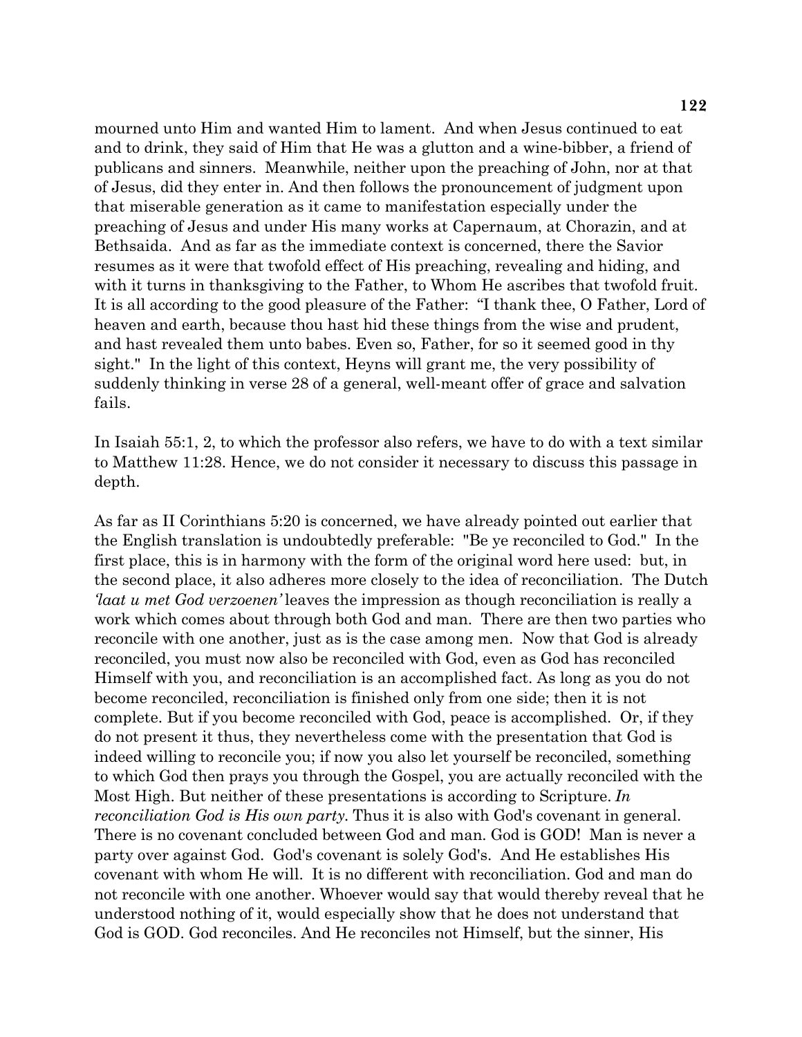mourned unto Him and wanted Him to lament. And when Jesus continued to eat and to drink, they said of Him that He was a glutton and a wine-bibber, a friend of publicans and sinners. Meanwhile, neither upon the preaching of John, nor at that of Jesus, did they enter in. And then follows the pronouncement of judgment upon that miserable generation as it came to manifestation especially under the preaching of Jesus and under His many works at Capernaum, at Chorazin, and at Bethsaida. And as far as the immediate context is concerned, there the Savior resumes as it were that twofold effect of His preaching, revealing and hiding, and with it turns in thanksgiving to the Father, to Whom He ascribes that twofold fruit. It is all according to the good pleasure of the Father: "I thank thee, O Father, Lord of heaven and earth, because thou hast hid these things from the wise and prudent, and hast revealed them unto babes. Even so, Father, for so it seemed good in thy sight." In the light of this context, Heyns will grant me, the very possibility of suddenly thinking in verse 28 of a general, well-meant offer of grace and salvation fails.

In Isaiah 55:1, 2, to which the professor also refers, we have to do with a text similar to Matthew 11:28. Hence, we do not consider it necessary to discuss this passage in depth.

As far as II Corinthians 5:20 is concerned, we have already pointed out earlier that the English translation is undoubtedly preferable: "Be ye reconciled to God." In the first place, this is in harmony with the form of the original word here used: but, in the second place, it also adheres more closely to the idea of reconciliation. The Dutch *'laat u met God verzoenen'* leaves the impression as though reconciliation is really a work which comes about through both God and man. There are then two parties who reconcile with one another, just as is the case among men. Now that God is already reconciled, you must now also be reconciled with God, even as God has reconciled Himself with you, and reconciliation is an accomplished fact. As long as you do not become reconciled, reconciliation is finished only from one side; then it is not complete. But if you become reconciled with God, peace is accomplished. Or, if they do not present it thus, they nevertheless come with the presentation that God is indeed willing to reconcile you; if now you also let yourself be reconciled, something to which God then prays you through the Gospel, you are actually reconciled with the Most High. But neither of these presentations is according to Scripture. *In reconciliation God is His own party.* Thus it is also with God's covenant in general. There is no covenant concluded between God and man. God is GOD! Man is never a party over against God. God's covenant is solely God's. And He establishes His covenant with whom He will. It is no different with reconciliation. God and man do not reconcile with one another. Whoever would say that would thereby reveal that he understood nothing of it, would especially show that he does not understand that God is GOD. God reconciles. And He reconciles not Himself, but the sinner, His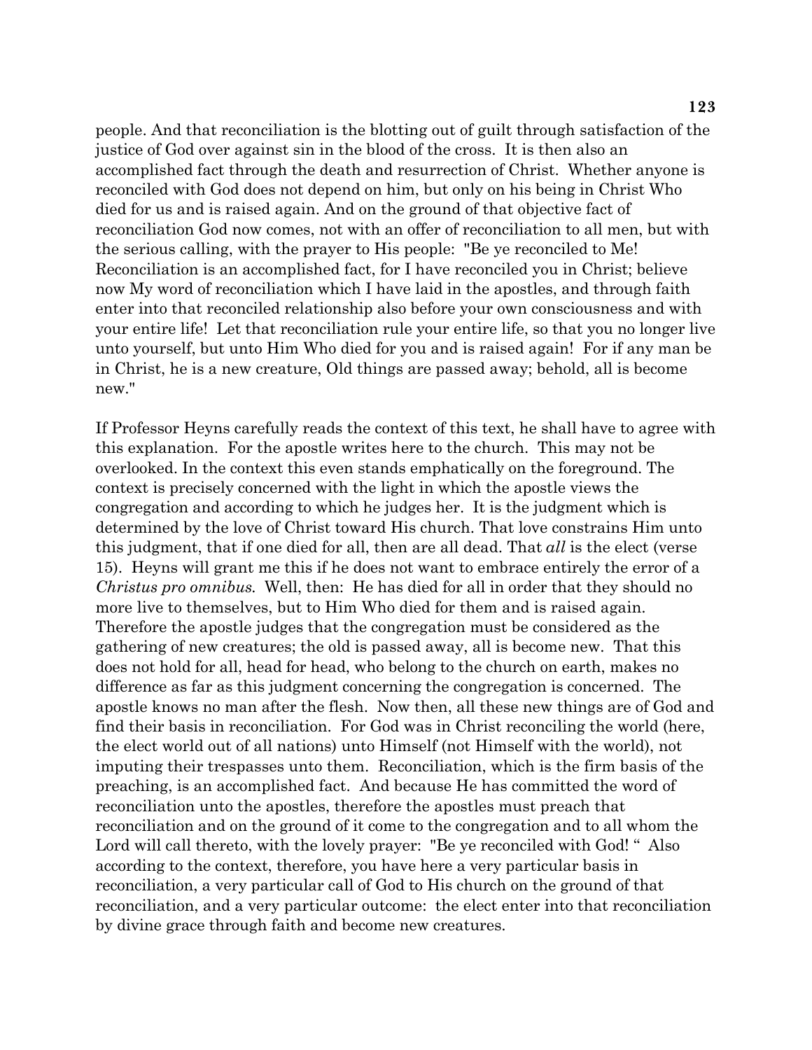people. And that reconciliation is the blotting out of guilt through satisfaction of the justice of God over against sin in the blood of the cross. It is then also an accomplished fact through the death and resurrection of Christ. Whether anyone is reconciled with God does not depend on him, but only on his being in Christ Who died for us and is raised again. And on the ground of that objective fact of reconciliation God now comes, not with an offer of reconciliation to all men, but with the serious calling, with the prayer to His people: "Be ye reconciled to Me! Reconciliation is an accomplished fact, for I have reconciled you in Christ; believe now My word of reconciliation which I have laid in the apostles, and through faith enter into that reconciled relationship also before your own consciousness and with your entire life! Let that reconciliation rule your entire life, so that you no longer live unto yourself, but unto Him Who died for you and is raised again! For if any man be in Christ, he is a new creature, Old things are passed away; behold, all is become new."

If Professor Heyns carefully reads the context of this text, he shall have to agree with this explanation. For the apostle writes here to the church. This may not be overlooked. In the context this even stands emphatically on the foreground. The context is precisely concerned with the light in which the apostle views the congregation and according to which he judges her. It is the judgment which is determined by the love of Christ toward His church. That love constrains Him unto this judgment, that if one died for all, then are all dead. That *all* is the elect (verse 15). Heyns will grant me this if he does not want to embrace entirely the error of a *Christus pro omnibus.* Well, then: He has died for all in order that they should no more live to themselves, but to Him Who died for them and is raised again. Therefore the apostle judges that the congregation must be considered as the gathering of new creatures; the old is passed away, all is become new. That this does not hold for all, head for head, who belong to the church on earth, makes no difference as far as this judgment concerning the congregation is concerned. The apostle knows no man after the flesh. Now then, all these new things are of God and find their basis in reconciliation. For God was in Christ reconciling the world (here, the elect world out of all nations) unto Himself (not Himself with the world), not imputing their trespasses unto them. Reconciliation, which is the firm basis of the preaching, is an accomplished fact. And because He has committed the word of reconciliation unto the apostles, therefore the apostles must preach that reconciliation and on the ground of it come to the congregation and to all whom the Lord will call thereto, with the lovely prayer: "Be ye reconciled with God! " Also according to the context, therefore, you have here a very particular basis in reconciliation, a very particular call of God to His church on the ground of that reconciliation, and a very particular outcome: the elect enter into that reconciliation by divine grace through faith and become new creatures.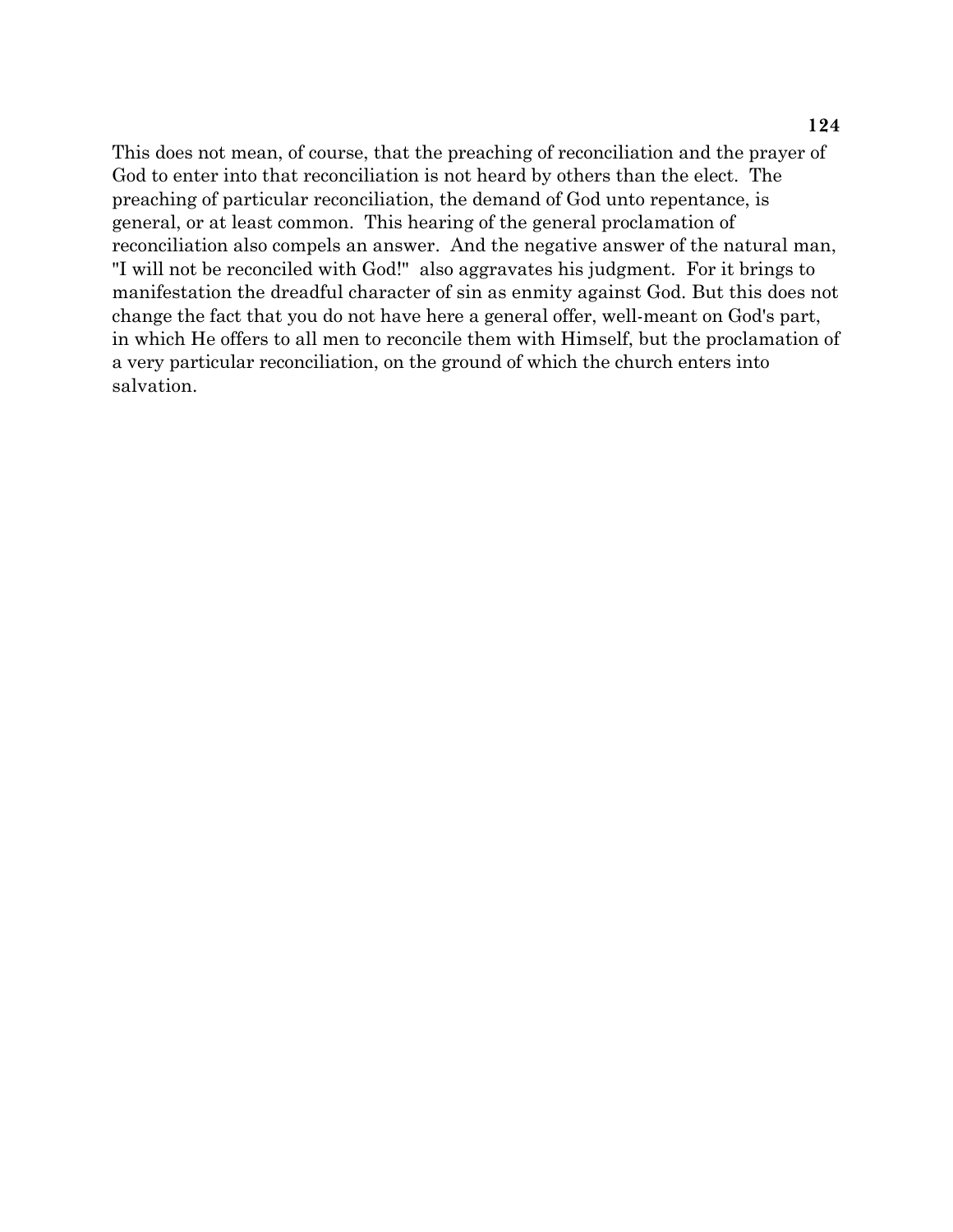This does not mean, of course, that the preaching of reconciliation and the prayer of God to enter into that reconciliation is not heard by others than the elect. The preaching of particular reconciliation, the demand of God unto repentance, is general, or at least common. This hearing of the general proclamation of reconciliation also compels an answer. And the negative answer of the natural man, "I will not be reconciled with God!" also aggravates his judgment. For it brings to manifestation the dreadful character of sin as enmity against God. But this does not change the fact that you do not have here a general offer, well-meant on God's part, in which He offers to all men to reconcile them with Himself, but the proclamation of a very particular reconciliation, on the ground of which the church enters into salvation.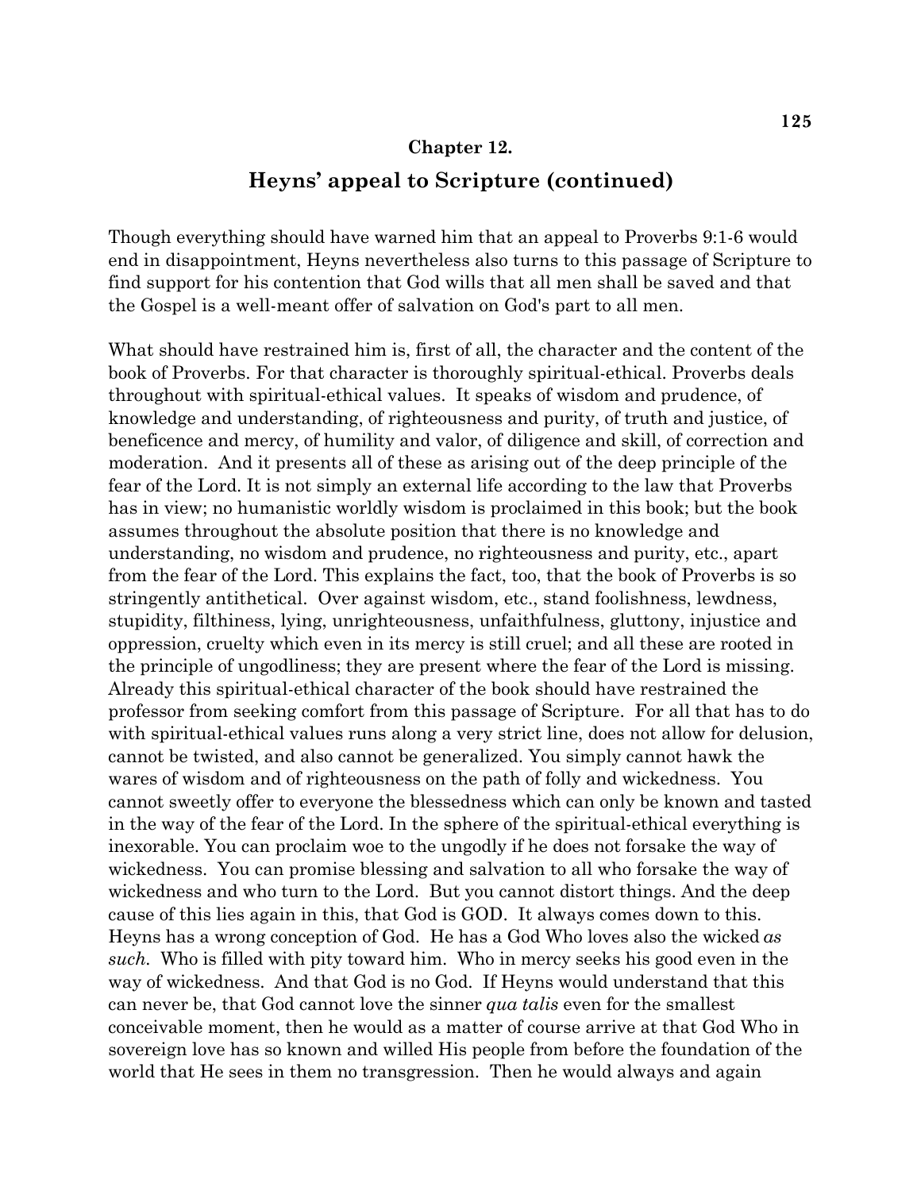## Chapter 12.

# Heyns' appeal to Scripture (continued)

Though everything should have warned him that an appeal to Proverbs 9:1-6 would end in disappointment, Heyns nevertheless also turns to this passage of Scripture to find support for his contention that God wills that all men shall be saved and that the Gospel is a well-meant offer of salvation on God's part to all men.

What should have restrained him is, first of all, the character and the content of the book of Proverbs. For that character is thoroughly spiritual-ethical. Proverbs deals throughout with spiritual-ethical values. It speaks of wisdom and prudence, of knowledge and understanding, of righteousness and purity, of truth and justice, of beneficence and mercy, of humility and valor, of diligence and skill, of correction and moderation. And it presents all of these as arising out of the deep principle of the fear of the Lord. It is not simply an external life according to the law that Proverbs has in view; no humanistic worldly wisdom is proclaimed in this book; but the book assumes throughout the absolute position that there is no knowledge and understanding, no wisdom and prudence, no righteousness and purity, etc., apart from the fear of the Lord. This explains the fact, too, that the book of Proverbs is so stringently antithetical. Over against wisdom, etc., stand foolishness, lewdness, stupidity, filthiness, lying, unrighteousness, unfaithfulness, gluttony, injustice and oppression, cruelty which even in its mercy is still cruel; and all these are rooted in the principle of ungodliness; they are present where the fear of the Lord is missing. Already this spiritual-ethical character of the book should have restrained the professor from seeking comfort from this passage of Scripture. For all that has to do with spiritual-ethical values runs along a very strict line, does not allow for delusion, cannot be twisted, and also cannot be generalized. You simply cannot hawk the wares of wisdom and of righteousness on the path of folly and wickedness. You cannot sweetly offer to everyone the blessedness which can only be known and tasted in the way of the fear of the Lord. In the sphere of the spiritual-ethical everything is inexorable. You can proclaim woe to the ungodly if he does not forsake the way of wickedness. You can promise blessing and salvation to all who forsake the way of wickedness and who turn to the Lord. But you cannot distort things. And the deep cause of this lies again in this, that God is GOD. It always comes down to this. Heyns has a wrong conception of God. He has a God Who loves also the wicked *as such*. Who is filled with pity toward him. Who in mercy seeks his good even in the way of wickedness. And that God is no God. If Heyns would understand that this can never be, that God cannot love the sinner *qua talis* even for the smallest conceivable moment, then he would as a matter of course arrive at that God Who in sovereign love has so known and willed His people from before the foundation of the world that He sees in them no transgression. Then he would always and again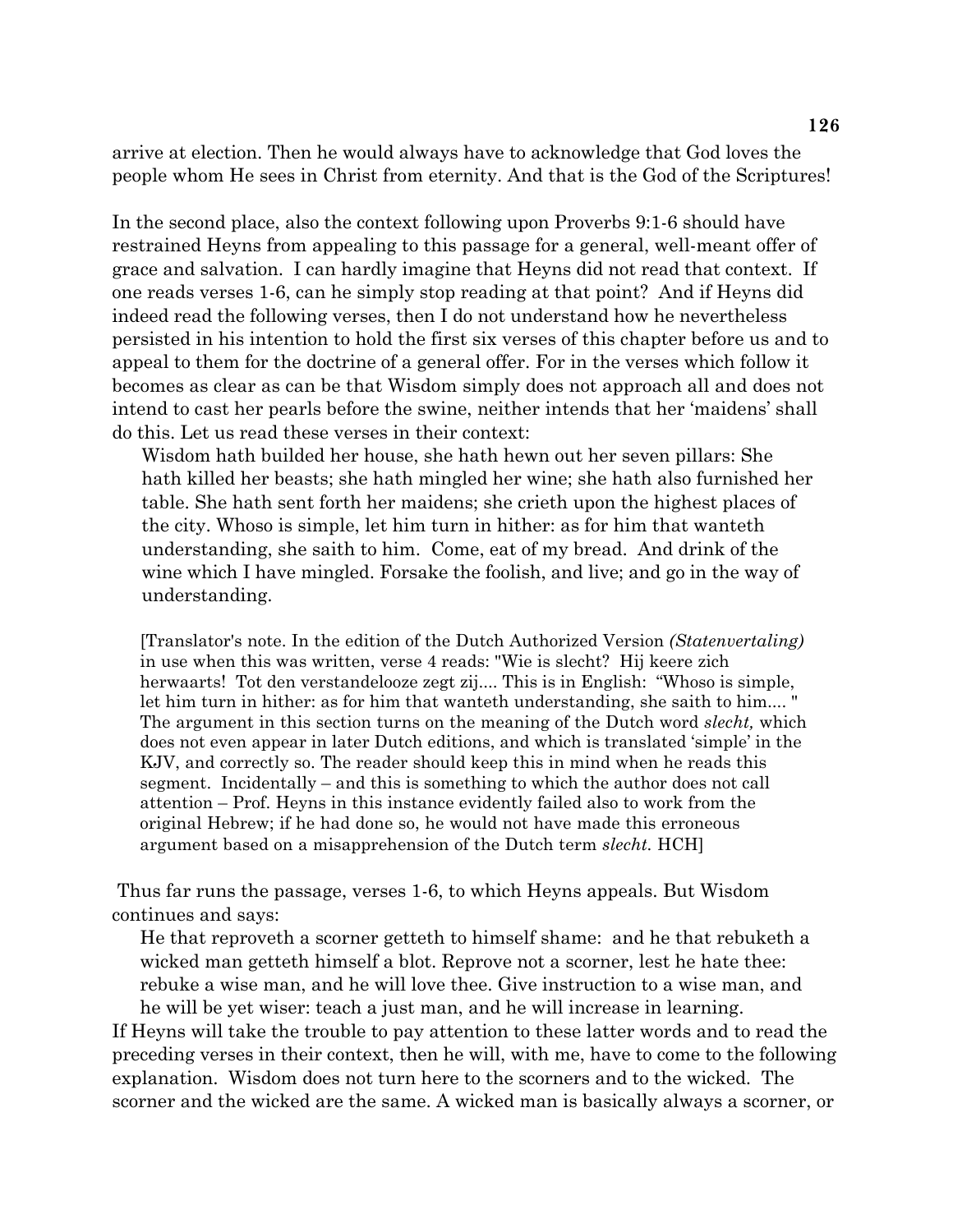arrive at election. Then he would always have to acknowledge that God loves the people whom He sees in Christ from eternity. And that is the God of the Scriptures!

In the second place, also the context following upon Proverbs 9:1-6 should have restrained Heyns from appealing to this passage for a general, well-meant offer of grace and salvation. I can hardly imagine that Heyns did not read that context. If one reads verses 1-6, can he simply stop reading at that point? And if Heyns did indeed read the following verses, then I do not understand how he nevertheless persisted in his intention to hold the first six verses of this chapter before us and to appeal to them for the doctrine of a general offer. For in the verses which follow it becomes as clear as can be that Wisdom simply does not approach all and does not intend to cast her pearls before the swine, neither intends that her 'maidens' shall do this. Let us read these verses in their context:

> Wisdom hath builded her house, she hath hewn out her seven pillars: She hath killed her beasts; she hath mingled her wine; she hath also furnished her table. She hath sent forth her maidens; she crieth upon the highest places of the city. Whoso is simple, let him turn in hither: as for him that wanteth understanding, she saith to him. Come, eat of my bread. And drink of the wine which I have mingled. Forsake the foolish, and live; and go in the way of understanding.

> [Translator's note. In the edition of the Dutch Authorized Version *(Statenvertaling)* in use when this was written, verse 4 reads: "Wie is slecht? Hij keere zich herwaarts! Tot den verstandelooze zegt zij.... This is in English: "Whoso is simple, let him turn in hither: as for him that wanteth understanding, she saith to him.... " The argument in this section turns on the meaning of the Dutch word *slecht,* which does not even appear in later Dutch editions, and which is translated 'simple' in the KJV, and correctly so. The reader should keep this in mind when he reads this segment. Incidentally – and this is something to which the author does not call attention – Prof. Heyns in this instance evidently failed also to work from the original Hebrew; if he had done so, he would not have made this erroneous argument based on a misapprehension of the Dutch term *slecht.* HCH]

Thus far runs the passage, verses 1-6, to which Heyns appeals. But Wisdom continues and says:

> He that reproveth a scorner getteth to himself shame: and he that rebuketh a wicked man getteth himself a blot. Reprove not a scorner, lest he hate thee: rebuke a wise man, and he will love thee. Give instruction to a wise man, and he will be yet wiser: teach a just man, and he will increase in learning.

If Heyns will take the trouble to pay attention to these latter words and to read the preceding verses in their context, then he will, with me, have to come to the following explanation. Wisdom does not turn here to the scorners and to the wicked. The scorner and the wicked are the same. A wicked man is basically always a scorner, or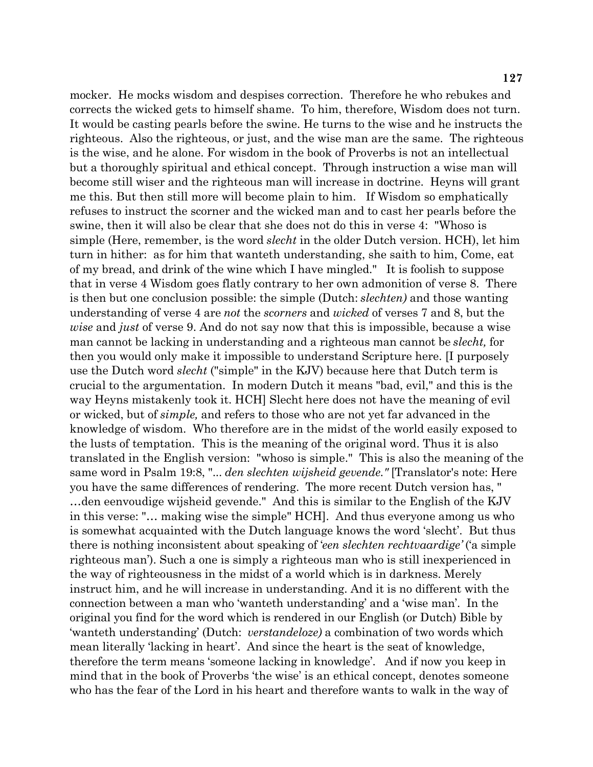mocker. He mocks wisdom and despises correction. Therefore he who rebukes and corrects the wicked gets to himself shame. To him, therefore, Wisdom does not turn. It would be casting pearls before the swine. He turns to the wise and he instructs the righteous. Also the righteous, or just, and the wise man are the same. The righteous is the wise, and he alone. For wisdom in the book of Proverbs is not an intellectual but a thoroughly spiritual and ethical concept. Through instruction a wise man will become still wiser and the righteous man will increase in doctrine. Heyns will grant me this. But then still more will become plain to him. If Wisdom so emphatically refuses to instruct the scorner and the wicked man and to cast her pearls before the swine, then it will also be clear that she does not do this in verse 4: "Whoso is simple (Here, remember, is the word *slecht* in the older Dutch version. HCH), let him turn in hither: as for him that wanteth understanding, she saith to him, Come, eat of my bread, and drink of the wine which I have mingled." It is foolish to suppose that in verse 4 Wisdom goes flatly contrary to her own admonition of verse 8. There is then but one conclusion possible: the simple (Dutch: *slechten)* and those wanting understanding of verse 4 are *not* the *scorners* and *wicked* of verses 7 and 8, but the *wise* and *just* of verse 9. And do not say now that this is impossible, because a wise man cannot be lacking in understanding and a righteous man cannot be *slecht,* for then you would only make it impossible to understand Scripture here. [I purposely use the Dutch word *slecht* ("simple" in the KJV) because here that Dutch term is crucial to the argumentation. In modern Dutch it means "bad, evil," and this is the way Heyns mistakenly took it. HCH] Slecht here does not have the meaning of evil or wicked, but of *simple,* and refers to those who are not yet far advanced in the knowledge of wisdom. Who therefore are in the midst of the world easily exposed to the lusts of temptation. This is the meaning of the original word. Thus it is also translated in the English version: "whoso is simple." This is also the meaning of the same word in Psalm 19:8, "... *den slechten wijsheid gevende."* [Translator's note: Here you have the same differences of rendering. The more recent Dutch version has, "…den eenvoudige wijsheid gevende." And this is similar to the English of the KJV in this verse: "… making wise the simple" HCH]. And thus everyone among us who is somewhat acquainted with the Dutch language knows the word 'slecht'. But thus there is nothing inconsistent about speaking of *'een slechten rechtvaardige'* ('a simple righteous man'). Such a one is simply a righteous man who is still inexperienced in the way of righteousness in the midst of a world which is in darkness. Merely instruct him, and he will increase in understanding. And it is no different with the connection between a man who 'wanteth understanding' and a 'wise man'. In the original you find for the word which is rendered in our English (or Dutch) Bible by 'wanteth understanding' (Dutch: *verstandeloze)* a combination of two words which mean literally 'lacking in heart'. And since the heart is the seat of knowledge, therefore the term means 'someone lacking in knowledge'. And if now you keep in mind that in the book of Proverbs 'the wise' is an ethical concept, denotes someone who has the fear of the Lord in his heart and therefore wants to walk in the way of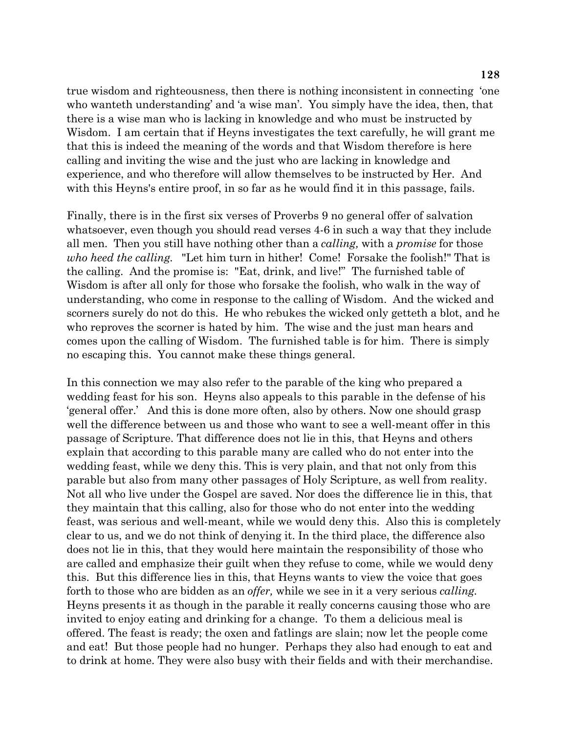true wisdom and righteousness, then there is nothing inconsistent in connecting 'one who wanteth understanding' and 'a wise man'. You simply have the idea, then, that there is a wise man who is lacking in knowledge and who must be instructed by Wisdom. I am certain that if Heyns investigates the text carefully, he will grant me that this is indeed the meaning of the words and that Wisdom therefore is here calling and inviting the wise and the just who are lacking in knowledge and experience, and who therefore will allow themselves to be instructed by Her. And with this Heyns's entire proof, in so far as he would find it in this passage, fails.

Finally, there is in the first six verses of Proverbs 9 no general offer of salvation whatsoever, even though you should read verses 4-6 in such a way that they include all men. Then you still have nothing other than a *calling,* with a *promise* for those *who heed the calling.* "Let him turn in hither! Come! Forsake the foolish!" That is the calling. And the promise is: "Eat, drink, and live!" The furnished table of Wisdom is after all only for those who forsake the foolish, who walk in the way of understanding, who come in response to the calling of Wisdom. And the wicked and scorners surely do not do this. He who rebukes the wicked only getteth a blot, and he who reproves the scorner is hated by him. The wise and the just man hears and comes upon the calling of Wisdom. The furnished table is for him. There is simply no escaping this. You cannot make these things general.

In this connection we may also refer to the parable of the king who prepared a wedding feast for his son. Heyns also appeals to this parable in the defense of his 'general offer.' And this is done more often, also by others. Now one should grasp well the difference between us and those who want to see a well-meant offer in this passage of Scripture. That difference does not lie in this, that Heyns and others explain that according to this parable many are called who do not enter into the wedding feast, while we deny this. This is very plain, and that not only from this parable but also from many other passages of Holy Scripture, as well from reality. Not all who live under the Gospel are saved. Nor does the difference lie in this, that they maintain that this calling, also for those who do not enter into the wedding feast, was serious and well-meant, while we would deny this. Also this is completely clear to us, and we do not think of denying it. In the third place, the difference also does not lie in this, that they would here maintain the responsibility of those who are called and emphasize their guilt when they refuse to come, while we would deny this. But this difference lies in this, that Heyns wants to view the voice that goes forth to those who are bidden as an *offer,* while we see in it a very serious *calling.* Heyns presents it as though in the parable it really concerns causing those who are invited to enjoy eating and drinking for a change. To them a delicious meal is offered. The feast is ready; the oxen and fatlings are slain; now let the people come and eat! But those people had no hunger. Perhaps they also had enough to eat and to drink at home. They were also busy with their fields and with their merchandise.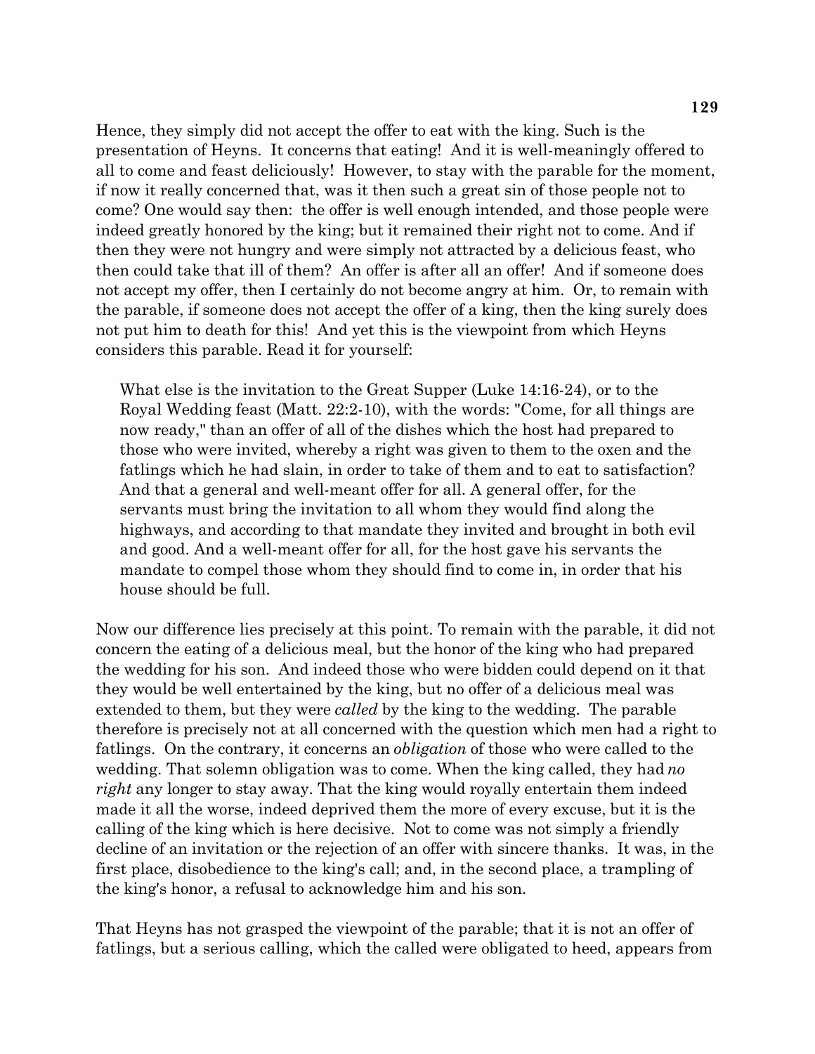Hence, they simply did not accept the offer to eat with the king. Such is the presentation of Heyns. It concerns that eating! And it is well-meaningly offered to all to come and feast deliciously! However, to stay with the parable for the moment, if now it really concerned that, was it then such a great sin of those people not to come? One would say then: the offer is well enough intended, and those people were indeed greatly honored by the king; but it remained their right not to come. And if then they were not hungry and were simply not attracted by a delicious feast, who then could take that ill of them? An offer is after all an offer! And if someone does not accept my offer, then I certainly do not become angry at him. Or, to remain with the parable, if someone does not accept the offer of a king, then the king surely does not put him to death for this! And yet this is the viewpoint from which Heyns considers this parable. Read it for yourself:

> What else is the invitation to the Great Supper (Luke 14:16-24), or to the Royal Wedding feast (Matt. 22:2-10), with the words: "Come, for all things are now ready," than an offer of all of the dishes which the host had prepared to those who were invited, whereby a right was given to them to the oxen and the fatlings which he had slain, in order to take of them and to eat to satisfaction? And that a general and well-meant offer for all. A general offer, for the servants must bring the invitation to all whom they would find along the highways, and according to that mandate they invited and brought in both evil and good. And a well-meant offer for all, for the host gave his servants the mandate to compel those whom they should find to come in, in order that his house should be full.

Now our difference lies precisely at this point. To remain with the parable, it did not concern the eating of a delicious meal, but the honor of the king who had prepared the wedding for his son. And indeed those who were bidden could depend on it that they would be well entertained by the king, but no offer of a delicious meal was extended to them, but they were *called* by the king to the wedding. The parable therefore is precisely not at all concerned with the question which men had a right to fatlings. On the contrary, it concerns an *obligation* of those who were called to the wedding. That solemn obligation was to come. When the king called, they had *no right* any longer to stay away. That the king would royally entertain them indeed made it all the worse, indeed deprived them the more of every excuse, but it is the calling of the king which is here decisive. Not to come was not simply a friendly decline of an invitation or the rejection of an offer with sincere thanks. It was, in the first place, disobedience to the king's call; and, in the second place, a trampling of the king's honor, a refusal to acknowledge him and his son.

That Heyns has not grasped the viewpoint of the parable; that it is not an offer of fatlings, but a serious calling, which the called were obligated to heed, appears from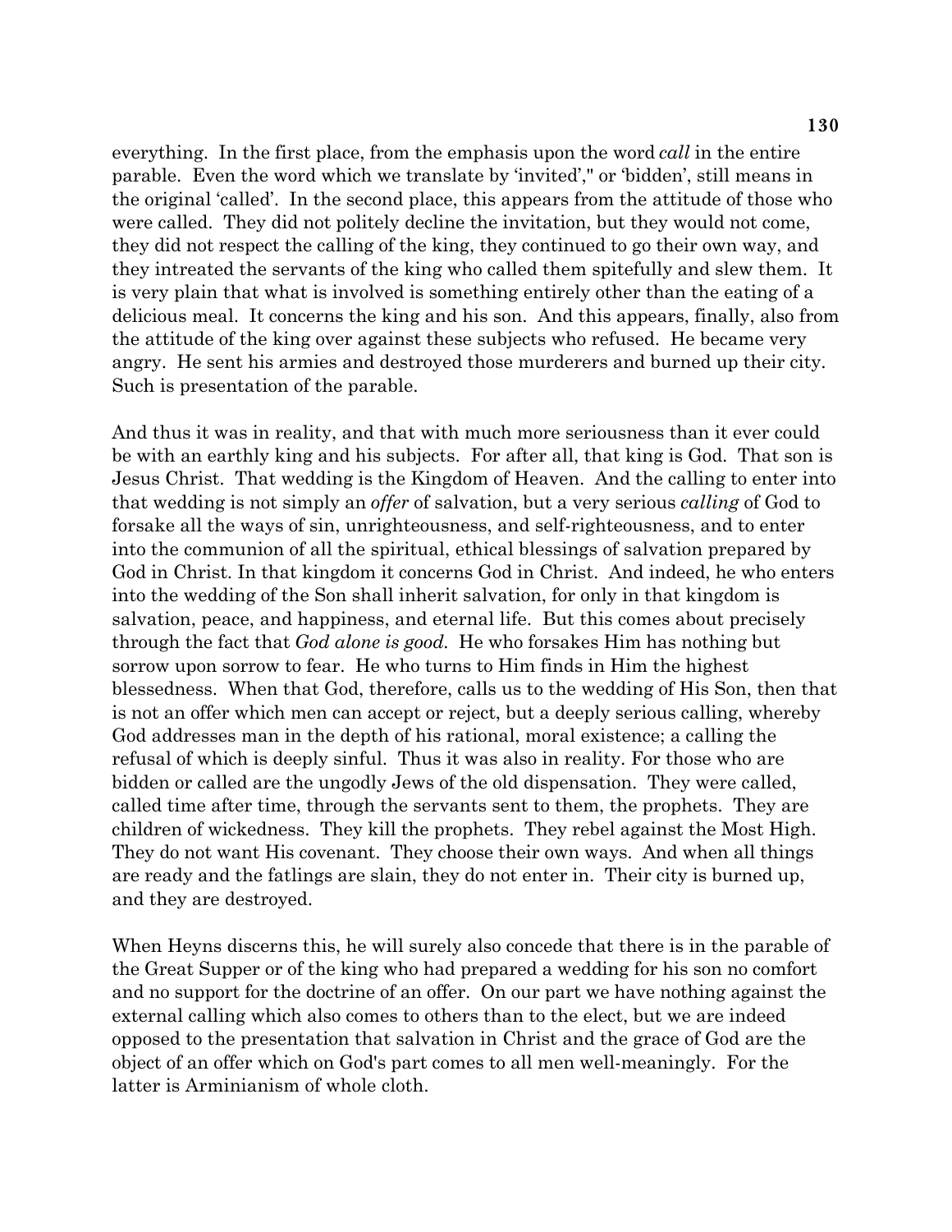everything. In the first place, from the emphasis upon the word *call* in the entire parable. Even the word which we translate by 'invited'," or 'bidden', still means in the original 'called'. In the second place, this appears from the attitude of those who were called. They did not politely decline the invitation, but they would not come, they did not respect the calling of the king, they continued to go their own way, and they intreated the servants of the king who called them spitefully and slew them. It is very plain that what is involved is something entirely other than the eating of a delicious meal. It concerns the king and his son. And this appears, finally, also from the attitude of the king over against these subjects who refused. He became very angry. He sent his armies and destroyed those murderers and burned up their city. Such is presentation of the parable.

And thus it was in reality, and that with much more seriousness than it ever could be with an earthly king and his subjects. For after all, that king is God. That son is Jesus Christ. That wedding is the Kingdom of Heaven. And the calling to enter into that wedding is not simply an *offer* of salvation, but a very serious *calling* of God to forsake all the ways of sin, unrighteousness, and self-righteousness, and to enter into the communion of all the spiritual, ethical blessings of salvation prepared by God in Christ. In that kingdom it concerns God in Christ. And indeed, he who enters into the wedding of the Son shall inherit salvation, for only in that kingdom is salvation, peace, and happiness, and eternal life. But this comes about precisely through the fact that *God alone is good.* He who forsakes Him has nothing but sorrow upon sorrow to fear. He who turns to Him finds in Him the highest blessedness. When that God, therefore, calls us to the wedding of His Son, then that is not an offer which men can accept or reject, but a deeply serious calling, whereby God addresses man in the depth of his rational, moral existence; a calling the refusal of which is deeply sinful. Thus it was also in reality. For those who are bidden or called are the ungodly Jews of the old dispensation. They were called, called time after time, through the servants sent to them, the prophets. They are children of wickedness. They kill the prophets. They rebel against the Most High. They do not want His covenant. They choose their own ways. And when all things are ready and the fatlings are slain, they do not enter in. Their city is burned up, and they are destroyed.

When Heyns discerns this, he will surely also concede that there is in the parable of the Great Supper or of the king who had prepared a wedding for his son no comfort and no support for the doctrine of an offer. On our part we have nothing against the external calling which also comes to others than to the elect, but we are indeed opposed to the presentation that salvation in Christ and the grace of God are the object of an offer which on God's part comes to all men well-meaningly. For the latter is Arminianism of whole cloth.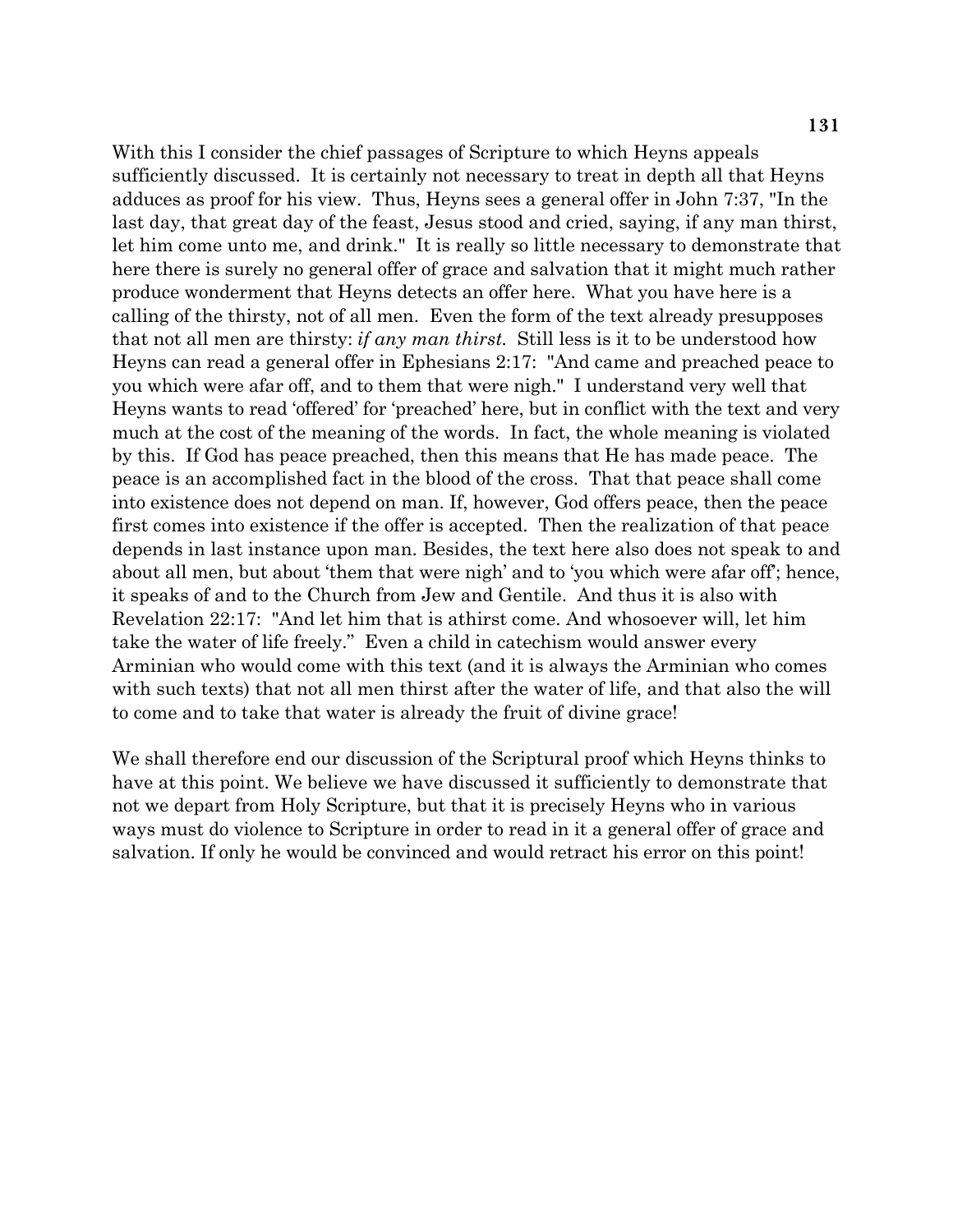With this I consider the chief passages of Scripture to which Heyns appeals sufficiently discussed. It is certainly not necessary to treat in depth all that Heyns adduces as proof for his view. Thus, Heyns sees a general offer in John 7:37, "In the last day, that great day of the feast, Jesus stood and cried, saying, if any man thirst, let him come unto me, and drink." It is really so little necessary to demonstrate that here there is surely no general offer of grace and salvation that it might much rather produce wonderment that Heyns detects an offer here. What you have here is a calling of the thirsty, not of all men. Even the form of the text already presupposes that not all men are thirsty: *if any man thirst.* Still less is it to be understood how Heyns can read a general offer in Ephesians 2:17: "And came and preached peace to you which were afar off, and to them that were nigh." I understand very well that Heyns wants to read 'offered' for 'preached' here, but in conflict with the text and very much at the cost of the meaning of the words. In fact, the whole meaning is violated by this. If God has peace preached, then this means that He has made peace. The peace is an accomplished fact in the blood of the cross. That that peace shall come into existence does not depend on man. If, however, God offers peace, then the peace first comes into existence if the offer is accepted. Then the realization of that peace depends in last instance upon man. Besides, the text here also does not speak to and about all men, but about 'them that were nigh' and to 'you which were afar off'; hence, it speaks of and to the Church from Jew and Gentile. And thus it is also with Revelation 22:17: "And let him that is athirst come. And whosoever will, let him take the water of life freely." Even a child in catechism would answer every Arminian who would come with this text (and it is always the Arminian who comes with such texts) that not all men thirst after the water of life, and that also the will to come and to take that water is already the fruit of divine grace!

We shall therefore end our discussion of the Scriptural proof which Heyns thinks to have at this point. We believe we have discussed it sufficiently to demonstrate that not we depart from Holy Scripture, but that it is precisely Heyns who in various ways must do violence to Scripture in order to read in it a general offer of grace and salvation. If only he would be convinced and would retract his error on this point!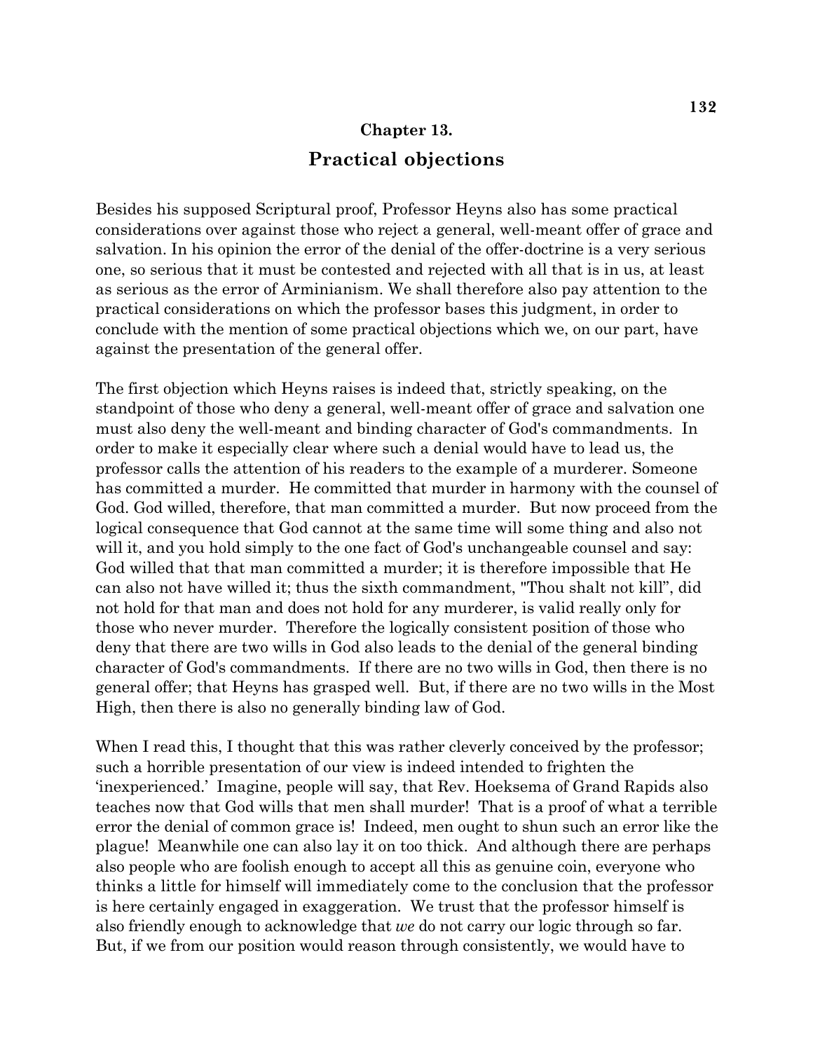## Chapter 13.

# Practical objections

Besides his supposed Scriptural proof, Professor Heyns also has some practical considerations over against those who reject a general, well-meant offer of grace and salvation. In his opinion the error of the denial of the offer-doctrine is a very serious one, so serious that it must be contested and rejected with all that is in us, at least as serious as the error of Arminianism. We shall therefore also pay attention to the practical considerations on which the professor bases this judgment, in order to conclude with the mention of some practical objections which we, on our part, have against the presentation of the general offer.

The first objection which Heyns raises is indeed that, strictly speaking, on the standpoint of those who deny a general, well-meant offer of grace and salvation one must also deny the well-meant and binding character of God's commandments. In order to make it especially clear where such a denial would have to lead us, the professor calls the attention of his readers to the example of a murderer. Someone has committed a murder. He committed that murder in harmony with the counsel of God. God willed, therefore, that man committed a murder. But now proceed from the logical consequence that God cannot at the same time will some thing and also not will it, and you hold simply to the one fact of God's unchangeable counsel and say: God willed that that man committed a murder; it is therefore impossible that He can also not have willed it; thus the sixth commandment, "Thou shalt not kill", did not hold for that man and does not hold for any murderer, is valid really only for those who never murder. Therefore the logically consistent position of those who deny that there are two wills in God also leads to the denial of the general binding character of God's commandments. If there are no two wills in God, then there is no general offer; that Heyns has grasped well. But, if there are no two wills in the Most High, then there is also no generally binding law of God.

When I read this, I thought that this was rather cleverly conceived by the professor; such a horrible presentation of our view is indeed intended to frighten the 'inexperienced.' Imagine, people will say, that Rev. Hoeksema of Grand Rapids also teaches now that God wills that men shall murder! That is a proof of what a terrible error the denial of common grace is! Indeed, men ought to shun such an error like the plague! Meanwhile one can also lay it on too thick. And although there are perhaps also people who are foolish enough to accept all this as genuine coin, everyone who thinks a little for himself will immediately come to the conclusion that the professor is here certainly engaged in exaggeration. We trust that the professor himself is also friendly enough to acknowledge that *we* do not carry our logic through so far. But, if we from our position would reason through consistently, we would have to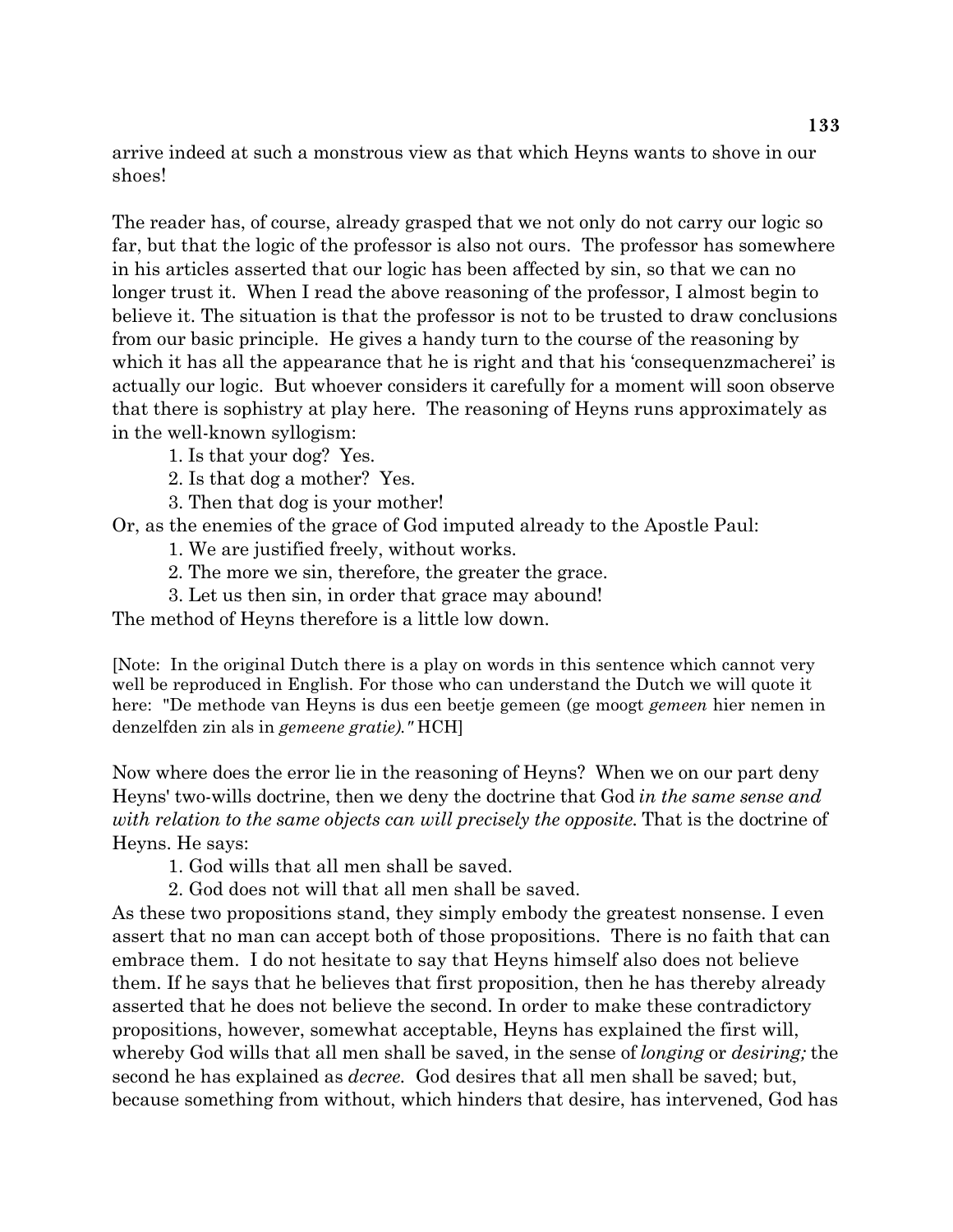arrive indeed at such a monstrous view as that which Heyns wants to shove in our shoes!

The reader has, of course, already grasped that we not only do not carry our logic so far, but that the logic of the professor is also not ours. The professor has somewhere in his articles asserted that our logic has been affected by sin, so that we can no longer trust it. When I read the above reasoning of the professor, I almost begin to believe it. The situation is that the professor is not to be trusted to draw conclusions from our basic principle. He gives a handy turn to the course of the reasoning by which it has all the appearance that he is right and that his 'consequenzmacherei' is actually our logic. But whoever considers it carefully for a moment will soon observe that there is sophistry at play here. The reasoning of Heyns runs approximately as in the well-known syllogism:

1. Is that your dog? Yes.
2. Is that dog a mother? Yes.
3. Then that dog is your mother!

Or, as the enemies of the grace of God imputed already to the Apostle Paul:

1. We are justified freely, without works.
2. The more we sin, therefore, the greater the grace.
3. Let us then sin, in order that grace may abound!

The method of Heyns therefore is a little low down.

[Note: In the original Dutch there is a play on words in this sentence which cannot very well be reproduced in English. For those who can understand the Dutch we will quote it here: "De methode van Heyns is dus een beetje gemeen (ge moogt *gemeen* hier nemen in denzelfden zin als in *gemeene gratie)."* HCH]

Now where does the error lie in the reasoning of Heyns? When we on our part deny Heyns' two-wills doctrine, then we deny the doctrine that God *in the same sense and with relation to the same objects can will precisely the opposite.* That is the doctrine of Heyns. He says:

1. God wills that all men shall be saved.
2. God does not will that all men shall be saved.

As these two propositions stand, they simply embody the greatest nonsense. I even assert that no man can accept both of those propositions. There is no faith that can embrace them. I do not hesitate to say that Heyns himself also does not believe them. If he says that he believes that first proposition, then he has thereby already asserted that he does not believe the second. In order to make these contradictory propositions, however, somewhat acceptable, Heyns has explained the first will, whereby God wills that all men shall be saved, in the sense of *longing* or *desiring;* the second he has explained as *decree.* God desires that all men shall be saved; but, because something from without, which hinders that desire, has intervened, God has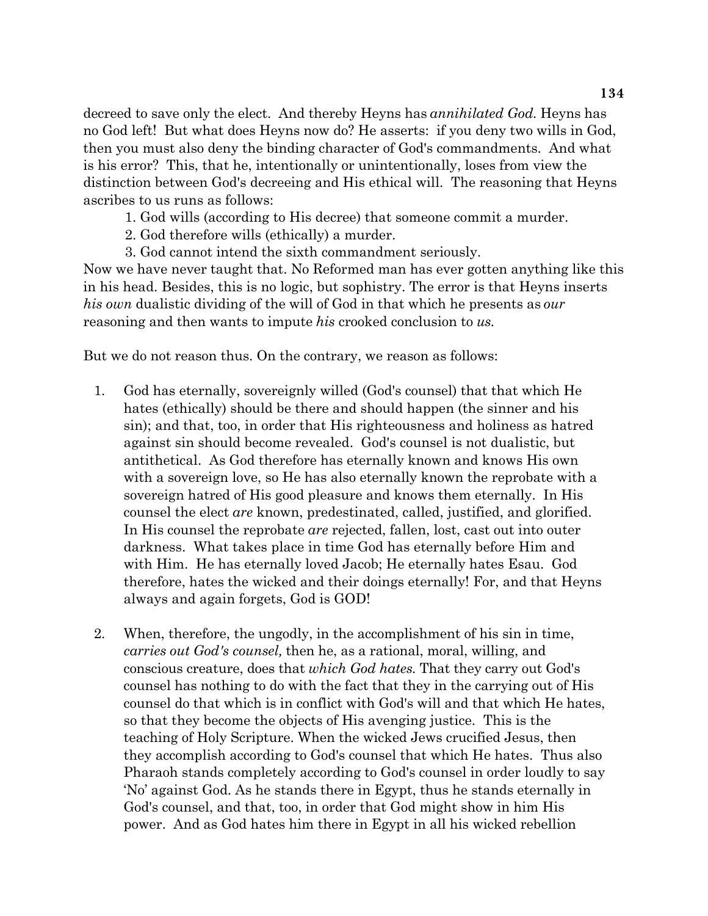decreed to save only the elect. And thereby Heyns has *annihilated God.* Heyns has no God left! But what does Heyns now do? He asserts: if you deny two wills in God, then you must also deny the binding character of God's commandments. And what is his error? This, that he, intentionally or unintentionally, loses from view the distinction between God's decreeing and His ethical will. The reasoning that Heyns ascribes to us runs as follows:

1. God wills (according to His decree) that someone commit a murder.
2. God therefore wills (ethically) a murder.
3. God cannot intend the sixth commandment seriously.

Now we have never taught that. No Reformed man has ever gotten anything like this in his head. Besides, this is no logic, but sophistry. The error is that Heyns inserts *his own* dualistic dividing of the will of God in that which he presents as *our* reasoning and then wants to impute *his* crooked conclusion to *us.*

But we do not reason thus. On the contrary, we reason as follows:

1. God has eternally, sovereignly willed (God's counsel) that that which He hates (ethically) should be there and should happen (the sinner and his sin); and that, too, in order that His righteousness and holiness as hatred against sin should become revealed. God's counsel is not dualistic, but antithetical. As God therefore has eternally known and knows His own with a sovereign love, so He has also eternally known the reprobate with a sovereign hatred of His good pleasure and knows them eternally. In His counsel the elect *are* known, predestinated, called, justified, and glorified. In His counsel the reprobate *are* rejected, fallen, lost, cast out into outer darkness. What takes place in time God has eternally before Him and with Him. He has eternally loved Jacob; He eternally hates Esau. God therefore, hates the wicked and their doings eternally! For, and that Heyns always and again forgets, God is GOD!

2. When, therefore, the ungodly, in the accomplishment of his sin in time, *carries out God's counsel,* then he, as a rational, moral, willing, and conscious creature, does that *which God hates.* That they carry out God's counsel has nothing to do with the fact that they in the carrying out of His counsel do that which is in conflict with God's will and that which He hates, so that they become the objects of His avenging justice. This is the teaching of Holy Scripture. When the wicked Jews crucified Jesus, then they accomplish according to God's counsel that which He hates. Thus also Pharaoh stands completely according to God's counsel in order loudly to say 'No' against God. As he stands there in Egypt, thus he stands eternally in God's counsel, and that, too, in order that God might show in him His power. And as God hates him there in Egypt in all his wicked rebellion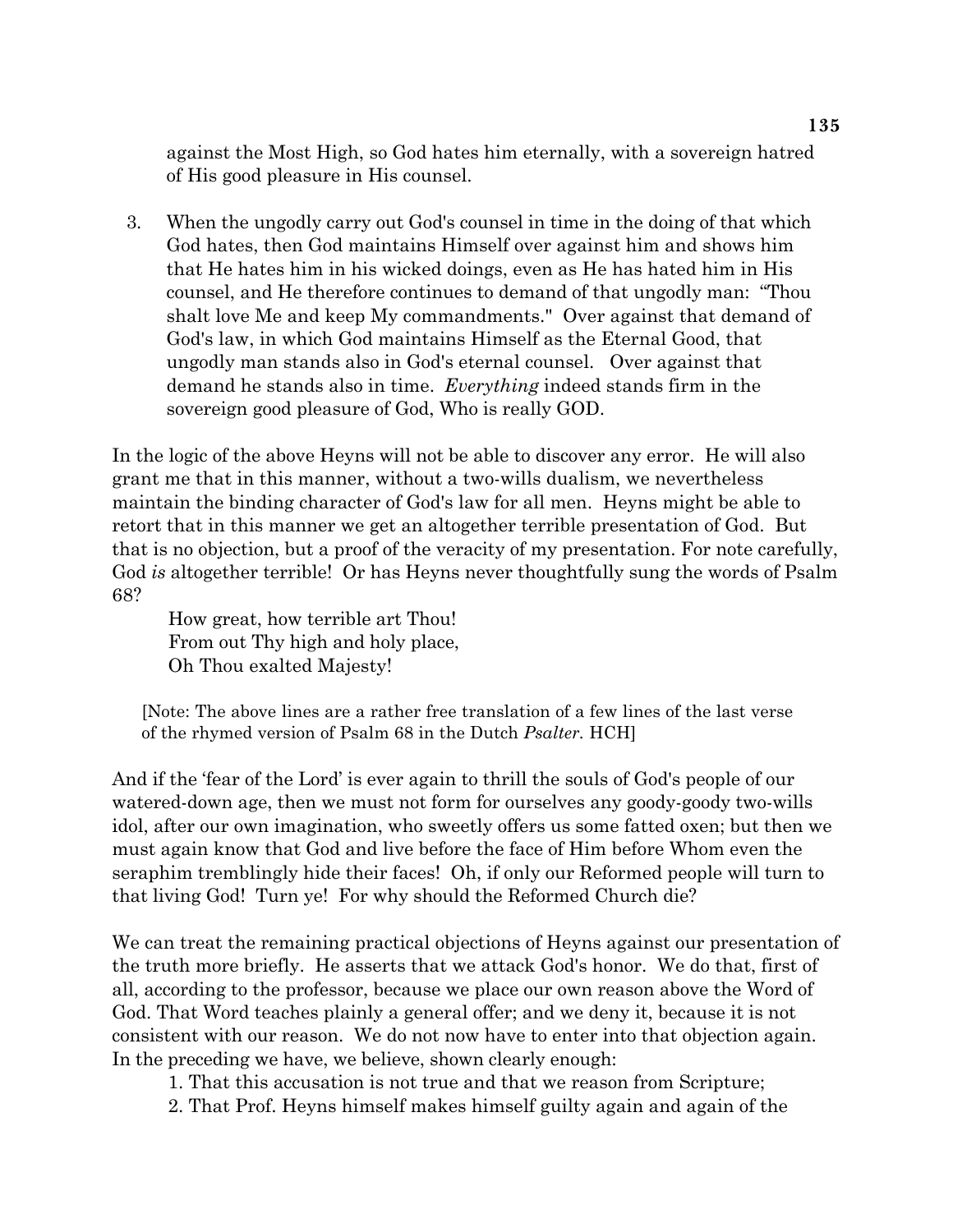against the Most High, so God hates him eternally, with a sovereign hatred of His good pleasure in His counsel.

3. When the ungodly carry out God's counsel in time in the doing of that which God hates, then God maintains Himself over against him and shows him that He hates him in his wicked doings, even as He has hated him in His counsel, and He therefore continues to demand of that ungodly man: "Thou shalt love Me and keep My commandments." Over against that demand of God's law, in which God maintains Himself as the Eternal Good, that ungodly man stands also in God's eternal counsel. Over against that demand he stands also in time. *Everything* indeed stands firm in the sovereign good pleasure of God, Who is really GOD.

In the logic of the above Heyns will not be able to discover any error. He will also grant me that in this manner, without a two-wills dualism, we nevertheless maintain the binding character of God's law for all men. Heyns might be able to retort that in this manner we get an altogether terrible presentation of God. But that is no objection, but a proof of the veracity of my presentation. For note carefully, God *is* altogether terrible! Or has Heyns never thoughtfully sung the words of Psalm 68?

> How great, how terrible art Thou!
> From out Thy high and holy place,
> Oh Thou exalted Majesty!

[Note: The above lines are a rather free translation of a few lines of the last verse of the rhymed version of Psalm 68 in the Dutch *Psalter*. HCH]

And if the 'fear of the Lord' is ever again to thrill the souls of God's people of our watered-down age, then we must not form for ourselves any goody-goody two-wills idol, after our own imagination, who sweetly offers us some fatted oxen; but then we must again know that God and live before the face of Him before Whom even the seraphim tremblingly hide their faces! Oh, if only our Reformed people will turn to that living God! Turn ye! For why should the Reformed Church die?

We can treat the remaining practical objections of Heyns against our presentation of the truth more briefly. He asserts that we attack God's honor. We do that, first of all, according to the professor, because we place our own reason above the Word of God. That Word teaches plainly a general offer; and we deny it, because it is not consistent with our reason. We do not now have to enter into that objection again. In the preceding we have, we believe, shown clearly enough:

1. That this accusation is not true and that we reason from Scripture;
2. That Prof. Heyns himself makes himself guilty again and again of the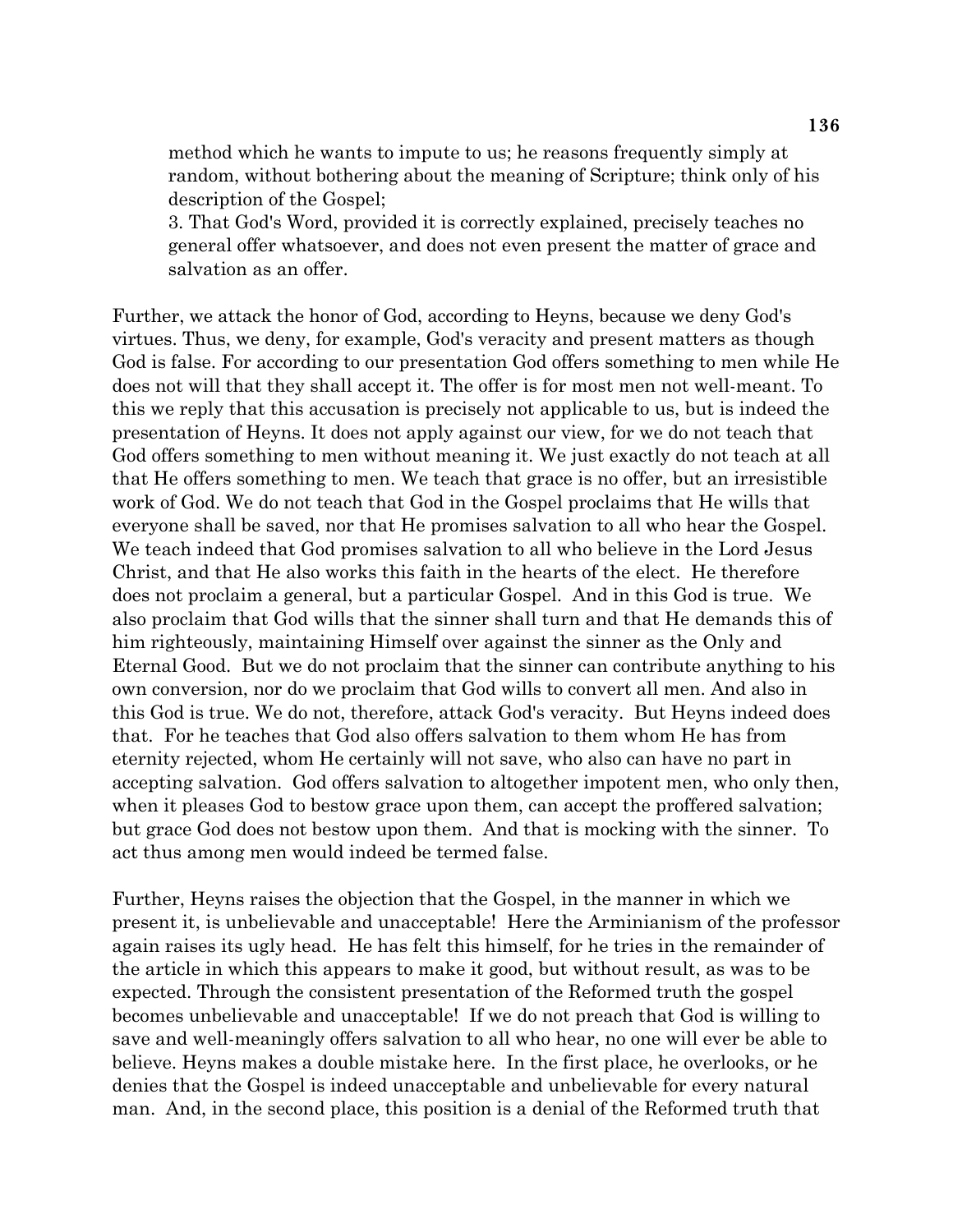> method which he wants to impute to us; he reasons frequently simply at random, without bothering about the meaning of Scripture; think only of his description of the Gospel;
>
> 3. That God's Word, provided it is correctly explained, precisely teaches no general offer whatsoever, and does not even present the matter of grace and salvation as an offer.

Further, we attack the honor of God, according to Heyns, because we deny God's virtues. Thus, we deny, for example, God's veracity and present matters as though God is false. For according to our presentation God offers something to men while He does not will that they shall accept it. The offer is for most men not well-meant. To this we reply that this accusation is precisely not applicable to us, but is indeed the presentation of Heyns. It does not apply against our view, for we do not teach that God offers something to men without meaning it. We just exactly do not teach at all that He offers something to men. We teach that grace is no offer, but an irresistible work of God. We do not teach that God in the Gospel proclaims that He wills that everyone shall be saved, nor that He promises salvation to all who hear the Gospel. We teach indeed that God promises salvation to all who believe in the Lord Jesus Christ, and that He also works this faith in the hearts of the elect. He therefore does not proclaim a general, but a particular Gospel. And in this God is true. We also proclaim that God wills that the sinner shall turn and that He demands this of him righteously, maintaining Himself over against the sinner as the Only and Eternal Good. But we do not proclaim that the sinner can contribute anything to his own conversion, nor do we proclaim that God wills to convert all men. And also in this God is true. We do not, therefore, attack God's veracity. But Heyns indeed does that. For he teaches that God also offers salvation to them whom He has from eternity rejected, whom He certainly will not save, who also can have no part in accepting salvation. God offers salvation to altogether impotent men, who only then, when it pleases God to bestow grace upon them, can accept the proffered salvation; but grace God does not bestow upon them. And that is mocking with the sinner. To act thus among men would indeed be termed false.

Further, Heyns raises the objection that the Gospel, in the manner in which we present it, is unbelievable and unacceptable! Here the Arminianism of the professor again raises its ugly head. He has felt this himself, for he tries in the remainder of the article in which this appears to make it good, but without result, as was to be expected. Through the consistent presentation of the Reformed truth the gospel becomes unbelievable and unacceptable! If we do not preach that God is willing to save and well-meaningly offers salvation to all who hear, no one will ever be able to believe. Heyns makes a double mistake here. In the first place, he overlooks, or he denies that the Gospel is indeed unacceptable and unbelievable for every natural man. And, in the second place, this position is a denial of the Reformed truth that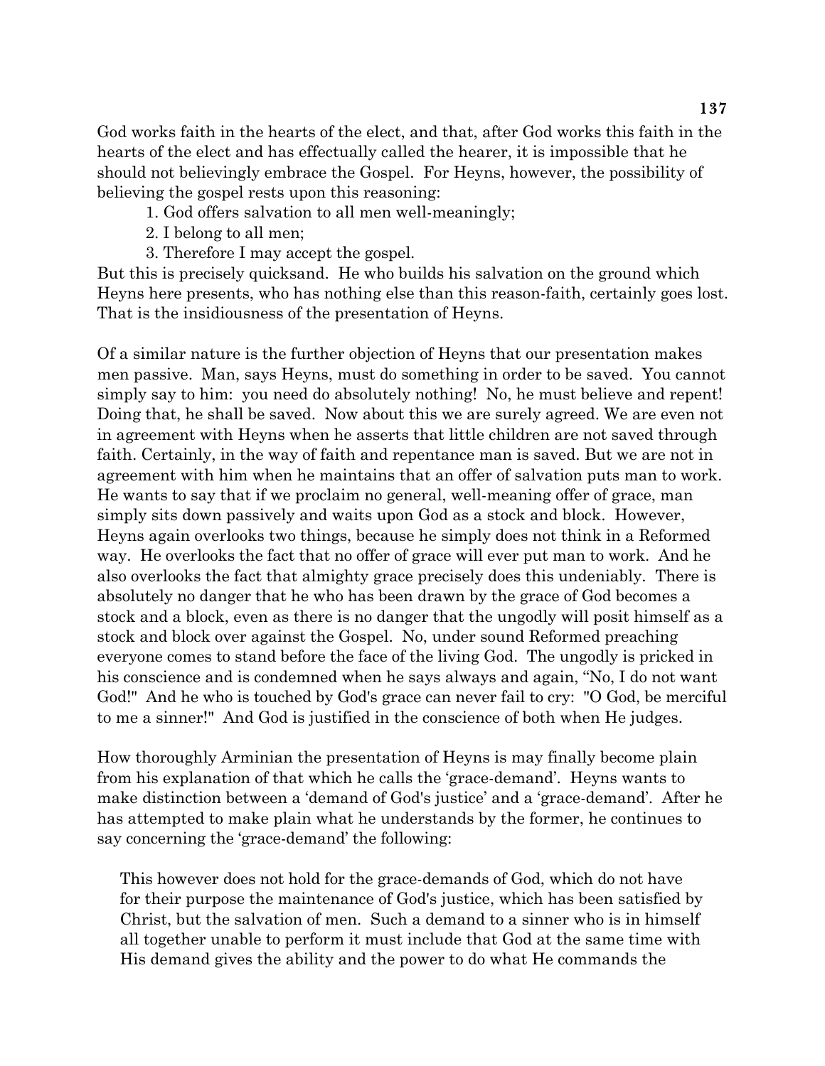God works faith in the hearts of the elect, and that, after God works this faith in the hearts of the elect and has effectually called the hearer, it is impossible that he should not believingly embrace the Gospel. For Heyns, however, the possibility of believing the gospel rests upon this reasoning:

1. God offers salvation to all men well-meaningly;
2. I belong to all men;
3. Therefore I may accept the gospel.

But this is precisely quicksand. He who builds his salvation on the ground which Heyns here presents, who has nothing else than this reason-faith, certainly goes lost. That is the insidiousness of the presentation of Heyns.

Of a similar nature is the further objection of Heyns that our presentation makes men passive. Man, says Heyns, must do something in order to be saved. You cannot simply say to him: you need do absolutely nothing! No, he must believe and repent! Doing that, he shall be saved. Now about this we are surely agreed. We are even not in agreement with Heyns when he asserts that little children are not saved through faith. Certainly, in the way of faith and repentance man is saved. But we are not in agreement with him when he maintains that an offer of salvation puts man to work. He wants to say that if we proclaim no general, well-meaning offer of grace, man simply sits down passively and waits upon God as a stock and block. However, Heyns again overlooks two things, because he simply does not think in a Reformed way. He overlooks the fact that no offer of grace will ever put man to work. And he also overlooks the fact that almighty grace precisely does this undeniably. There is absolutely no danger that he who has been drawn by the grace of God becomes a stock and a block, even as there is no danger that the ungodly will posit himself as a stock and block over against the Gospel. No, under sound Reformed preaching everyone comes to stand before the face of the living God. The ungodly is pricked in his conscience and is condemned when he says always and again, “No, I do not want God!" And he who is touched by God's grace can never fail to cry: "O God, be merciful to me a sinner!" And God is justified in the conscience of both when He judges.

How thoroughly Arminian the presentation of Heyns is may finally become plain from his explanation of that which he calls the ‘grace-demand’. Heyns wants to make distinction between a ‘demand of God's justice’ and a ‘grace-demand’. After he has attempted to make plain what he understands by the former, he continues to say concerning the ‘grace-demand’ the following:

> This however does not hold for the grace-demands of God, which do not have for their purpose the maintenance of God's justice, which has been satisfied by Christ, but the salvation of men. Such a demand to a sinner who is in himself all together unable to perform it must include that God at the same time with His demand gives the ability and the power to do what He commands the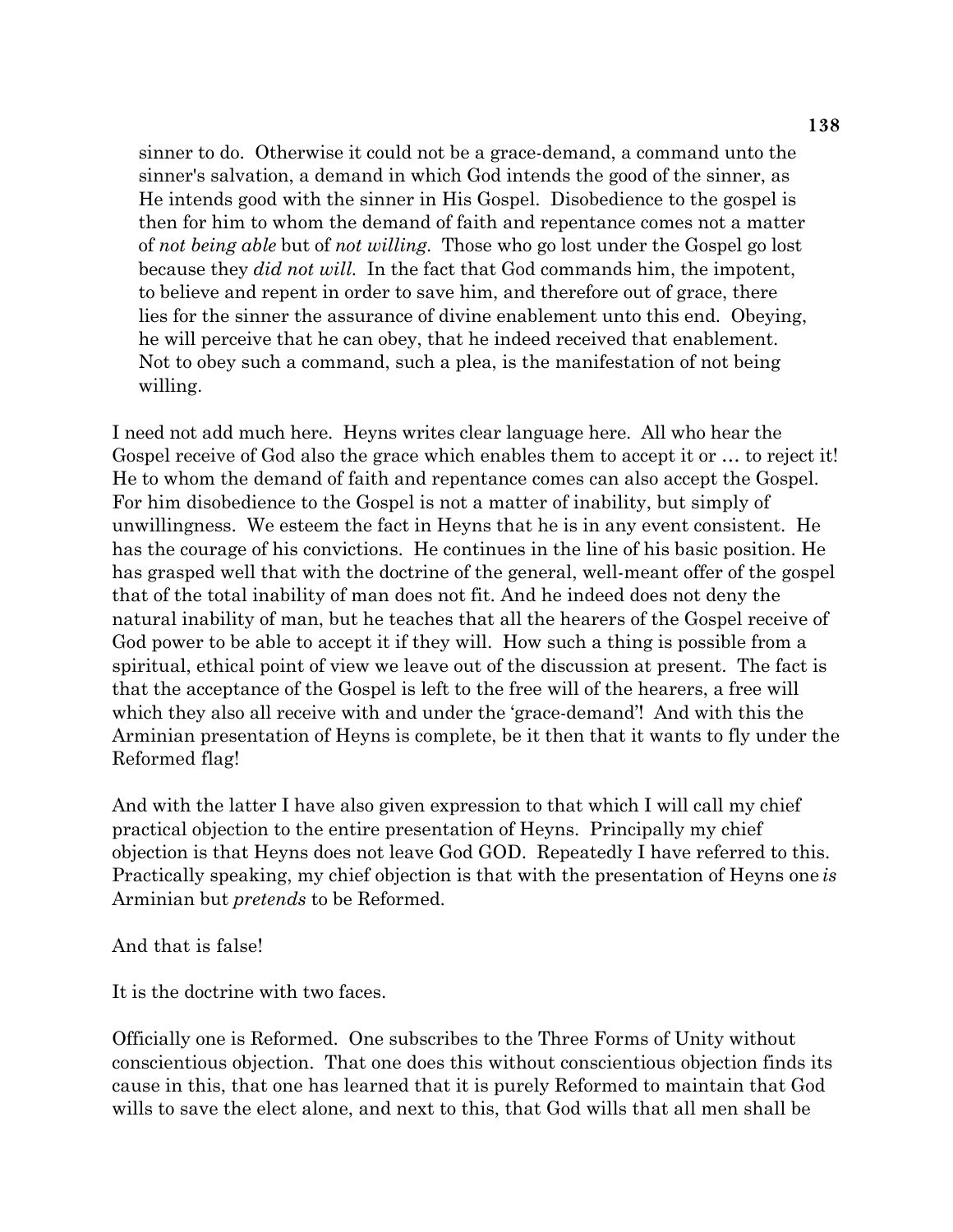> sinner to do. Otherwise it could not be a grace-demand, a command unto the sinner's salvation, a demand in which God intends the good of the sinner, as He intends good with the sinner in His Gospel. Disobedience to the gospel is then for him to whom the demand of faith and repentance comes not a matter of *not being able* but of *not willing*. Those who go lost under the Gospel go lost because they *did not will*. In the fact that God commands him, the impotent, to believe and repent in order to save him, and therefore out of grace, there lies for the sinner the assurance of divine enablement unto this end. Obeying, he will perceive that he can obey, that he indeed received that enablement. Not to obey such a command, such a plea, is the manifestation of not being willing.

I need not add much here. Heyns writes clear language here. All who hear the Gospel receive of God also the grace which enables them to accept it or … to reject it! He to whom the demand of faith and repentance comes can also accept the Gospel. For him disobedience to the Gospel is not a matter of inability, but simply of unwillingness. We esteem the fact in Heyns that he is in any event consistent. He has the courage of his convictions. He continues in the line of his basic position. He has grasped well that with the doctrine of the general, well-meant offer of the gospel that of the total inability of man does not fit. And he indeed does not deny the natural inability of man, but he teaches that all the hearers of the Gospel receive of God power to be able to accept it if they will. How such a thing is possible from a spiritual, ethical point of view we leave out of the discussion at present. The fact is that the acceptance of the Gospel is left to the free will of the hearers, a free will which they also all receive with and under the 'grace-demand'! And with this the Arminian presentation of Heyns is complete, be it then that it wants to fly under the Reformed flag!

And with the latter I have also given expression to that which I will call my chief practical objection to the entire presentation of Heyns. Principally my chief objection is that Heyns does not leave God GOD. Repeatedly I have referred to this. Practically speaking, my chief objection is that with the presentation of Heyns one *is* Arminian but *pretends* to be Reformed.

And that is false!

It is the doctrine with two faces.

Officially one is Reformed. One subscribes to the Three Forms of Unity without conscientious objection. That one does this without conscientious objection finds its cause in this, that one has learned that it is purely Reformed to maintain that God wills to save the elect alone, and next to this, that God wills that all men shall be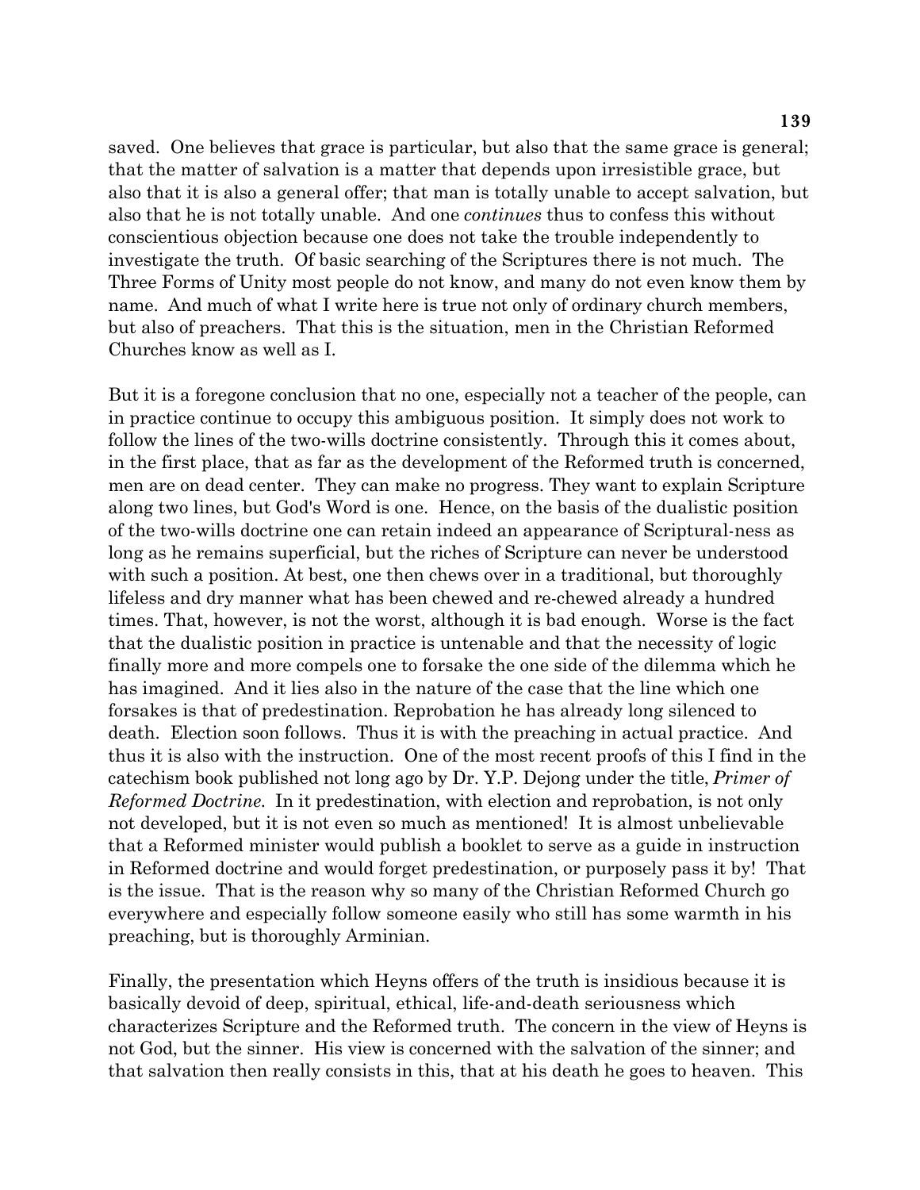saved. One believes that grace is particular, but also that the same grace is general; that the matter of salvation is a matter that depends upon irresistible grace, but also that it is also a general offer; that man is totally unable to accept salvation, but also that he is not totally unable. And one *continues* thus to confess this without conscientious objection because one does not take the trouble independently to investigate the truth. Of basic searching of the Scriptures there is not much. The Three Forms of Unity most people do not know, and many do not even know them by name. And much of what I write here is true not only of ordinary church members, but also of preachers. That this is the situation, men in the Christian Reformed Churches know as well as I.

But it is a foregone conclusion that no one, especially not a teacher of the people, can in practice continue to occupy this ambiguous position. It simply does not work to follow the lines of the two-wills doctrine consistently. Through this it comes about, in the first place, that as far as the development of the Reformed truth is concerned, men are on dead center. They can make no progress. They want to explain Scripture along two lines, but God's Word is one. Hence, on the basis of the dualistic position of the two-wills doctrine one can retain indeed an appearance of Scriptural-ness as long as he remains superficial, but the riches of Scripture can never be understood with such a position. At best, one then chews over in a traditional, but thoroughly lifeless and dry manner what has been chewed and re-chewed already a hundred times. That, however, is not the worst, although it is bad enough. Worse is the fact that the dualistic position in practice is untenable and that the necessity of logic finally more and more compels one to forsake the one side of the dilemma which he has imagined. And it lies also in the nature of the case that the line which one forsakes is that of predestination. Reprobation he has already long silenced to death. Election soon follows. Thus it is with the preaching in actual practice. And thus it is also with the instruction. One of the most recent proofs of this I find in the catechism book published not long ago by Dr. Y.P. Dejong under the title, *Primer of Reformed Doctrine.* In it predestination, with election and reprobation, is not only not developed, but it is not even so much as mentioned! It is almost unbelievable that a Reformed minister would publish a booklet to serve as a guide in instruction in Reformed doctrine and would forget predestination, or purposely pass it by! That is the issue. That is the reason why so many of the Christian Reformed Church go everywhere and especially follow someone easily who still has some warmth in his preaching, but is thoroughly Arminian.

Finally, the presentation which Heyns offers of the truth is insidious because it is basically devoid of deep, spiritual, ethical, life-and-death seriousness which characterizes Scripture and the Reformed truth. The concern in the view of Heyns is not God, but the sinner. His view is concerned with the salvation of the sinner; and that salvation then really consists in this, that at his death he goes to heaven. This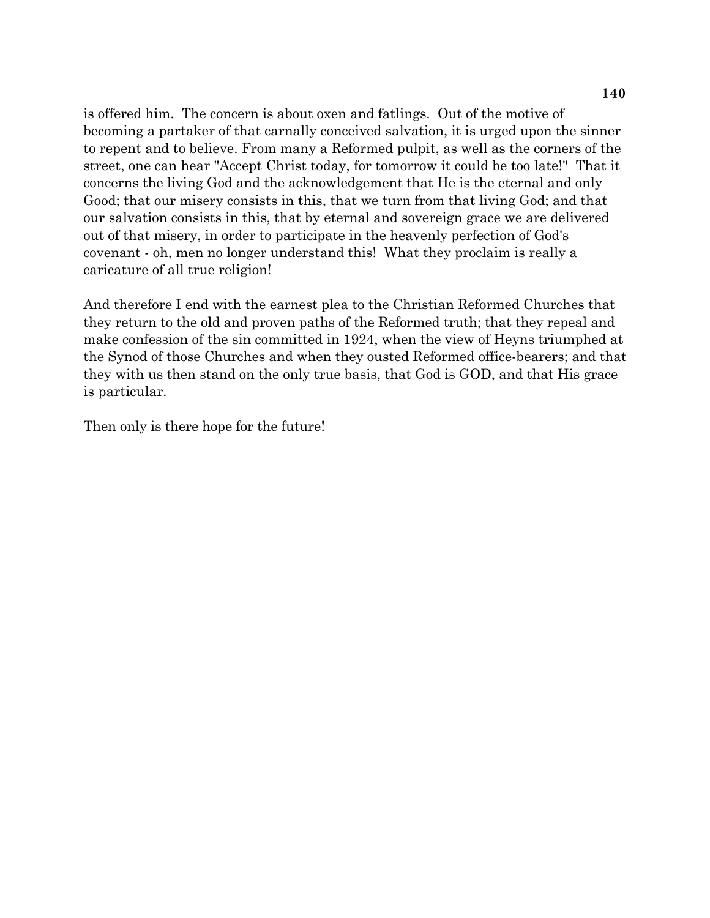is offered him. The concern is about oxen and fatlings. Out of the motive of becoming a partaker of that carnally conceived salvation, it is urged upon the sinner to repent and to believe. From many a Reformed pulpit, as well as the corners of the street, one can hear "Accept Christ today, for tomorrow it could be too late!" That it concerns the living God and the acknowledgement that He is the eternal and only Good; that our misery consists in this, that we turn from that living God; and that our salvation consists in this, that by eternal and sovereign grace we are delivered out of that misery, in order to participate in the heavenly perfection of God's covenant - oh, men no longer understand this! What they proclaim is really a caricature of all true religion!

And therefore I end with the earnest plea to the Christian Reformed Churches that they return to the old and proven paths of the Reformed truth; that they repeal and make confession of the sin committed in 1924, when the view of Heyns triumphed at the Synod of those Churches and when they ousted Reformed office-bearers; and that they with us then stand on the only true basis, that God is GOD, and that His grace is particular.

Then only is there hope for the future!